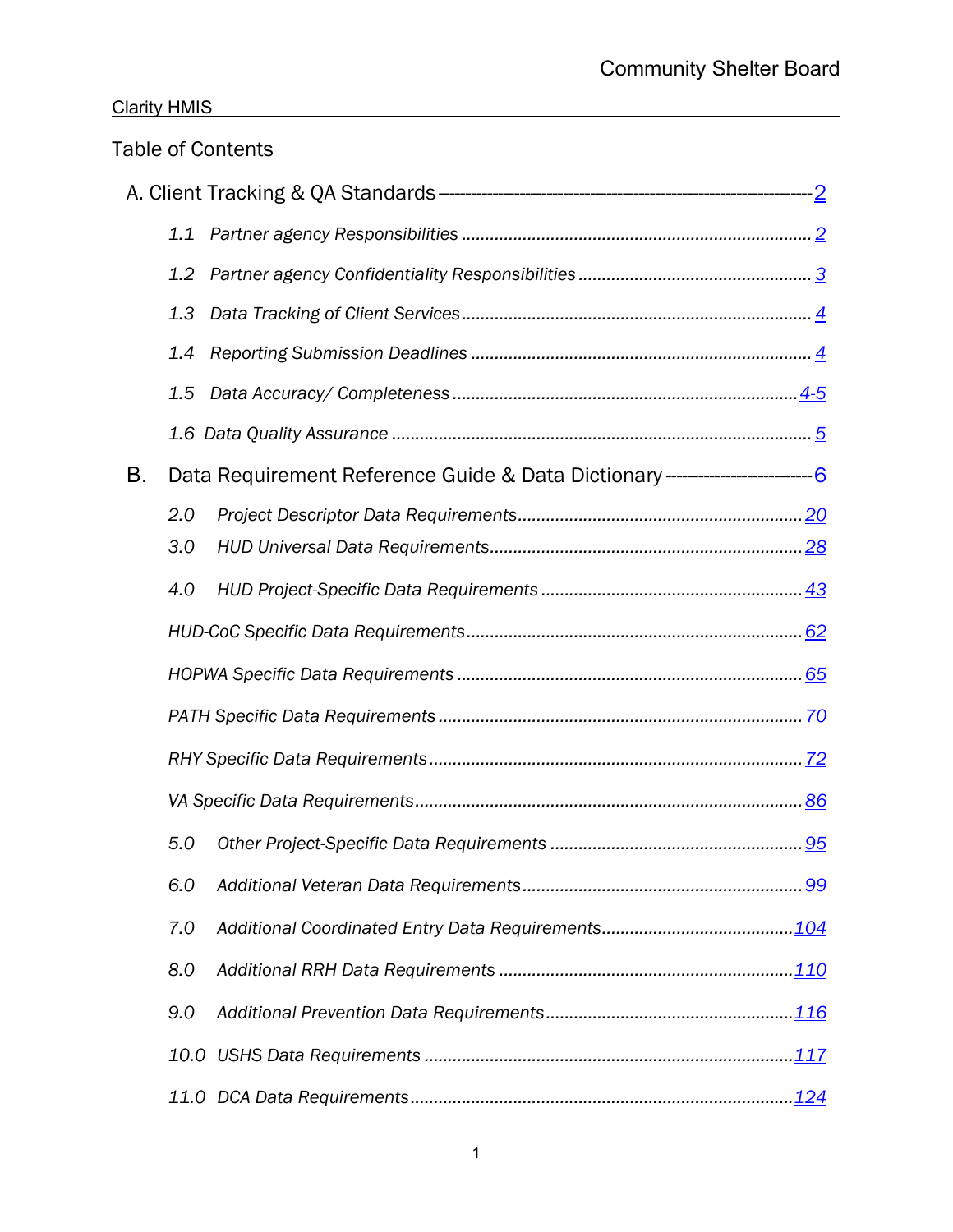Table of Contents

A. Client Tracking & QA Standards ---------- 2

- *1.1 Partner agency Responsibilities* .......... 2
- *1.2 Partner agency Confidentiality Responsibilities* .......... 3
- *1.3 Data Tracking of Client Services* .......... 4
- *1.4 Reporting Submission Deadlines* .......... 4
- *1.5 Data Accuracy/ Completeness* .......... 4-5
- *1.6 Data Quality Assurance* .......... 5

B. Data Requirement Reference Guide & Data Dictionary ---------- 6

- *2.0 Project Descriptor Data Requirements* .......... 20
- *3.0 HUD Universal Data Requirements* .......... 28
- *4.0 HUD Project-Specific Data Requirements* .......... 43
- *HUD-CoC Specific Data Requirements* .......... 62
- *HOPWA Specific Data Requirements* .......... 65
- *PATH Specific Data Requirements* .......... 70
- *RHY Specific Data Requirements* .......... 72
- *VA Specific Data Requirements* .......... 86
- *5.0 Other Project-Specific Data Requirements* .......... 95
- *6.0 Additional Veteran Data Requirements* .......... 99
- *7.0 Additional Coordinated Entry Data Requirements* .......... 104
- *8.0 Additional RRH Data Requirements* .......... 110
- *9.0 Additional Prevention Data Requirements* .......... 116
- *10.0 USHS Data Requirements* .......... 117
- *11.0 DCA Data Requirements* .......... 124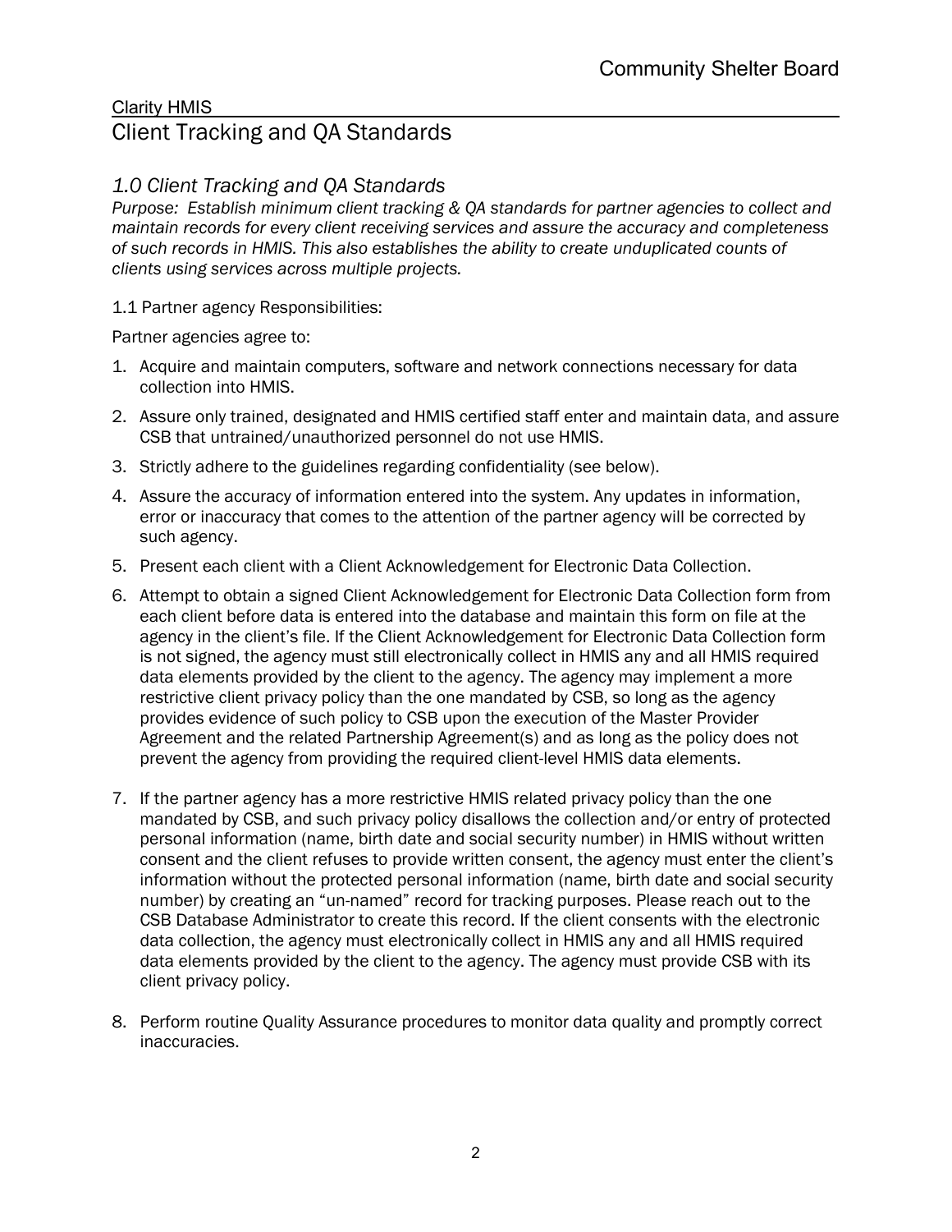Clarity HMIS

# Client Tracking and QA Standards

## *1.0 Client Tracking and QA Standards*

*Purpose: Establish minimum client tracking & QA standards for partner agencies to collect and maintain records for every client receiving services and assure the accuracy and completeness of such records in HMIS. This also establishes the ability to create unduplicated counts of clients using services across multiple projects.*

1.1 Partner agency Responsibilities:

Partner agencies agree to:

1. Acquire and maintain computers, software and network connections necessary for data collection into HMIS.
2. Assure only trained, designated and HMIS certified staff enter and maintain data, and assure CSB that untrained/unauthorized personnel do not use HMIS.
3. Strictly adhere to the guidelines regarding confidentiality (see below).
4. Assure the accuracy of information entered into the system. Any updates in information, error or inaccuracy that comes to the attention of the partner agency will be corrected by such agency.
5. Present each client with a Client Acknowledgement for Electronic Data Collection.
6. Attempt to obtain a signed Client Acknowledgement for Electronic Data Collection form from each client before data is entered into the database and maintain this form on file at the agency in the client's file. If the Client Acknowledgement for Electronic Data Collection form is not signed, the agency must still electronically collect in HMIS any and all HMIS required data elements provided by the client to the agency. The agency may implement a more restrictive client privacy policy than the one mandated by CSB, so long as the agency provides evidence of such policy to CSB upon the execution of the Master Provider Agreement and the related Partnership Agreement(s) and as long as the policy does not prevent the agency from providing the required client-level HMIS data elements.
7. If the partner agency has a more restrictive HMIS related privacy policy than the one mandated by CSB, and such privacy policy disallows the collection and/or entry of protected personal information (name, birth date and social security number) in HMIS without written consent and the client refuses to provide written consent, the agency must enter the client's information without the protected personal information (name, birth date and social security number) by creating an "un-named" record for tracking purposes. Please reach out to the CSB Database Administrator to create this record. If the client consents with the electronic data collection, the agency must electronically collect in HMIS any and all HMIS required data elements provided by the client to the agency. The agency must provide CSB with its client privacy policy.
8. Perform routine Quality Assurance procedures to monitor data quality and promptly correct inaccuracies.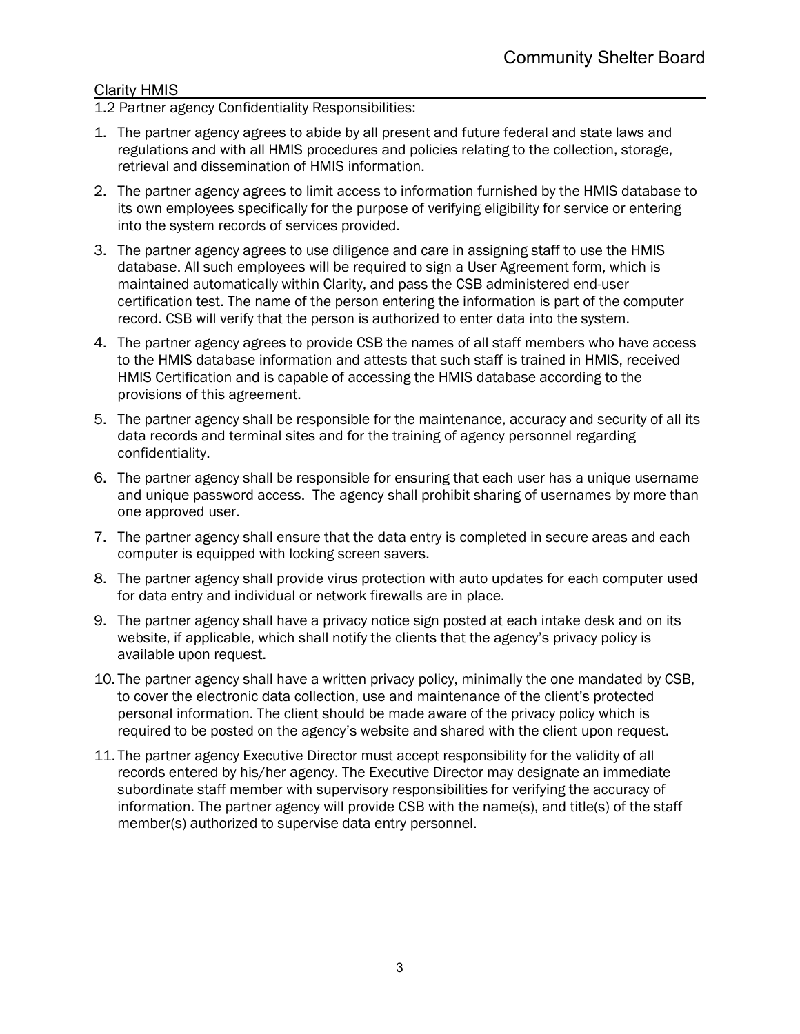## Clarity HMIS

1.2 Partner agency Confidentiality Responsibilities:

1. The partner agency agrees to abide by all present and future federal and state laws and regulations and with all HMIS procedures and policies relating to the collection, storage, retrieval and dissemination of HMIS information.
2. The partner agency agrees to limit access to information furnished by the HMIS database to its own employees specifically for the purpose of verifying eligibility for service or entering into the system records of services provided.
3. The partner agency agrees to use diligence and care in assigning staff to use the HMIS database. All such employees will be required to sign a User Agreement form, which is maintained automatically within Clarity, and pass the CSB administered end-user certification test. The name of the person entering the information is part of the computer record. CSB will verify that the person is authorized to enter data into the system.
4. The partner agency agrees to provide CSB the names of all staff members who have access to the HMIS database information and attests that such staff is trained in HMIS, received HMIS Certification and is capable of accessing the HMIS database according to the provisions of this agreement.
5. The partner agency shall be responsible for the maintenance, accuracy and security of all its data records and terminal sites and for the training of agency personnel regarding confidentiality.
6. The partner agency shall be responsible for ensuring that each user has a unique username and unique password access. The agency shall prohibit sharing of usernames by more than one approved user.
7. The partner agency shall ensure that the data entry is completed in secure areas and each computer is equipped with locking screen savers.
8. The partner agency shall provide virus protection with auto updates for each computer used for data entry and individual or network firewalls are in place.
9. The partner agency shall have a privacy notice sign posted at each intake desk and on its website, if applicable, which shall notify the clients that the agency's privacy policy is available upon request.
10. The partner agency shall have a written privacy policy, minimally the one mandated by CSB, to cover the electronic data collection, use and maintenance of the client's protected personal information. The client should be made aware of the privacy policy which is required to be posted on the agency's website and shared with the client upon request.
11. The partner agency Executive Director must accept responsibility for the validity of all records entered by his/her agency. The Executive Director may designate an immediate subordinate staff member with supervisory responsibilities for verifying the accuracy of information. The partner agency will provide CSB with the name(s), and title(s) of the staff member(s) authorized to supervise data entry personnel.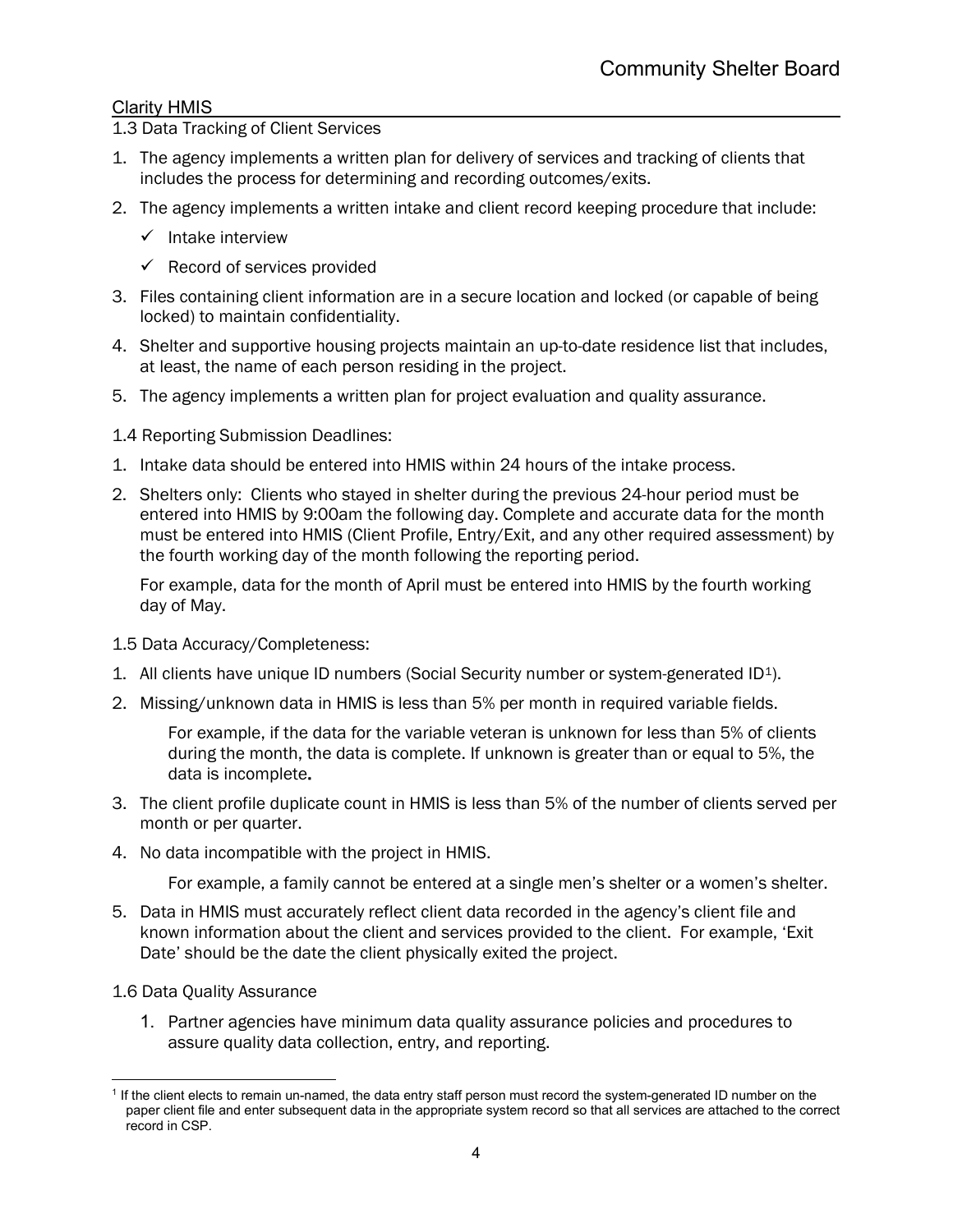## Clarity HMIS

### 1.3 Data Tracking of Client Services

1. The agency implements a written plan for delivery of services and tracking of clients that includes the process for determining and recording outcomes/exits.
2. The agency implements a written intake and client record keeping procedure that include:
   - ✓ Intake interview
   - ✓ Record of services provided
3. Files containing client information are in a secure location and locked (or capable of being locked) to maintain confidentiality.
4. Shelter and supportive housing projects maintain an up-to-date residence list that includes, at least, the name of each person residing in the project.
5. The agency implements a written plan for project evaluation and quality assurance.

### 1.4 Reporting Submission Deadlines:

1. Intake data should be entered into HMIS within 24 hours of the intake process.
2. Shelters only: Clients who stayed in shelter during the previous 24-hour period must be entered into HMIS by 9:00am the following day. Complete and accurate data for the month must be entered into HMIS (Client Profile, Entry/Exit, and any other required assessment) by the fourth working day of the month following the reporting period.

   For example, data for the month of April must be entered into HMIS by the fourth working day of May.

### 1.5 Data Accuracy/Completeness:

1. All clients have unique ID numbers (Social Security number or system-generated ID[1]).
2. Missing/unknown data in HMIS is less than 5% per month in required variable fields.

   For example, if the data for the variable veteran is unknown for less than 5% of clients during the month, the data is complete. If unknown is greater than or equal to 5%, the data is incomplete**.**
3. The client profile duplicate count in HMIS is less than 5% of the number of clients served per month or per quarter.
4. No data incompatible with the project in HMIS.

   For example, a family cannot be entered at a single men's shelter or a women's shelter.
5. Data in HMIS must accurately reflect client data recorded in the agency's client file and known information about the client and services provided to the client. For example, 'Exit Date' should be the date the client physically exited the project.

### 1.6 Data Quality Assurance

1. Partner agencies have minimum data quality assurance policies and procedures to assure quality data collection, entry, and reporting.

---

[1] If the client elects to remain un-named, the data entry staff person must record the system-generated ID number on the paper client file and enter subsequent data in the appropriate system record so that all services are attached to the correct record in CSP.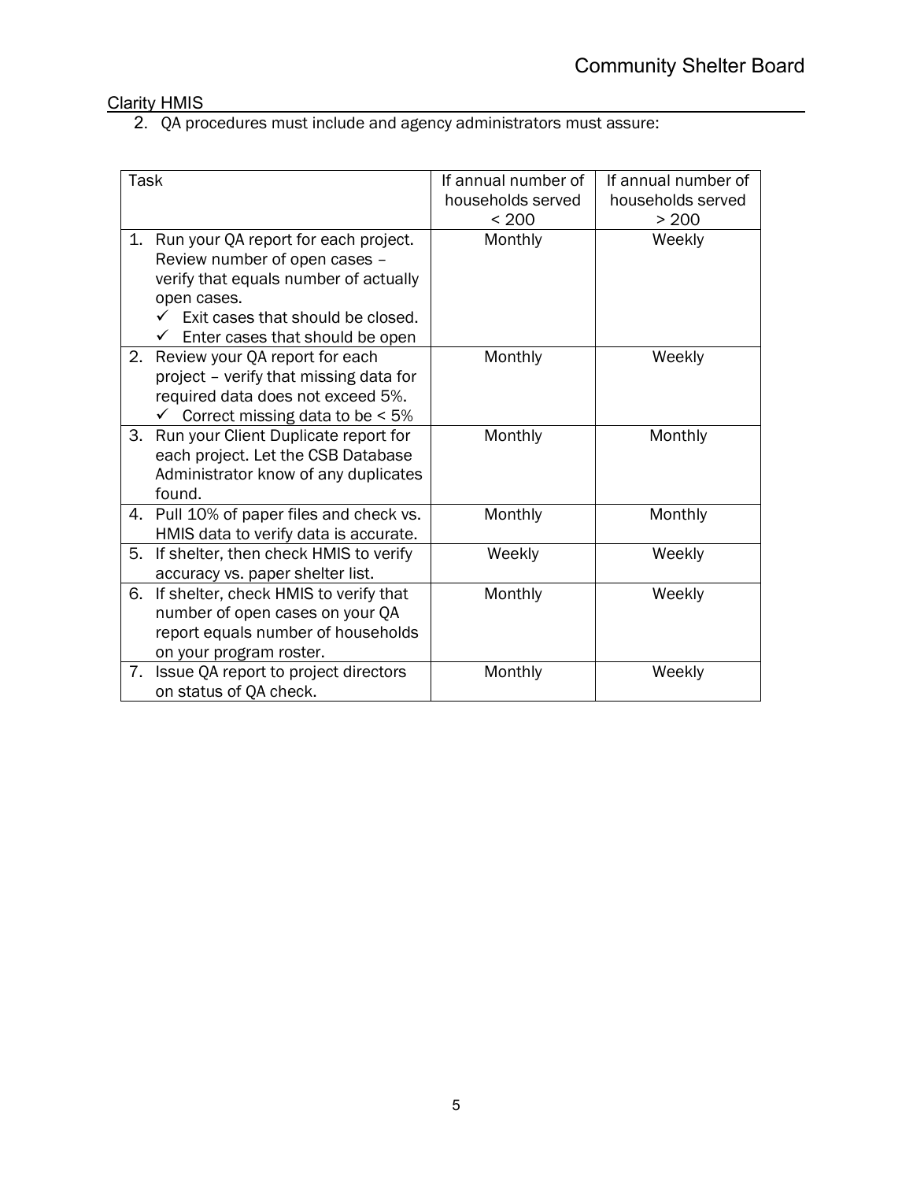## Clarity HMIS

2. QA procedures must include and agency administrators must assure:

| Task | If annual number of households served < 200 | If annual number of households served > 200 |
|---|---|---|
| 1. Run your QA report for each project. Review number of open cases – verify that equals number of actually open cases.<br>✓ Exit cases that should be closed.<br>✓ Enter cases that should be open | Monthly | Weekly |
| 2. Review your QA report for each project – verify that missing data for required data does not exceed 5%.<br>✓ Correct missing data to be < 5% | Monthly | Weekly |
| 3. Run your Client Duplicate report for each project. Let the CSB Database Administrator know of any duplicates found. | Monthly | Monthly |
| 4. Pull 10% of paper files and check vs. HMIS data to verify data is accurate. | Monthly | Monthly |
| 5. If shelter, then check HMIS to verify accuracy vs. paper shelter list. | Weekly | Weekly |
| 6. If shelter, check HMIS to verify that number of open cases on your QA report equals number of households on your program roster. | Monthly | Weekly |
| 7. Issue QA report to project directors on status of QA check. | Monthly | Weekly |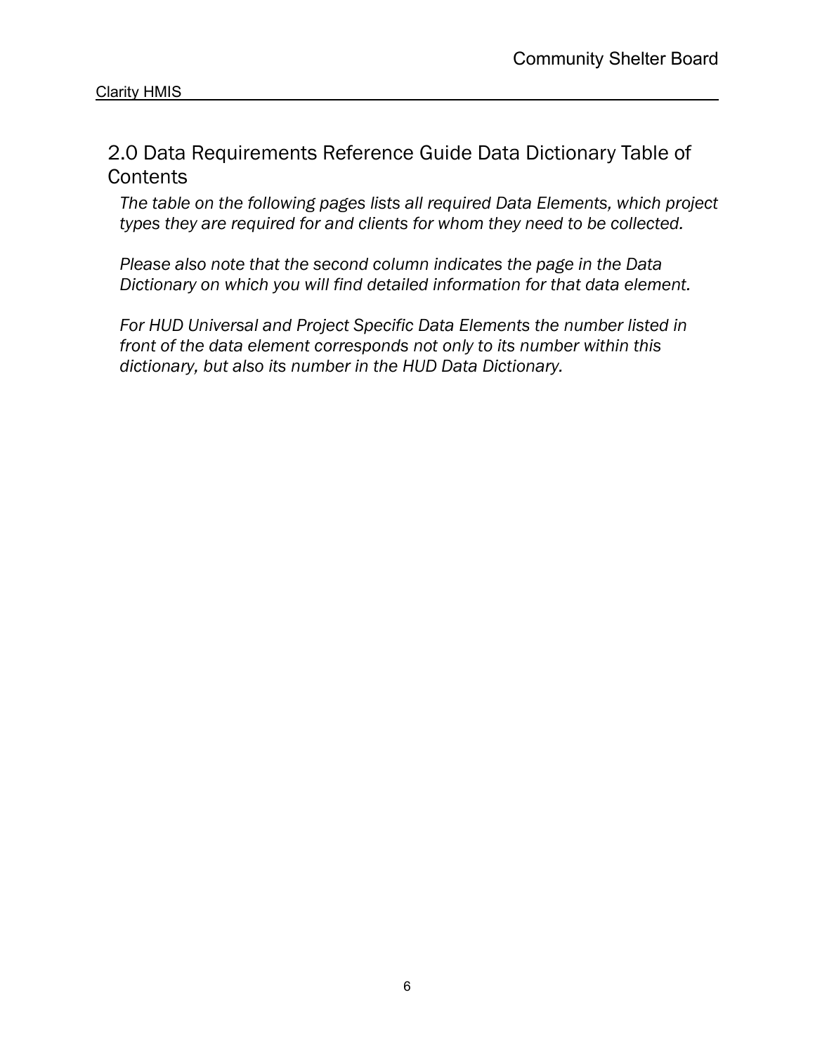## 2.0 Data Requirements Reference Guide Data Dictionary Table of Contents

*The table on the following pages lists all required Data Elements, which project types they are required for and clients for whom they need to be collected.*

*Please also note that the second column indicates the page in the Data Dictionary on which you will find detailed information for that data element.*

*For HUD Universal and Project Specific Data Elements the number listed in front of the data element corresponds not only to its number within this dictionary, but also its number in the HUD Data Dictionary.*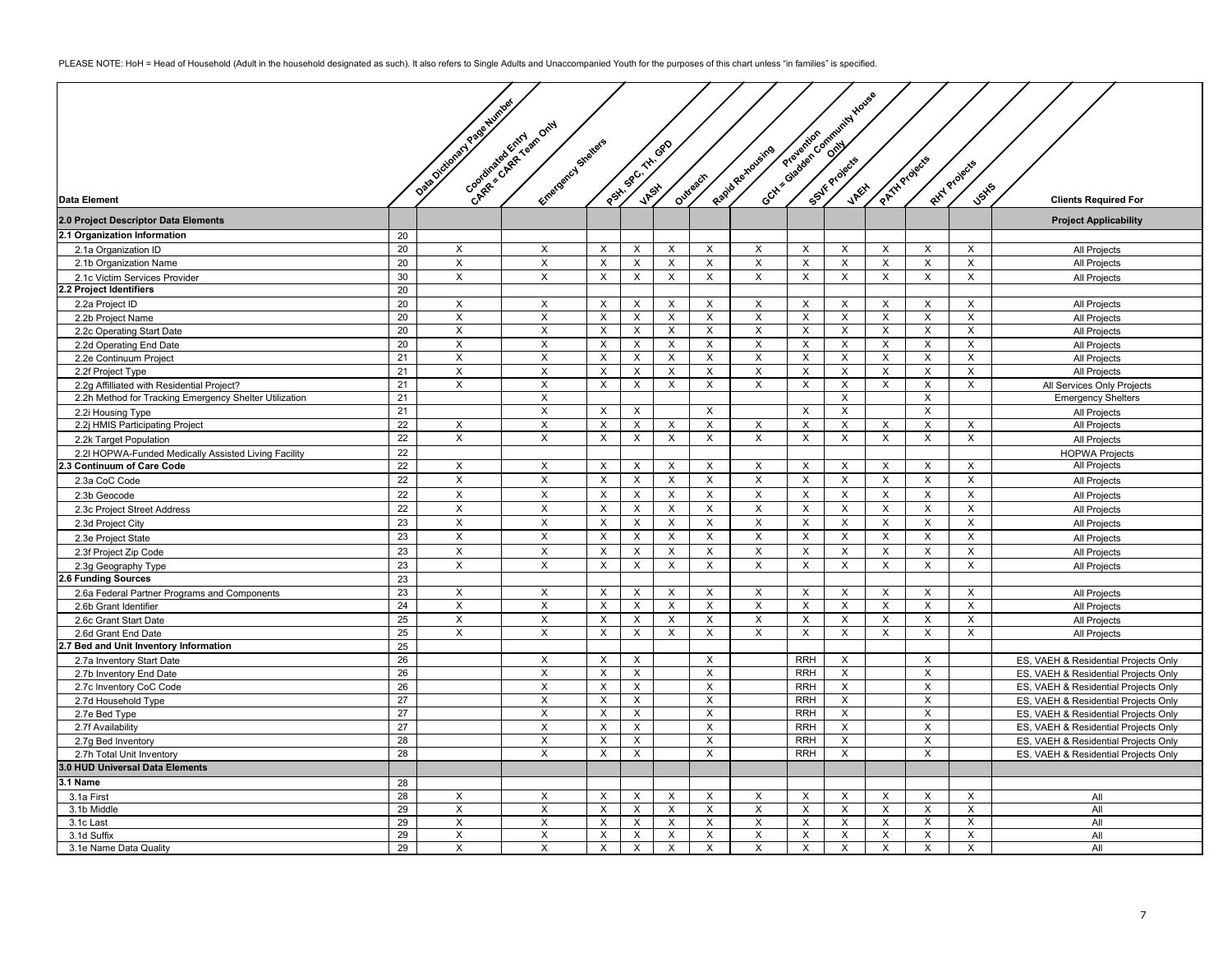PLEASE NOTE: HoH = Head of Household (Adult in the household designated as such). It also refers to Single Adults and Unaccompanied Youth for the purposes of this chart unless "in families" is specified.

| Data Element | Data Dictionary Page Number | Coordinated Entry CARR = CARR Team Only | Emergency Shelters | PSH, SPC, TH, GPD | VASH | Outreach | Rapid Re-housing | Prevention GCH = Gladden Community House Only | SSVF Projects | VAEH | PATH Projects | RHY Projects | USHS | Clients Required For |
|---|---|---|---|---|---|---|---|---|---|---|---|---|---|---|
| **2.0 Project Descriptor Data Elements** | | | | | | | | | | | | | | **Project Applicability** |
| **2.1 Organization Information** | 20 | | | | | | | | | | | | | |
| 2.1a Organization ID | 20 | X | X | X | X | X | X | X | X | X | X | X | X | All Projects |
| 2.1b Organization Name | 20 | X | X | X | X | X | X | X | X | X | X | X | X | All Projects |
| 2.1c Victim Services Provider | 30 | X | X | X | X | X | X | X | X | X | X | X | X | All Projects |
| **2.2 Project Identifiers** | 20 | | | | | | | | | | | | | |
| 2.2a Project ID | 20 | X | X | X | X | X | X | X | X | X | X | X | X | All Projects |
| 2.2b Project Name | 20 | X | X | X | X | X | X | X | X | X | X | X | X | All Projects |
| 2.2c Operating Start Date | 20 | X | X | X | X | X | X | X | X | X | X | X | X | All Projects |
| 2.2d Operating End Date | 20 | X | X | X | X | X | X | X | X | X | X | X | X | All Projects |
| 2.2e Continuum Project | 21 | X | X | X | X | X | X | X | X | X | X | X | X | All Projects |
| 2.2f Project Type | 21 | X | X | X | X | X | X | X | X | X | X | X | X | All Projects |
| 2.2g Affiliated with Residential Project? | 21 | X | X | X | X | X | X | X | X | X | X | X | X | All Services Only Projects |
| 2.2h Method for Tracking Emergency Shelter Utilization | 21 | | X | | | | | | | X | | X | | Emergency Shelters |
| 2.2i Housing Type | 21 | | X | X | X | | X | | X | X | | X | | All Projects |
| 2.2j HMIS Participating Project | 22 | X | X | X | X | X | X | X | X | X | X | X | X | All Projects |
| 2.2k Target Population | 22 | X | X | X | X | X | X | X | X | X | X | X | X | All Projects |
| 2.2l HOPWA-Funded Medically Assisted Living Facility | 22 | | | | | | | | | | | | | HOPWA Projects |
| **2.3 Continuum of Care Code** | 22 | X | X | X | X | X | X | X | X | X | X | X | X | All Projects |
| 2.3a CoC Code | 22 | X | X | X | X | X | X | X | X | X | X | X | X | All Projects |
| 2.3b Geocode | 22 | X | X | X | X | X | X | X | X | X | X | X | X | All Projects |
| 2.3c Project Street Address | 22 | X | X | X | X | X | X | X | X | X | X | X | X | All Projects |
| 2.3d Project City | 23 | X | X | X | X | X | X | X | X | X | X | X | X | All Projects |
| 2.3e Project State | 23 | X | X | X | X | X | X | X | X | X | X | X | X | All Projects |
| 2.3f Project Zip Code | 23 | X | X | X | X | X | X | X | X | X | X | X | X | All Projects |
| 2.3g Geography Type | 23 | X | X | X | X | X | X | X | X | X | X | X | X | All Projects |
| **2.6 Funding Sources** | 23 | | | | | | | | | | | | | |
| 2.6a Federal Partner Programs and Components | 23 | X | X | X | X | X | X | X | X | X | X | X | X | All Projects |
| 2.6b Grant Identifier | 24 | X | X | X | X | X | X | X | X | X | X | X | X | All Projects |
| 2.6c Grant Start Date | 25 | X | X | X | X | X | X | X | X | X | X | X | X | All Projects |
| 2.6d Grant End Date | 25 | X | X | X | X | X | X | X | X | X | X | X | X | All Projects |
| **2.7 Bed and Unit Inventory Information** | 25 | | | | | | | | | | | | | |
| 2.7a Inventory Start Date | 26 | | X | X | X | | X | | RRH | X | | X | | ES, VAEH & Residential Projects Only |
| 2.7b Inventory End Date | 26 | | X | X | X | | X | | RRH | X | | X | | ES, VAEH & Residential Projects Only |
| 2.7c Inventory CoC Code | 26 | | X | X | X | | X | | RRH | X | | X | | ES, VAEH & Residential Projects Only |
| 2.7d Household Type | 27 | | X | X | X | | X | | RRH | X | | X | | ES, VAEH & Residential Projects Only |
| 2.7e Bed Type | 27 | | X | X | X | | X | | RRH | X | | X | | ES, VAEH & Residential Projects Only |
| 2.7f Availability | 27 | | X | X | X | | X | | RRH | X | | X | | ES, VAEH & Residential Projects Only |
| 2.7g Bed Inventory | 28 | | X | X | X | | X | | RRH | X | | X | | ES, VAEH & Residential Projects Only |
| 2.7h Total Unit Inventory | 28 | | X | X | X | | X | | RRH | X | | X | | ES, VAEH & Residential Projects Only |
| **3.0 HUD Universal Data Elements** | | | | | | | | | | | | | | |
| **3.1 Name** | 28 | | | | | | | | | | | | | |
| 3.1a First | 28 | X | X | X | X | X | X | X | X | X | X | X | X | All |
| 3.1b Middle | 29 | X | X | X | X | X | X | X | X | X | X | X | X | All |
| 3.1c Last | 29 | X | X | X | X | X | X | X | X | X | X | X | X | All |
| 3.1d Suffix | 29 | X | X | X | X | X | X | X | X | X | X | X | X | All |
| 3.1e Name Data Quality | 29 | X | X | X | X | X | X | X | X | X | X | X | X | All |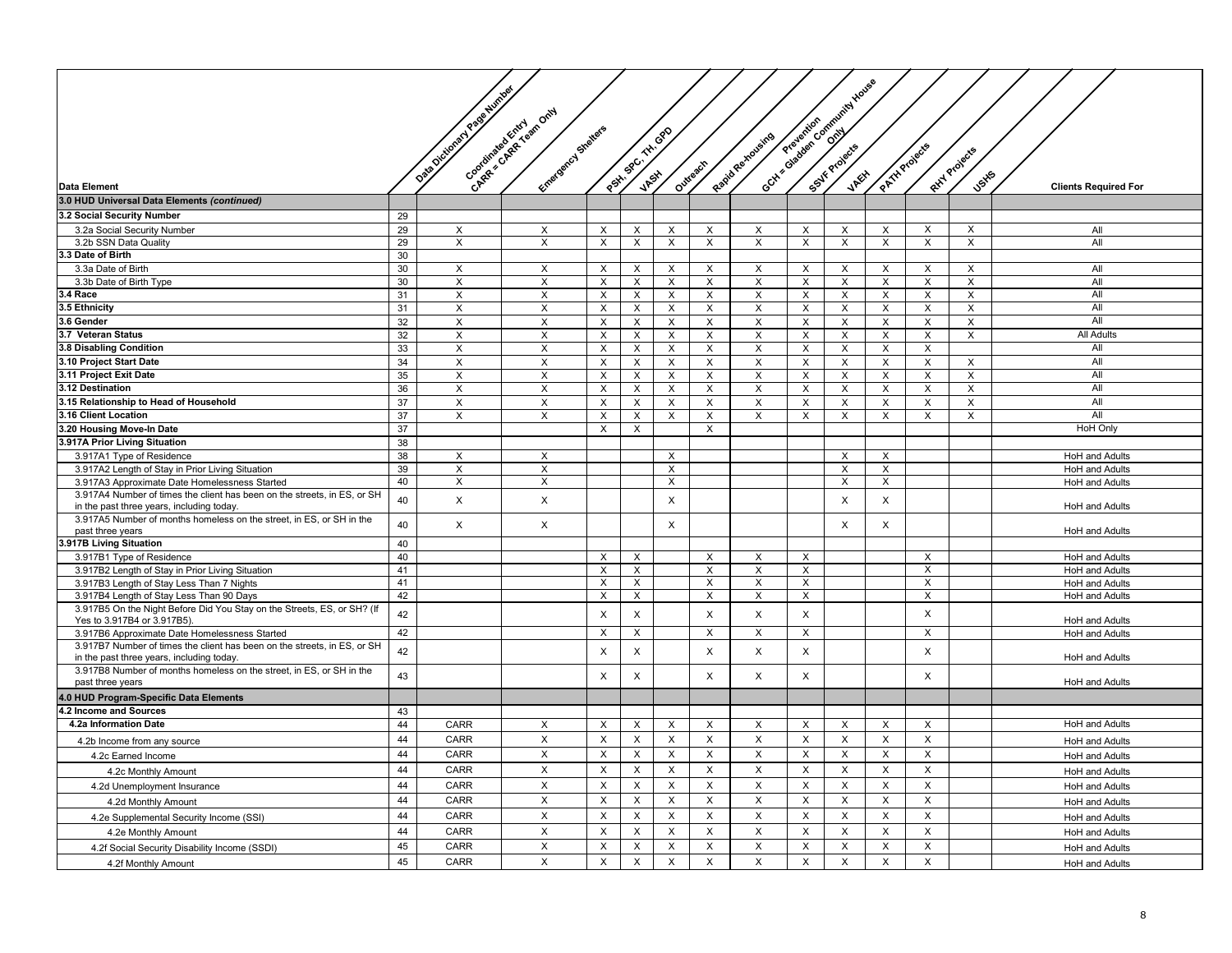| Data Element | Data Dictionary Page Number | Coordinated Entry CARR = CARR Team Only | Emergency Shelters | PSH, SPC, TH, GPD | VASH | Outreach | Rapid Re-housing | Prevention GCH = Gladden Community House Only | SSVF Projects | VAEH | PATH Projects | RHY Projects | USHS | Clients Required For |
|---|---|---|---|---|---|---|---|---|---|---|---|---|---|---|
| **3.0 HUD Universal Data Elements *(continued)*** | | | | | | | | | | | | | | |
| **3.2 Social Security Number** | 29 | | | | | | | | | | | | | |
| 3.2a Social Security Number | 29 | X | X | X | X | X | X | X | X | X | X | X | X | All |
| 3.2b SSN Data Quality | 29 | X | X | X | X | X | X | X | X | X | X | X | X | All |
| **3.3 Date of Birth** | 30 | | | | | | | | | | | | | |
| 3.3a Date of Birth | 30 | X | X | X | X | X | X | X | X | X | X | X | X | All |
| 3.3b Date of Birth Type | 30 | X | X | X | X | X | X | X | X | X | X | X | X | All |
| **3.4 Race** | 31 | X | X | X | X | X | X | X | X | X | X | X | X | All |
| **3.5 Ethnicity** | 31 | X | X | X | X | X | X | X | X | X | X | X | X | All |
| **3.6 Gender** | 32 | X | X | X | X | X | X | X | X | X | X | X | X | All |
| **3.7 Veteran Status** | 32 | X | X | X | X | X | X | X | X | X | X | X | X | All Adults |
| **3.8 Disabling Condition** | 33 | X | X | X | X | X | X | X | X | X | X | X | | All |
| **3.10 Project Start Date** | 34 | X | X | X | X | X | X | X | X | X | X | X | X | All |
| **3.11 Project Exit Date** | 35 | X | X | X | X | X | X | X | X | X | X | X | X | All |
| **3.12 Destination** | 36 | X | X | X | X | X | X | X | X | X | X | X | X | All |
| **3.15 Relationship to Head of Household** | 37 | X | X | X | X | X | X | X | X | X | X | X | X | All |
| **3.16 Client Location** | 37 | X | X | X | X | X | X | X | X | X | X | X | X | All |
| **3.20 Housing Move-In Date** | 37 | | | X | X | | X | | | | | | | HoH Only |
| **3.917A Prior Living Situation** | 38 | | | | | | | | | | | | | |
| 3.917A1 Type of Residence | 38 | X | X | | | X | | | | X | X | | | HoH and Adults |
| 3.917A2 Length of Stay in Prior Living Situation | 39 | X | X | | | X | | | | X | X | | | HoH and Adults |
| 3.917A3 Approximate Date Homelessness Started | 40 | X | X | | | X | | | | X | X | | | HoH and Adults |
| 3.917A4 Number of times the client has been on the streets, in ES, or SH in the past three years, including today. | 40 | X | X | | | X | | | | X | X | | | HoH and Adults |
| 3.917A5 Number of months homeless on the street, in ES, or SH in the past three years | 40 | X | X | | | X | | | | X | X | | | HoH and Adults |
| **3.917B Living Situation** | 40 | | | | | | | | | | | | | |
| 3.917B1 Type of Residence | 40 | | | X | X | | X | X | X | | | X | | HoH and Adults |
| 3.917B2 Length of Stay in Prior Living Situation | 41 | | | X | X | | X | X | X | | | X | | HoH and Adults |
| 3.917B3 Length of Stay Less Than 7 Nights | 41 | | | X | X | | X | X | X | | | X | | HoH and Adults |
| 3.917B4 Length of Stay Less Than 90 Days | 42 | | | X | X | | X | X | X | | | X | | HoH and Adults |
| 3.917B5 On the Night Before Did You Stay on the Streets, ES, or SH? (If Yes to 3.917B4 or 3.917B5). | 42 | | | X | X | | X | X | X | | | X | | HoH and Adults |
| 3.917B6 Approximate Date Homelessness Started | 42 | | | X | X | | X | X | X | | | X | | HoH and Adults |
| 3.917B7 Number of times the client has been on the streets, in ES, or SH in the past three years, including today. | 42 | | | X | X | | X | X | X | | | X | | HoH and Adults |
| 3.917B8 Number of months homeless on the street, in ES, or SH in the past three years | 43 | | | X | X | | X | X | X | | | X | | HoH and Adults |
| **4.0 HUD Program-Specific Data Elements** | | | | | | | | | | | | | | |
| **4.2 Income and Sources** | 43 | | | | | | | | | | | | | |
| **4.2a Information Date** | 44 | CARR | X | X | X | X | X | X | X | X | X | X | | HoH and Adults |
| 4.2b Income from any source | 44 | CARR | X | X | X | X | X | X | X | X | X | X | | HoH and Adults |
| 4.2c Earned Income | 44 | CARR | X | X | X | X | X | X | X | X | X | X | | HoH and Adults |
| 4.2c Monthly Amount | 44 | CARR | X | X | X | X | X | X | X | X | X | X | | HoH and Adults |
| 4.2d Unemployment Insurance | 44 | CARR | X | X | X | X | X | X | X | X | X | X | | HoH and Adults |
| 4.2d Monthly Amount | 44 | CARR | X | X | X | X | X | X | X | X | X | X | | HoH and Adults |
| 4.2e Supplemental Security Income (SSI) | 44 | CARR | X | X | X | X | X | X | X | X | X | X | | HoH and Adults |
| 4.2e Monthly Amount | 44 | CARR | X | X | X | X | X | X | X | X | X | X | | HoH and Adults |
| 4.2f Social Security Disability Income (SSDI) | 45 | CARR | X | X | X | X | X | X | X | X | X | X | | HoH and Adults |
| 4.2f Monthly Amount | 45 | CARR | X | X | X | X | X | X | X | X | X | X | | HoH and Adults |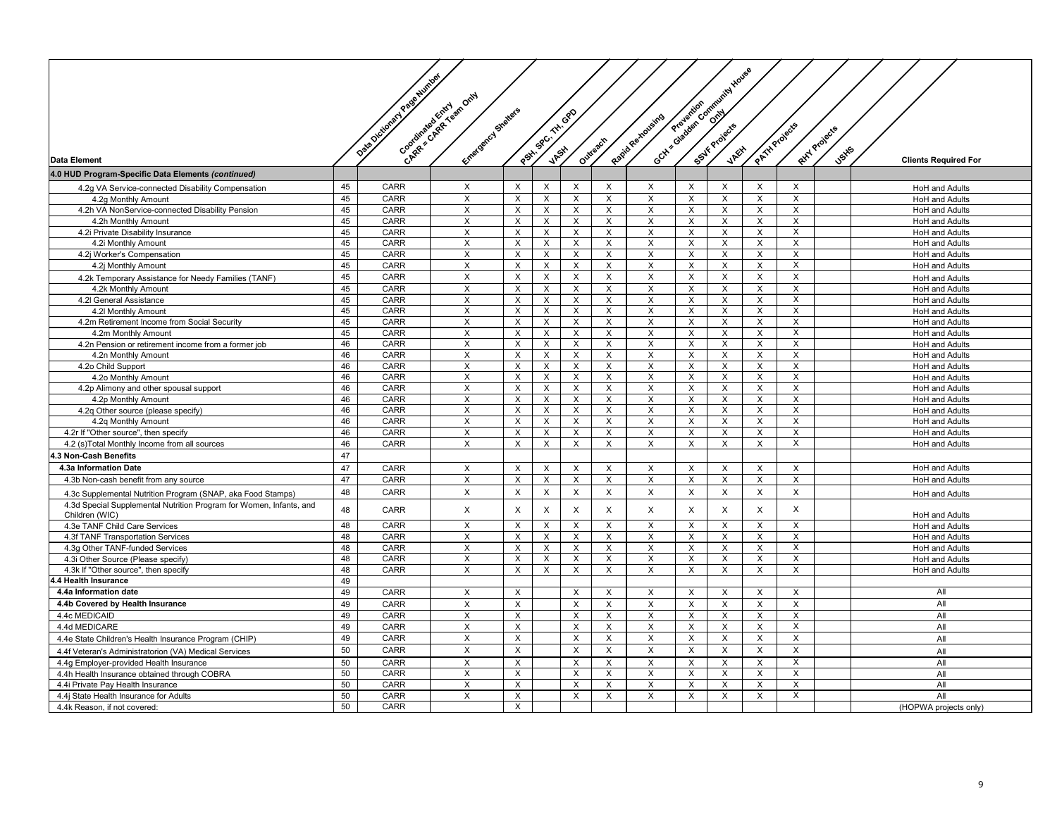| Data Element | Data Dictionary Page Number | Coordinated Entry CARR = CARR Team Only | Emergency Shelters | PSH, SPC, TH, GPD | VASH | Outreach | Rapid Re-housing | Prevention GCH = Gladden Community House Only | SSVF Projects | VAEH | PATH Projects | RHY Projects | USHS | Clients Required For |
|---|---|---|---|---|---|---|---|---|---|---|---|---|---|---|
| **4.0 HUD Program-Specific Data Elements *(continued)*** | | | | | | | | | | | | | | |
| 4.2g VA Service-connected Disability Compensation | 45 | CARR | X | X | X | X | X | X | X | X | X | X | | HoH and Adults |
| 4.2g Monthly Amount | 45 | CARR | X | X | X | X | X | X | X | X | X | X | | HoH and Adults |
| 4.2h VA NonService-connected Disability Pension | 45 | CARR | X | X | X | X | X | X | X | X | X | X | | HoH and Adults |
| 4.2h Monthly Amount | 45 | CARR | X | X | X | X | X | X | X | X | X | X | | HoH and Adults |
| 4.2i Private Disability Insurance | 45 | CARR | X | X | X | X | X | X | X | X | X | X | | HoH and Adults |
| 4.2i Monthly Amount | 45 | CARR | X | X | X | X | X | X | X | X | X | X | | HoH and Adults |
| 4.2j Worker's Compensation | 45 | CARR | X | X | X | X | X | X | X | X | X | X | | HoH and Adults |
| 4.2j Monthly Amount | 45 | CARR | X | X | X | X | X | X | X | X | X | X | | HoH and Adults |
| 4.2k Temporary Assistance for Needy Families (TANF) | 45 | CARR | X | X | X | X | X | X | X | X | X | X | | HoH and Adults |
| 4.2k Monthly Amount | 45 | CARR | X | X | X | X | X | X | X | X | X | X | | HoH and Adults |
| 4.2l General Assistance | 45 | CARR | X | X | X | X | X | X | X | X | X | X | | HoH and Adults |
| 4.2l Monthly Amount | 45 | CARR | X | X | X | X | X | X | X | X | X | X | | HoH and Adults |
| 4.2m Retirement Income from Social Security | 45 | CARR | X | X | X | X | X | X | X | X | X | X | | HoH and Adults |
| 4.2m Monthly Amount | 45 | CARR | X | X | X | X | X | X | X | X | X | X | | HoH and Adults |
| 4.2n Pension or retirement income from a former job | 46 | CARR | X | X | X | X | X | X | X | X | X | X | | HoH and Adults |
| 4.2n Monthly Amount | 46 | CARR | X | X | X | X | X | X | X | X | X | X | | HoH and Adults |
| 4.2o Child Support | 46 | CARR | X | X | X | X | X | X | X | X | X | X | | HoH and Adults |
| 4.2o Monthly Amount | 46 | CARR | X | X | X | X | X | X | X | X | X | X | | HoH and Adults |
| 4.2p Alimony and other spousal support | 46 | CARR | X | X | X | X | X | X | X | X | X | X | | HoH and Adults |
| 4.2p Monthly Amount | 46 | CARR | X | X | X | X | X | X | X | X | X | X | | HoH and Adults |
| 4.2q Other source (please specify) | 46 | CARR | X | X | X | X | X | X | X | X | X | X | | HoH and Adults |
| 4.2q Monthly Amount | 46 | CARR | X | X | X | X | X | X | X | X | X | X | | HoH and Adults |
| 4.2r If "Other source", then specify | 46 | CARR | X | X | X | X | X | X | X | X | X | X | | HoH and Adults |
| 4.2 (s)Total Monthly Income from all sources | 46 | CARR | X | X | X | X | X | X | X | X | X | X | | HoH and Adults |
| **4.3 Non-Cash Benefits** | 47 | | | | | | | | | | | | | |
| **4.3a Information Date** | 47 | CARR | X | X | X | X | X | X | X | X | X | X | | HoH and Adults |
| 4.3b Non-cash benefit from any source | 47 | CARR | X | X | X | X | X | X | X | X | X | X | | HoH and Adults |
| 4.3c Supplemental Nutrition Program (SNAP, aka Food Stamps) | 48 | CARR | X | X | X | X | X | X | X | X | X | X | | HoH and Adults |
| 4.3d Special Supplemental Nutrition Program for Women, Infants, and Children (WIC) | 48 | CARR | X | X | X | X | X | X | X | X | X | X | | HoH and Adults |
| 4.3e TANF Child Care Services | 48 | CARR | X | X | X | X | X | X | X | X | X | X | | HoH and Adults |
| 4.3f TANF Transportation Services | 48 | CARR | X | X | X | X | X | X | X | X | X | X | | HoH and Adults |
| 4.3g Other TANF-funded Services | 48 | CARR | X | X | X | X | X | X | X | X | X | X | | HoH and Adults |
| 4.3i Other Source (Please specify) | 48 | CARR | X | X | X | X | X | X | X | X | X | X | | HoH and Adults |
| 4.3k If "Other source", then specify | 48 | CARR | X | X | X | X | X | X | X | X | X | X | | HoH and Adults |
| **4.4 Health Insurance** | 49 | | | | | | | | | | | | | |
| **4.4a Information date** | 49 | CARR | X | X | | X | X | X | X | X | X | X | | All |
| **4.4b Covered by Health Insurance** | 49 | CARR | X | X | | X | X | X | X | X | X | X | | All |
| 4.4c MEDICAID | 49 | CARR | X | X | | X | X | X | X | X | X | X | | All |
| 4.4d MEDICARE | 49 | CARR | X | X | | X | X | X | X | X | X | X | | All |
| 4.4e State Children's Health Insurance Program (CHIP) | 49 | CARR | X | X | | X | X | X | X | X | X | X | | All |
| 4.4f Veteran's Administratorion (VA) Medical Services | 50 | CARR | X | X | | X | X | X | X | X | X | X | | All |
| 4.4g Employer-provided Health Insurance | 50 | CARR | X | X | | X | X | X | X | X | X | X | | All |
| 4.4h Health Insurance obtained through COBRA | 50 | CARR | X | X | | X | X | X | X | X | X | X | | All |
| 4.4i Private Pay Health Insurance | 50 | CARR | X | X | | X | X | X | X | X | X | X | | All |
| 4.4j State Health Insurance for Adults | 50 | CARR | X | X | | X | X | X | X | X | X | X | | All |
| 4.4k Reason, if not covered: | 50 | CARR | | X | | | | | | | | | | (HOPWA projects only) |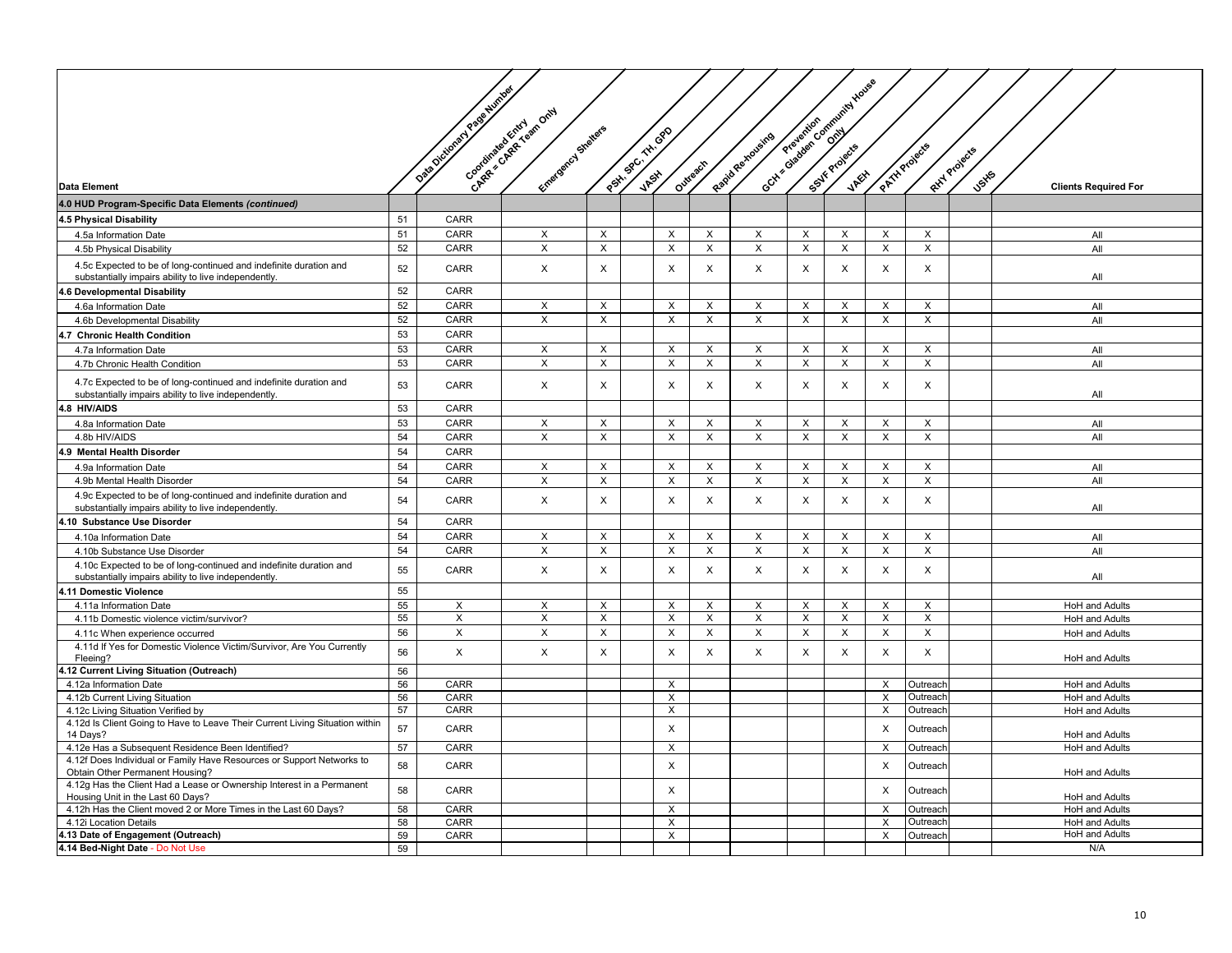| Data Element | Data Dictionary Page Number | Coordinated Entry CARR = CARR Team Only | Emergency Shelters | PSH, SPC, TH, GPD | VASH | Outreach | Rapid Re-housing | Prevention GCH = Gladden Community House Only | SSVF Projects | VAEH | PATH Projects | RHY Projects | USHS | Clients Required For |
|---|---|---|---|---|---|---|---|---|---|---|---|---|---|---|
| **4.0 HUD Program-Specific Data Elements *(continued)*** | | | | | | | | | | | | | | |
| **4.5 Physical Disability** | 51 | CARR | | | | | | | | | | | | |
| 4.5a Information Date | 51 | CARR | X | X | | X | X | X | X | X | X | X | | All |
| 4.5b Physical Disability | 52 | CARR | X | X | | X | X | X | X | X | X | X | | All |
| 4.5c Expected to be of long-continued and indefinite duration and substantially impairs ability to live independently. | 52 | CARR | X | X | | X | X | X | X | X | X | X | | All |
| **4.6 Developmental Disability** | 52 | CARR | | | | | | | | | | | | |
| 4.6a Information Date | 52 | CARR | X | X | | X | X | X | X | X | X | X | | All |
| 4.6b Developmental Disability | 52 | CARR | X | X | | X | X | X | X | X | X | X | | All |
| **4.7 Chronic Health Condition** | 53 | CARR | | | | | | | | | | | | |
| 4.7a Information Date | 53 | CARR | X | X | | X | X | X | X | X | X | X | | All |
| 4.7b Chronic Health Condition | 53 | CARR | X | X | | X | X | X | X | X | X | X | | All |
| 4.7c Expected to be of long-continued and indefinite duration and substantially impairs ability to live independently. | 53 | CARR | X | X | | X | X | X | X | X | X | X | | All |
| **4.8 HIV/AIDS** | 53 | CARR | | | | | | | | | | | | |
| 4.8a Information Date | 53 | CARR | X | X | | X | X | X | X | X | X | X | | All |
| 4.8b HIV/AIDS | 54 | CARR | X | X | | X | X | X | X | X | X | X | | All |
| **4.9 Mental Health Disorder** | 54 | CARR | | | | | | | | | | | | |
| 4.9a Information Date | 54 | CARR | X | X | | X | X | X | X | X | X | X | | All |
| 4.9b Mental Health Disorder | 54 | CARR | X | X | | X | X | X | X | X | X | X | | All |
| 4.9c Expected to be of long-continued and indefinite duration and substantially impairs ability to live independently. | 54 | CARR | X | X | | X | X | X | X | X | X | X | | All |
| **4.10 Substance Use Disorder** | 54 | CARR | | | | | | | | | | | | |
| 4.10a Information Date | 54 | CARR | X | X | | X | X | X | X | X | X | X | | All |
| 4.10b Substance Use Disorder | 54 | CARR | X | X | | X | X | X | X | X | X | X | | All |
| 4.10c Expected to be of long-continued and indefinite duration and substantially impairs ability to live independently. | 55 | CARR | X | X | | X | X | X | X | X | X | X | | All |
| **4.11 Domestic Violence** | 55 | | | | | | | | | | | | | |
| 4.11a Information Date | 55 | X | X | X | | X | X | X | X | X | X | X | | HoH and Adults |
| 4.11b Domestic violence victim/survivor? | 55 | X | X | X | | X | X | X | X | X | X | X | | HoH and Adults |
| 4.11c When experience occurred | 56 | X | X | X | | X | X | X | X | X | X | X | | HoH and Adults |
| 4.11d If Yes for Domestic Violence Victim/Survivor, Are You Currently Fleeing? | 56 | X | X | X | | X | X | X | X | X | X | X | | HoH and Adults |
| **4.12 Current Living Situation (Outreach)** | 56 | | | | | | | | | | | | | |
| 4.12a Information Date | 56 | CARR | | | | X | | | | | X | Outreach | | HoH and Adults |
| 4.12b Current Living Situation | 56 | CARR | | | | X | | | | | X | Outreach | | HoH and Adults |
| 4.12c Living Situation Verified by | 57 | CARR | | | | X | | | | | X | Outreach | | HoH and Adults |
| 4.12d Is Client Going to Have to Leave Their Current Living Situation within 14 Days? | 57 | CARR | | | | X | | | | | X | Outreach | | HoH and Adults |
| 4.12e Has a Subsequent Residence Been Identified? | 57 | CARR | | | | X | | | | | X | Outreach | | HoH and Adults |
| 4.12f Does Individual or Family Have Resources or Support Networks to Obtain Other Permanent Housing? | 58 | CARR | | | | X | | | | | X | Outreach | | HoH and Adults |
| 4.12g Has the Client Had a Lease or Ownership Interest in a Permanent Housing Unit in the Last 60 Days? | 58 | CARR | | | | X | | | | | X | Outreach | | HoH and Adults |
| 4.12h Has the Client moved 2 or More Times in the Last 60 Days? | 58 | CARR | | | | X | | | | | X | Outreach | | HoH and Adults |
| 4.12i Location Details | 58 | CARR | | | | X | | | | | X | Outreach | | HoH and Adults |
| **4.13 Date of Engagement (Outreach)** | 59 | CARR | | | | X | | | | | X | Outreach | | HoH and Adults |
| **4.14 Bed-Night Date** - Do Not Use | 59 | | | | | | | | | | | | | N/A |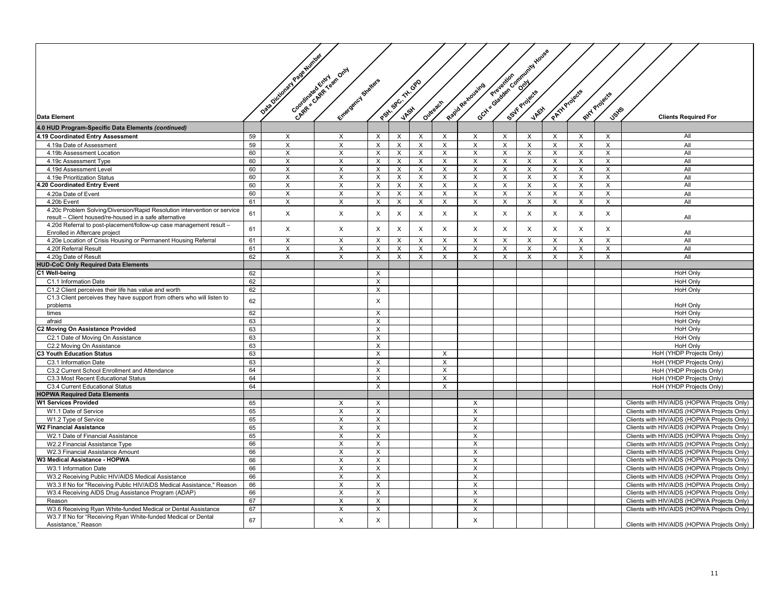| Data Element | Data Dictionary Page Number | Coordinated Entry CARR = CARR Team Only | Emergency Shelters | PSH, SPC, TH, GPD | VASH | Outreach | Rapid Re-housing | Prevention GCH = Gladden Community House Only | SSVF Projects | VAEH | PATH Projects | RHY Projects | USHS | Clients Required For |
|---|---|---|---|---|---|---|---|---|---|---|---|---|---|---|
| **4.0 HUD Program-Specific Data Elements *(continued)*** | | | | | | | | | | | | | | |
| **4.19 Coordinated Entry Assessment** | 59 | X | X | X | X | X | X | X | X | X | X | X | X | All |
| 4.19a Date of Assessment | 59 | X | X | X | X | X | X | X | X | X | X | X | X | All |
| 4.19b Assessment Location | 60 | X | X | X | X | X | X | X | X | X | X | X | X | All |
| 4.19c Assessment Type | 60 | X | X | X | X | X | X | X | X | X | X | X | X | All |
| 4.19d Assessment Level | 60 | X | X | X | X | X | X | X | X | X | X | X | X | All |
| 4.19e Prioritization Status | 60 | X | X | X | X | X | X | X | X | X | X | X | X | All |
| **4.20 Coordinated Entry Event** | 60 | X | X | X | X | X | X | X | X | X | X | X | X | All |
| 4.20a Date of Event | 60 | X | X | X | X | X | X | X | X | X | X | X | X | All |
| 4.20b Event | 61 | X | X | X | X | X | X | X | X | X | X | X | X | All |
| 4.20c Problem Solving/Diversion/Rapid Resolution intervention or service result – Client housed/re-housed in a safe alternative | 61 | X | X | X | X | X | X | X | X | X | X | X | X | All |
| 4.20d Referral to post-placement/follow-up case management result – Enrolled in Aftercare project | 61 | X | X | X | X | X | X | X | X | X | X | X | X | All |
| 4.20e Location of Crisis Housing or Permanent Housing Referral | 61 | X | X | X | X | X | X | X | X | X | X | X | X | All |
| 4.20f Referral Result | 61 | X | X | X | X | X | X | X | X | X | X | X | X | All |
| 4.20g Date of Result | 62 | X | X | X | X | X | X | X | X | X | X | X | X | All |
| **HUD-CoC Only Required Data Elements** | | | | | | | | | | | | | | |
| **C1 Well-being** | 62 | | | X | | | | | | | | | | HoH Only |
| C1.1 Information Date | 62 | | | X | | | | | | | | | | HoH Only |
| C1.2 Client perceives their life has value and worth | 62 | | | X | | | | | | | | | | HoH Only |
| C1.3 Client perceives they have support from others who will listen to problems | 62 | | | X | | | | | | | | | | HoH Only |
| times | 62 | | | X | | | | | | | | | | HoH Only |
| afraid | 63 | | | X | | | | | | | | | | HoH Only |
| **C2 Moving On Assistance Provided** | 63 | | | X | | | | | | | | | | HoH Only |
| C2.1 Date of Moving On Assistance | 63 | | | X | | | | | | | | | | HoH Only |
| C2.2 Moving On Assistance | 63 | | | X | | | | | | | | | | HoH Only |
| **C3 Youth Education Status** | 63 | | | X | | | X | | | | | | | HoH (YHDP Projects Only) |
| C3.1 Information Date | 63 | | | X | | | X | | | | | | | HoH (YHDP Projects Only) |
| C3.2 Current School Enrollment and Attendance | 64 | | | X | | | X | | | | | | | HoH (YHDP Projects Only) |
| C3.3 Most Recent Educational Status | 64 | | | X | | | X | | | | | | | HoH (YHDP Projects Only) |
| C3.4 Current Educational Status | 64 | | | X | | | X | | | | | | | HoH (YHDP Projects Only) |
| **HOPWA Required Data Elements** | | | | | | | | | | | | | | |
| **W1 Services Provided** | 65 | | X | X | | | | X | | | | | | Clients with HIV/AIDS (HOPWA Projects Only) |
| W1.1 Date of Service | 65 | | X | X | | | | X | | | | | | Clients with HIV/AIDS (HOPWA Projects Only) |
| W1.2 Type of Service | 65 | | X | X | | | | X | | | | | | Clients with HIV/AIDS (HOPWA Projects Only) |
| **W2 Financial Assistance** | 65 | | X | X | | | | X | | | | | | Clients with HIV/AIDS (HOPWA Projects Only) |
| W2.1 Date of Financial Assistance | 65 | | X | X | | | | X | | | | | | Clients with HIV/AIDS (HOPWA Projects Only) |
| W2.2 Financial Assistance Type | 66 | | X | X | | | | X | | | | | | Clients with HIV/AIDS (HOPWA Projects Only) |
| W2.3 Financial Assistance Amount | 66 | | X | X | | | | X | | | | | | Clients with HIV/AIDS (HOPWA Projects Only) |
| **W3 Medical Assistance - HOPWA** | 66 | | X | X | | | | X | | | | | | Clients with HIV/AIDS (HOPWA Projects Only) |
| W3.1 Information Date | 66 | | X | X | | | | X | | | | | | Clients with HIV/AIDS (HOPWA Projects Only) |
| W3.2 Receiving Public HIV/AIDS Medical Assistance | 66 | | X | X | | | | X | | | | | | Clients with HIV/AIDS (HOPWA Projects Only) |
| W3.3 If No for "Receiving Public HIV/AIDS Medical Assistance," Reason | 66 | | X | X | | | | X | | | | | | Clients with HIV/AIDS (HOPWA Projects Only) |
| W3.4 Receiving AIDS Drug Assistance Program (ADAP) | 66 | | X | X | | | | X | | | | | | Clients with HIV/AIDS (HOPWA Projects Only) |
| Reason | 67 | | X | X | | | | X | | | | | | Clients with HIV/AIDS (HOPWA Projects Only) |
| W3.6 Receiving Ryan White-funded Medical or Dental Assistance | 67 | | X | X | | | | X | | | | | | Clients with HIV/AIDS (HOPWA Projects Only) |
| W3.7 If No for "Receiving Ryan White-funded Medical or Dental Assistance," Reason | 67 | | X | X | | | | X | | | | | | Clients with HIV/AIDS (HOPWA Projects Only) |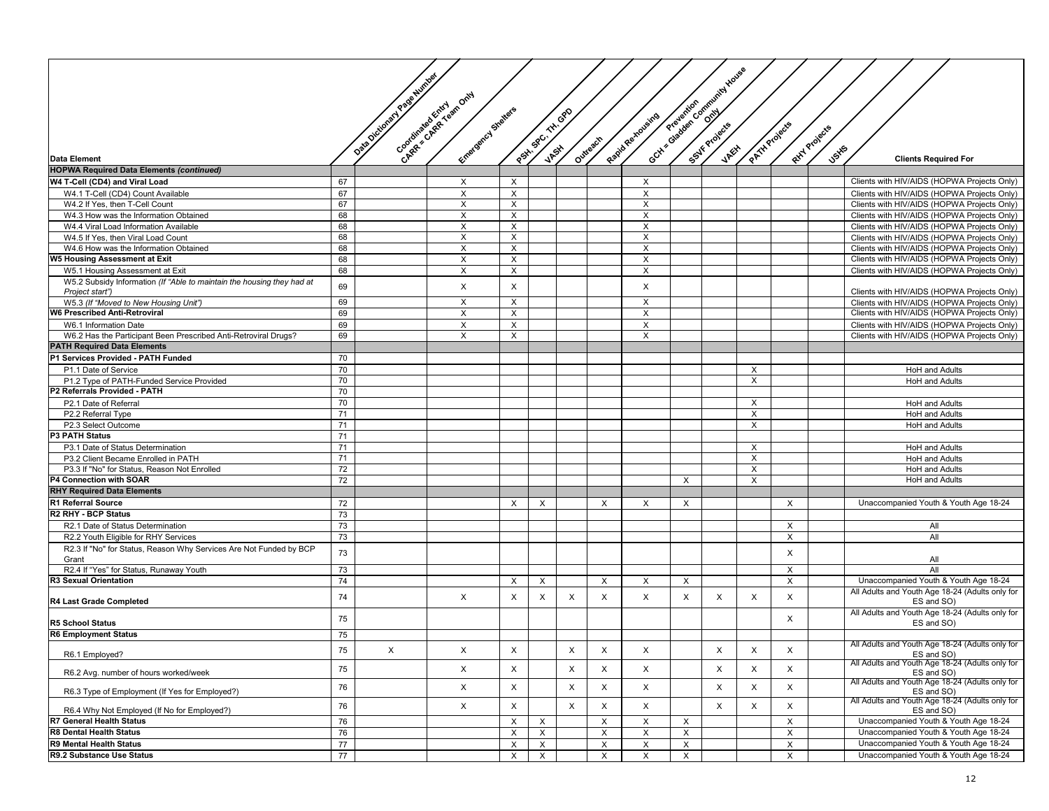| Data Element | Data Dictionary Page Number | Coordinated Entry CARR = CARR Team Only | Emergency Shelters | PSH, SPC, TH, GPD | VASH | Outreach | Rapid Re-housing | Prevention GCH = Gladden Community House Only | SSVF Projects | VAEH | PATH Projects | RHY Projects | USHS | Clients Required For |
|---|---|---|---|---|---|---|---|---|---|---|---|---|---|---|
| **HOPWA Required Data Elements *(continued)*** | | | | | | | | | | | | | | |
| **W4 T-Cell (CD4) and Viral Load** | 67 | | X | X | | | | X | | | | | | Clients with HIV/AIDS (HOPWA Projects Only) |
| W4.1 T-Cell (CD4) Count Available | 67 | | X | X | | | | X | | | | | | Clients with HIV/AIDS (HOPWA Projects Only) |
| W4.2 If Yes, then T-Cell Count | 67 | | X | X | | | | X | | | | | | Clients with HIV/AIDS (HOPWA Projects Only) |
| W4.3 How was the Information Obtained | 68 | | X | X | | | | X | | | | | | Clients with HIV/AIDS (HOPWA Projects Only) |
| W4.4 Viral Load Information Available | 68 | | X | X | | | | X | | | | | | Clients with HIV/AIDS (HOPWA Projects Only) |
| W4.5 If Yes, then Viral Load Count | 68 | | X | X | | | | X | | | | | | Clients with HIV/AIDS (HOPWA Projects Only) |
| W4.6 How was the Information Obtained | 68 | | X | X | | | | X | | | | | | Clients with HIV/AIDS (HOPWA Projects Only) |
| **W5 Housing Assessment at Exit** | 68 | | X | X | | | | X | | | | | | Clients with HIV/AIDS (HOPWA Projects Only) |
| W5.1 Housing Assessment at Exit | 68 | | X | X | | | | X | | | | | | Clients with HIV/AIDS (HOPWA Projects Only) |
| W5.2 Subsidy Information *(If "Able to maintain the housing they had at Project start")* | 69 | | X | X | | | | X | | | | | | Clients with HIV/AIDS (HOPWA Projects Only) |
| W5.3 *(If "Moved to New Housing Unit")* | 69 | | X | X | | | | X | | | | | | Clients with HIV/AIDS (HOPWA Projects Only) |
| **W6 Prescribed Anti-Retroviral** | 69 | | X | X | | | | X | | | | | | Clients with HIV/AIDS (HOPWA Projects Only) |
| W6.1 Information Date | 69 | | X | X | | | | X | | | | | | Clients with HIV/AIDS (HOPWA Projects Only) |
| W6.2 Has the Participant Been Prescribed Anti-Retroviral Drugs? | 69 | | X | X | | | | X | | | | | | Clients with HIV/AIDS (HOPWA Projects Only) |
| **PATH Required Data Elements** | | | | | | | | | | | | | | |
| **P1 Services Provided - PATH Funded** | 70 | | | | | | | | | | | | | |
| P1.1 Date of Service | 70 | | | | | | | | | | X | | | HoH and Adults |
| P1.2 Type of PATH-Funded Service Provided | 70 | | | | | | | | | | X | | | HoH and Adults |
| **P2 Referrals Provided - PATH** | 70 | | | | | | | | | | | | | |
| P2.1 Date of Referral | 70 | | | | | | | | | | X | | | HoH and Adults |
| P2.2 Referral Type | 71 | | | | | | | | | | X | | | HoH and Adults |
| P2.3 Select Outcome | 71 | | | | | | | | | | X | | | HoH and Adults |
| **P3 PATH Status** | 71 | | | | | | | | | | | | | |
| P3.1 Date of Status Determination | 71 | | | | | | | | | | X | | | HoH and Adults |
| P3.2 Client Became Enrolled in PATH | 71 | | | | | | | | | | X | | | HoH and Adults |
| P3.3 If "No" for Status, Reason Not Enrolled | 72 | | | | | | | | | | X | | | HoH and Adults |
| **P4 Connection with SOAR** | 72 | | | | | | | | X | | X | | | HoH and Adults |
| **RHY Required Data Elements** | | | | | | | | | | | | | | |
| **R1 Referral Source** | 72 | | | X | X | | X | X | X | | | X | | Unaccompanied Youth & Youth Age 18-24 |
| **R2 RHY - BCP Status** | 73 | | | | | | | | | | | | | |
| R2.1 Date of Status Determination | 73 | | | | | | | | | | | X | | All |
| R2.2 Youth Eligible for RHY Services | 73 | | | | | | | | | | | X | | All |
| R2.3 If "No" for Status, Reason Why Services Are Not Funded by BCP Grant | 73 | | | | | | | | | | | X | | All |
| R2.4 If "Yes" for Status, Runaway Youth | 73 | | | | | | | | | | | X | | All |
| **R3 Sexual Orientation** | 74 | | | X | X | | X | X | X | | | X | | Unaccompanied Youth & Youth Age 18-24 |
| **R4 Last Grade Completed** | 74 | | X | X | X | X | X | X | X | X | X | X | | All Adults and Youth Age 18-24 (Adults only for ES and SO) |
| **R5 School Status** | 75 | | | | | | | | | | | X | | All Adults and Youth Age 18-24 (Adults only for ES and SO) |
| **R6 Employment Status** | 75 | | | | | | | | | | | | | |
| R6.1 Employed? | 75 | X | X | X | | X | X | X | | X | X | X | | All Adults and Youth Age 18-24 (Adults only for ES and SO) |
| R6.2 Avg. number of hours worked/week | 75 | | X | X | | X | X | X | | X | X | X | | All Adults and Youth Age 18-24 (Adults only for ES and SO) |
| R6.3 Type of Employment (If Yes for Employed?) | 76 | | X | X | | X | X | X | | X | X | X | | All Adults and Youth Age 18-24 (Adults only for ES and SO) |
| R6.4 Why Not Employed (If No for Employed?) | 76 | | X | X | | X | X | X | | X | X | X | | All Adults and Youth Age 18-24 (Adults only for ES and SO) |
| **R7 General Health Status** | 76 | | | X | X | | X | X | X | | | X | | Unaccompanied Youth & Youth Age 18-24 |
| **R8 Dental Health Status** | 76 | | | X | X | | X | X | X | | | X | | Unaccompanied Youth & Youth Age 18-24 |
| **R9 Mental Health Status** | 77 | | | X | X | | X | X | X | | | X | | Unaccompanied Youth & Youth Age 18-24 |
| **R9.2 Substance Use Status** | 77 | | | X | X | | X | X | X | | | X | | Unaccompanied Youth & Youth Age 18-24 |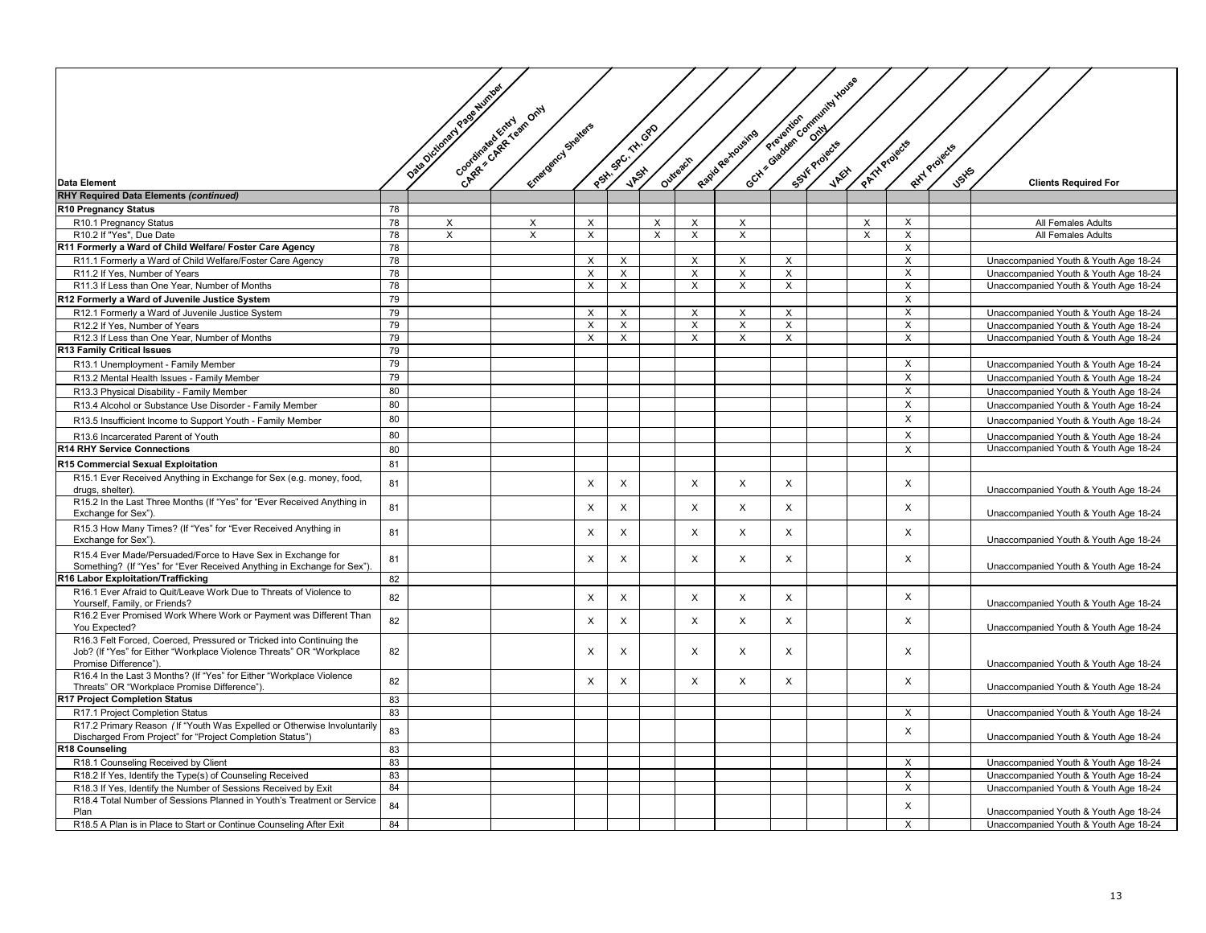| Data Element | Data Dictionary Page Number | Coordinated Entry CARR = CARR Team Only | Emergency Shelters | PSH, SPC, TH, GPD | VASH | Outreach | Rapid Re-housing | Prevention GCH = Gladden Community House Only | SSVF Projects | VAEH | PATH Projects | RHY Projects | USHS | Clients Required For |
|---|---|---|---|---|---|---|---|---|---|---|---|---|---|---|
| **RHY Required Data Elements *(continued)*** | | | | | | | | | | | | | | |
| **R10 Pregnancy Status** | 78 | | | | | | | | | | | | | |
| R10.1 Pregnancy Status | 78 | X | X | X | | X | X | X | | | X | X | | All Females Adults |
| R10.2 If "Yes", Due Date | 78 | X | X | X | | X | X | X | | | X | X | | All Females Adults |
| **R11 Formerly a Ward of Child Welfare/ Foster Care Agency** | 78 | | | | | | | | | | | X | | |
| R11.1 Formerly a Ward of Child Welfare/Foster Care Agency | 78 | | | X | X | | X | X | X | | | X | | Unaccompanied Youth & Youth Age 18-24 |
| R11.2 If Yes, Number of Years | 78 | | | X | X | | X | X | X | | | X | | Unaccompanied Youth & Youth Age 18-24 |
| R11.3 If Less than One Year, Number of Months | 78 | | | X | X | | X | X | X | | | X | | Unaccompanied Youth & Youth Age 18-24 |
| **R12 Formerly a Ward of Juvenile Justice System** | 79 | | | | | | | | | | | X | | |
| R12.1 Formerly a Ward of Juvenile Justice System | 79 | | | X | X | | X | X | X | | | X | | Unaccompanied Youth & Youth Age 18-24 |
| R12.2 If Yes, Number of Years | 79 | | | X | X | | X | X | X | | | X | | Unaccompanied Youth & Youth Age 18-24 |
| R12.3 If Less than One Year, Number of Months | 79 | | | X | X | | X | X | X | | | X | | Unaccompanied Youth & Youth Age 18-24 |
| **R13 Family Critical Issues** | 79 | | | | | | | | | | | | | |
| R13.1 Unemployment - Family Member | 79 | | | | | | | | | | | X | | Unaccompanied Youth & Youth Age 18-24 |
| R13.2 Mental Health Issues - Family Member | 79 | | | | | | | | | | | X | | Unaccompanied Youth & Youth Age 18-24 |
| R13.3 Physical Disability - Family Member | 80 | | | | | | | | | | | X | | Unaccompanied Youth & Youth Age 18-24 |
| R13.4 Alcohol or Substance Use Disorder - Family Member | 80 | | | | | | | | | | | X | | Unaccompanied Youth & Youth Age 18-24 |
| R13.5 Insufficient Income to Support Youth - Family Member | 80 | | | | | | | | | | | X | | Unaccompanied Youth & Youth Age 18-24 |
| R13.6 Incarcerated Parent of Youth | 80 | | | | | | | | | | | X | | Unaccompanied Youth & Youth Age 18-24 |
| **R14 RHY Service Connections** | 80 | | | | | | | | | | | X | | Unaccompanied Youth & Youth Age 18-24 |
| **R15 Commercial Sexual Exploitation** | 81 | | | | | | | | | | | | | |
| R15.1 Ever Received Anything in Exchange for Sex (e.g. money, food, drugs, shelter). | 81 | | | X | X | | X | X | X | | | X | | Unaccompanied Youth & Youth Age 18-24 |
| R15.2 In the Last Three Months (If "Yes" for "Ever Received Anything in Exchange for Sex"). | 81 | | | X | X | | X | X | X | | | X | | Unaccompanied Youth & Youth Age 18-24 |
| R15.3 How Many Times? (If "Yes" for "Ever Received Anything in Exchange for Sex"). | 81 | | | X | X | | X | X | X | | | X | | Unaccompanied Youth & Youth Age 18-24 |
| R15.4 Ever Made/Persuaded/Force to Have Sex in Exchange for Something? (If "Yes" for "Ever Received Anything in Exchange for Sex"). | 81 | | | X | X | | X | X | X | | | X | | Unaccompanied Youth & Youth Age 18-24 |
| **R16 Labor Exploitation/Trafficking** | 82 | | | | | | | | | | | | | |
| R16.1 Ever Afraid to Quit/Leave Work Due to Threats of Violence to Yourself, Family, or Friends? | 82 | | | X | X | | X | X | X | | | X | | Unaccompanied Youth & Youth Age 18-24 |
| R16.2 Ever Promised Work Where Work or Payment was Different Than You Expected? | 82 | | | X | X | | X | X | X | | | X | | Unaccompanied Youth & Youth Age 18-24 |
| R16.3 Felt Forced, Coerced, Pressured or Tricked into Continuing the Job? (If "Yes" for Either "Workplace Violence Threats" OR "Workplace Promise Difference"). | 82 | | | X | X | | X | X | X | | | X | | Unaccompanied Youth & Youth Age 18-24 |
| R16.4 In the Last 3 Months? (If "Yes" for Either "Workplace Violence Threats" OR "Workplace Promise Difference"). | 82 | | | X | X | | X | X | X | | | X | | Unaccompanied Youth & Youth Age 18-24 |
| **R17 Project Completion Status** | 83 | | | | | | | | | | | | | |
| R17.1 Project Completion Status | 83 | | | | | | | | | | | X | | Unaccompanied Youth & Youth Age 18-24 |
| R17.2 Primary Reason *(* If "Youth Was Expelled or Otherwise Involuntarily Discharged From Project" for "Project Completion Status") | 83 | | | | | | | | | | | X | | Unaccompanied Youth & Youth Age 18-24 |
| **R18 Counseling** | 83 | | | | | | | | | | | | | |
| R18.1 Counseling Received by Client | 83 | | | | | | | | | | | X | | Unaccompanied Youth & Youth Age 18-24 |
| R18.2 If Yes, Identify the Type(s) of Counseling Received | 83 | | | | | | | | | | | X | | Unaccompanied Youth & Youth Age 18-24 |
| R18.3 If Yes, Identify the Number of Sessions Received by Exit | 84 | | | | | | | | | | | X | | Unaccompanied Youth & Youth Age 18-24 |
| R18.4 Total Number of Sessions Planned in Youth's Treatment or Service Plan | 84 | | | | | | | | | | | X | | Unaccompanied Youth & Youth Age 18-24 |
| R18.5 A Plan is in Place to Start or Continue Counseling After Exit | 84 | | | | | | | | | | | X | | Unaccompanied Youth & Youth Age 18-24 |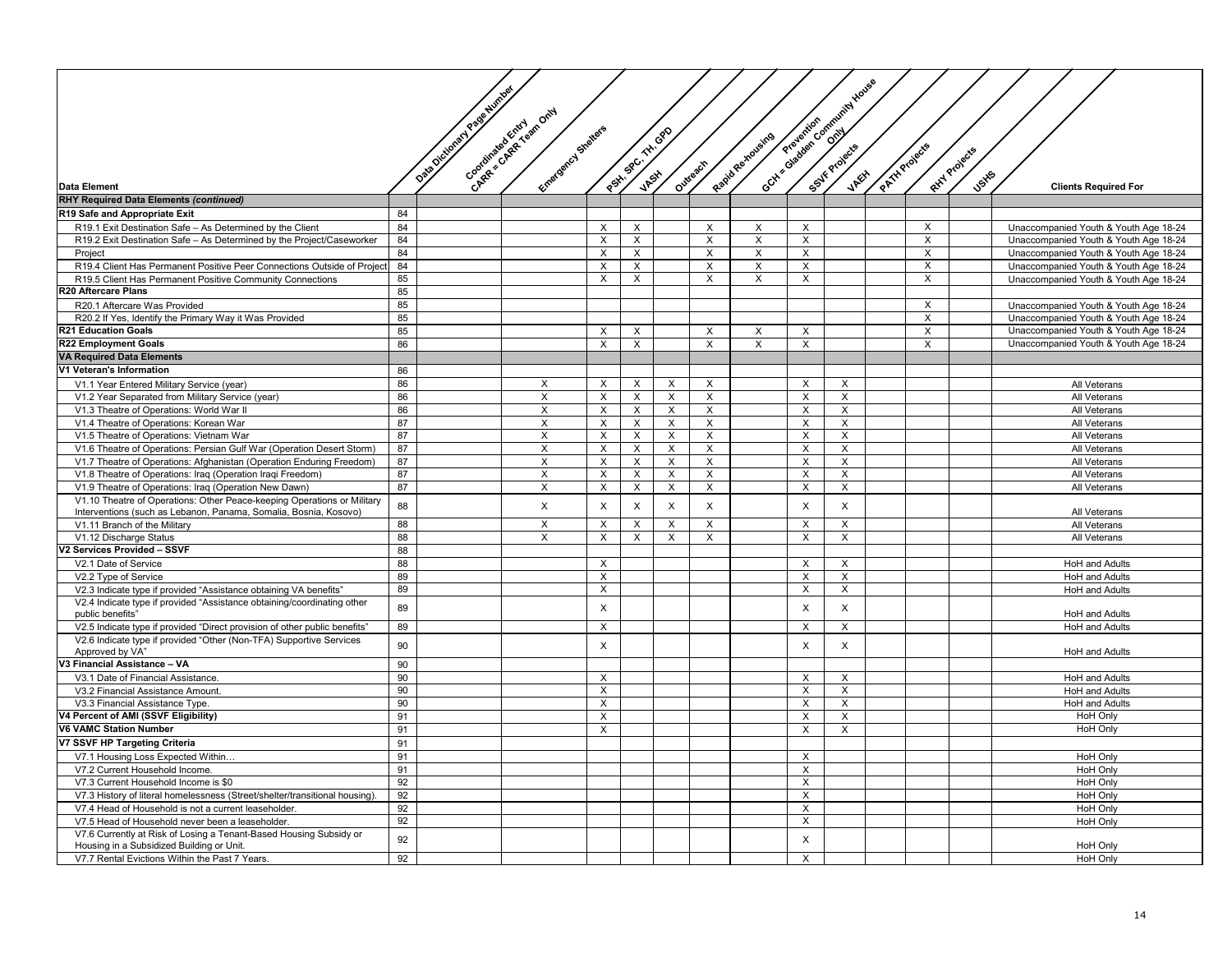| Data Element | Data Dictionary Page Number | Coordinated Entry CARR = CARR Team Only | Emergency Shelters | PSH, SPC, TH, GPD | VASH | Outreach | Rapid Re-housing | Prevention GCH = Gladden Community House Only | SSVF Projects | VAEH | PATH Projects | RHY Projects | USHS | Clients Required For |
|---|---|---|---|---|---|---|---|---|---|---|---|---|---|---|
| **RHY Required Data Elements *(continued)*** | | | | | | | | | | | | | | |
| **R19 Safe and Appropriate Exit** | 84 | | | | | | | | | | | | | |
| R19.1 Exit Destination Safe – As Determined by the Client | 84 | | | X | X | | X | X | X | | | X | | Unaccompanied Youth & Youth Age 18-24 |
| R19.2 Exit Destination Safe – As Determined by the Project/Caseworker | 84 | | | X | X | | X | X | X | | | X | | Unaccompanied Youth & Youth Age 18-24 |
| Project | 84 | | | X | X | | X | X | X | | | X | | Unaccompanied Youth & Youth Age 18-24 |
| R19.4 Client Has Permanent Positive Peer Connections Outside of Project | 84 | | | X | X | | X | X | X | | | X | | Unaccompanied Youth & Youth Age 18-24 |
| R19.5 Client Has Permanent Positive Community Connections | 85 | | | X | X | | X | X | X | | | X | | Unaccompanied Youth & Youth Age 18-24 |
| **R20 Aftercare Plans** | 85 | | | | | | | | | | | | | |
| R20.1 Aftercare Was Provided | 85 | | | | | | | | | | | X | | Unaccompanied Youth & Youth Age 18-24 |
| R20.2 If Yes, Identify the Primary Way it Was Provided | 85 | | | | | | | | | | | X | | Unaccompanied Youth & Youth Age 18-24 |
| **R21 Education Goals** | 85 | | | X | X | | X | X | X | | | X | | Unaccompanied Youth & Youth Age 18-24 |
| **R22 Employment Goals** | 86 | | | X | X | | X | X | X | | | X | | Unaccompanied Youth & Youth Age 18-24 |
| **VA Required Data Elements** | | | | | | | | | | | | | | |
| **V1 Veteran's Information** | 86 | | | | | | | | | | | | | |
| V1.1 Year Entered Military Service (year) | 86 | | X | X | X | X | X | | X | X | | | | All Veterans |
| V1.2 Year Separated from Military Service (year) | 86 | | X | X | X | X | X | | X | X | | | | All Veterans |
| V1.3 Theatre of Operations: World War II | 86 | | X | X | X | X | X | | X | X | | | | All Veterans |
| V1.4 Theatre of Operations: Korean War | 87 | | X | X | X | X | X | | X | X | | | | All Veterans |
| V1.5 Theatre of Operations: Vietnam War | 87 | | X | X | X | X | X | | X | X | | | | All Veterans |
| V1.6 Theatre of Operations: Persian Gulf War (Operation Desert Storm) | 87 | | X | X | X | X | X | | X | X | | | | All Veterans |
| V1.7 Theatre of Operations: Afghanistan (Operation Enduring Freedom) | 87 | | X | X | X | X | X | | X | X | | | | All Veterans |
| V1.8 Theatre of Operations: Iraq (Operation Iraqi Freedom) | 87 | | X | X | X | X | X | | X | X | | | | All Veterans |
| V1.9 Theatre of Operations: Iraq (Operation New Dawn) | 87 | | X | X | X | X | X | | X | X | | | | All Veterans |
| V1.10 Theatre of Operations: Other Peace-keeping Operations or Military Interventions (such as Lebanon, Panama, Somalia, Bosnia, Kosovo) | 88 | | X | X | X | X | X | | X | X | | | | All Veterans |
| V1.11 Branch of the Military | 88 | | X | X | X | X | X | | X | X | | | | All Veterans |
| V1.12 Discharge Status | 88 | | X | X | X | X | X | | X | X | | | | All Veterans |
| **V2 Services Provided – SSVF** | 88 | | | | | | | | | | | | | |
| V2.1 Date of Service | 88 | | | X | | | | | X | X | | | | HoH and Adults |
| V2.2 Type of Service | 89 | | | X | | | | | X | X | | | | HoH and Adults |
| V2.3 Indicate type if provided "Assistance obtaining VA benefits" | 89 | | | X | | | | | X | X | | | | HoH and Adults |
| V2.4 Indicate type if provided "Assistance obtaining/coordinating other public benefits" | 89 | | | X | | | | | X | X | | | | HoH and Adults |
| V2.5 Indicate type if provided "Direct provision of other public benefits" | 89 | | | X | | | | | X | X | | | | HoH and Adults |
| V2.6 Indicate type if provided "Other (Non-TFA) Supportive Services Approved by VA" | 90 | | | X | | | | | X | X | | | | HoH and Adults |
| **V3 Financial Assistance – VA** | 90 | | | | | | | | | | | | | |
| V3.1 Date of Financial Assistance. | 90 | | | X | | | | | X | X | | | | HoH and Adults |
| V3.2 Financial Assistance Amount. | 90 | | | X | | | | | X | X | | | | HoH and Adults |
| V3.3 Financial Assistance Type. | 90 | | | X | | | | | X | X | | | | HoH and Adults |
| **V4 Percent of AMI (SSVF Eligibility)** | 91 | | | X | | | | | X | X | | | | HoH Only |
| **V6 VAMC Station Number** | 91 | | | X | | | | | X | X | | | | HoH Only |
| **V7 SSVF HP Targeting Criteria** | 91 | | | | | | | | | | | | | |
| V7.1 Housing Loss Expected Within… | 91 | | | | | | | | X | | | | | HoH Only |
| V7.2 Current Household Income. | 91 | | | | | | | | X | | | | | HoH Only |
| V7.3 Current Household Income is $0 | 92 | | | | | | | | X | | | | | HoH Only |
| V7.3 History of literal homelessness (Street/shelter/transitional housing). | 92 | | | | | | | | X | | | | | HoH Only |
| V7.4 Head of Household is not a current leaseholder. | 92 | | | | | | | | X | | | | | HoH Only |
| V7.5 Head of Household never been a leaseholder. | 92 | | | | | | | | X | | | | | HoH Only |
| V7.6 Currently at Risk of Losing a Tenant-Based Housing Subsidy or Housing in a Subsidized Building or Unit. | 92 | | | | | | | | X | | | | | HoH Only |
| V7.7 Rental Evictions Within the Past 7 Years. | 92 | | | | | | | | X | | | | | HoH Only |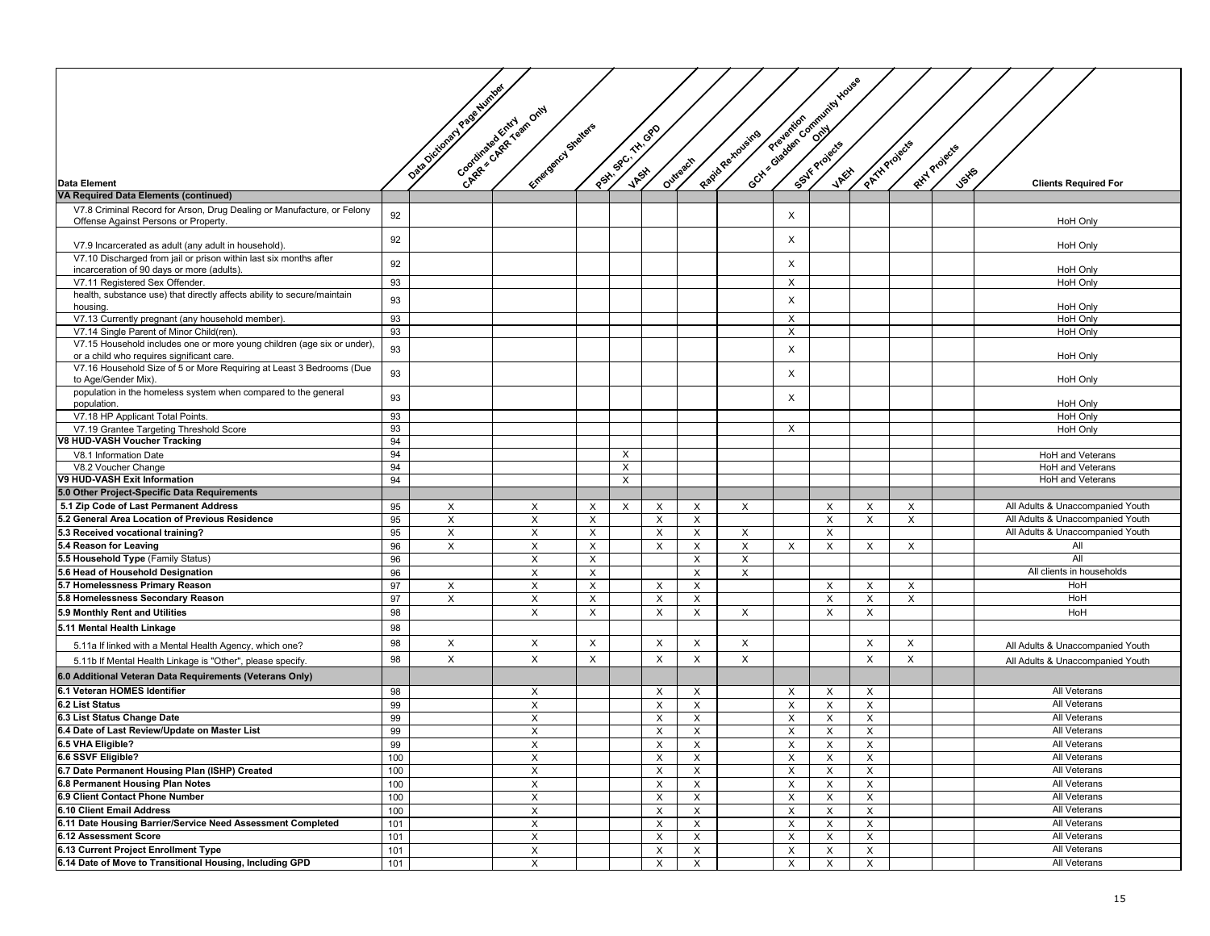| Data Element | Data Dictionary Page Number | Coordinated Entry CARR = CARR Team Only | Emergency Shelters | PSH, SPC, TH, GPD | VASH | Outreach | Rapid Re-housing | Prevention GCH = Gladden Community House Only | SSVF Projects | VAEH | PATH Projects | RHY Projects | USHS | Clients Required For |
|---|---|---|---|---|---|---|---|---|---|---|---|---|---|---|
| **VA Required Data Elements (continued)** | | | | | | | | | | | | | | |
| V7.8 Criminal Record for Arson, Drug Dealing or Manufacture, or Felony Offense Against Persons or Property. | 92 | | | | | | | | X | | | | | HoH Only |
| V7.9 Incarcerated as adult (any adult in household). | 92 | | | | | | | | X | | | | | HoH Only |
| V7.10 Discharged from jail or prison within last six months after incarceration of 90 days or more (adults). | 92 | | | | | | | | X | | | | | HoH Only |
| V7.11 Registered Sex Offender. | 93 | | | | | | | | X | | | | | HoH Only |
| health, substance use) that directly affects ability to secure/maintain housing. | 93 | | | | | | | | X | | | | | HoH Only |
| V7.13 Currently pregnant (any household member). | 93 | | | | | | | | X | | | | | HoH Only |
| V7.14 Single Parent of Minor Child(ren). | 93 | | | | | | | | X | | | | | HoH Only |
| V7.15 Household includes one or more young children (age six or under), or a child who requires significant care. | 93 | | | | | | | | X | | | | | HoH Only |
| V7.16 Household Size of 5 or More Requiring at Least 3 Bedrooms (Due to Age/Gender Mix). | 93 | | | | | | | | X | | | | | HoH Only |
| population in the homeless system when compared to the general population. | 93 | | | | | | | | X | | | | | HoH Only |
| V7.18 HP Applicant Total Points. | 93 | | | | | | | | | | | | | HoH Only |
| V7.19 Grantee Targeting Threshold Score | 93 | | | | | | | | X | | | | | HoH Only |
| **V8 HUD-VASH Voucher Tracking** | 94 | | | | | | | | | | | | | |
| V8.1 Information Date | 94 | | | | X | | | | | | | | | HoH and Veterans |
| V8.2 Voucher Change | 94 | | | | X | | | | | | | | | HoH and Veterans |
| **V9 HUD-VASH Exit Information** | 94 | | | | X | | | | | | | | | HoH and Veterans |
| **5.0 Other Project-Specific Data Requirements** | | | | | | | | | | | | | | |
| **5.1 Zip Code of Last Permanent Address** | 95 | X | X | X | X | X | X | X | | X | X | X | | All Adults & Unaccompanied Youth |
| **5.2 General Area Location of Previous Residence** | 95 | X | X | X | | X | X | | | X | X | X | | All Adults & Unaccompanied Youth |
| **5.3 Received vocational training?** | 95 | X | X | X | | X | X | X | | X | | | | All Adults & Unaccompanied Youth |
| **5.4 Reason for Leaving** | 96 | X | X | X | | X | X | X | X | X | X | X | | All |
| **5.5 Household Type** (Family Status) | 96 | | X | X | | | X | X | | | | | | All |
| **5.6 Head of Household Designation** | 96 | | X | X | | | X | X | | | | | | All clients in households |
| **5.7 Homelessness Primary Reason** | 97 | X | X | X | | X | X | | | X | X | X | | HoH |
| **5.8 Homelessness Secondary Reason** | 97 | X | X | X | | X | X | | | X | X | X | | HoH |
| **5.9 Monthly Rent and Utilities** | 98 | | X | X | | X | X | X | | X | X | | | HoH |
| **5.11 Mental Health Linkage** | 98 | | | | | | | | | | | | | |
| 5.11a If linked with a Mental Health Agency, which one? | 98 | X | X | X | | X | X | X | | | X | X | | All Adults & Unaccompanied Youth |
| 5.11b If Mental Health Linkage is "Other", please specify. | 98 | X | X | X | | X | X | X | | | X | X | | All Adults & Unaccompanied Youth |
| **6.0 Additional Veteran Data Requirements (Veterans Only)** | | | | | | | | | | | | | | |
| **6.1 Veteran HOMES Identifier** | 98 | | X | | | X | X | | X | X | X | | | All Veterans |
| **6.2 List Status** | 99 | | X | | | X | X | | X | X | X | | | All Veterans |
| **6.3 List Status Change Date** | 99 | | X | | | X | X | | X | X | X | | | All Veterans |
| **6.4 Date of Last Review/Update on Master List** | 99 | | X | | | X | X | | X | X | X | | | All Veterans |
| **6.5 VHA Eligible?** | 99 | | X | | | X | X | | X | X | X | | | All Veterans |
| **6.6 SSVF Eligible?** | 100 | | X | | | X | X | | X | X | X | | | All Veterans |
| **6.7 Date Permanent Housing Plan (ISHP) Created** | 100 | | X | | | X | X | | X | X | X | | | All Veterans |
| **6.8 Permanent Housing Plan Notes** | 100 | | X | | | X | X | | X | X | X | | | All Veterans |
| **6.9 Client Contact Phone Number** | 100 | | X | | | X | X | | X | X | X | | | All Veterans |
| **6.10 Client Email Address** | 100 | | X | | | X | X | | X | X | X | | | All Veterans |
| **6.11 Date Housing Barrier/Service Need Assessment Completed** | 101 | | X | | | X | X | | X | X | X | | | All Veterans |
| **6.12 Assessment Score** | 101 | | X | | | X | X | | X | X | X | | | All Veterans |
| **6.13 Current Project Enrollment Type** | 101 | | X | | | X | X | | X | X | X | | | All Veterans |
| **6.14 Date of Move to Transitional Housing, Including GPD** | 101 | | X | | | X | X | | X | X | X | | | All Veterans |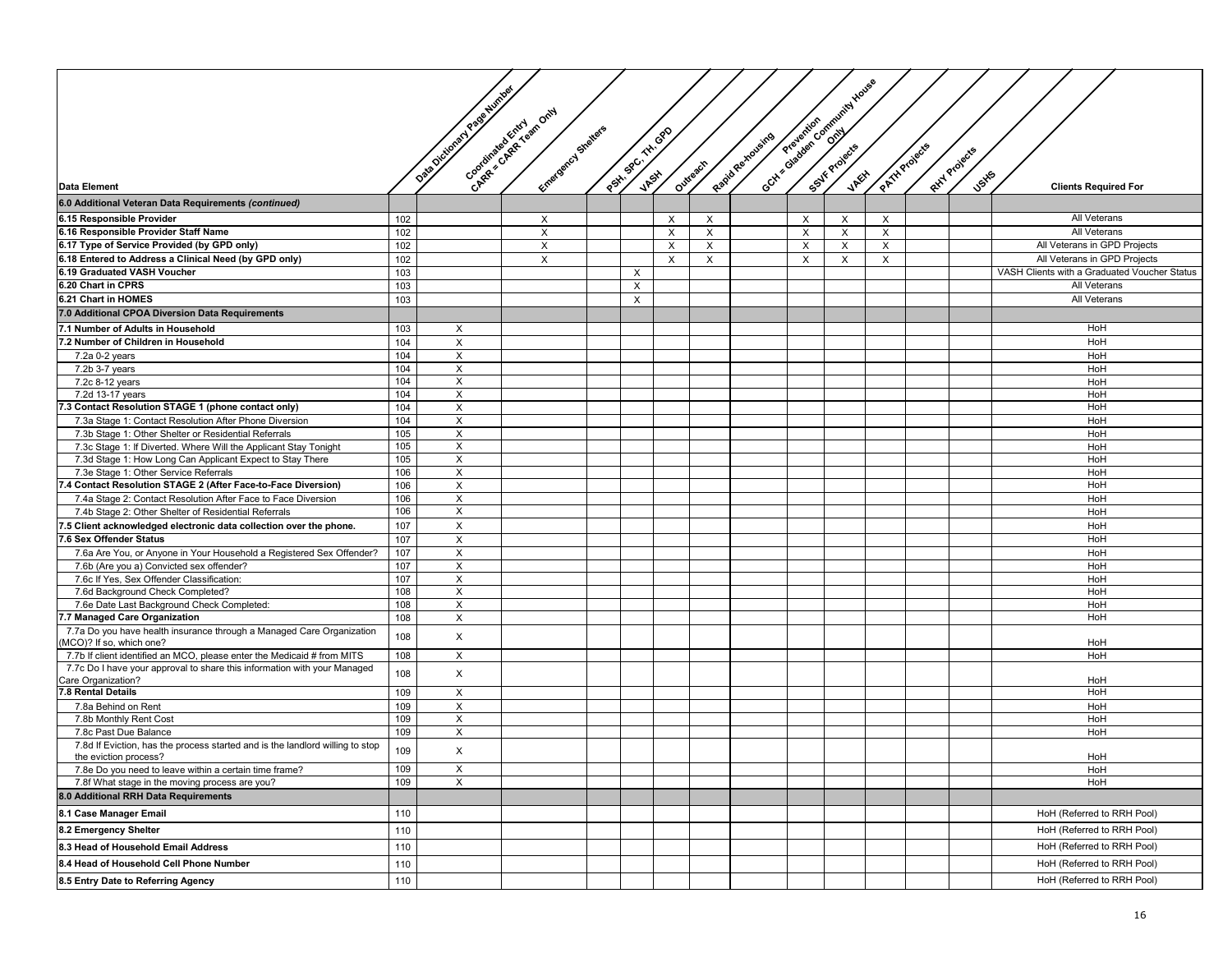| Data Element | Data Dictionary Page Number | Coordinated Entry CARR = CARR Team Only | Emergency Shelters | PSH, SPC, TH, GPD | VASH | Outreach | Rapid Re-housing | Prevention GCH = Gladden Community House Only | SSVF Projects | VAEH | PATH Projects | RHY Projects | USHS | Clients Required For |
|---|---|---|---|---|---|---|---|---|---|---|---|---|---|---|
| **6.0 Additional Veteran Data Requirements *(continued)*** | | | | | | | | | | | | | | |
| **6.15 Responsible Provider** | 102 | | X | | | X | X | | X | X | X | | | All Veterans |
| **6.16 Responsible Provider Staff Name** | 102 | | X | | | X | X | | X | X | X | | | All Veterans |
| **6.17 Type of Service Provided (by GPD only)** | 102 | | X | | | X | X | | X | X | X | | | All Veterans in GPD Projects |
| **6.18 Entered to Address a Clinical Need (by GPD only)** | 102 | | X | | | X | X | | X | X | X | | | All Veterans in GPD Projects |
| **6.19 Graduated VASH Voucher** | 103 | | | | X | | | | | | | | | VASH Clients with a Graduated Voucher Status |
| **6.20 Chart in CPRS** | 103 | | | | X | | | | | | | | | All Veterans |
| **6.21 Chart in HOMES** | 103 | | | | X | | | | | | | | | All Veterans |
| **7.0 Additional CPOA Diversion Data Requirements** | | | | | | | | | | | | | | |
| **7.1 Number of Adults in Household** | 103 | X | | | | | | | | | | | | HoH |
| **7.2 Number of Children in Household** | 104 | X | | | | | | | | | | | | HoH |
| 7.2a 0-2 years | 104 | X | | | | | | | | | | | | HoH |
| 7.2b 3-7 years | 104 | X | | | | | | | | | | | | HoH |
| 7.2c 8-12 years | 104 | X | | | | | | | | | | | | HoH |
| 7.2d 13-17 years | 104 | X | | | | | | | | | | | | HoH |
| **7.3 Contact Resolution STAGE 1 (phone contact only)** | 104 | X | | | | | | | | | | | | HoH |
| 7.3a Stage 1: Contact Resolution After Phone Diversion | 104 | X | | | | | | | | | | | | HoH |
| 7.3b Stage 1: Other Shelter or Residential Referrals | 105 | X | | | | | | | | | | | | HoH |
| 7.3c Stage 1: If Diverted. Where Will the Applicant Stay Tonight | 105 | X | | | | | | | | | | | | HoH |
| 7.3d Stage 1: How Long Can Applicant Expect to Stay There | 105 | X | | | | | | | | | | | | HoH |
| 7.3e Stage 1: Other Service Referrals | 106 | X | | | | | | | | | | | | HoH |
| **7.4 Contact Resolution STAGE 2 (After Face-to-Face Diversion)** | 106 | X | | | | | | | | | | | | HoH |
| 7.4a Stage 2: Contact Resolution After Face to Face Diversion | 106 | X | | | | | | | | | | | | HoH |
| 7.4b Stage 2: Other Shelter of Residential Referrals | 106 | X | | | | | | | | | | | | HoH |
| **7.5 Client acknowledged electronic data collection over the phone.** | 107 | X | | | | | | | | | | | | HoH |
| **7.6 Sex Offender Status** | 107 | X | | | | | | | | | | | | HoH |
| 7.6a Are You, or Anyone in Your Household a Registered Sex Offender? | 107 | X | | | | | | | | | | | | HoH |
| 7.6b (Are you a) Convicted sex offender? | 107 | X | | | | | | | | | | | | HoH |
| 7.6c If Yes, Sex Offender Classification: | 107 | X | | | | | | | | | | | | HoH |
| 7.6d Background Check Completed? | 108 | X | | | | | | | | | | | | HoH |
| 7.6e Date Last Background Check Completed: | 108 | X | | | | | | | | | | | | HoH |
| **7.7 Managed Care Organization** | 108 | X | | | | | | | | | | | | HoH |
| 7.7a Do you have health insurance through a Managed Care Organization (MCO)? If so, which one? | 108 | X | | | | | | | | | | | | HoH |
| 7.7b If client identified an MCO, please enter the Medicaid # from MITS | 108 | X | | | | | | | | | | | | HoH |
| 7.7c Do I have your approval to share this information with your Managed Care Organization? | 108 | X | | | | | | | | | | | | HoH |
| **7.8 Rental Details** | 109 | X | | | | | | | | | | | | HoH |
| 7.8a Behind on Rent | 109 | X | | | | | | | | | | | | HoH |
| 7.8b Monthly Rent Cost | 109 | X | | | | | | | | | | | | HoH |
| 7.8c Past Due Balance | 109 | X | | | | | | | | | | | | HoH |
| 7.8d If Eviction, has the process started and is the landlord willing to stop the eviction process? | 109 | X | | | | | | | | | | | | HoH |
| 7.8e Do you need to leave within a certain time frame? | 109 | X | | | | | | | | | | | | HoH |
| 7.8f What stage in the moving process are you? | 109 | X | | | | | | | | | | | | HoH |
| **8.0 Additional RRH Data Requirements** | | | | | | | | | | | | | | |
| **8.1 Case Manager Email** | 110 | | | | | | | | | | | | | HoH (Referred to RRH Pool) |
| **8.2 Emergency Shelter** | 110 | | | | | | | | | | | | | HoH (Referred to RRH Pool) |
| **8.3 Head of Household Email Address** | 110 | | | | | | | | | | | | | HoH (Referred to RRH Pool) |
| **8.4 Head of Household Cell Phone Number** | 110 | | | | | | | | | | | | | HoH (Referred to RRH Pool) |
| **8.5 Entry Date to Referring Agency** | 110 | | | | | | | | | | | | | HoH (Referred to RRH Pool) |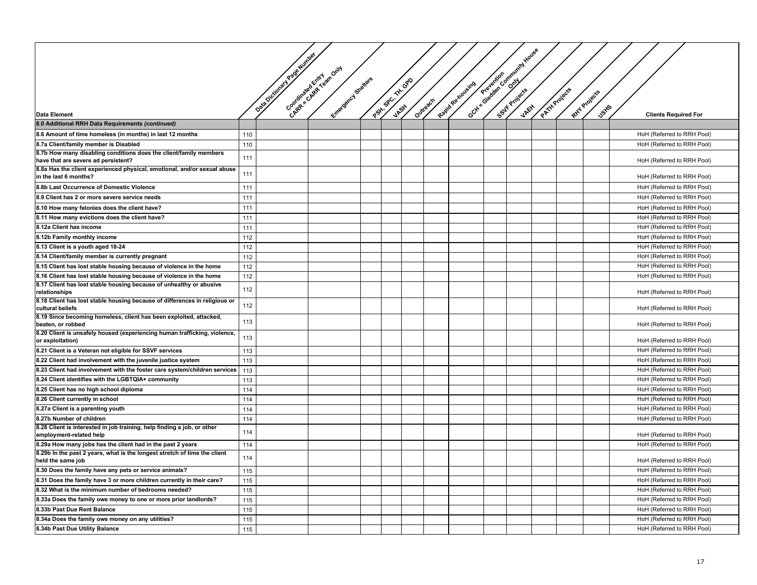| Data Element | Data Dictionary Page Number | Coordinated Entry CARR = CARR Team Only | Emergency Shelters | PSH, SPC, TH, GPD | VASH | Outreach | Rapid Re-housing | Prevention GCH = Gladden Community House Only | SSVF Projects | VAEH | PATH Projects | RHY Projects | USHS | Clients Required For |
|---|---|---|---|---|---|---|---|---|---|---|---|---|---|---|
| **8.0 Additional RRH Data Requirements *(continued)*** | | | | | | | | | | | | | | |
| **8.6 Amount of time homeless (in months) in last 12 months** | 110 | | | | | | | | | | | | | HoH (Referred to RRH Pool) |
| **8.7a Client/family member is Disabled** | 110 | | | | | | | | | | | | | HoH (Referred to RRH Pool) |
| **8.7b How many disabling conditions does the client/family members have that are severe ad persistent?** | 111 | | | | | | | | | | | | | HoH (Referred to RRH Pool) |
| **8.8a Has the client experienced physical, emotional, and/or sexual abuse in the last 6 months?** | 111 | | | | | | | | | | | | | HoH (Referred to RRH Pool) |
| **8.8b Last Occurrence of Domestic Violence** | 111 | | | | | | | | | | | | | HoH (Referred to RRH Pool) |
| **8.9 Client has 2 or more severe service needs** | 111 | | | | | | | | | | | | | HoH (Referred to RRH Pool) |
| **8.10 How many felonies does the client have?** | 111 | | | | | | | | | | | | | HoH (Referred to RRH Pool) |
| **8.11 How many evictions does the client have?** | 111 | | | | | | | | | | | | | HoH (Referred to RRH Pool) |
| **8.12a Client has income** | 111 | | | | | | | | | | | | | HoH (Referred to RRH Pool) |
| **8.12b Family monthly income** | 112 | | | | | | | | | | | | | HoH (Referred to RRH Pool) |
| **8.13 Client is a youth aged 18-24** | 112 | | | | | | | | | | | | | HoH (Referred to RRH Pool) |
| **8.14 Client/family member is currently pregnant** | 112 | | | | | | | | | | | | | HoH (Referred to RRH Pool) |
| **8.15 Client has lost stable housing because of violence in the home** | 112 | | | | | | | | | | | | | HoH (Referred to RRH Pool) |
| **8.16 Client has lost stable housing because of violence in the home** | 112 | | | | | | | | | | | | | HoH (Referred to RRH Pool) |
| **8.17 Client has lost stable housing because of unhealthy or abusive relationships** | 112 | | | | | | | | | | | | | HoH (Referred to RRH Pool) |
| **8.18 Client has lost stable housing because of differences in religious or cultural beliefs** | 112 | | | | | | | | | | | | | HoH (Referred to RRH Pool) |
| **8.19 Since becoming homeless, client has been exploited, attacked, beaten, or robbed** | 113 | | | | | | | | | | | | | HoH (Referred to RRH Pool) |
| **8.20 Client is unsafely housed (experiencing human trafficking, violence, or exploitation)** | 113 | | | | | | | | | | | | | HoH (Referred to RRH Pool) |
| **8.21 Client is a Veteran not eligible for SSVF services** | 113 | | | | | | | | | | | | | HoH (Referred to RRH Pool) |
| **8.22 Client had involvement with the juvenile justice system** | 113 | | | | | | | | | | | | | HoH (Referred to RRH Pool) |
| **8.23 Client had involvement with the foster care system/children services** | 113 | | | | | | | | | | | | | HoH (Referred to RRH Pool) |
| **8.24 Client identifies with the LGBTQIA+ community** | 113 | | | | | | | | | | | | | HoH (Referred to RRH Pool) |
| **8.25 Client has no high school diploma** | 114 | | | | | | | | | | | | | HoH (Referred to RRH Pool) |
| **8.26 Client currently in school** | 114 | | | | | | | | | | | | | HoH (Referred to RRH Pool) |
| **8.27a Client is a parenting youth** | 114 | | | | | | | | | | | | | HoH (Referred to RRH Pool) |
| **8.27b Number of children** | 114 | | | | | | | | | | | | | HoH (Referred to RRH Pool) |
| **8.28 Client is interested in job training, help finding a job, or other employment-related help** | 114 | | | | | | | | | | | | | HoH (Referred to RRH Pool) |
| **8.29a How many jobs has the client had in the past 2 years** | 114 | | | | | | | | | | | | | HoH (Referred to RRH Pool) |
| **8.29b In the past 2 years, what is the longest stretch of time the client held the same job** | 114 | | | | | | | | | | | | | HoH (Referred to RRH Pool) |
| **8.30 Does the family have any pets or service animals?** | 115 | | | | | | | | | | | | | HoH (Referred to RRH Pool) |
| **8.31 Does the family have 3 or more children currently in their care?** | 115 | | | | | | | | | | | | | HoH (Referred to RRH Pool) |
| **8.32 What is the minimum number of bedrooms needed?** | 115 | | | | | | | | | | | | | HoH (Referred to RRH Pool) |
| **8.33a Does the family owe money to one or more prior landlords?** | 115 | | | | | | | | | | | | | HoH (Referred to RRH Pool) |
| **8.33b Past Due Rent Balance** | 115 | | | | | | | | | | | | | HoH (Referred to RRH Pool) |
| **8.34a Does the family owe money on any utilities?** | 115 | | | | | | | | | | | | | HoH (Referred to RRH Pool) |
| **8.34b Past Due Utility Balance** | 115 | | | | | | | | | | | | | HoH (Referred to RRH Pool) |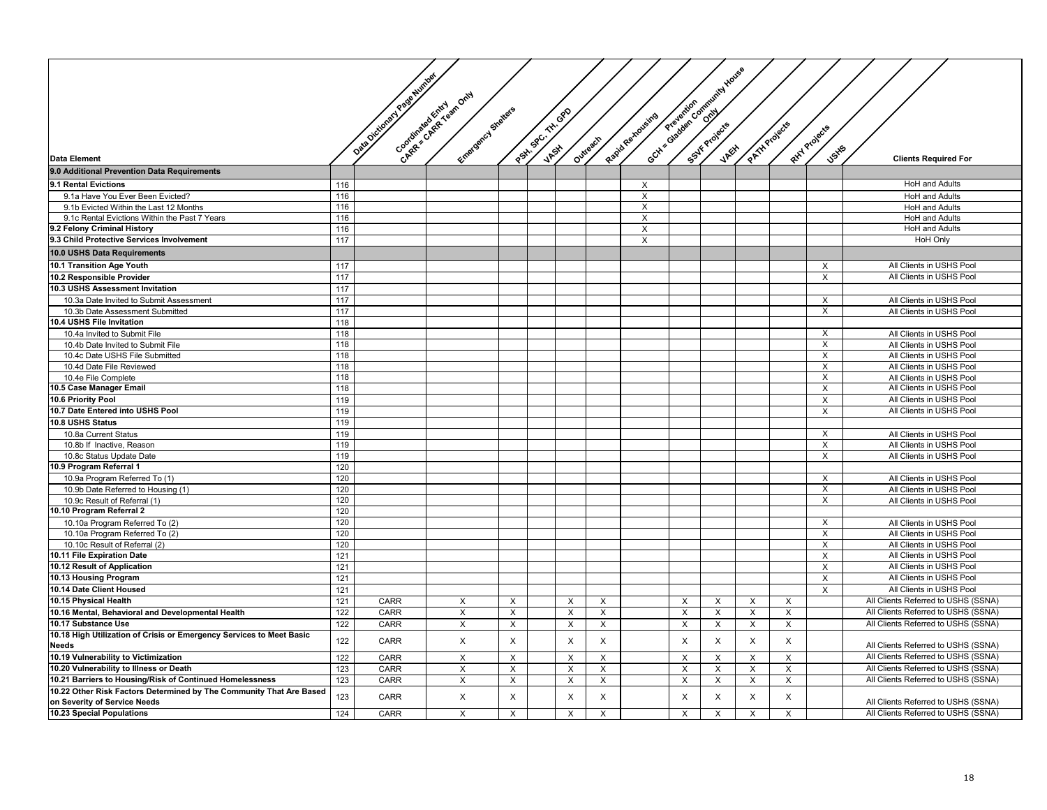| Data Element | Data Dictionary Page Number | Coordinated Entry CARR = CARR Team Only | Emergency Shelters | PSH, SPC, TH, GPD | VASH | Outreach | Rapid Re-housing | Prevention GCH = Gladden Community House Only | SSVF Projects | VAEH | PATH Projects | RHY Projects | USHS | Clients Required For |
|---|---|---|---|---|---|---|---|---|---|---|---|---|---|---|
| **9.0 Additional Prevention Data Requirements** | | | | | | | | | | | | | | |
| **9.1 Rental Evictions** | 116 | | | | | | | X | | | | | | HoH and Adults |
| 9.1a Have You Ever Been Evicted? | 116 | | | | | | | X | | | | | | HoH and Adults |
| 9.1b Evicted Within the Last 12 Months | 116 | | | | | | | X | | | | | | HoH and Adults |
| 9.1c Rental Evictions Within the Past 7 Years | 116 | | | | | | | X | | | | | | HoH and Adults |
| **9.2 Felony Criminal History** | 116 | | | | | | | X | | | | | | HoH and Adults |
| **9.3 Child Protective Services Involvement** | 117 | | | | | | | X | | | | | | HoH Only |
| **10.0 USHS Data Requirements** | | | | | | | | | | | | | | |
| **10.1 Transition Age Youth** | 117 | | | | | | | | | | | | X | All Clients in USHS Pool |
| **10.2 Responsible Provider** | 117 | | | | | | | | | | | | X | All Clients in USHS Pool |
| **10.3 USHS Assessment Invitation** | 117 | | | | | | | | | | | | | |
| 10.3a Date Invited to Submit Assessment | 117 | | | | | | | | | | | | X | All Clients in USHS Pool |
| 10.3b Date Assessment Submitted | 117 | | | | | | | | | | | | X | All Clients in USHS Pool |
| **10.4 USHS File Invitation** | 118 | | | | | | | | | | | | | |
| 10.4a Invited to Submit File | 118 | | | | | | | | | | | | X | All Clients in USHS Pool |
| 10.4b Date Invited to Submit File | 118 | | | | | | | | | | | | X | All Clients in USHS Pool |
| 10.4c Date USHS File Submitted | 118 | | | | | | | | | | | | X | All Clients in USHS Pool |
| 10.4d Date File Reviewed | 118 | | | | | | | | | | | | X | All Clients in USHS Pool |
| 10.4e File Complete | 118 | | | | | | | | | | | | X | All Clients in USHS Pool |
| **10.5 Case Manager Email** | 118 | | | | | | | | | | | | X | All Clients in USHS Pool |
| **10.6 Priority Pool** | 119 | | | | | | | | | | | | X | All Clients in USHS Pool |
| **10.7 Date Entered into USHS Pool** | 119 | | | | | | | | | | | | X | All Clients in USHS Pool |
| **10.8 USHS Status** | 119 | | | | | | | | | | | | | |
| 10.8a Current Status | 119 | | | | | | | | | | | | X | All Clients in USHS Pool |
| 10.8b If Inactive, Reason | 119 | | | | | | | | | | | | X | All Clients in USHS Pool |
| 10.8c Status Update Date | 119 | | | | | | | | | | | | X | All Clients in USHS Pool |
| **10.9 Program Referral 1** | 120 | | | | | | | | | | | | | |
| 10.9a Program Referred To (1) | 120 | | | | | | | | | | | | X | All Clients in USHS Pool |
| 10.9b Date Referred to Housing (1) | 120 | | | | | | | | | | | | X | All Clients in USHS Pool |
| 10.9c Result of Referral (1) | 120 | | | | | | | | | | | | X | All Clients in USHS Pool |
| **10.10 Program Referral 2** | 120 | | | | | | | | | | | | | |
| 10.10a Program Referred To (2) | 120 | | | | | | | | | | | | X | All Clients in USHS Pool |
| 10.10a Program Referred To (2) | 120 | | | | | | | | | | | | X | All Clients in USHS Pool |
| 10.10c Result of Referral (2) | 120 | | | | | | | | | | | | X | All Clients in USHS Pool |
| **10.11 File Expiration Date** | 121 | | | | | | | | | | | | X | All Clients in USHS Pool |
| **10.12 Result of Application** | 121 | | | | | | | | | | | | X | All Clients in USHS Pool |
| **10.13 Housing Program** | 121 | | | | | | | | | | | | X | All Clients in USHS Pool |
| **10.14 Date Client Housed** | 121 | | | | | | | | | | | | X | All Clients in USHS Pool |
| **10.15 Physical Health** | 121 | CARR | X | X | | X | X | | X | X | X | X | | All Clients Referred to USHS (SSNA) |
| **10.16 Mental, Behavioral and Developmental Health** | 122 | CARR | X | X | | X | X | | X | X | X | X | | All Clients Referred to USHS (SSNA) |
| **10.17 Substance Use** | 122 | CARR | X | X | | X | X | | X | X | X | X | | All Clients Referred to USHS (SSNA) |
| **10.18 High Utilization of Crisis or Emergency Services to Meet Basic Needs** | 122 | CARR | X | X | | X | X | | X | X | X | X | | All Clients Referred to USHS (SSNA) |
| **10.19 Vulnerability to Victimization** | 122 | CARR | X | X | | X | X | | X | X | X | X | | All Clients Referred to USHS (SSNA) |
| **10.20 Vulnerability to Illness or Death** | 123 | CARR | X | X | | X | X | | X | X | X | X | | All Clients Referred to USHS (SSNA) |
| **10.21 Barriers to Housing/Risk of Continued Homelessness** | 123 | CARR | X | X | | X | X | | X | X | X | X | | All Clients Referred to USHS (SSNA) |
| **10.22 Other Risk Factors Determined by The Community That Are Based on Severity of Service Needs** | 123 | CARR | X | X | | X | X | | X | X | X | X | | All Clients Referred to USHS (SSNA) |
| **10.23 Special Populations** | 124 | CARR | X | X | | X | X | | X | X | X | X | | All Clients Referred to USHS (SSNA) |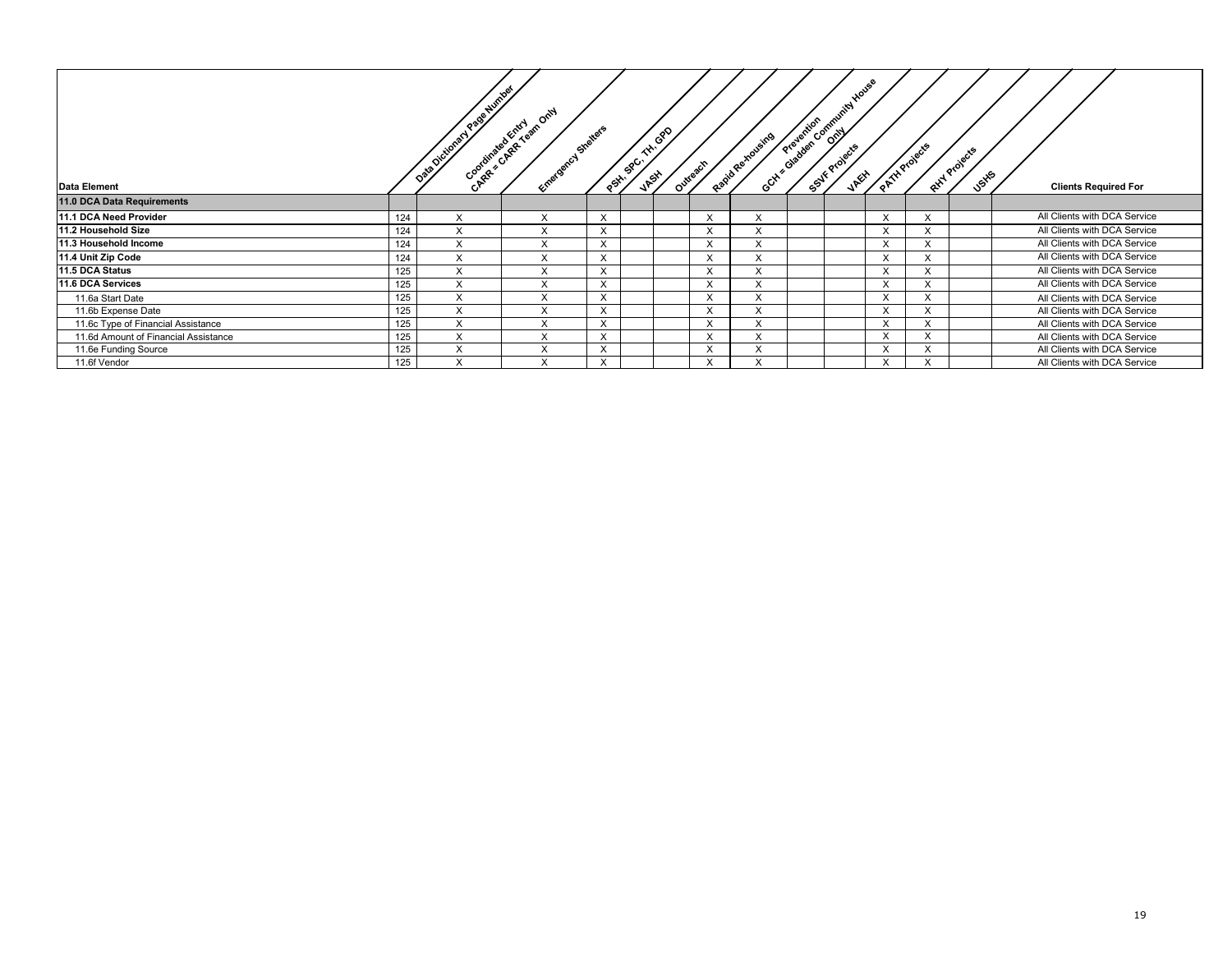| Data Element | Data Dictionary Page Number | Coordinated Entry CARR = CARR Team Only | Emergency Shelters | PSH, SPC, TH, GPD | VASH | Outreach | Rapid Re-housing | Prevention GCH = Gladden Community House Only | SSVF Projects | VAEH | PATH Projects | RHY Projects | USHS | Clients Required For |
|---|---|---|---|---|---|---|---|---|---|---|---|---|---|---|
| **11.0 DCA Data Requirements** | | | | | | | | | | | | | | |
| **11.1 DCA Need Provider** | 124 | X | X | X | | | X | X | | | X | X | | All Clients with DCA Service |
| **11.2 Household Size** | 124 | X | X | X | | | X | X | | | X | X | | All Clients with DCA Service |
| **11.3 Household Income** | 124 | X | X | X | | | X | X | | | X | X | | All Clients with DCA Service |
| **11.4 Unit Zip Code** | 124 | X | X | X | | | X | X | | | X | X | | All Clients with DCA Service |
| **11.5 DCA Status** | 125 | X | X | X | | | X | X | | | X | X | | All Clients with DCA Service |
| **11.6 DCA Services** | 125 | X | X | X | | | X | X | | | X | X | | All Clients with DCA Service |
| 11.6a Start Date | 125 | X | X | X | | | X | X | | | X | X | | All Clients with DCA Service |
| 11.6b Expense Date | 125 | X | X | X | | | X | X | | | X | X | | All Clients with DCA Service |
| 11.6c Type of Financial Assistance | 125 | X | X | X | | | X | X | | | X | X | | All Clients with DCA Service |
| 11.6d Amount of Financial Assistance | 125 | X | X | X | | | X | X | | | X | X | | All Clients with DCA Service |
| 11.6e Funding Source | 125 | X | X | X | | | X | X | | | X | X | | All Clients with DCA Service |
| 11.6f Vendor | 125 | X | X | X | | | X | X | | | X | X | | All Clients with DCA Service |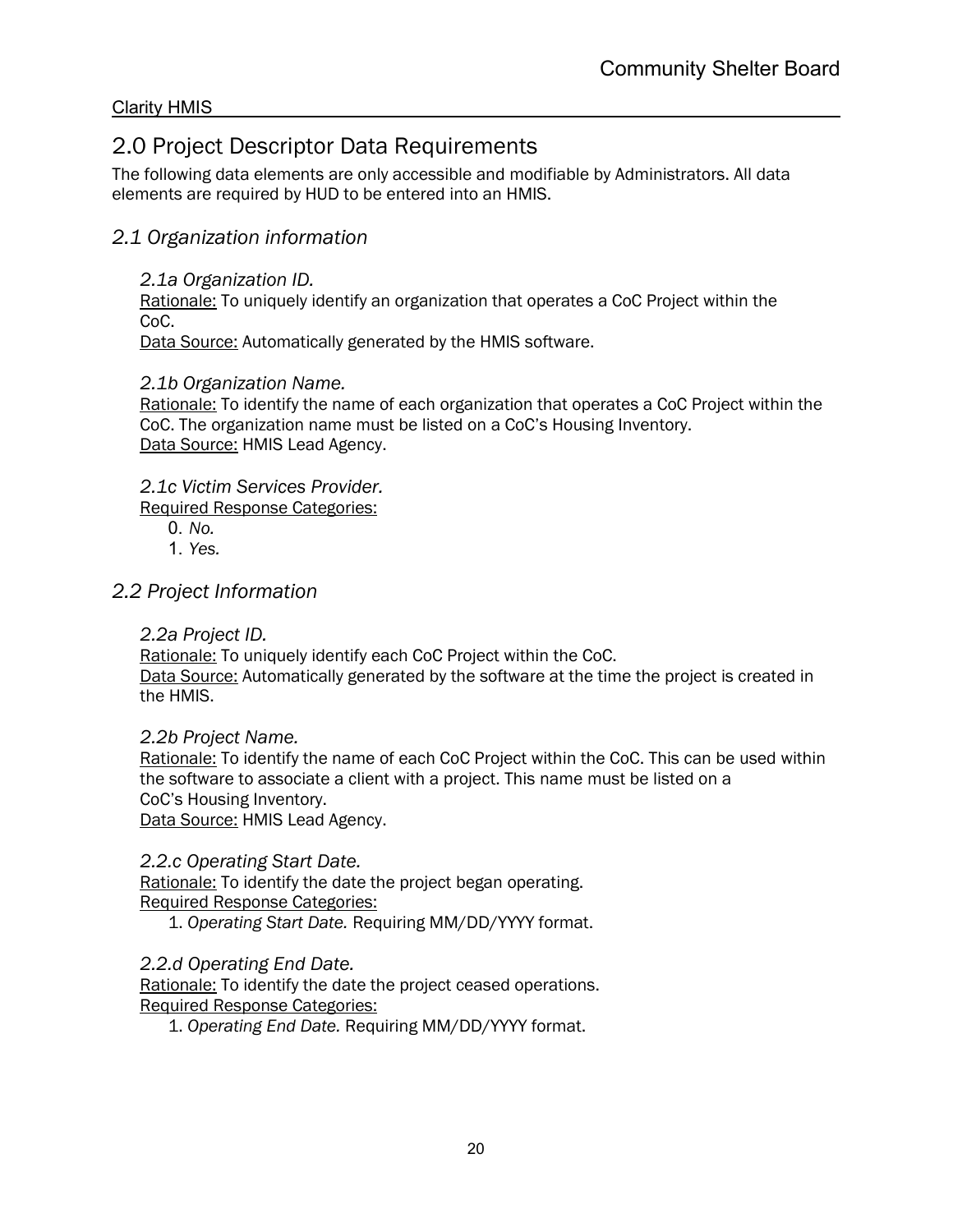## 2.0 Project Descriptor Data Requirements

The following data elements are only accessible and modifiable by Administrators. All data elements are required by HUD to be entered into an HMIS.

### *2.1 Organization information*

*2.1a Organization ID.*
Rationale: To uniquely identify an organization that operates a CoC Project within the CoC.
Data Source: Automatically generated by the HMIS software.

*2.1b Organization Name.*
Rationale: To identify the name of each organization that operates a CoC Project within the CoC. The organization name must be listed on a CoC's Housing Inventory.
Data Source: HMIS Lead Agency.

*2.1c Victim Services Provider.*
Required Response Categories:

0. *No.*
1. *Yes.*

### *2.2 Project Information*

*2.2a Project ID.*
Rationale: To uniquely identify each CoC Project within the CoC.
Data Source: Automatically generated by the software at the time the project is created in the HMIS.

*2.2b Project Name.*
Rationale: To identify the name of each CoC Project within the CoC. This can be used within the software to associate a client with a project. This name must be listed on a CoC's Housing Inventory.
Data Source: HMIS Lead Agency.

*2.2.c Operating Start Date.*
Rationale: To identify the date the project began operating.
Required Response Categories:

1. *Operating Start Date.* Requiring MM/DD/YYYY format.

*2.2.d Operating End Date.*
Rationale: To identify the date the project ceased operations.
Required Response Categories:

1. *Operating End Date.* Requiring MM/DD/YYYY format.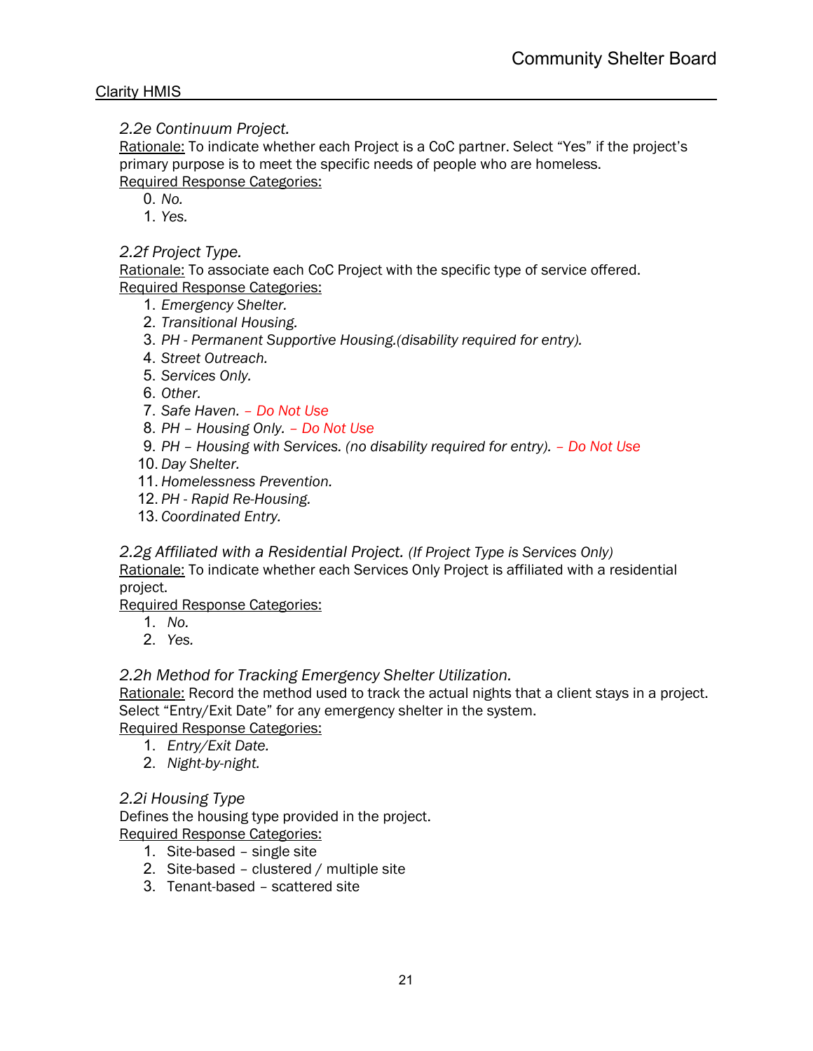*2.2e Continuum Project.*

Rationale: To indicate whether each Project is a CoC partner. Select "Yes" if the project's primary purpose is to meet the specific needs of people who are homeless.

Required Response Categories:

0. *No.*
1. *Yes.*

*2.2f Project Type.*

Rationale: To associate each CoC Project with the specific type of service offered.

Required Response Categories:

1. *Emergency Shelter.*
2. *Transitional Housing.*
3. *PH - Permanent Supportive Housing.(disability required for entry).*
4. *Street Outreach.*
5. *Services Only.*
6. *Other.*
7. *Safe Haven.* – Do Not Use
8. *PH – Housing Only.* – Do Not Use
9. *PH – Housing with Services. (no disability required for entry).* – Do Not Use
10. *Day Shelter.*
11. *Homelessness Prevention.*
12. *PH - Rapid Re-Housing.*
13. *Coordinated Entry.*

*2.2g Affiliated with a Residential Project. (If Project Type is Services Only)*

Rationale: To indicate whether each Services Only Project is affiliated with a residential project.

Required Response Categories:

1. *No.*
2. *Yes.*

*2.2h Method for Tracking Emergency Shelter Utilization.*

Rationale: Record the method used to track the actual nights that a client stays in a project. Select "Entry/Exit Date" for any emergency shelter in the system.

Required Response Categories:

1. *Entry/Exit Date.*
2. *Night-by-night.*

*2.2i Housing Type*

Defines the housing type provided in the project.

Required Response Categories:

1. Site-based – single site
2. Site-based – clustered / multiple site
3. Tenant-based – scattered site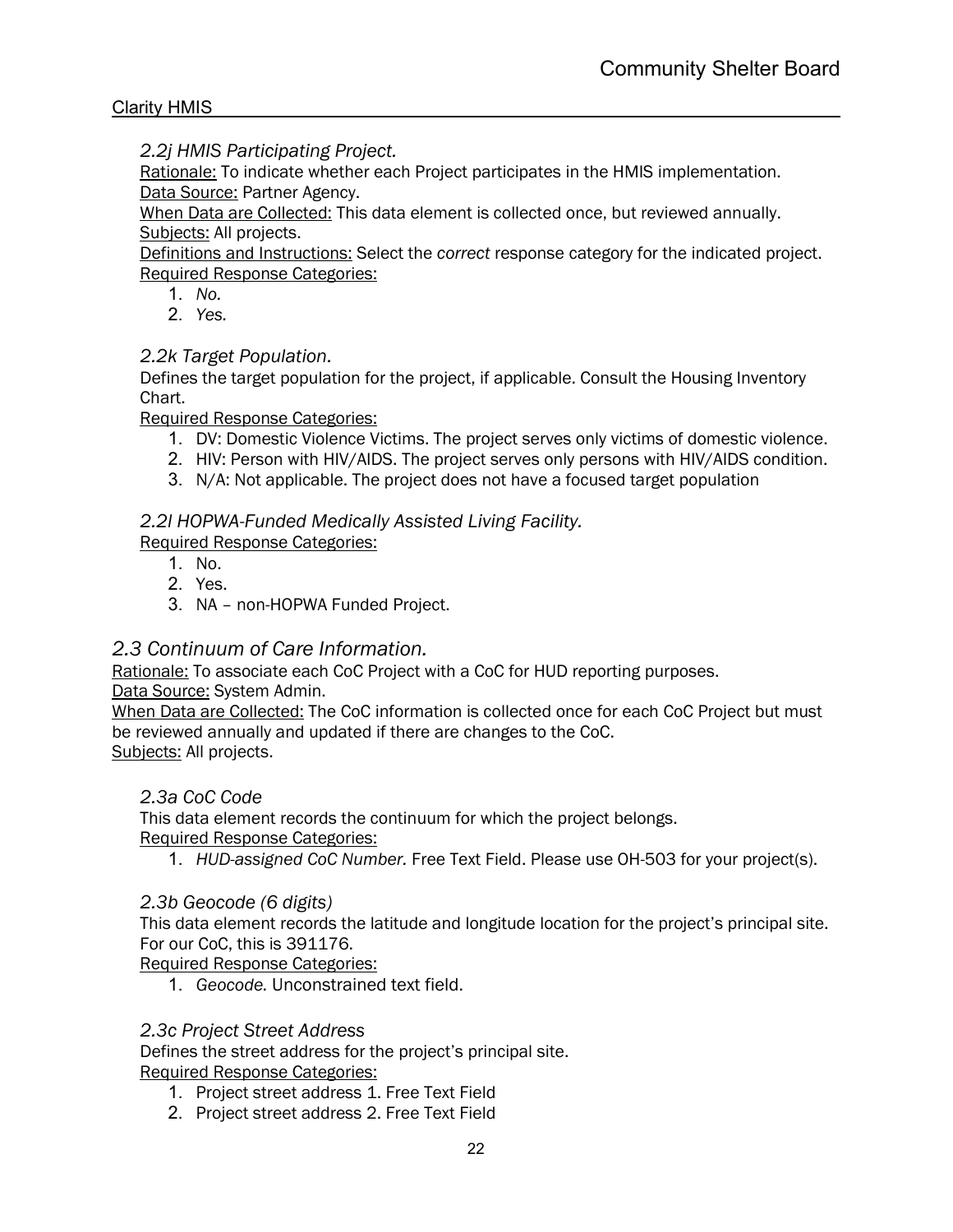### *2.2j HMIS Participating Project.*

Rationale: To indicate whether each Project participates in the HMIS implementation.
Data Source: Partner Agency.
When Data are Collected: This data element is collected once, but reviewed annually.
Subjects: All projects.
Definitions and Instructions: Select the *correct* response category for the indicated project.
Required Response Categories:

1. *No.*
2. *Yes.*

### *2.2k Target Population.*

Defines the target population for the project, if applicable. Consult the Housing Inventory Chart.

Required Response Categories:

1. DV: Domestic Violence Victims. The project serves only victims of domestic violence.
2. HIV: Person with HIV/AIDS. The project serves only persons with HIV/AIDS condition.
3. N/A: Not applicable. The project does not have a focused target population

### *2.2l HOPWA-Funded Medically Assisted Living Facility.*

Required Response Categories:

1. No.
2. Yes.
3. NA – non-HOPWA Funded Project.

## *2.3 Continuum of Care Information.*

Rationale: To associate each CoC Project with a CoC for HUD reporting purposes.
Data Source: System Admin.
When Data are Collected: The CoC information is collected once for each CoC Project but must be reviewed annually and updated if there are changes to the CoC.
Subjects: All projects.

### *2.3a CoC Code*

This data element records the continuum for which the project belongs.
Required Response Categories:

1. *HUD-assigned CoC Number.* Free Text Field. Please use OH-503 for your project(s).

### *2.3b Geocode (6 digits)*

This data element records the latitude and longitude location for the project's principal site. For our CoC, this is 391176.
Required Response Categories:

1. *Geocode.* Unconstrained text field.

### *2.3c Project Street Address*

Defines the street address for the project's principal site.
Required Response Categories:

1. Project street address 1. Free Text Field
2. Project street address 2. Free Text Field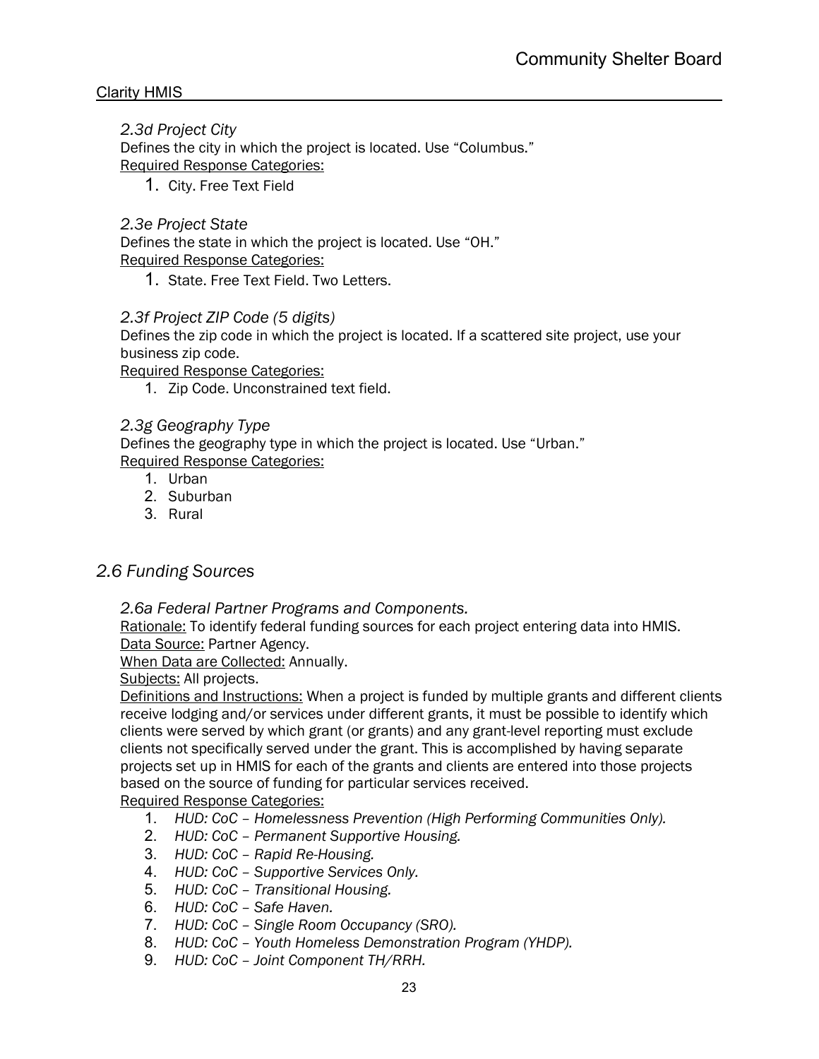*2.3d Project City*

Defines the city in which the project is located. Use “Columbus.”

Required Response Categories:

1. City. Free Text Field

*2.3e Project State*

Defines the state in which the project is located. Use “OH.”

Required Response Categories:

1. State. Free Text Field. Two Letters.

*2.3f Project ZIP Code (5 digits)*

Defines the zip code in which the project is located. If a scattered site project, use your business zip code.

Required Response Categories:

1. Zip Code. Unconstrained text field.

*2.3g Geography Type*

Defines the geography type in which the project is located. Use “Urban.”

Required Response Categories:

1. Urban
2. Suburban
3. Rural

## *2.6 Funding Sources*

*2.6a Federal Partner Programs and Components.*

Rationale: To identify federal funding sources for each project entering data into HMIS.

Data Source: Partner Agency.

When Data are Collected: Annually.

Subjects: All projects.

Definitions and Instructions: When a project is funded by multiple grants and different clients receive lodging and/or services under different grants, it must be possible to identify which clients were served by which grant (or grants) and any grant-level reporting must exclude clients not specifically served under the grant. This is accomplished by having separate projects set up in HMIS for each of the grants and clients are entered into those projects based on the source of funding for particular services received.

Required Response Categories:

1. *HUD: CoC – Homelessness Prevention (High Performing Communities Only).*
2. *HUD: CoC – Permanent Supportive Housing.*
3. *HUD: CoC – Rapid Re-Housing.*
4. *HUD: CoC – Supportive Services Only.*
5. *HUD: CoC – Transitional Housing.*
6. *HUD: CoC – Safe Haven.*
7. *HUD: CoC – Single Room Occupancy (SRO).*
8. *HUD: CoC – Youth Homeless Demonstration Program (YHDP).*
9. *HUD: CoC – Joint Component TH/RRH.*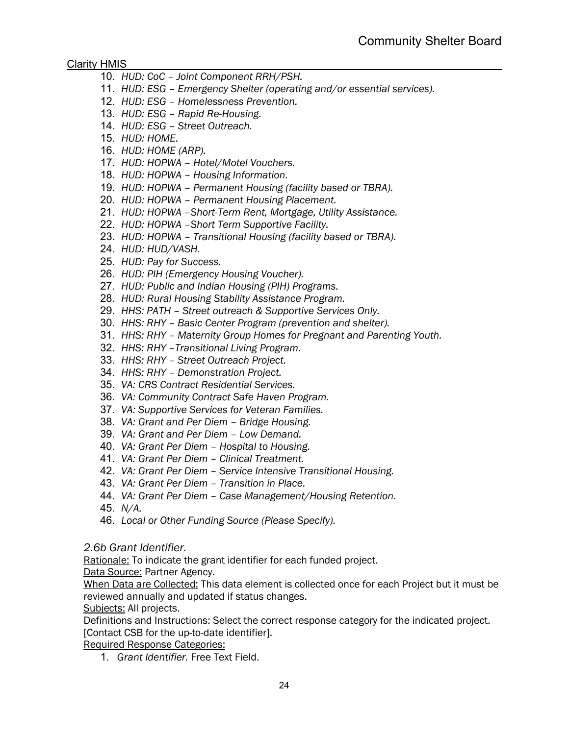10. *HUD: CoC – Joint Component RRH/PSH.*
11. *HUD: ESG – Emergency Shelter (operating and/or essential services).*
12. *HUD: ESG – Homelessness Prevention.*
13. *HUD: ESG – Rapid Re-Housing.*
14. *HUD: ESG – Street Outreach.*
15. *HUD: HOME.*
16. *HUD: HOME (ARP).*
17. *HUD: HOPWA – Hotel/Motel Vouchers.*
18. *HUD: HOPWA – Housing Information.*
19. *HUD: HOPWA – Permanent Housing (facility based or TBRA).*
20. *HUD: HOPWA – Permanent Housing Placement.*
21. *HUD: HOPWA –Short-Term Rent, Mortgage, Utility Assistance.*
22. *HUD: HOPWA –Short Term Supportive Facility.*
23. *HUD: HOPWA – Transitional Housing (facility based or TBRA).*
24. *HUD: HUD/VASH.*
25. *HUD: Pay for Success.*
26. *HUD: PIH (Emergency Housing Voucher).*
27. *HUD: Public and Indian Housing (PIH) Programs.*
28. *HUD: Rural Housing Stability Assistance Program.*
29. *HHS: PATH – Street outreach & Supportive Services Only.*
30. *HHS: RHY – Basic Center Program (prevention and shelter).*
31. *HHS: RHY – Maternity Group Homes for Pregnant and Parenting Youth.*
32. *HHS: RHY –Transitional Living Program.*
33. *HHS: RHY – Street Outreach Project.*
34. *HHS: RHY – Demonstration Project.*
35. *VA: CRS Contract Residential Services.*
36. *VA: Community Contract Safe Haven Program.*
37. *VA: Supportive Services for Veteran Families.*
38. *VA: Grant and Per Diem – Bridge Housing.*
39. *VA: Grant and Per Diem – Low Demand.*
40. *VA: Grant Per Diem – Hospital to Housing.*
41. *VA: Grant Per Diem – Clinical Treatment.*
42. *VA: Grant Per Diem – Service Intensive Transitional Housing.*
43. *VA: Grant Per Diem – Transition in Place.*
44. *VA: Grant Per Diem – Case Management/Housing Retention.*
45. *N/A.*
46. *Local or Other Funding Source (Please Specify).*

### *2.6b Grant Identifier.*

Rationale: To indicate the grant identifier for each funded project.
Data Source: Partner Agency.
When Data are Collected: This data element is collected once for each Project but it must be reviewed annually and updated if status changes.
Subjects: All projects.
Definitions and Instructions: Select the correct response category for the indicated project. [Contact CSB for the up-to-date identifier].
Required Response Categories:

1. *Grant Identifier.* Free Text Field.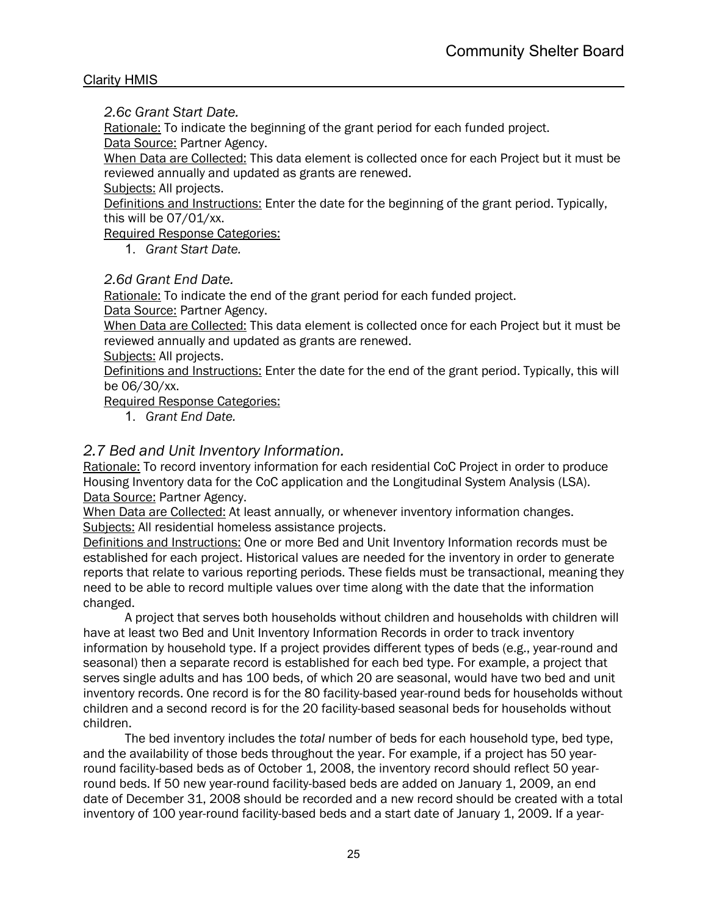*2.6c Grant Start Date.*

Rationale: To indicate the beginning of the grant period for each funded project.

Data Source: Partner Agency.

When Data are Collected: This data element is collected once for each Project but it must be reviewed annually and updated as grants are renewed.

Subjects: All projects.

Definitions and Instructions: Enter the date for the beginning of the grant period. Typically, this will be 07/01/xx.

Required Response Categories:

1. *Grant Start Date.*

*2.6d Grant End Date.*

Rationale: To indicate the end of the grant period for each funded project.

Data Source: Partner Agency.

When Data are Collected: This data element is collected once for each Project but it must be reviewed annually and updated as grants are renewed.

Subjects: All projects.

Definitions and Instructions: Enter the date for the end of the grant period. Typically, this will be 06/30/xx.

Required Response Categories:

1. *Grant End Date.*

## *2.7 Bed and Unit Inventory Information.*

Rationale: To record inventory information for each residential CoC Project in order to produce Housing Inventory data for the CoC application and the Longitudinal System Analysis (LSA).

Data Source: Partner Agency.

When Data are Collected: At least annually*,* or whenever inventory information changes.

Subjects: All residential homeless assistance projects.

Definitions and Instructions: One or more Bed and Unit Inventory Information records must be established for each project. Historical values are needed for the inventory in order to generate reports that relate to various reporting periods. These fields must be transactional, meaning they need to be able to record multiple values over time along with the date that the information changed.

A project that serves both households without children and households with children will have at least two Bed and Unit Inventory Information Records in order to track inventory information by household type. If a project provides different types of beds (e.g., year-round and seasonal) then a separate record is established for each bed type. For example, a project that serves single adults and has 100 beds, of which 20 are seasonal, would have two bed and unit inventory records. One record is for the 80 facility-based year-round beds for households without children and a second record is for the 20 facility-based seasonal beds for households without children.

The bed inventory includes the *total* number of beds for each household type, bed type, and the availability of those beds throughout the year. For example, if a project has 50 year-round facility-based beds as of October 1, 2008, the inventory record should reflect 50 year-round beds. If 50 new year-round facility-based beds are added on January 1, 2009, an end date of December 31, 2008 should be recorded and a new record should be created with a total inventory of 100 year-round facility-based beds and a start date of January 1, 2009. If a year-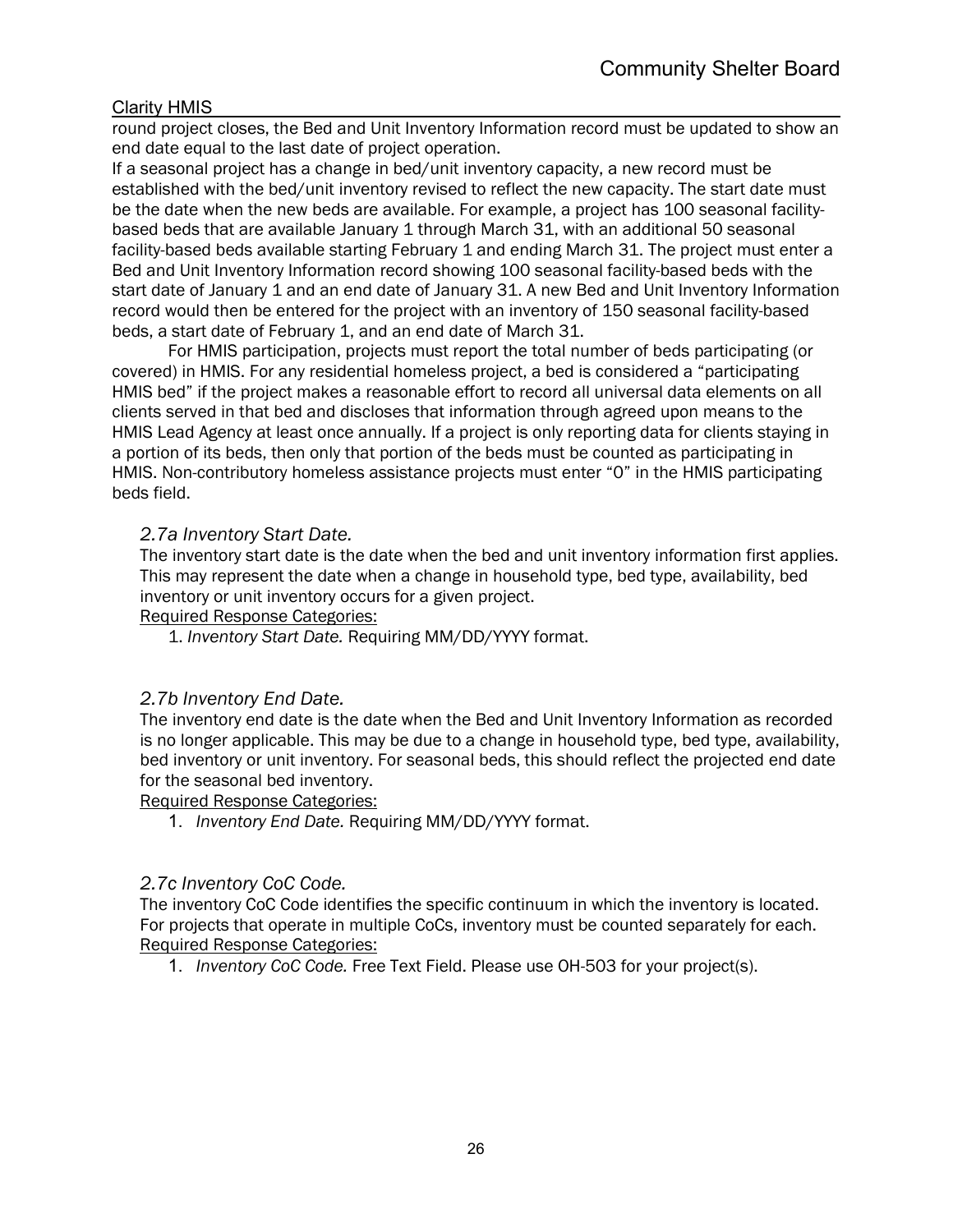round project closes, the Bed and Unit Inventory Information record must be updated to show an end date equal to the last date of project operation.

If a seasonal project has a change in bed/unit inventory capacity, a new record must be established with the bed/unit inventory revised to reflect the new capacity. The start date must be the date when the new beds are available. For example, a project has 100 seasonal facility-based beds that are available January 1 through March 31, with an additional 50 seasonal facility-based beds available starting February 1 and ending March 31. The project must enter a Bed and Unit Inventory Information record showing 100 seasonal facility-based beds with the start date of January 1 and an end date of January 31. A new Bed and Unit Inventory Information record would then be entered for the project with an inventory of 150 seasonal facility-based beds, a start date of February 1, and an end date of March 31.

For HMIS participation, projects must report the total number of beds participating (or covered) in HMIS. For any residential homeless project, a bed is considered a "participating HMIS bed" if the project makes a reasonable effort to record all universal data elements on all clients served in that bed and discloses that information through agreed upon means to the HMIS Lead Agency at least once annually. If a project is only reporting data for clients staying in a portion of its beds, then only that portion of the beds must be counted as participating in HMIS. Non-contributory homeless assistance projects must enter "0" in the HMIS participating beds field.

### *2.7a Inventory Start Date.*

The inventory start date is the date when the bed and unit inventory information first applies. This may represent the date when a change in household type, bed type, availability, bed inventory or unit inventory occurs for a given project.

Required Response Categories:

1. *Inventory Start Date.* Requiring MM/DD/YYYY format.

### *2.7b Inventory End Date.*

The inventory end date is the date when the Bed and Unit Inventory Information as recorded is no longer applicable. This may be due to a change in household type, bed type, availability, bed inventory or unit inventory. For seasonal beds, this should reflect the projected end date for the seasonal bed inventory.

Required Response Categories:

1. *Inventory End Date.* Requiring MM/DD/YYYY format.

### *2.7c Inventory CoC Code.*

The inventory CoC Code identifies the specific continuum in which the inventory is located. For projects that operate in multiple CoCs, inventory must be counted separately for each.

Required Response Categories:

1. *Inventory CoC Code.* Free Text Field. Please use OH-503 for your project(s).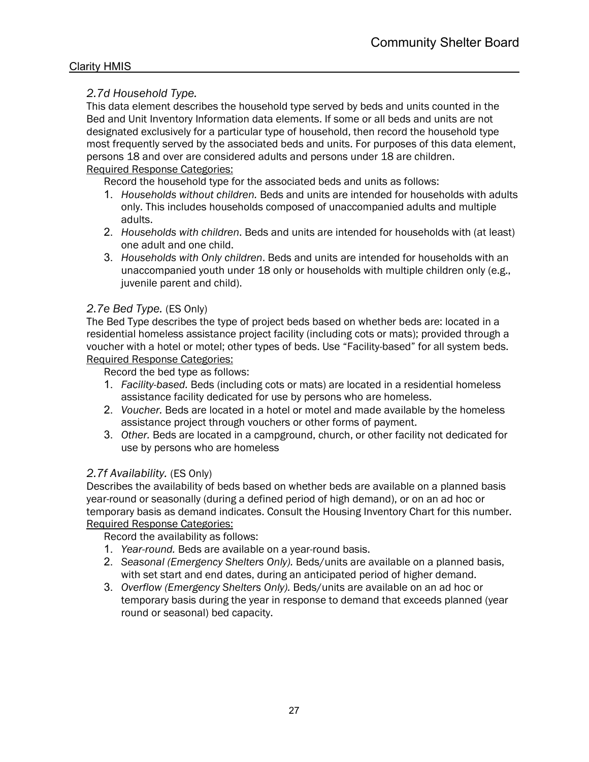### *2.7d Household Type.*

This data element describes the household type served by beds and units counted in the Bed and Unit Inventory Information data elements. If some or all beds and units are not designated exclusively for a particular type of household, then record the household type most frequently served by the associated beds and units. For purposes of this data element, persons 18 and over are considered adults and persons under 18 are children.

Required Response Categories:

Record the household type for the associated beds and units as follows:

1. *Households without children.* Beds and units are intended for households with adults only. This includes households composed of unaccompanied adults and multiple adults.
2. *Households with children*. Beds and units are intended for households with (at least) one adult and one child.
3. *Households with Only children*. Beds and units are intended for households with an unaccompanied youth under 18 only or households with multiple children only (e.g., juvenile parent and child).

### *2.7e Bed Type.* (ES Only)

The Bed Type describes the type of project beds based on whether beds are: located in a residential homeless assistance project facility (including cots or mats); provided through a voucher with a hotel or motel; other types of beds. Use "Facility-based" for all system beds.

Required Response Categories:

Record the bed type as follows:

1. *Facility-based.* Beds (including cots or mats) are located in a residential homeless assistance facility dedicated for use by persons who are homeless.
2. *Voucher.* Beds are located in a hotel or motel and made available by the homeless assistance project through vouchers or other forms of payment.
3. *Other.* Beds are located in a campground, church, or other facility not dedicated for use by persons who are homeless

### *2.7f Availability.* (ES Only)

Describes the availability of beds based on whether beds are available on a planned basis year-round or seasonally (during a defined period of high demand), or on an ad hoc or temporary basis as demand indicates. Consult the Housing Inventory Chart for this number.

Required Response Categories:

Record the availability as follows:

1. *Year-round.* Beds are available on a year-round basis.
2. *Seasonal (Emergency Shelters Only).* Beds/units are available on a planned basis, with set start and end dates, during an anticipated period of higher demand.
3. *Overflow (Emergency Shelters Only).* Beds/units are available on an ad hoc or temporary basis during the year in response to demand that exceeds planned (year round or seasonal) bed capacity.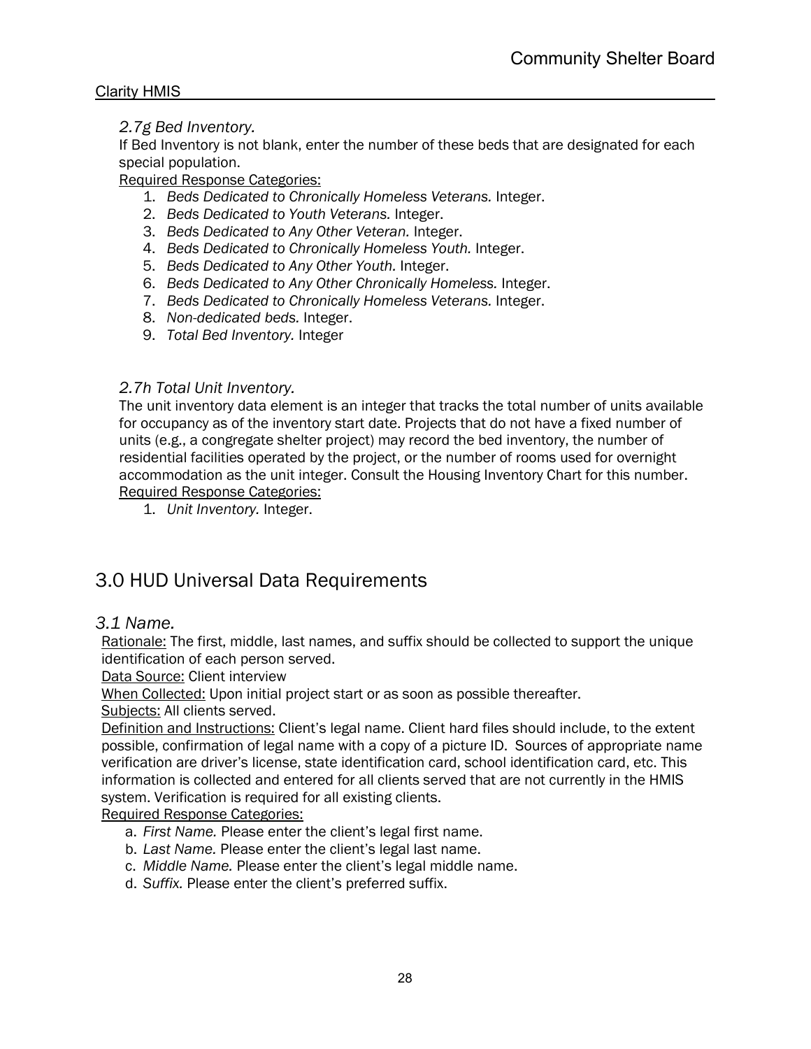### *2.7g Bed Inventory.*

If Bed Inventory is not blank, enter the number of these beds that are designated for each special population.

Required Response Categories:

1. *Beds Dedicated to Chronically Homeless Veterans.* Integer.
2. *Beds Dedicated to Youth Veterans.* Integer.
3. *Beds Dedicated to Any Other Veteran.* Integer.
4. *Beds Dedicated to Chronically Homeless Youth.* Integer.
5. *Beds Dedicated to Any Other Youth.* Integer.
6. *Beds Dedicated to Any Other Chronically Homeless.* Integer.
7. *Beds Dedicated to Chronically Homeless Veterans.* Integer.
8. *Non-dedicated beds.* Integer.
9. *Total Bed Inventory.* Integer

### *2.7h Total Unit Inventory.*

The unit inventory data element is an integer that tracks the total number of units available for occupancy as of the inventory start date. Projects that do not have a fixed number of units (e.g., a congregate shelter project) may record the bed inventory, the number of residential facilities operated by the project, or the number of rooms used for overnight accommodation as the unit integer. Consult the Housing Inventory Chart for this number.

Required Response Categories:

1. *Unit Inventory.* Integer.

# 3.0 HUD Universal Data Requirements

## *3.1 Name.*

Rationale: The first, middle, last names, and suffix should be collected to support the unique identification of each person served.

Data Source: Client interview

When Collected: Upon initial project start or as soon as possible thereafter.

Subjects: All clients served.

Definition and Instructions: Client's legal name. Client hard files should include, to the extent possible, confirmation of legal name with a copy of a picture ID. Sources of appropriate name verification are driver's license, state identification card, school identification card, etc. This information is collected and entered for all clients served that are not currently in the HMIS system. Verification is required for all existing clients.

Required Response Categories:

a. *First Name.* Please enter the client's legal first name.
b. *Last Name.* Please enter the client's legal last name.
c. *Middle Name.* Please enter the client's legal middle name.
d. *Suffix.* Please enter the client's preferred suffix.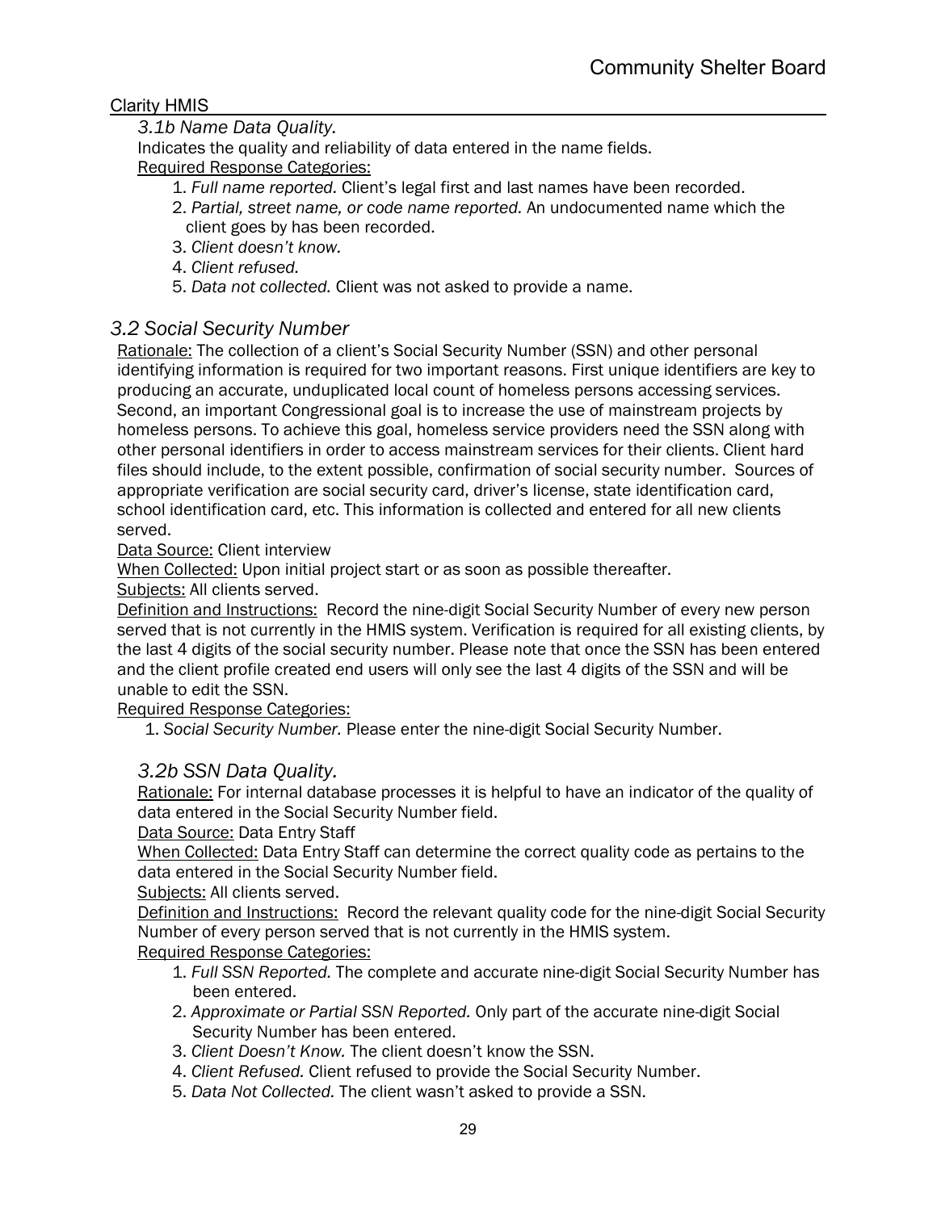### 3.1b Name Data Quality.

Indicates the quality and reliability of data entered in the name fields.

Required Response Categories:

1. *Full name reported.* Client's legal first and last names have been recorded.
2. *Partial, street name, or code name reported.* An undocumented name which the client goes by has been recorded.
3. *Client doesn't know.*
4. *Client refused.*
5. *Data not collected.* Client was not asked to provide a name.

## 3.2 Social Security Number

Rationale: The collection of a client's Social Security Number (SSN) and other personal identifying information is required for two important reasons. First unique identifiers are key to producing an accurate, unduplicated local count of homeless persons accessing services. Second, an important Congressional goal is to increase the use of mainstream projects by homeless persons. To achieve this goal, homeless service providers need the SSN along with other personal identifiers in order to access mainstream services for their clients. Client hard files should include, to the extent possible, confirmation of social security number. Sources of appropriate verification are social security card, driver's license, state identification card, school identification card, etc. This information is collected and entered for all new clients served.

Data Source: Client interview

When Collected: Upon initial project start or as soon as possible thereafter.

Subjects: All clients served.

Definition and Instructions: Record the nine-digit Social Security Number of every new person served that is not currently in the HMIS system. Verification is required for all existing clients, by the last 4 digits of the social security number. Please note that once the SSN has been entered and the client profile created end users will only see the last 4 digits of the SSN and will be unable to edit the SSN.

Required Response Categories:

1. *Social Security Number.* Please enter the nine-digit Social Security Number.

### 3.2b SSN Data Quality.

Rationale: For internal database processes it is helpful to have an indicator of the quality of data entered in the Social Security Number field.

Data Source: Data Entry Staff

When Collected: Data Entry Staff can determine the correct quality code as pertains to the data entered in the Social Security Number field.

Subjects: All clients served.

Definition and Instructions: Record the relevant quality code for the nine-digit Social Security Number of every person served that is not currently in the HMIS system.

Required Response Categories:

1. *Full SSN Reported.* The complete and accurate nine-digit Social Security Number has been entered.
2. *Approximate or Partial SSN Reported.* Only part of the accurate nine-digit Social Security Number has been entered.
3. *Client Doesn't Know.* The client doesn't know the SSN.
4. *Client Refused.* Client refused to provide the Social Security Number.
5. *Data Not Collected.* The client wasn't asked to provide a SSN.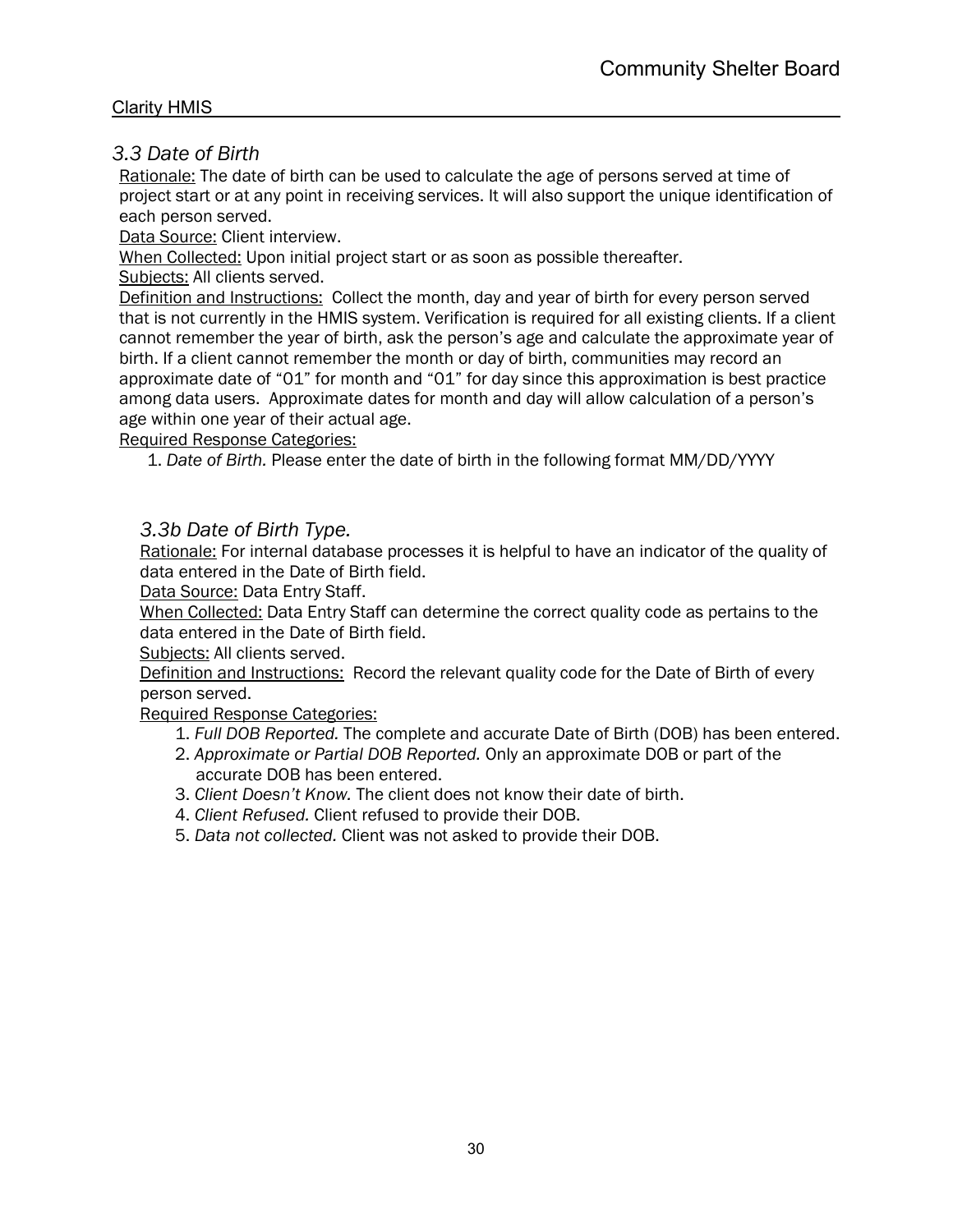### *3.3 Date of Birth*

Rationale: The date of birth can be used to calculate the age of persons served at time of project start or at any point in receiving services. It will also support the unique identification of each person served.

Data Source: Client interview.

When Collected: Upon initial project start or as soon as possible thereafter.

Subjects: All clients served.

Definition and Instructions: Collect the month, day and year of birth for every person served that is not currently in the HMIS system. Verification is required for all existing clients. If a client cannot remember the year of birth, ask the person's age and calculate the approximate year of birth. If a client cannot remember the month or day of birth, communities may record an approximate date of "01" for month and "01" for day since this approximation is best practice among data users. Approximate dates for month and day will allow calculation of a person's age within one year of their actual age.

Required Response Categories:

1. *Date of Birth.* Please enter the date of birth in the following format MM/DD/YYYY

### *3.3b Date of Birth Type.*

Rationale: For internal database processes it is helpful to have an indicator of the quality of data entered in the Date of Birth field.

Data Source: Data Entry Staff.

When Collected: Data Entry Staff can determine the correct quality code as pertains to the data entered in the Date of Birth field.

Subjects: All clients served.

Definition and Instructions: Record the relevant quality code for the Date of Birth of every person served.

Required Response Categories:

1. *Full DOB Reported.* The complete and accurate Date of Birth (DOB) has been entered.
2. *Approximate or Partial DOB Reported.* Only an approximate DOB or part of the accurate DOB has been entered.
3. *Client Doesn't Know.* The client does not know their date of birth.
4. *Client Refused.* Client refused to provide their DOB.
5. *Data not collected.* Client was not asked to provide their DOB.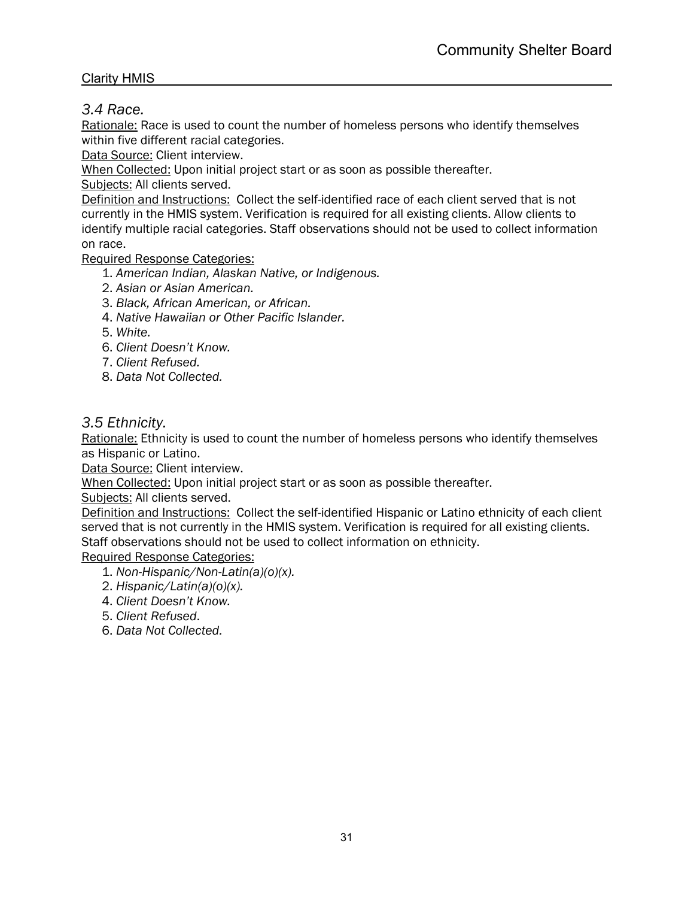### *3.4 Race.*

Rationale: Race is used to count the number of homeless persons who identify themselves within five different racial categories.

Data Source: Client interview.

When Collected: Upon initial project start or as soon as possible thereafter.

Subjects: All clients served.

Definition and Instructions: Collect the self-identified race of each client served that is not currently in the HMIS system. Verification is required for all existing clients. Allow clients to identify multiple racial categories. Staff observations should not be used to collect information on race.

Required Response Categories:

1. *American Indian, Alaskan Native, or Indigenous.*
2. *Asian or Asian American.*
3. *Black, African American, or African.*
4. *Native Hawaiian or Other Pacific Islander.*
5. *White.*
6. *Client Doesn't Know.*
7. *Client Refused.*
8. *Data Not Collected.*

### *3.5 Ethnicity.*

Rationale: Ethnicity is used to count the number of homeless persons who identify themselves as Hispanic or Latino.

Data Source: Client interview.

When Collected: Upon initial project start or as soon as possible thereafter.

Subjects: All clients served.

Definition and Instructions: Collect the self-identified Hispanic or Latino ethnicity of each client served that is not currently in the HMIS system. Verification is required for all existing clients. Staff observations should not be used to collect information on ethnicity.

Required Response Categories:

1. *Non-Hispanic/Non-Latin(a)(o)(x).*
2. *Hispanic/Latin(a)(o)(x).*

4\. *Client Doesn't Know.*

5\. *Client Refused*.

6\. *Data Not Collected.*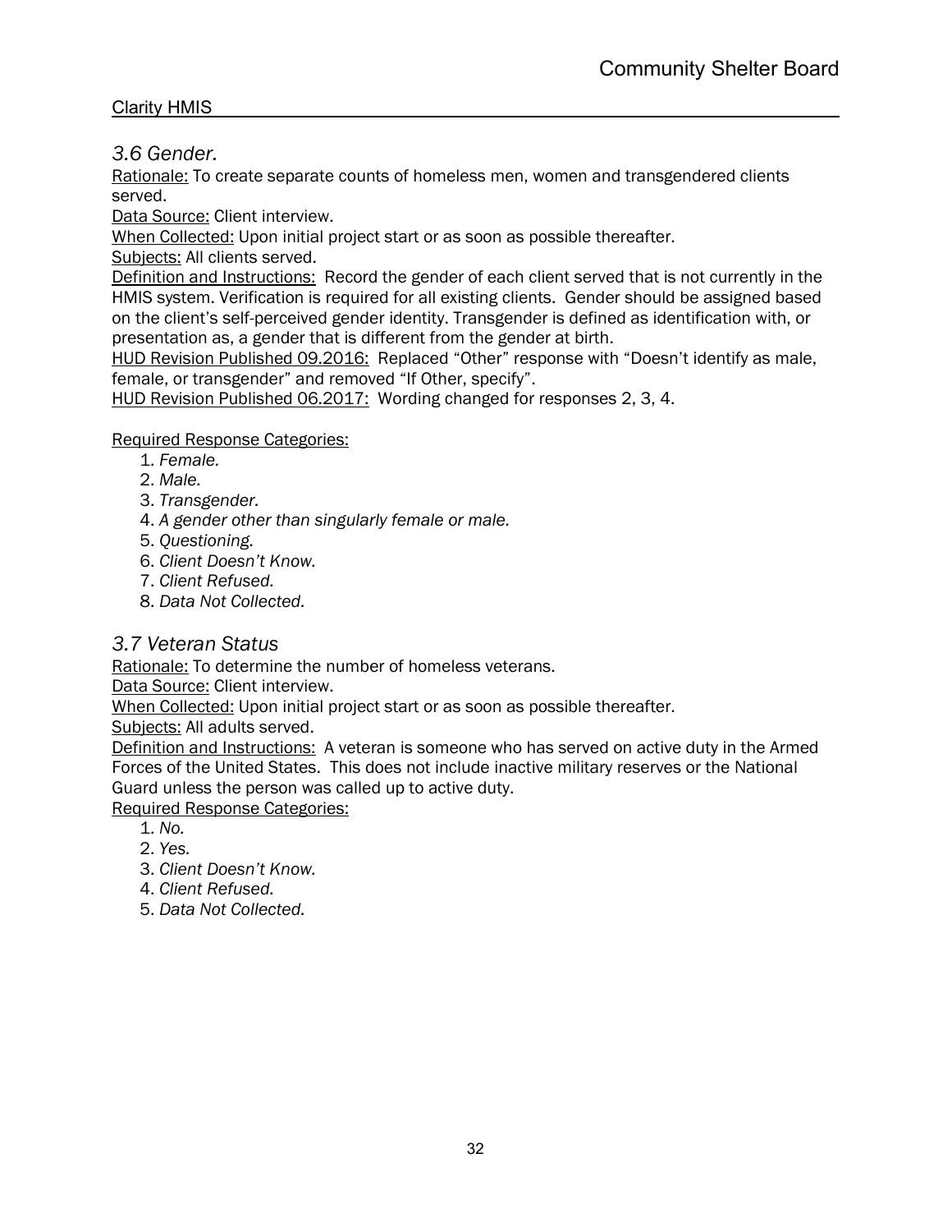### *3.6 Gender.*

Rationale: To create separate counts of homeless men, women and transgendered clients served.

Data Source: Client interview.

When Collected: Upon initial project start or as soon as possible thereafter.

Subjects: All clients served.

Definition and Instructions: Record the gender of each client served that is not currently in the HMIS system. Verification is required for all existing clients. Gender should be assigned based on the client's self-perceived gender identity. Transgender is defined as identification with, or presentation as, a gender that is different from the gender at birth.

HUD Revision Published 09.2016: Replaced "Other" response with "Doesn't identify as male, female, or transgender" and removed "If Other, specify".

HUD Revision Published 06.2017: Wording changed for responses 2, 3, 4.

Required Response Categories:

1. *Female.*
2. *Male.*
3. *Transgender.*
4. *A gender other than singularly female or male.*
5. *Questioning.*
6. *Client Doesn't Know.*
7. *Client Refused.*
8. *Data Not Collected.*

### *3.7 Veteran Status*

Rationale: To determine the number of homeless veterans.

Data Source: Client interview.

When Collected: Upon initial project start or as soon as possible thereafter.

Subjects: All adults served.

Definition and Instructions: A veteran is someone who has served on active duty in the Armed Forces of the United States. This does not include inactive military reserves or the National Guard unless the person was called up to active duty.

Required Response Categories:

1. *No.*
2. *Yes.*
3. *Client Doesn't Know.*
4. *Client Refused.*
5. *Data Not Collected.*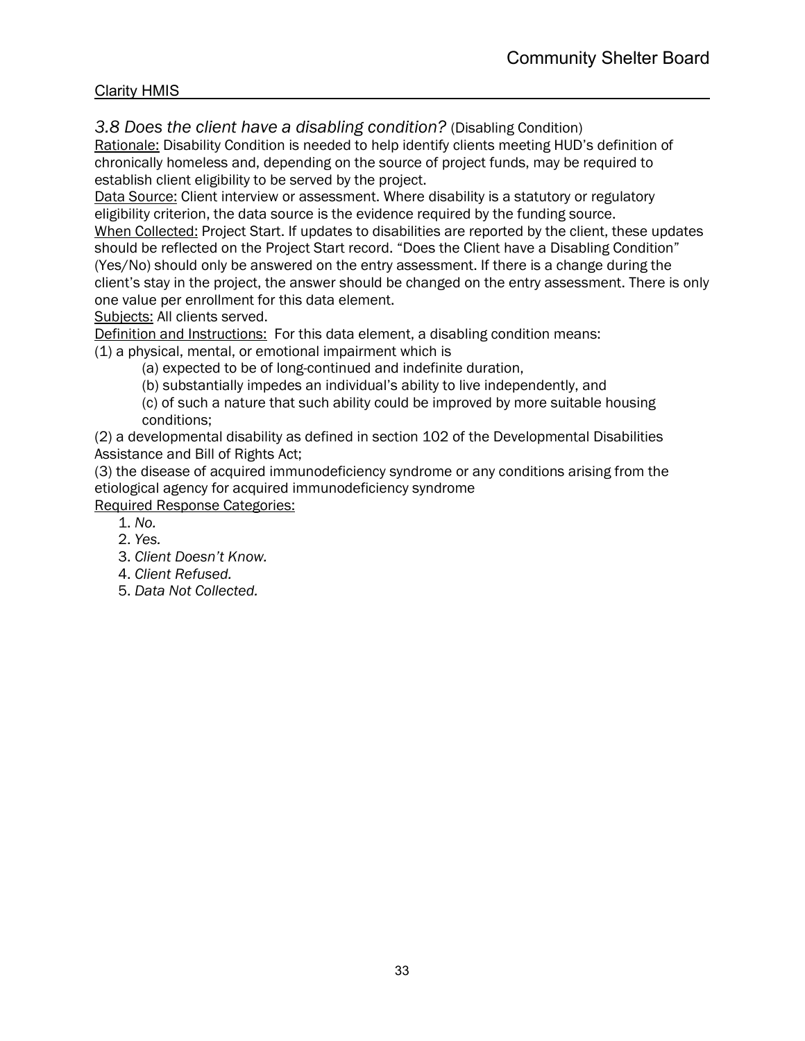### *3.8 Does the client have a disabling condition?* (Disabling Condition)

Rationale: Disability Condition is needed to help identify clients meeting HUD's definition of chronically homeless and, depending on the source of project funds, may be required to establish client eligibility to be served by the project.

Data Source: Client interview or assessment. Where disability is a statutory or regulatory eligibility criterion, the data source is the evidence required by the funding source.

When Collected: Project Start. If updates to disabilities are reported by the client, these updates should be reflected on the Project Start record. "Does the Client have a Disabling Condition" (Yes/No) should only be answered on the entry assessment. If there is a change during the client's stay in the project, the answer should be changed on the entry assessment. There is only one value per enrollment for this data element.

Subjects: All clients served.

Definition and Instructions: For this data element, a disabling condition means:

(1) a physical, mental, or emotional impairment which is

- (a) expected to be of long-continued and indefinite duration,
- (b) substantially impedes an individual's ability to live independently, and
- (c) of such a nature that such ability could be improved by more suitable housing conditions;

(2) a developmental disability as defined in section 102 of the Developmental Disabilities Assistance and Bill of Rights Act;

(3) the disease of acquired immunodeficiency syndrome or any conditions arising from the etiological agency for acquired immunodeficiency syndrome

Required Response Categories:

1. *No.*
2. *Yes.*
3. *Client Doesn't Know.*
4. *Client Refused.*
5. *Data Not Collected.*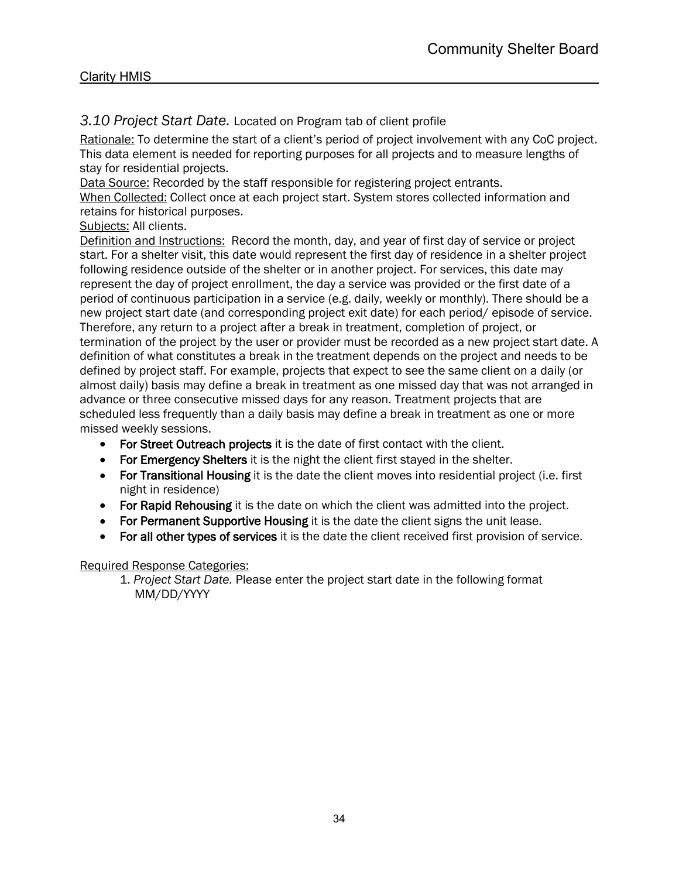### *3.10 Project Start Date.* Located on Program tab of client profile

Rationale: To determine the start of a client's period of project involvement with any CoC project. This data element is needed for reporting purposes for all projects and to measure lengths of stay for residential projects.

Data Source: Recorded by the staff responsible for registering project entrants.

When Collected: Collect once at each project start. System stores collected information and retains for historical purposes.

Subjects: All clients.

Definition and Instructions: Record the month, day, and year of first day of service or project start. For a shelter visit, this date would represent the first day of residence in a shelter project following residence outside of the shelter or in another project. For services, this date may represent the day of project enrollment, the day a service was provided or the first date of a period of continuous participation in a service (e.g. daily, weekly or monthly). There should be a new project start date (and corresponding project exit date) for each period/ episode of service. Therefore, any return to a project after a break in treatment, completion of project, or termination of the project by the user or provider must be recorded as a new project start date. A definition of what constitutes a break in the treatment depends on the project and needs to be defined by project staff. For example, projects that expect to see the same client on a daily (or almost daily) basis may define a break in treatment as one missed day that was not arranged in advance or three consecutive missed days for any reason. Treatment projects that are scheduled less frequently than a daily basis may define a break in treatment as one or more missed weekly sessions.

- **For Street Outreach projects** it is the date of first contact with the client.
- **For Emergency Shelters** it is the night the client first stayed in the shelter.
- **For Transitional Housing** it is the date the client moves into residential project (i.e. first night in residence)
- **For Rapid Rehousing** it is the date on which the client was admitted into the project.
- **For Permanent Supportive Housing** it is the date the client signs the unit lease.
- **For all other types of services** it is the date the client received first provision of service.

Required Response Categories:

1. *Project Start Date.* Please enter the project start date in the following format MM/DD/YYYY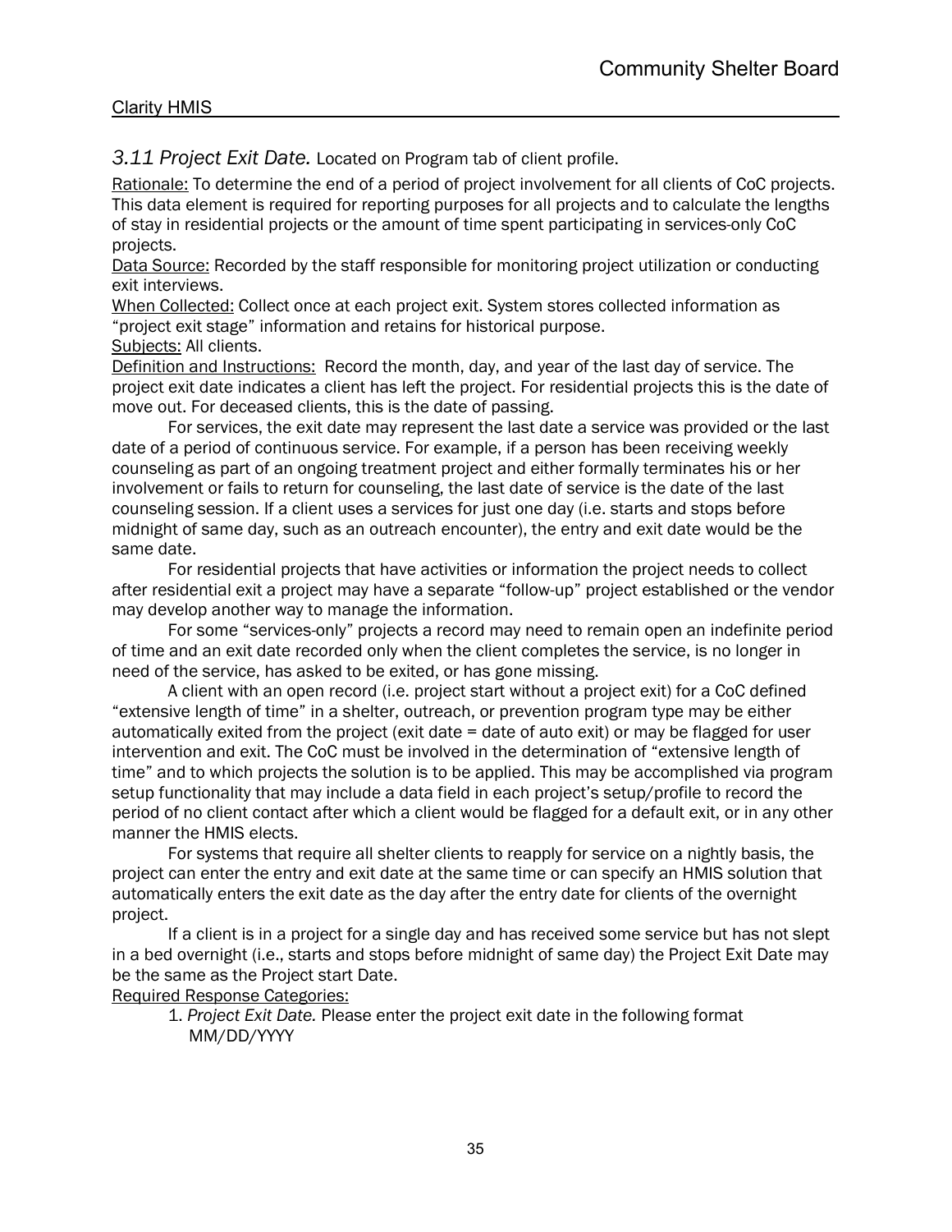### *3.11 Project Exit Date.* Located on Program tab of client profile.

Rationale: To determine the end of a period of project involvement for all clients of CoC projects. This data element is required for reporting purposes for all projects and to calculate the lengths of stay in residential projects or the amount of time spent participating in services-only CoC projects.

Data Source: Recorded by the staff responsible for monitoring project utilization or conducting exit interviews.

When Collected: Collect once at each project exit. System stores collected information as "project exit stage" information and retains for historical purpose.

Subjects: All clients.

Definition and Instructions: Record the month, day, and year of the last day of service. The project exit date indicates a client has left the project. For residential projects this is the date of move out. For deceased clients, this is the date of passing.

For services, the exit date may represent the last date a service was provided or the last date of a period of continuous service. For example, if a person has been receiving weekly counseling as part of an ongoing treatment project and either formally terminates his or her involvement or fails to return for counseling, the last date of service is the date of the last counseling session. If a client uses a services for just one day (i.e. starts and stops before midnight of same day, such as an outreach encounter), the entry and exit date would be the same date.

For residential projects that have activities or information the project needs to collect after residential exit a project may have a separate "follow-up" project established or the vendor may develop another way to manage the information.

For some "services-only" projects a record may need to remain open an indefinite period of time and an exit date recorded only when the client completes the service, is no longer in need of the service, has asked to be exited, or has gone missing.

A client with an open record (i.e. project start without a project exit) for a CoC defined "extensive length of time" in a shelter, outreach, or prevention program type may be either automatically exited from the project (exit date = date of auto exit) or may be flagged for user intervention and exit. The CoC must be involved in the determination of "extensive length of time" and to which projects the solution is to be applied. This may be accomplished via program setup functionality that may include a data field in each project's setup/profile to record the period of no client contact after which a client would be flagged for a default exit, or in any other manner the HMIS elects.

For systems that require all shelter clients to reapply for service on a nightly basis, the project can enter the entry and exit date at the same time or can specify an HMIS solution that automatically enters the exit date as the day after the entry date for clients of the overnight project.

If a client is in a project for a single day and has received some service but has not slept in a bed overnight (i.e., starts and stops before midnight of same day) the Project Exit Date may be the same as the Project start Date.

Required Response Categories:

1. *Project Exit Date.* Please enter the project exit date in the following format MM/DD/YYYY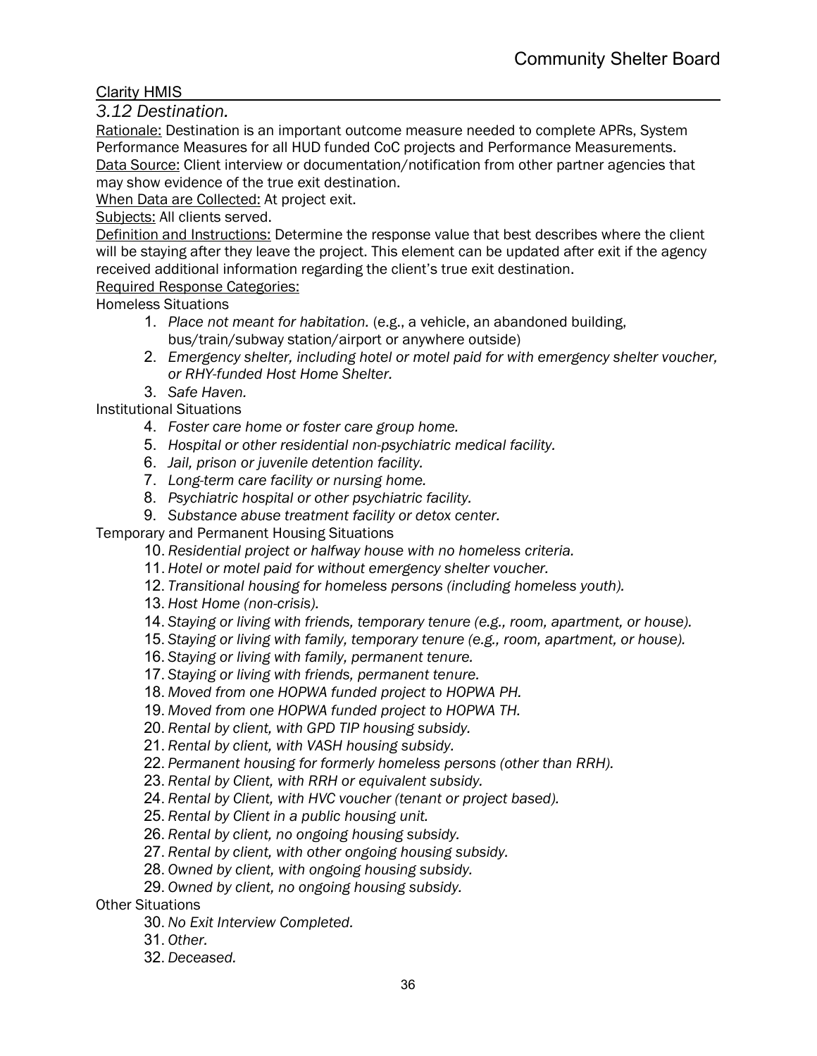Clarity HMIS

### *3.12 Destination.*

Rationale: Destination is an important outcome measure needed to complete APRs, System Performance Measures for all HUD funded CoC projects and Performance Measurements.

Data Source: Client interview or documentation/notification from other partner agencies that may show evidence of the true exit destination.

When Data are Collected: At project exit.

Subjects: All clients served.

Definition and Instructions: Determine the response value that best describes where the client will be staying after they leave the project. This element can be updated after exit if the agency received additional information regarding the client's true exit destination.

Required Response Categories:

Homeless Situations

1. *Place not meant for habitation.* (e.g., a vehicle, an abandoned building, bus/train/subway station/airport or anywhere outside)
2. *Emergency shelter, including hotel or motel paid for with emergency shelter voucher, or RHY-funded Host Home Shelter.*
3. *Safe Haven.*

Institutional Situations

4. *Foster care home or foster care group home.*
5. *Hospital or other residential non-psychiatric medical facility.*
6. *Jail, prison or juvenile detention facility.*
7. *Long-term care facility or nursing home.*
8. *Psychiatric hospital or other psychiatric facility.*
9. *Substance abuse treatment facility or detox center.*

Temporary and Permanent Housing Situations

10. *Residential project or halfway house with no homeless criteria.*
11. *Hotel or motel paid for without emergency shelter voucher.*
12. *Transitional housing for homeless persons (including homeless youth).*
13. *Host Home (non-crisis).*
14. *Staying or living with friends, temporary tenure (e.g., room, apartment, or house).*
15. *Staying or living with family, temporary tenure (e.g., room, apartment, or house).*
16. *Staying or living with family, permanent tenure.*
17. *Staying or living with friends, permanent tenure.*
18. *Moved from one HOPWA funded project to HOPWA PH.*
19. *Moved from one HOPWA funded project to HOPWA TH.*
20. *Rental by client, with GPD TIP housing subsidy.*
21. *Rental by client, with VASH housing subsidy.*
22. *Permanent housing for formerly homeless persons (other than RRH).*
23. *Rental by Client, with RRH or equivalent subsidy.*
24. *Rental by Client, with HVC voucher (tenant or project based).*
25. *Rental by Client in a public housing unit.*
26. *Rental by client, no ongoing housing subsidy.*
27. *Rental by client, with other ongoing housing subsidy.*
28. *Owned by client, with ongoing housing subsidy.*
29. *Owned by client, no ongoing housing subsidy.*

Other Situations

30. *No Exit Interview Completed.*
31. *Other.*
32. *Deceased.*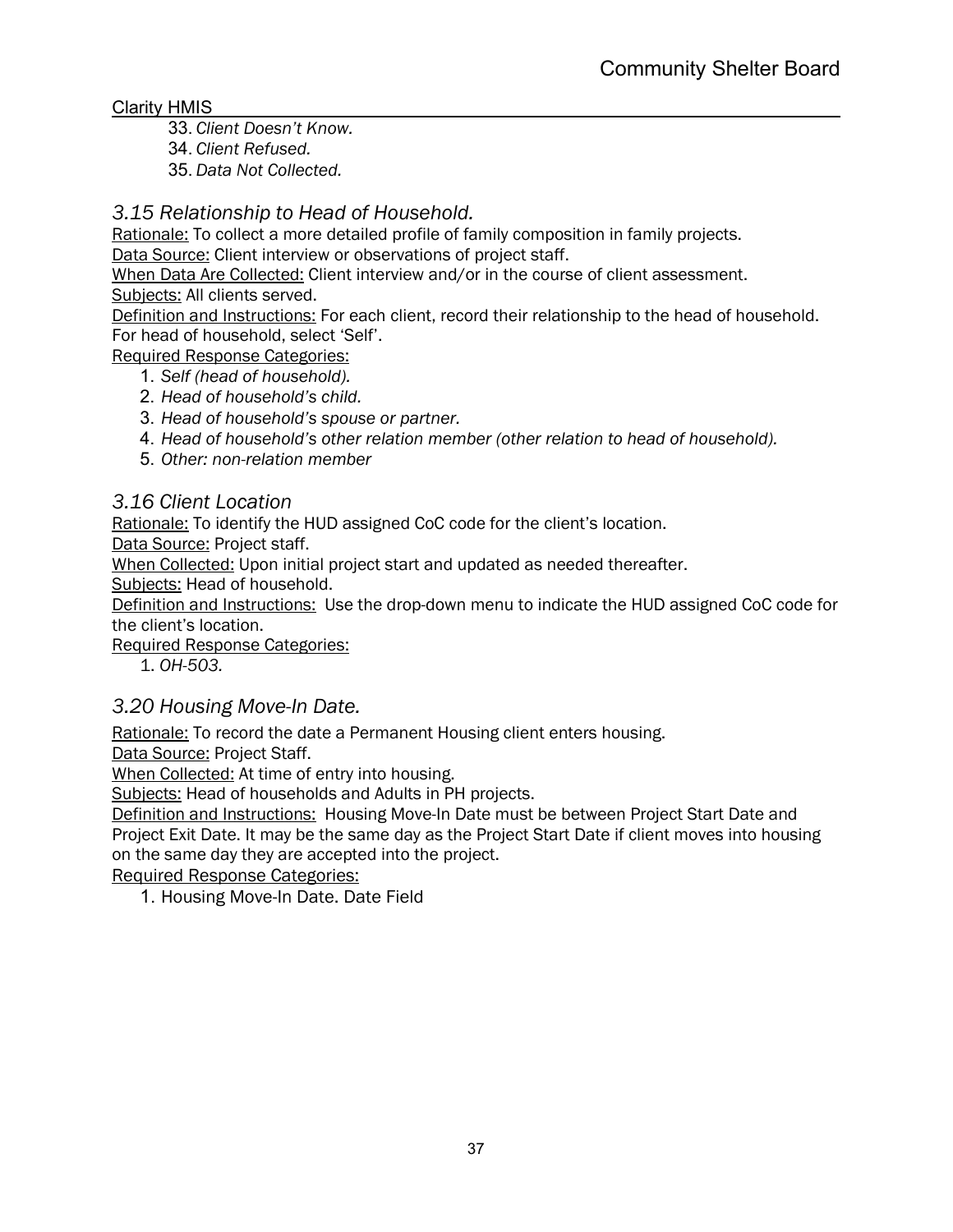33. *Client Doesn't Know.*
34. *Client Refused.*
35. *Data Not Collected.*

### *3.15 Relationship to Head of Household.*

Rationale: To collect a more detailed profile of family composition in family projects.
Data Source: Client interview or observations of project staff.
When Data Are Collected: Client interview and/or in the course of client assessment.
Subjects: All clients served.
Definition and Instructions: For each client, record their relationship to the head of household. For head of household, select 'Self'.
Required Response Categories:

1. *Self (head of household).*
2. *Head of household's child.*
3. *Head of household's spouse or partner.*
4. *Head of household's other relation member (other relation to head of household).*
5. *Other: non-relation member*

### *3.16 Client Location*

Rationale: To identify the HUD assigned CoC code for the client's location.
Data Source: Project staff.
When Collected: Upon initial project start and updated as needed thereafter.
Subjects: Head of household.
Definition and Instructions: Use the drop-down menu to indicate the HUD assigned CoC code for the client's location.
Required Response Categories:

1. *OH-503.*

### *3.20 Housing Move-In Date.*

Rationale: To record the date a Permanent Housing client enters housing.
Data Source: Project Staff.
When Collected: At time of entry into housing.
Subjects: Head of households and Adults in PH projects.
Definition and Instructions: Housing Move-In Date must be between Project Start Date and Project Exit Date. It may be the same day as the Project Start Date if client moves into housing on the same day they are accepted into the project.
Required Response Categories:

1. Housing Move-In Date. Date Field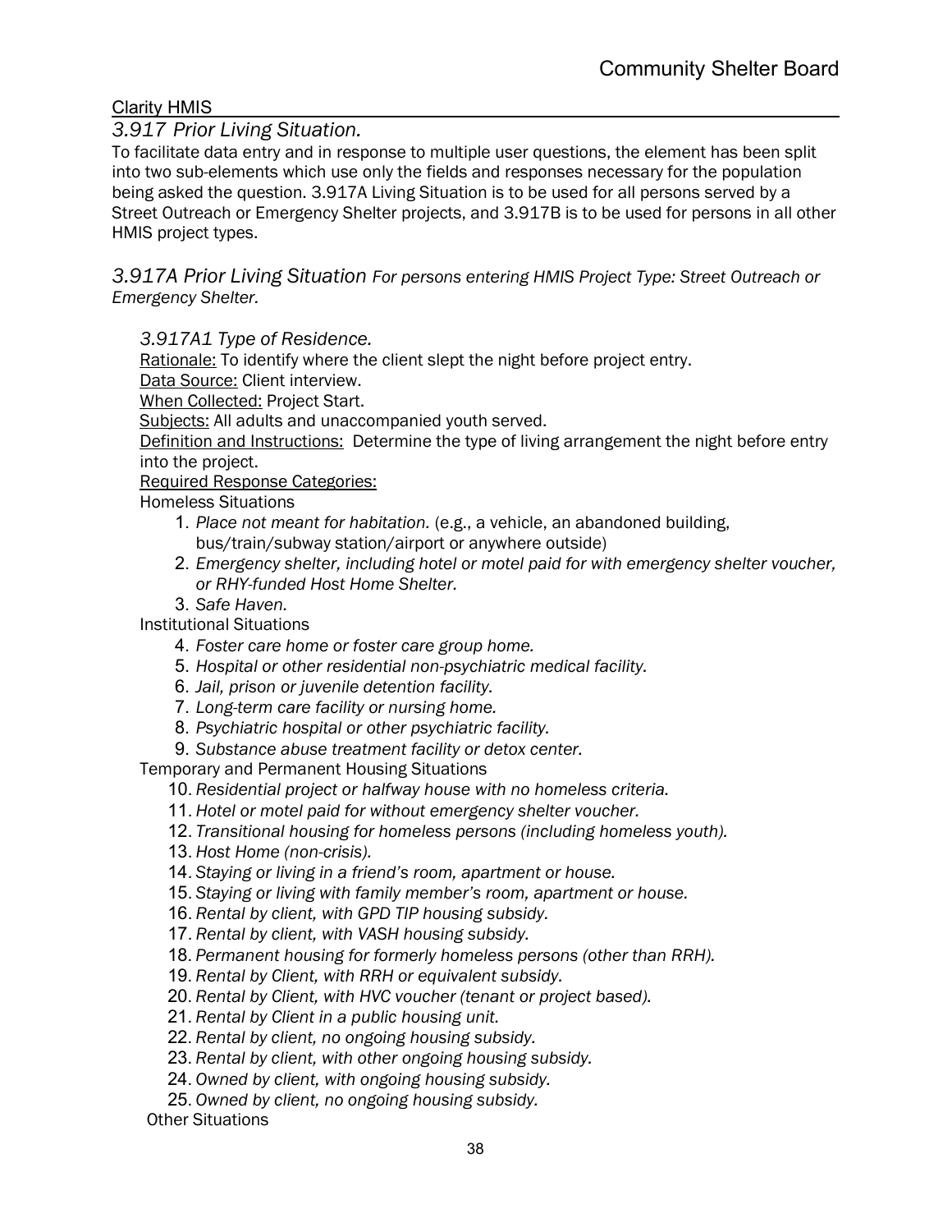Clarity HMIS

### *3.917 Prior Living Situation.*

To facilitate data entry and in response to multiple user questions, the element has been split into two sub-elements which use only the fields and responses necessary for the population being asked the question. 3.917A Living Situation is to be used for all persons served by a Street Outreach or Emergency Shelter projects, and 3.917B is to be used for persons in all other HMIS project types.

### *3.917A Prior Living Situation For persons entering HMIS Project Type: Street Outreach or Emergency Shelter.*

#### *3.917A1 Type of Residence.*

Rationale: To identify where the client slept the night before project entry.
Data Source: Client interview.
When Collected: Project Start.
Subjects: All adults and unaccompanied youth served.
Definition and Instructions: Determine the type of living arrangement the night before entry into the project.
Required Response Categories:

Homeless Situations

1. *Place not meant for habitation.* (e.g., a vehicle, an abandoned building, bus/train/subway station/airport or anywhere outside)
2. *Emergency shelter, including hotel or motel paid for with emergency shelter voucher, or RHY-funded Host Home Shelter.*
3. *Safe Haven.*

Institutional Situations

4. *Foster care home or foster care group home.*
5. *Hospital or other residential non-psychiatric medical facility.*
6. *Jail, prison or juvenile detention facility.*
7. *Long-term care facility or nursing home.*
8. *Psychiatric hospital or other psychiatric facility.*
9. *Substance abuse treatment facility or detox center.*

Temporary and Permanent Housing Situations

10. *Residential project or halfway house with no homeless criteria.*
11. *Hotel or motel paid for without emergency shelter voucher.*
12. *Transitional housing for homeless persons (including homeless youth).*
13. *Host Home (non-crisis).*
14. *Staying or living in a friend's room, apartment or house.*
15. *Staying or living with family member's room, apartment or house.*
16. *Rental by client, with GPD TIP housing subsidy.*
17. *Rental by client, with VASH housing subsidy.*
18. *Permanent housing for formerly homeless persons (other than RRH).*
19. *Rental by Client, with RRH or equivalent subsidy.*
20. *Rental by Client, with HVC voucher (tenant or project based).*
21. *Rental by Client in a public housing unit.*
22. *Rental by client, no ongoing housing subsidy.*
23. *Rental by client, with other ongoing housing subsidy.*
24. *Owned by client, with ongoing housing subsidy.*
25. *Owned by client, no ongoing housing subsidy.*

Other Situations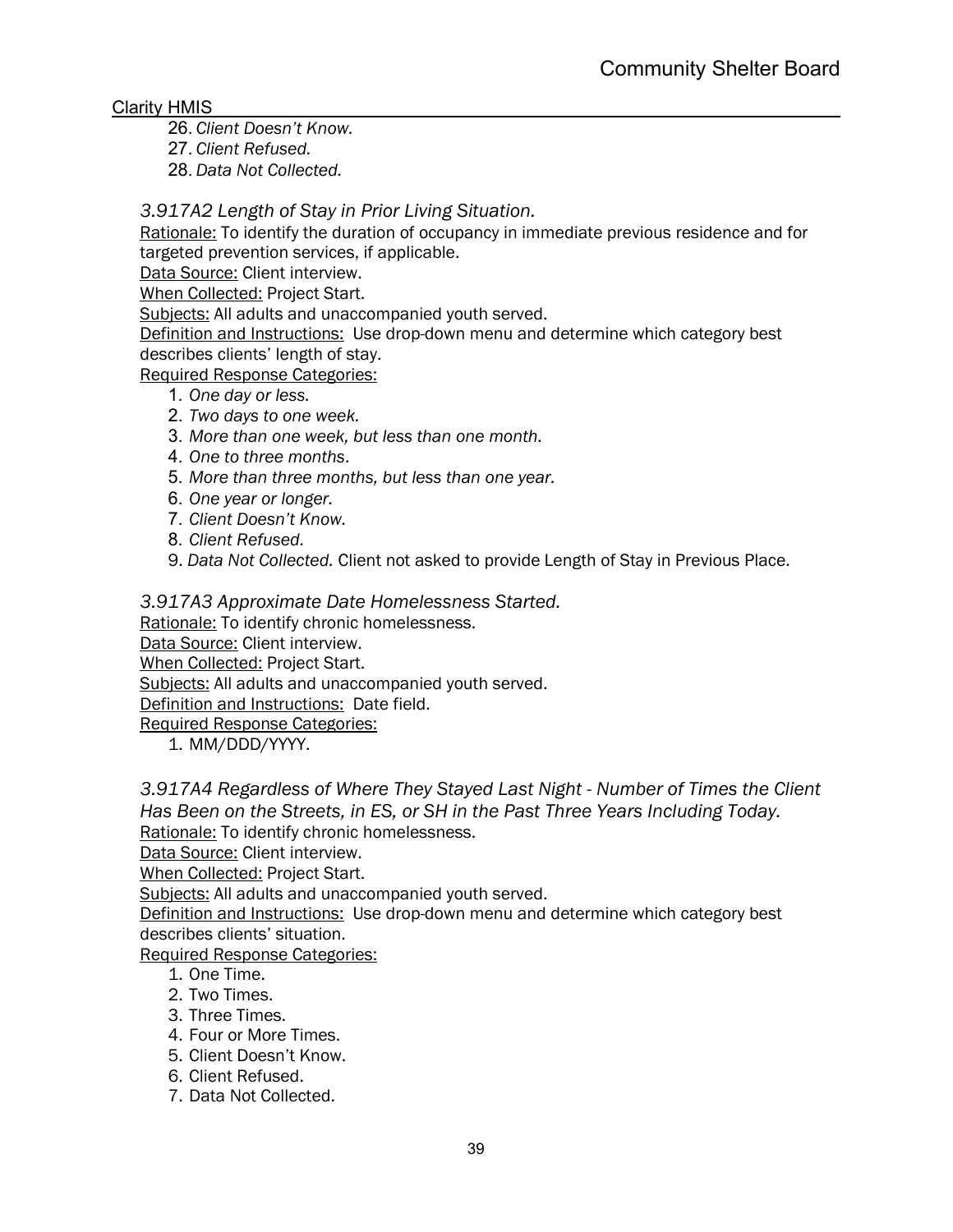26. *Client Doesn't Know.*
27. *Client Refused.*
28. *Data Not Collected.*

### *3.917A2 Length of Stay in Prior Living Situation.*

Rationale: To identify the duration of occupancy in immediate previous residence and for targeted prevention services, if applicable.

Data Source: Client interview.

When Collected: Project Start.

Subjects: All adults and unaccompanied youth served.

Definition and Instructions: Use drop-down menu and determine which category best describes clients' length of stay.

Required Response Categories:

1. *One day or less.*
2. *Two days to one week.*
3. *More than one week, but less than one month.*
4. *One to three months*.
5. *More than three months, but less than one year.*
6. *One year or longer.*
7. *Client Doesn't Know.*
8. *Client Refused.*
9. *Data Not Collected.* Client not asked to provide Length of Stay in Previous Place.

### *3.917A3 Approximate Date Homelessness Started.*

Rationale: To identify chronic homelessness.

Data Source: Client interview.

When Collected: Project Start.

Subjects: All adults and unaccompanied youth served.

Definition and Instructions: Date field.

Required Response Categories:

1. MM/DDD/YYYY.

### *3.917A4 Regardless of Where They Stayed Last Night - Number of Times the Client Has Been on the Streets, in ES, or SH in the Past Three Years Including Today.*

Rationale: To identify chronic homelessness.

Data Source: Client interview.

When Collected: Project Start.

Subjects: All adults and unaccompanied youth served.

Definition and Instructions: Use drop-down menu and determine which category best describes clients' situation.

Required Response Categories:

1. One Time.
2. Two Times.
3. Three Times.
4. Four or More Times.
5. Client Doesn't Know.
6. Client Refused.
7. Data Not Collected.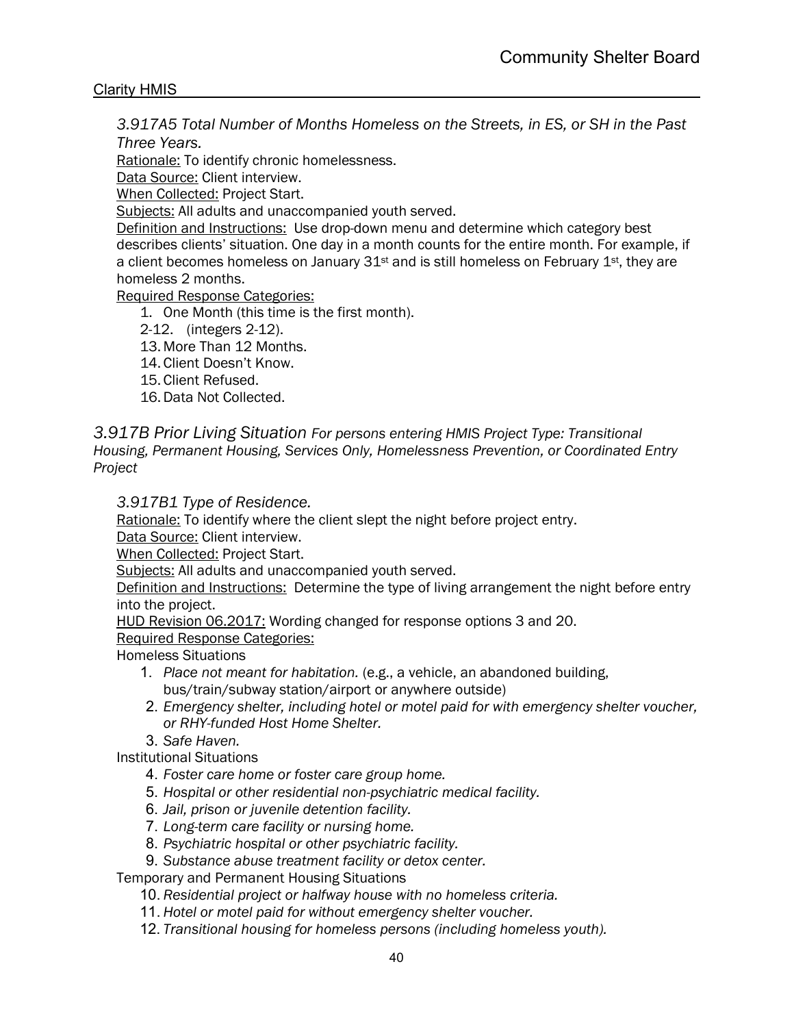*3.917A5 Total Number of Months Homeless on the Streets, in ES, or SH in the Past Three Years.*

Rationale: To identify chronic homelessness.

Data Source: Client interview.

When Collected: Project Start.

Subjects: All adults and unaccompanied youth served.

Definition and Instructions: Use drop-down menu and determine which category best describes clients' situation. One day in a month counts for the entire month. For example, if a client becomes homeless on January 31st and is still homeless on February 1st, they are homeless 2 months.

Required Response Categories:

1. One Month (this time is the first month).
2-12. (integers 2-12).
13. More Than 12 Months.
14. Client Doesn't Know.
15. Client Refused.
16. Data Not Collected.

## *3.917B Prior Living Situation For persons entering HMIS Project Type: Transitional Housing, Permanent Housing, Services Only, Homelessness Prevention, or Coordinated Entry Project*

*3.917B1 Type of Residence.*

Rationale: To identify where the client slept the night before project entry.

Data Source: Client interview.

When Collected: Project Start.

Subjects: All adults and unaccompanied youth served.

Definition and Instructions: Determine the type of living arrangement the night before entry into the project.

HUD Revision 06.2017: Wording changed for response options 3 and 20.

Required Response Categories:

Homeless Situations

1. *Place not meant for habitation.* (e.g., a vehicle, an abandoned building, bus/train/subway station/airport or anywhere outside)
2. *Emergency shelter, including hotel or motel paid for with emergency shelter voucher, or RHY-funded Host Home Shelter.*
3. *Safe Haven.*

Institutional Situations

4. *Foster care home or foster care group home.*
5. *Hospital or other residential non-psychiatric medical facility.*
6. *Jail, prison or juvenile detention facility.*
7. *Long-term care facility or nursing home.*
8. *Psychiatric hospital or other psychiatric facility.*
9. *Substance abuse treatment facility or detox center.*

Temporary and Permanent Housing Situations

10. *Residential project or halfway house with no homeless criteria.*
11. *Hotel or motel paid for without emergency shelter voucher.*
12. *Transitional housing for homeless persons (including homeless youth).*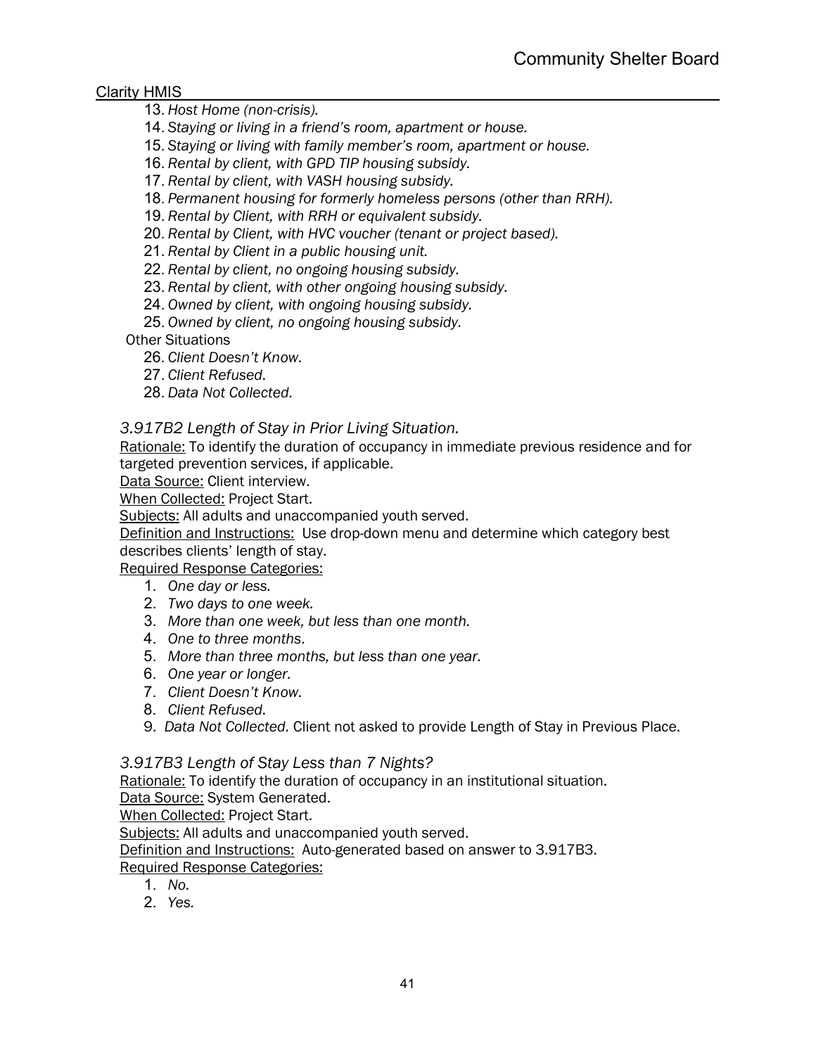13. *Host Home (non-crisis).*
14. *Staying or living in a friend's room, apartment or house.*
15. *Staying or living with family member's room, apartment or house.*
16. *Rental by client, with GPD TIP housing subsidy.*
17. *Rental by client, with VASH housing subsidy.*
18. *Permanent housing for formerly homeless persons (other than RRH).*
19. *Rental by Client, with RRH or equivalent subsidy.*
20. *Rental by Client, with HVC voucher (tenant or project based).*
21. *Rental by Client in a public housing unit.*
22. *Rental by client, no ongoing housing subsidy.*
23. *Rental by client, with other ongoing housing subsidy.*
24. *Owned by client, with ongoing housing subsidy.*
25. *Owned by client, no ongoing housing subsidy.*

Other Situations

26. *Client Doesn't Know.*
27. *Client Refused.*
28. *Data Not Collected.*

### *3.917B2 Length of Stay in Prior Living Situation.*

Rationale: To identify the duration of occupancy in immediate previous residence and for targeted prevention services, if applicable.
Data Source: Client interview.
When Collected: Project Start.
Subjects: All adults and unaccompanied youth served.
Definition and Instructions: Use drop-down menu and determine which category best describes clients' length of stay.
Required Response Categories:

1. *One day or less.*
2. *Two days to one week.*
3. *More than one week, but less than one month.*
4. *One to three months*.
5. *More than three months, but less than one year.*
6. *One year or longer.*
7. *Client Doesn't Know.*
8. *Client Refused.*
9. *Data Not Collected.* Client not asked to provide Length of Stay in Previous Place.

### *3.917B3 Length of Stay Less than 7 Nights?*

Rationale: To identify the duration of occupancy in an institutional situation.
Data Source: System Generated.
When Collected: Project Start.
Subjects: All adults and unaccompanied youth served.
Definition and Instructions: Auto-generated based on answer to 3.917B3.
Required Response Categories:

1. *No.*
2. *Yes.*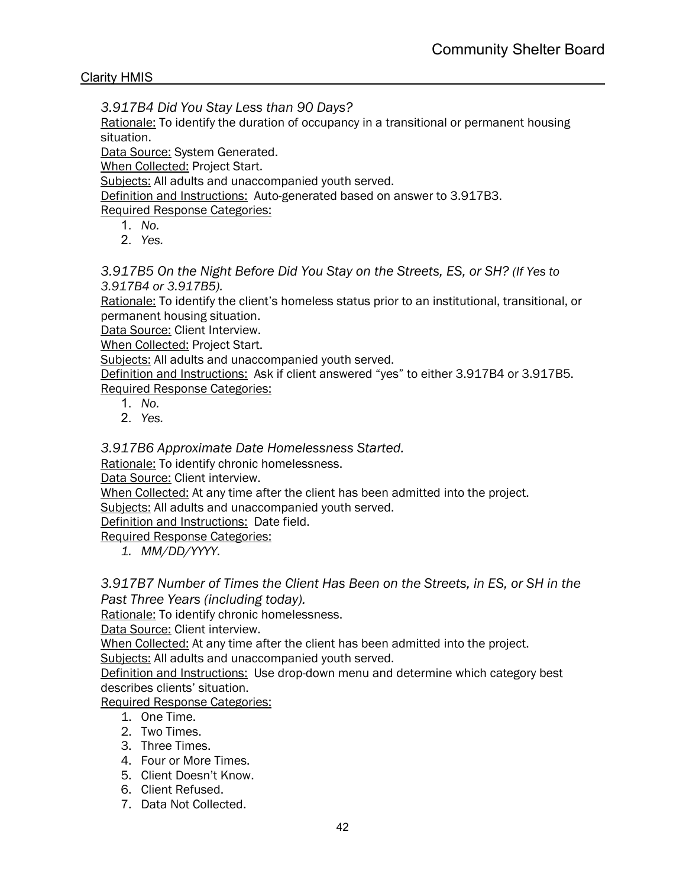*3.917B4 Did You Stay Less than 90 Days?*

Rationale: To identify the duration of occupancy in a transitional or permanent housing situation.

Data Source: System Generated.

When Collected: Project Start.

Subjects: All adults and unaccompanied youth served.

Definition and Instructions: Auto-generated based on answer to 3.917B3.

Required Response Categories:

1. *No.*
2. *Yes.*

*3.917B5 On the Night Before Did You Stay on the Streets, ES, or SH? (If Yes to 3.917B4 or 3.917B5).*

Rationale: To identify the client's homeless status prior to an institutional, transitional, or permanent housing situation.

Data Source: Client Interview.

When Collected: Project Start.

Subjects: All adults and unaccompanied youth served.

Definition and Instructions: Ask if client answered "yes" to either 3.917B4 or 3.917B5.

Required Response Categories:

1. *No.*
2. *Yes.*

*3.917B6 Approximate Date Homelessness Started.*

Rationale: To identify chronic homelessness.

Data Source: Client interview.

When Collected: At any time after the client has been admitted into the project.

Subjects: All adults and unaccompanied youth served.

Definition and Instructions: Date field.

Required Response Categories:

1. *MM/DD/YYYY.*

*3.917B7 Number of Times the Client Has Been on the Streets, in ES, or SH in the Past Three Years (including today).*

Rationale: To identify chronic homelessness.

Data Source: Client interview.

When Collected: At any time after the client has been admitted into the project.

Subjects: All adults and unaccompanied youth served.

Definition and Instructions: Use drop-down menu and determine which category best describes clients' situation.

Required Response Categories:

1. One Time.
2. Two Times.
3. Three Times.
4. Four or More Times.
5. Client Doesn't Know.
6. Client Refused.
7. Data Not Collected.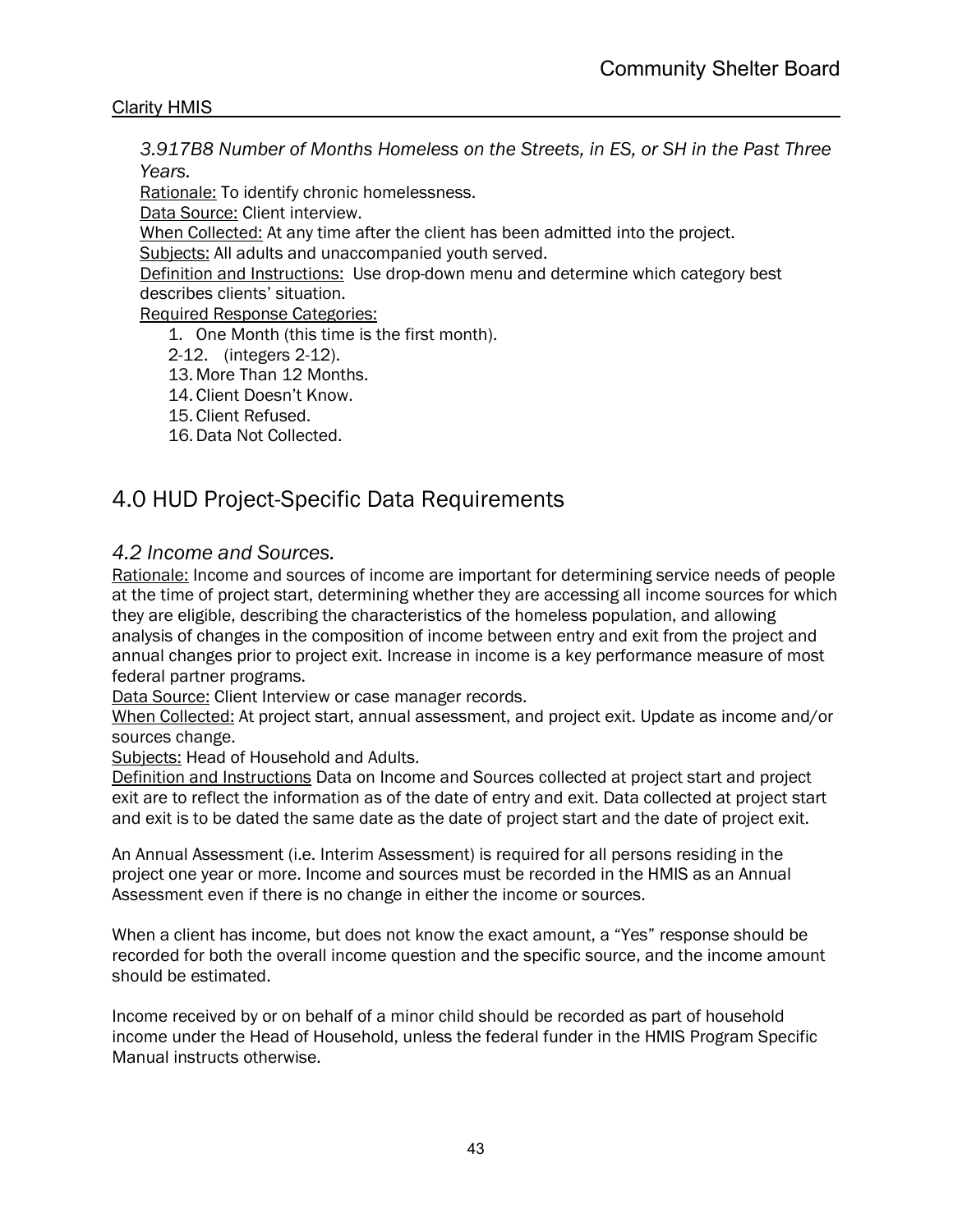*3.917B8 Number of Months Homeless on the Streets, in ES, or SH in the Past Three Years.*

Rationale: To identify chronic homelessness.
Data Source: Client interview.
When Collected: At any time after the client has been admitted into the project.
Subjects: All adults and unaccompanied youth served.
Definition and Instructions: Use drop-down menu and determine which category best describes clients' situation.
Required Response Categories:

1. One Month (this time is the first month).

2-12. (integers 2-12).

13. More Than 12 Months.
14. Client Doesn't Know.
15. Client Refused.
16. Data Not Collected.

# 4.0 HUD Project-Specific Data Requirements

## *4.2 Income and Sources.*

Rationale: Income and sources of income are important for determining service needs of people at the time of project start, determining whether they are accessing all income sources for which they are eligible, describing the characteristics of the homeless population, and allowing analysis of changes in the composition of income between entry and exit from the project and annual changes prior to project exit. Increase in income is a key performance measure of most federal partner programs.
Data Source: Client Interview or case manager records.
When Collected: At project start, annual assessment, and project exit. Update as income and/or sources change.
Subjects: Head of Household and Adults.
Definition and Instructions Data on Income and Sources collected at project start and project exit are to reflect the information as of the date of entry and exit. Data collected at project start and exit is to be dated the same date as the date of project start and the date of project exit.

An Annual Assessment (i.e. Interim Assessment) is required for all persons residing in the project one year or more. Income and sources must be recorded in the HMIS as an Annual Assessment even if there is no change in either the income or sources.

When a client has income, but does not know the exact amount, a "Yes" response should be recorded for both the overall income question and the specific source, and the income amount should be estimated.

Income received by or on behalf of a minor child should be recorded as part of household income under the Head of Household, unless the federal funder in the HMIS Program Specific Manual instructs otherwise.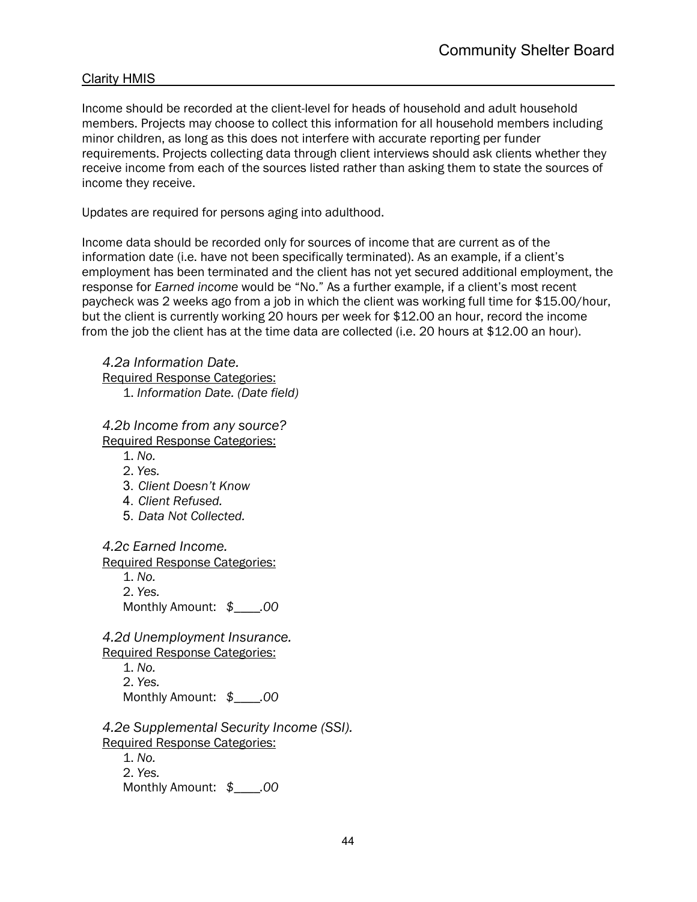Income should be recorded at the client-level for heads of household and adult household members. Projects may choose to collect this information for all household members including minor children, as long as this does not interfere with accurate reporting per funder requirements. Projects collecting data through client interviews should ask clients whether they receive income from each of the sources listed rather than asking them to state the sources of income they receive.

Updates are required for persons aging into adulthood.

Income data should be recorded only for sources of income that are current as of the information date (i.e. have not been specifically terminated). As an example, if a client's employment has been terminated and the client has not yet secured additional employment, the response for *Earned income* would be "No." As a further example, if a client's most recent paycheck was 2 weeks ago from a job in which the client was working full time for $15.00/hour, but the client is currently working 20 hours per week for $12.00 an hour, record the income from the job the client has at the time data are collected (i.e. 20 hours at $12.00 an hour).

*4.2a Information Date.*

Required Response Categories:

1. *Information Date. (Date field)*

*4.2b Income from any source?*

Required Response Categories:

1. *No.*
2. *Yes.*
3. *Client Doesn't Know*
4. *Client Refused.*
5. *Data Not Collected.*

*4.2c Earned Income.*

Required Response Categories:

1. *No.*
2. *Yes.*

Monthly Amount: *$____.00*

*4.2d Unemployment Insurance.*

Required Response Categories:

1. *No.*
2. *Yes.*

Monthly Amount: *$____.00*

*4.2e Supplemental Security Income (SSI).*

Required Response Categories:

1. *No.*
2. *Yes.*

Monthly Amount: *$____.00*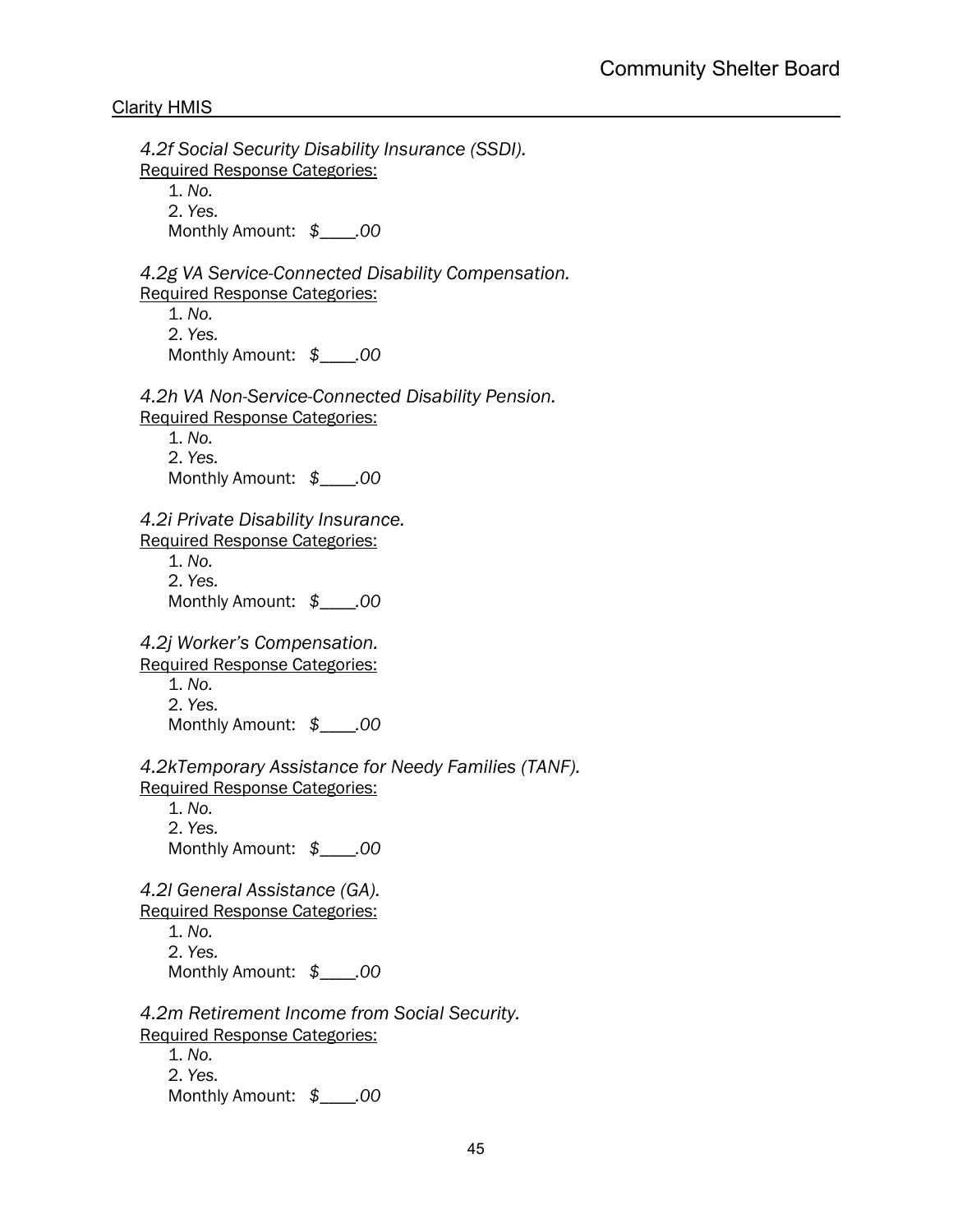*4.2f Social Security Disability Insurance (SSDI).*

Required Response Categories:

1. *No.*
2. *Yes.*

Monthly Amount: *$____.00*

*4.2g VA Service-Connected Disability Compensation.*

Required Response Categories:

1. *No.*
2. *Yes.*

Monthly Amount: *$____.00*

*4.2h VA Non-Service-Connected Disability Pension.*

Required Response Categories:

1. *No.*
2. *Yes.*

Monthly Amount: *$____.00*

*4.2i Private Disability Insurance.*

Required Response Categories:

1. *No.*
2. *Yes.*

Monthly Amount: *$____.00*

*4.2j Worker's Compensation.*

Required Response Categories:

1. *No.*
2. *Yes.*

Monthly Amount: *$____.00*

*4.2kTemporary Assistance for Needy Families (TANF).*

Required Response Categories:

1. *No.*
2. *Yes.*

Monthly Amount: *$____.00*

*4.2l General Assistance (GA).*

Required Response Categories:

1. *No.*
2. *Yes.*

Monthly Amount: *$____.00*

*4.2m Retirement Income from Social Security.*

Required Response Categories:

1. *No.*
2. *Yes.*

Monthly Amount: *$____.00*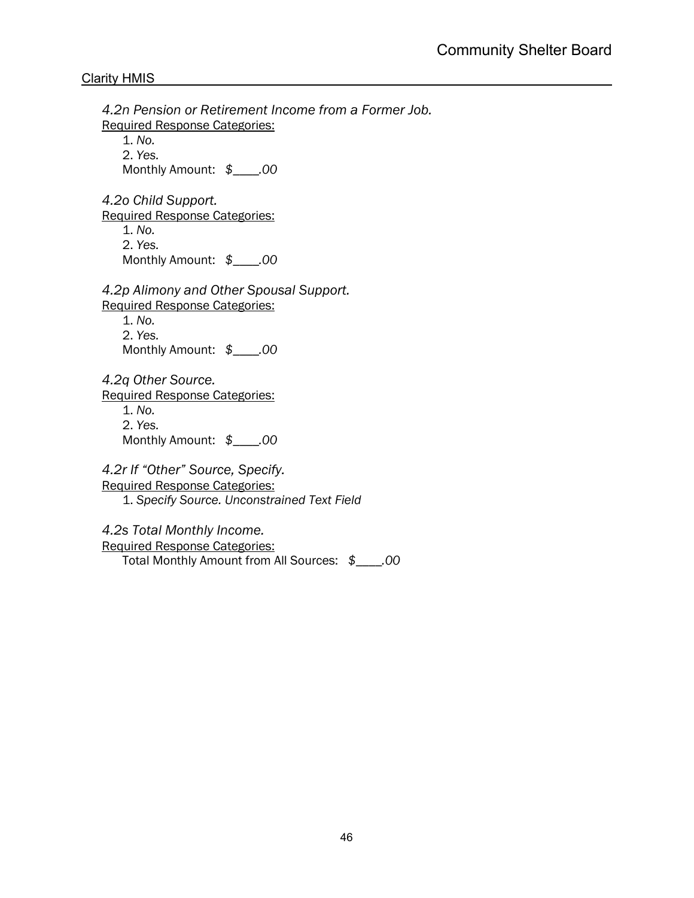*4.2n Pension or Retirement Income from a Former Job.*

Required Response Categories:

1. *No.*
2. *Yes.*

Monthly Amount: *$____.00*

*4.2o Child Support.*

Required Response Categories:

1. *No.*
2. *Yes.*

Monthly Amount: *$____.00*

*4.2p Alimony and Other Spousal Support.*

Required Response Categories:

1. *No.*
2. *Yes.*

Monthly Amount: *$____.00*

*4.2q Other Source.*

Required Response Categories:

1. *No.*
2. *Yes.*

Monthly Amount: *$____.00*

*4.2r If "Other" Source, Specify.*

Required Response Categories:

1. *Specify Source. Unconstrained Text Field*

*4.2s Total Monthly Income.*

Required Response Categories:

Total Monthly Amount from All Sources: *$____.00*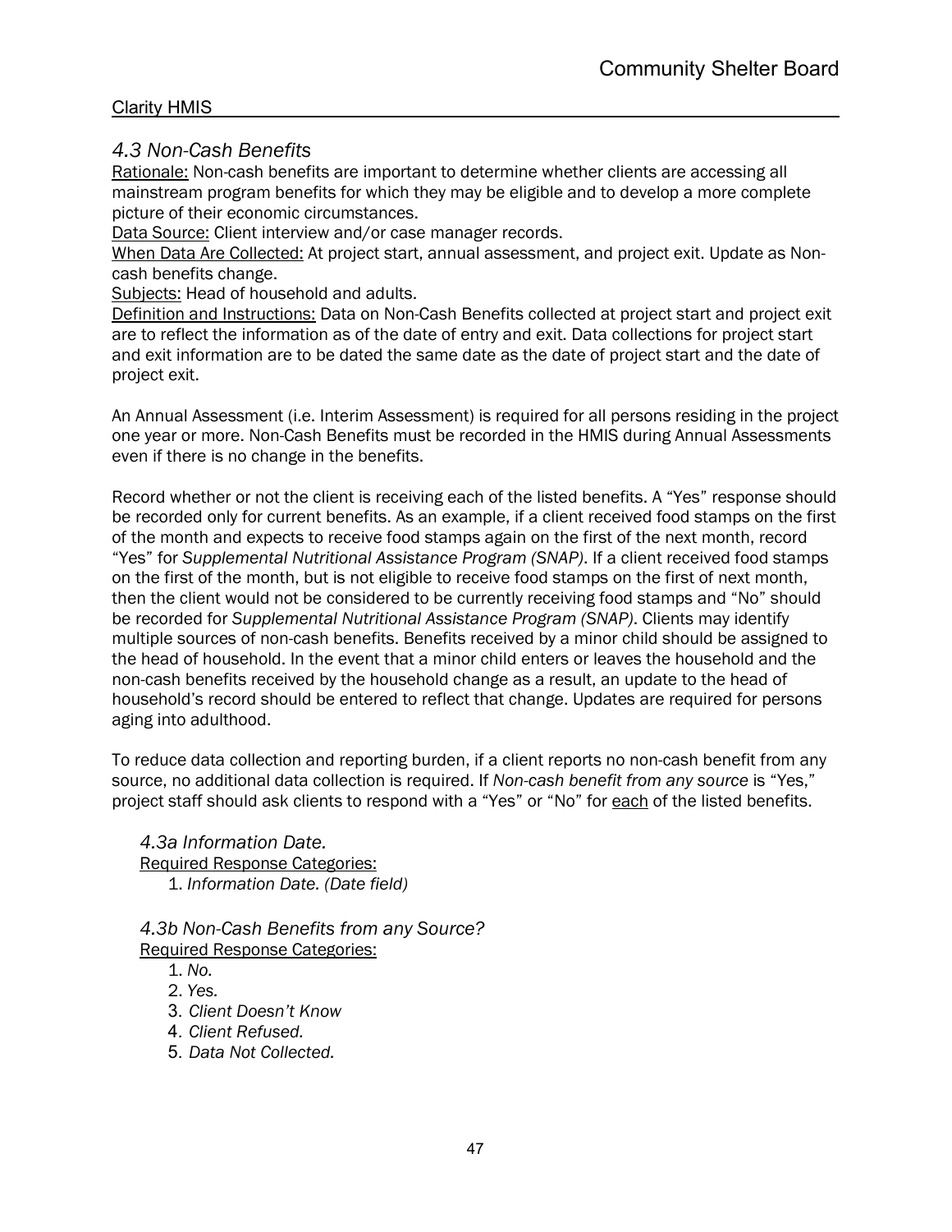## 4.3 Non-Cash Benefits

Rationale: Non-cash benefits are important to determine whether clients are accessing all mainstream program benefits for which they may be eligible and to develop a more complete picture of their economic circumstances.
Data Source: Client interview and/or case manager records.
When Data Are Collected: At project start, annual assessment, and project exit. Update as Non-cash benefits change.
Subjects: Head of household and adults.
Definition and Instructions: Data on Non-Cash Benefits collected at project start and project exit are to reflect the information as of the date of entry and exit. Data collections for project start and exit information are to be dated the same date as the date of project start and the date of project exit.

An Annual Assessment (i.e. Interim Assessment) is required for all persons residing in the project one year or more. Non-Cash Benefits must be recorded in the HMIS during Annual Assessments even if there is no change in the benefits.

Record whether or not the client is receiving each of the listed benefits. A "Yes" response should be recorded only for current benefits. As an example, if a client received food stamps on the first of the month and expects to receive food stamps again on the first of the next month, record "Yes" for *Supplemental Nutritional Assistance Program (SNAP)*. If a client received food stamps on the first of the month, but is not eligible to receive food stamps on the first of next month, then the client would not be considered to be currently receiving food stamps and "No" should be recorded for *Supplemental Nutritional Assistance Program (SNAP)*. Clients may identify multiple sources of non-cash benefits. Benefits received by a minor child should be assigned to the head of household. In the event that a minor child enters or leaves the household and the non-cash benefits received by the household change as a result, an update to the head of household's record should be entered to reflect that change. Updates are required for persons aging into adulthood.

To reduce data collection and reporting burden, if a client reports no non-cash benefit from any source, no additional data collection is required. If *Non-cash benefit from any source* is "Yes," project staff should ask clients to respond with a "Yes" or "No" for each of the listed benefits.

### 4.3a Information Date.

Required Response Categories:

1. *Information Date. (Date field)*

### 4.3b Non-Cash Benefits from any Source?

Required Response Categories:

1. *No.*
2. *Yes.*
3. *Client Doesn't Know*
4. *Client Refused.*
5. *Data Not Collected.*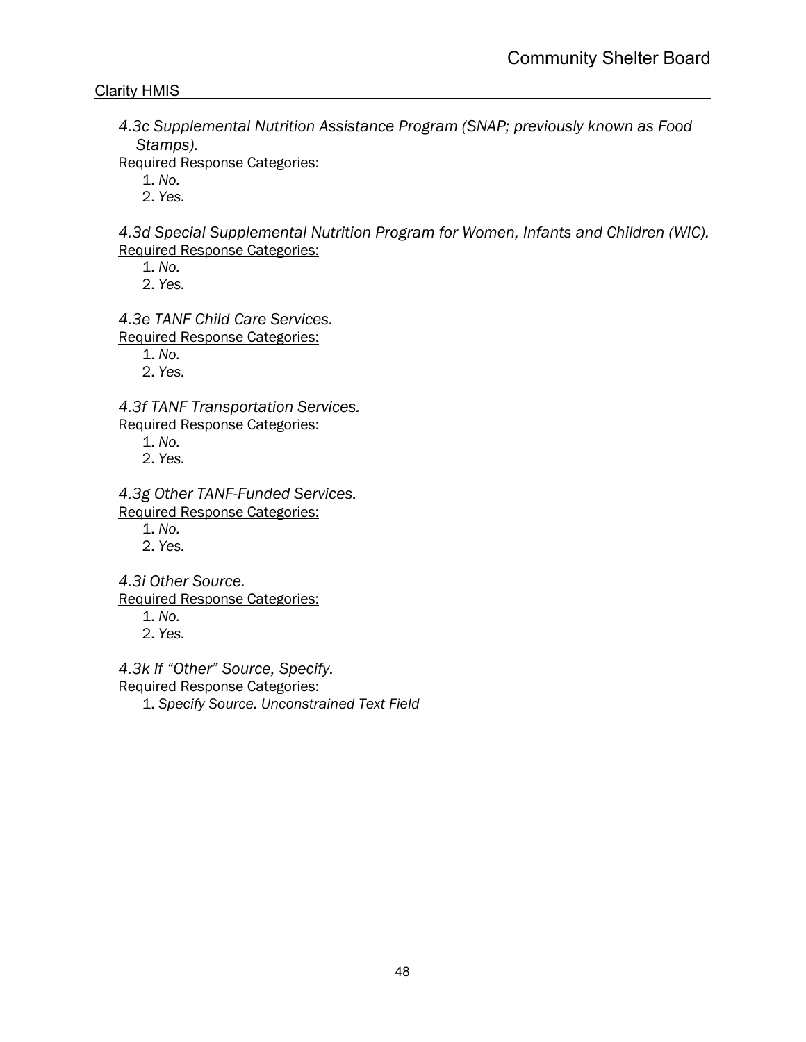*4.3c Supplemental Nutrition Assistance Program (SNAP; previously known as Food Stamps).*

Required Response Categories:

1. *No.*
2. *Yes.*

*4.3d Special Supplemental Nutrition Program for Women, Infants and Children (WIC).*

Required Response Categories:

1. *No.*
2. *Yes.*

*4.3e TANF Child Care Services.*

Required Response Categories:

1. *No.*
2. *Yes.*

*4.3f TANF Transportation Services.*

Required Response Categories:

1. *No.*
2. *Yes.*

*4.3g Other TANF-Funded Services.*

Required Response Categories:

1. *No.*
2. *Yes.*

*4.3i Other Source.*

Required Response Categories:

1. *No.*
2. *Yes.*

*4.3k If "Other" Source, Specify.*

Required Response Categories:

1. *Specify Source. Unconstrained Text Field*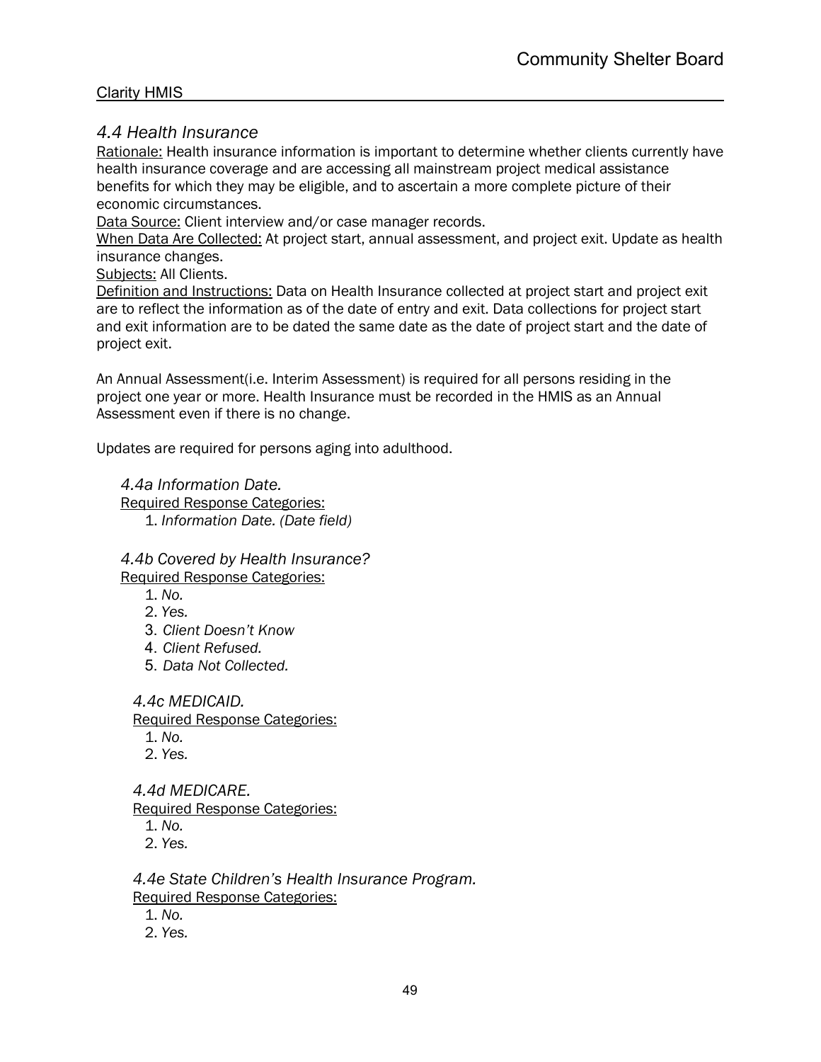### 4.4 Health Insurance

Rationale: Health insurance information is important to determine whether clients currently have health insurance coverage and are accessing all mainstream project medical assistance benefits for which they may be eligible, and to ascertain a more complete picture of their economic circumstances.
Data Source: Client interview and/or case manager records.
When Data Are Collected: At project start, annual assessment, and project exit. Update as health insurance changes.
Subjects: All Clients.
Definition and Instructions: Data on Health Insurance collected at project start and project exit are to reflect the information as of the date of entry and exit. Data collections for project start and exit information are to be dated the same date as the date of project start and the date of project exit.

An Annual Assessment(i.e. Interim Assessment) is required for all persons residing in the project one year or more. Health Insurance must be recorded in the HMIS as an Annual Assessment even if there is no change.

Updates are required for persons aging into adulthood.

*4.4a Information Date.*
Required Response Categories:
1. *Information Date. (Date field)*

*4.4b Covered by Health Insurance?*
Required Response Categories:
1. *No.*
2. *Yes.*
3. *Client Doesn't Know*
4. *Client Refused.*
5. *Data Not Collected.*

*4.4c MEDICAID.*
Required Response Categories:
1. *No.*
2. *Yes.*

*4.4d MEDICARE.*
Required Response Categories:
1. *No.*
2. *Yes.*

*4.4e State Children's Health Insurance Program.*
Required Response Categories:
1. *No.*
2. *Yes.*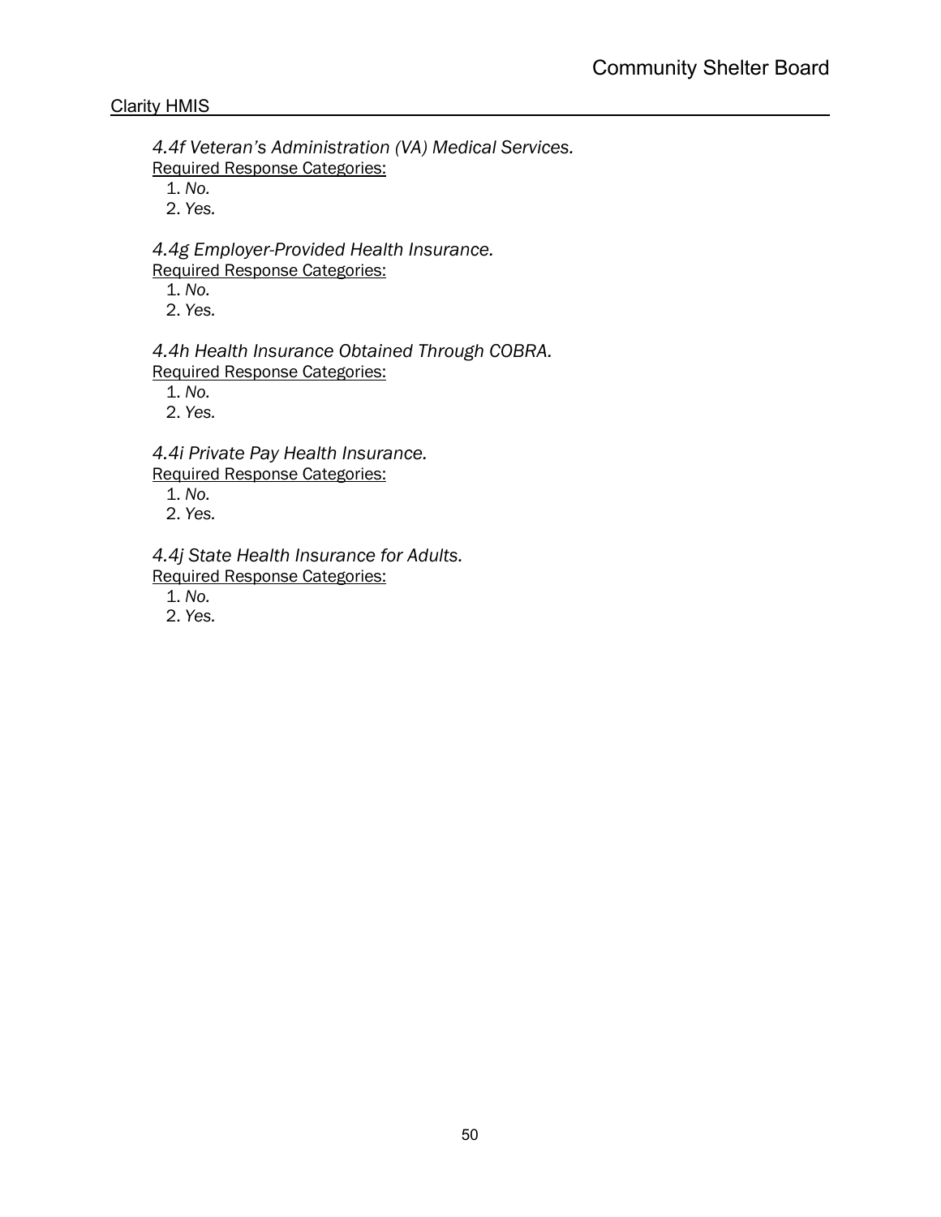*4.4f Veteran's Administration (VA) Medical Services.*
<u>Required Response Categories:</u>
1. *No.*
2. *Yes.*

*4.4g Employer-Provided Health Insurance.*
<u>Required Response Categories:</u>
1. *No.*
2. *Yes.*

*4.4h Health Insurance Obtained Through COBRA.*
<u>Required Response Categories:</u>
1. *No.*
2. *Yes.*

*4.4i Private Pay Health Insurance.*
<u>Required Response Categories:</u>
1. *No.*
2. *Yes.*

*4.4j State Health Insurance for Adults.*
<u>Required Response Categories:</u>
1. *No.*
2. *Yes.*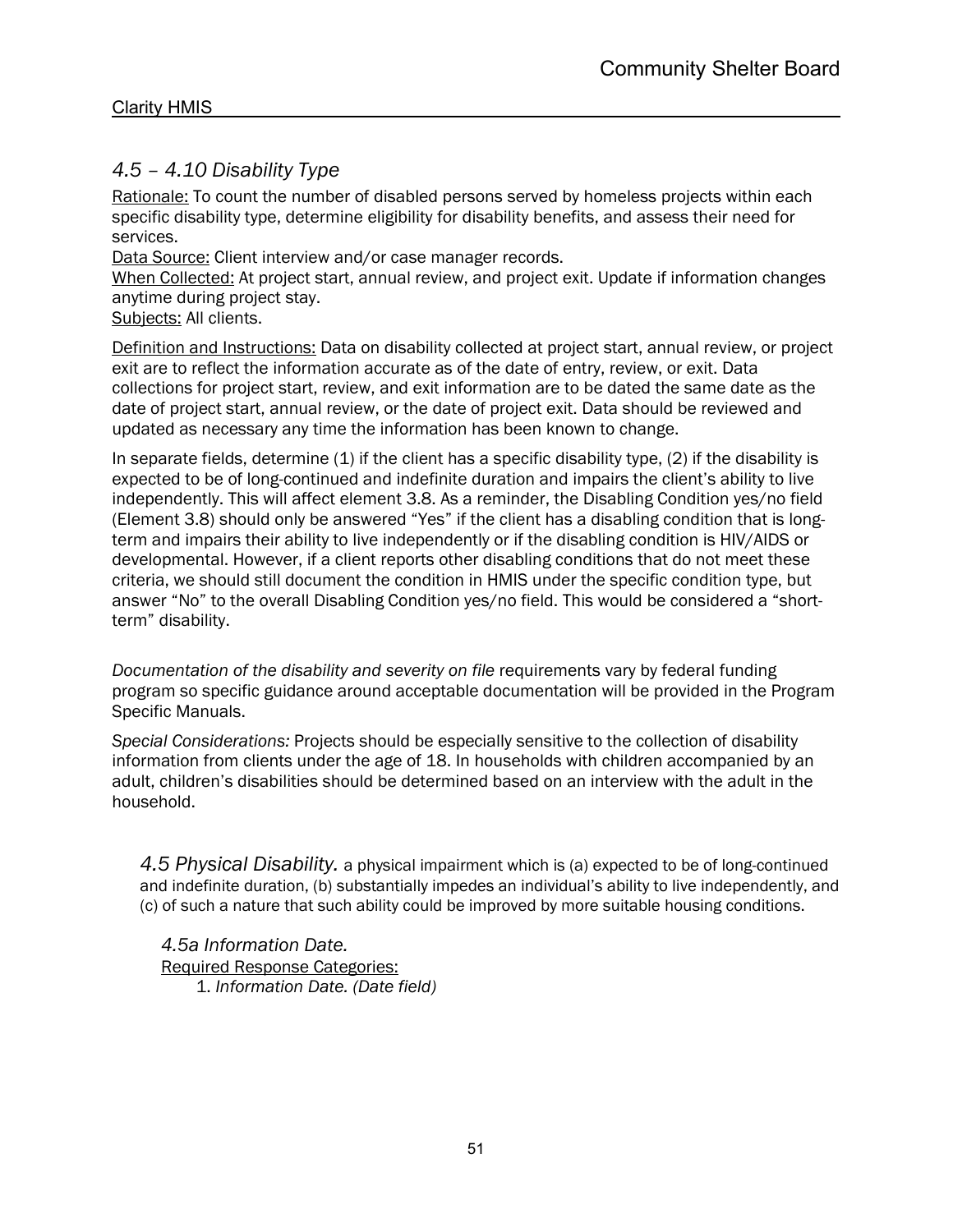## *4.5 – 4.10 Disability Type*

Rationale: To count the number of disabled persons served by homeless projects within each specific disability type, determine eligibility for disability benefits, and assess their need for services.
Data Source: Client interview and/or case manager records.
When Collected: At project start, annual review, and project exit. Update if information changes anytime during project stay.
Subjects: All clients.

Definition and Instructions: Data on disability collected at project start, annual review, or project exit are to reflect the information accurate as of the date of entry, review, or exit. Data collections for project start, review, and exit information are to be dated the same date as the date of project start, annual review, or the date of project exit. Data should be reviewed and updated as necessary any time the information has been known to change.

In separate fields, determine (1) if the client has a specific disability type, (2) if the disability is expected to be of long-continued and indefinite duration and impairs the client's ability to live independently. This will affect element 3.8. As a reminder, the Disabling Condition yes/no field (Element 3.8) should only be answered "Yes" if the client has a disabling condition that is long-term and impairs their ability to live independently or if the disabling condition is HIV/AIDS or developmental. However, if a client reports other disabling conditions that do not meet these criteria, we should still document the condition in HMIS under the specific condition type, but answer "No" to the overall Disabling Condition yes/no field. This would be considered a "short-term" disability.

*Documentation of the disability and severity on file* requirements vary by federal funding program so specific guidance around acceptable documentation will be provided in the Program Specific Manuals.

*Special Considerations:* Projects should be especially sensitive to the collection of disability information from clients under the age of 18. In households with children accompanied by an adult, children's disabilities should be determined based on an interview with the adult in the household.

*4.5 Physical Disability.* a physical impairment which is (a) expected to be of long-continued and indefinite duration, (b) substantially impedes an individual's ability to live independently, and (c) of such a nature that such ability could be improved by more suitable housing conditions.

*4.5a Information Date.*
Required Response Categories:
1. *Information Date. (Date field)*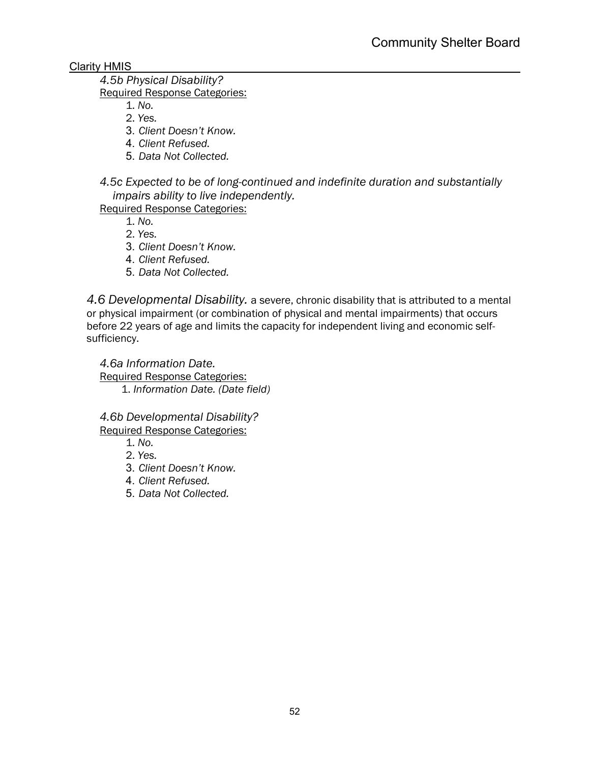*4.5b Physical Disability?*

Required Response Categories:

1. *No.*
2. *Yes.*
3. *Client Doesn't Know.*
4. *Client Refused.*
5. *Data Not Collected.*

*4.5c Expected to be of long-continued and indefinite duration and substantially impairs ability to live independently.*

Required Response Categories:

1. *No.*
2. *Yes.*
3. *Client Doesn't Know.*
4. *Client Refused.*
5. *Data Not Collected.*

*4.6 Developmental Disability.* a severe, chronic disability that is attributed to a mental or physical impairment (or combination of physical and mental impairments) that occurs before 22 years of age and limits the capacity for independent living and economic self-sufficiency.

*4.6a Information Date.*

Required Response Categories:

1. *Information Date. (Date field)*

*4.6b Developmental Disability?*

Required Response Categories:

1. *No.*
2. *Yes.*
3. *Client Doesn't Know.*
4. *Client Refused.*
5. *Data Not Collected.*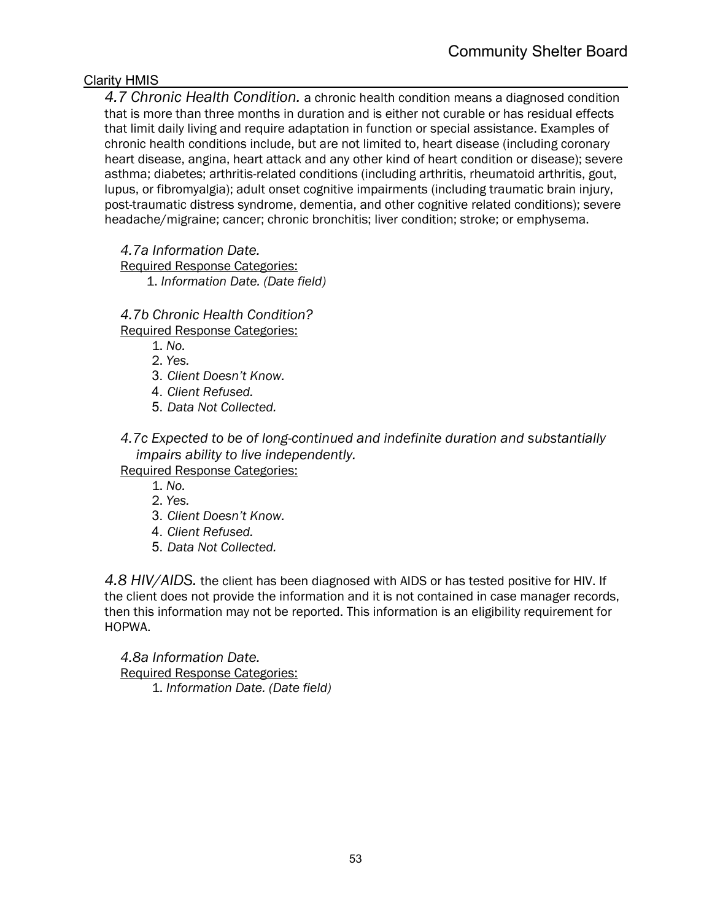*4.7 Chronic Health Condition.* a chronic health condition means a diagnosed condition that is more than three months in duration and is either not curable or has residual effects that limit daily living and require adaptation in function or special assistance. Examples of chronic health conditions include, but are not limited to, heart disease (including coronary heart disease, angina, heart attack and any other kind of heart condition or disease); severe asthma; diabetes; arthritis-related conditions (including arthritis, rheumatoid arthritis, gout, lupus, or fibromyalgia); adult onset cognitive impairments (including traumatic brain injury, post-traumatic distress syndrome, dementia, and other cognitive related conditions); severe headache/migraine; cancer; chronic bronchitis; liver condition; stroke; or emphysema.

*4.7a Information Date.*

Required Response Categories:

1. *Information Date. (Date field)*

*4.7b Chronic Health Condition?*

Required Response Categories:

1. *No.*
2. *Yes.*
3. *Client Doesn't Know.*
4. *Client Refused.*
5. *Data Not Collected.*

*4.7c Expected to be of long-continued and indefinite duration and substantially impairs ability to live independently.*

Required Response Categories:

1. *No.*
2. *Yes.*
3. *Client Doesn't Know.*
4. *Client Refused.*
5. *Data Not Collected.*

*4.8 HIV/AIDS.* the client has been diagnosed with AIDS or has tested positive for HIV. If the client does not provide the information and it is not contained in case manager records, then this information may not be reported. This information is an eligibility requirement for HOPWA.

*4.8a Information Date.*

Required Response Categories:

1. *Information Date. (Date field)*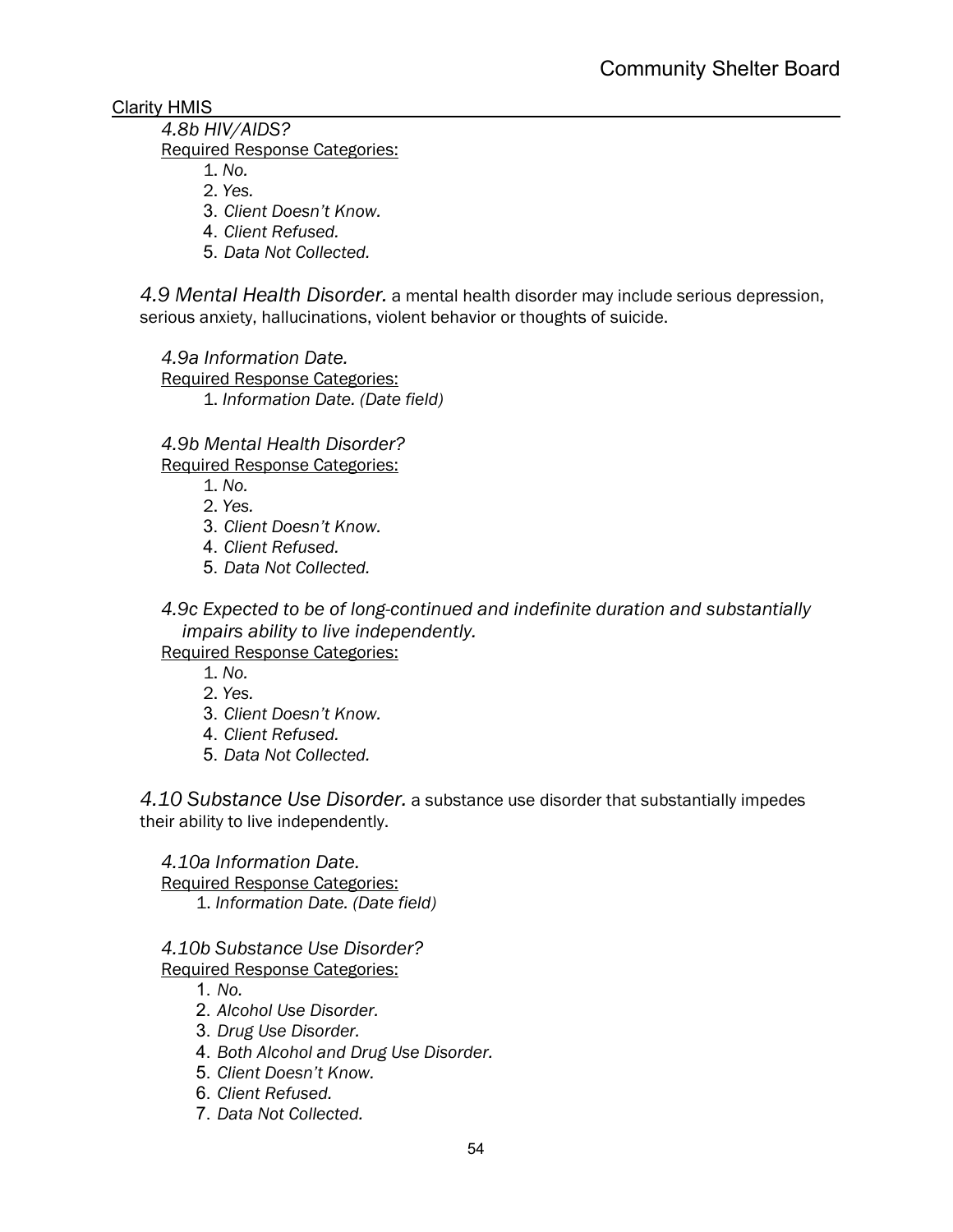*4.8b HIV/AIDS?*

Required Response Categories:

1. *No.*
2. *Yes.*
3. *Client Doesn't Know.*
4. *Client Refused.*
5. *Data Not Collected.*

*4.9 Mental Health Disorder.* a mental health disorder may include serious depression, serious anxiety, hallucinations, violent behavior or thoughts of suicide.

*4.9a Information Date.*

Required Response Categories:

1. *Information Date. (Date field)*

*4.9b Mental Health Disorder?*

Required Response Categories:

1. *No.*
2. *Yes.*
3. *Client Doesn't Know.*
4. *Client Refused.*
5. *Data Not Collected.*

*4.9c Expected to be of long-continued and indefinite duration and substantially impairs ability to live independently.*

Required Response Categories:

1. *No.*
2. *Yes.*
3. *Client Doesn't Know.*
4. *Client Refused.*
5. *Data Not Collected.*

*4.10 Substance Use Disorder.* a substance use disorder that substantially impedes their ability to live independently.

*4.10a Information Date.*

Required Response Categories:

1. *Information Date. (Date field)*

*4.10b Substance Use Disorder?*

Required Response Categories:

1. *No.*
2. *Alcohol Use Disorder.*
3. *Drug Use Disorder.*
4. *Both Alcohol and Drug Use Disorder.*
5. *Client Doesn't Know.*
6. *Client Refused.*
7. *Data Not Collected.*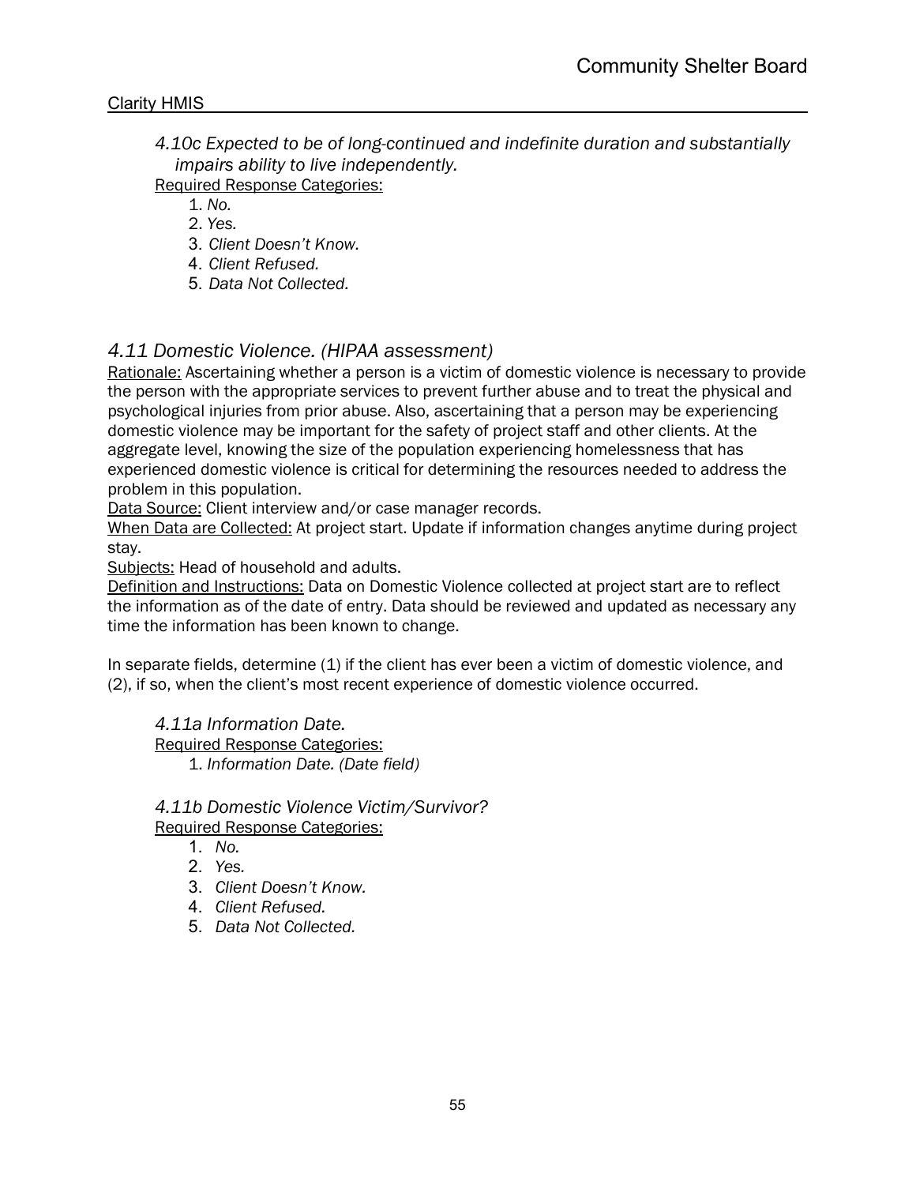*4.10c Expected to be of long-continued and indefinite duration and substantially impairs ability to live independently.*

Required Response Categories:

1. *No.*
2. *Yes.*
3. *Client Doesn't Know.*
4. *Client Refused.*
5. *Data Not Collected.*

## *4.11 Domestic Violence. (HIPAA assessment)*

Rationale: Ascertaining whether a person is a victim of domestic violence is necessary to provide the person with the appropriate services to prevent further abuse and to treat the physical and psychological injuries from prior abuse. Also, ascertaining that a person may be experiencing domestic violence may be important for the safety of project staff and other clients. At the aggregate level, knowing the size of the population experiencing homelessness that has experienced domestic violence is critical for determining the resources needed to address the problem in this population.

Data Source: Client interview and/or case manager records.

When Data are Collected: At project start. Update if information changes anytime during project stay.

Subjects: Head of household and adults.

Definition and Instructions: Data on Domestic Violence collected at project start are to reflect the information as of the date of entry. Data should be reviewed and updated as necessary any time the information has been known to change.

In separate fields, determine (1) if the client has ever been a victim of domestic violence, and (2), if so, when the client's most recent experience of domestic violence occurred.

*4.11a Information Date.*

Required Response Categories:

1. *Information Date. (Date field)*

*4.11b Domestic Violence Victim/Survivor?*

Required Response Categories:

1. *No.*
2. *Yes.*
3. *Client Doesn't Know.*
4. *Client Refused.*
5. *Data Not Collected.*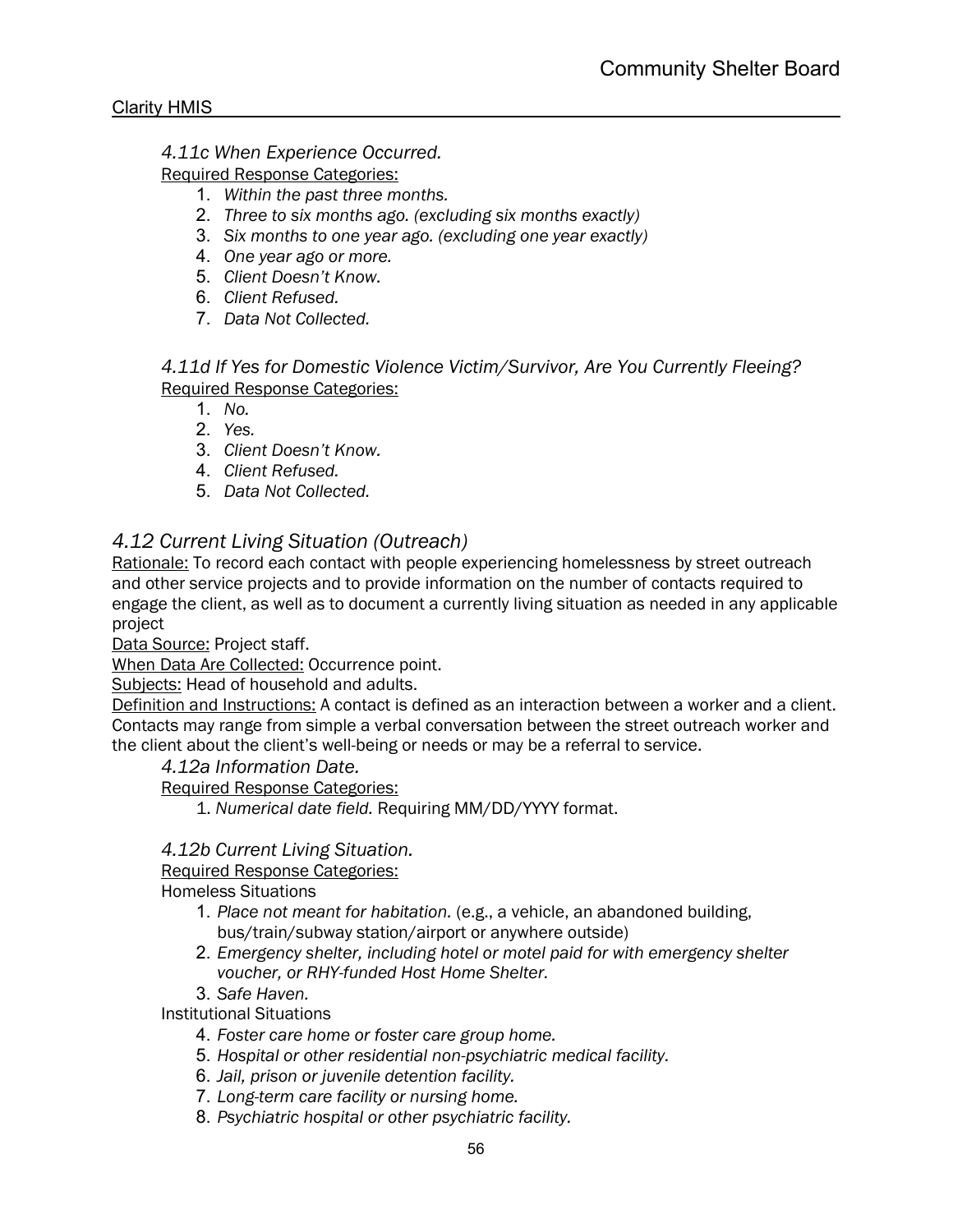*4.11c When Experience Occurred.*

Required Response Categories:

1. *Within the past three months.*
2. *Three to six months ago. (excluding six months exactly)*
3. *Six months to one year ago. (excluding one year exactly)*
4. *One year ago or more.*
5. *Client Doesn't Know.*
6. *Client Refused.*
7. *Data Not Collected.*

*4.11d If Yes for Domestic Violence Victim/Survivor, Are You Currently Fleeing?*

Required Response Categories:

1. *No.*
2. *Yes.*
3. *Client Doesn't Know.*
4. *Client Refused.*
5. *Data Not Collected.*

## *4.12 Current Living Situation (Outreach)*

Rationale: To record each contact with people experiencing homelessness by street outreach and other service projects and to provide information on the number of contacts required to engage the client, as well as to document a currently living situation as needed in any applicable project

Data Source: Project staff.

When Data Are Collected: Occurrence point.

Subjects: Head of household and adults.

Definition and Instructions: A contact is defined as an interaction between a worker and a client. Contacts may range from simple a verbal conversation between the street outreach worker and the client about the client's well-being or needs or may be a referral to service.

*4.12a Information Date.*

Required Response Categories:

1. *Numerical date field.* Requiring MM/DD/YYYY format.

*4.12b Current Living Situation.*

Required Response Categories:

Homeless Situations

1. *Place not meant for habitation.* (e.g., a vehicle, an abandoned building, bus/train/subway station/airport or anywhere outside)
2. *Emergency shelter, including hotel or motel paid for with emergency shelter voucher, or RHY-funded Host Home Shelter.*
3. *Safe Haven.*

Institutional Situations

4. *Foster care home or foster care group home.*
5. *Hospital or other residential non-psychiatric medical facility.*
6. *Jail, prison or juvenile detention facility.*
7. *Long-term care facility or nursing home.*
8. *Psychiatric hospital or other psychiatric facility.*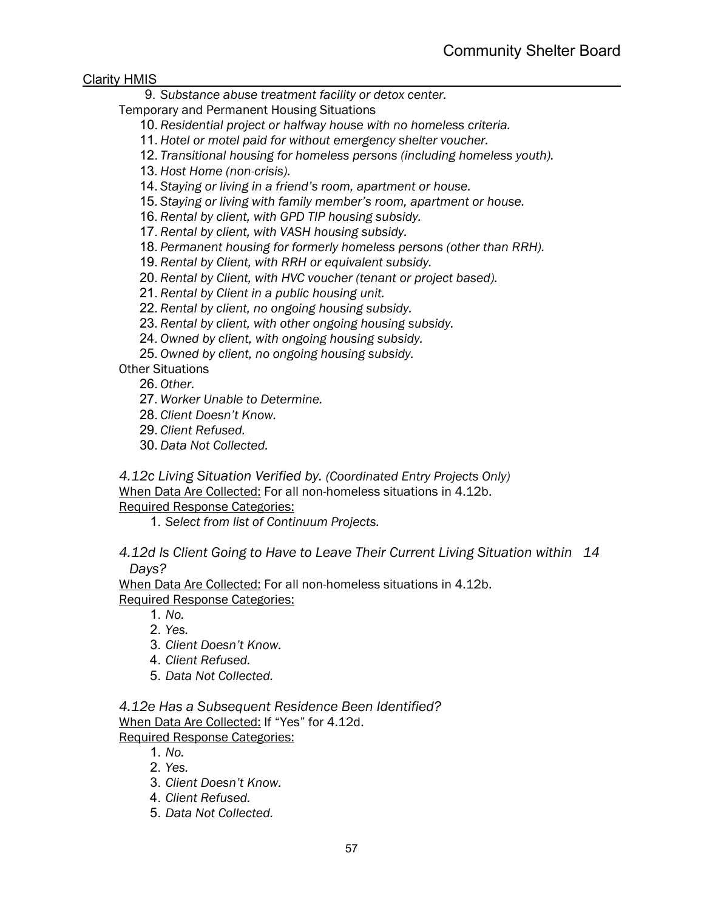9. *Substance abuse treatment facility or detox center.*

Temporary and Permanent Housing Situations

10. *Residential project or halfway house with no homeless criteria.*
11. *Hotel or motel paid for without emergency shelter voucher.*
12. *Transitional housing for homeless persons (including homeless youth).*
13. *Host Home (non-crisis).*
14. *Staying or living in a friend's room, apartment or house.*
15. *Staying or living with family member's room, apartment or house.*
16. *Rental by client, with GPD TIP housing subsidy.*
17. *Rental by client, with VASH housing subsidy.*
18. *Permanent housing for formerly homeless persons (other than RRH).*
19. *Rental by Client, with RRH or equivalent subsidy.*
20. *Rental by Client, with HVC voucher (tenant or project based).*
21. *Rental by Client in a public housing unit.*
22. *Rental by client, no ongoing housing subsidy.*
23. *Rental by client, with other ongoing housing subsidy.*
24. *Owned by client, with ongoing housing subsidy.*
25. *Owned by client, no ongoing housing subsidy.*

Other Situations

26. *Other.*
27. *Worker Unable to Determine.*
28. *Client Doesn't Know.*
29. *Client Refused.*
30. *Data Not Collected.*

### *4.12c Living Situation Verified by. (Coordinated Entry Projects Only)*

When Data Are Collected: For all non-homeless situations in 4.12b.

Required Response Categories:

1. *Select from list of Continuum Projects.*

### *4.12d Is Client Going to Have to Leave Their Current Living Situation within 14 Days?*

When Data Are Collected: For all non-homeless situations in 4.12b.

Required Response Categories:

1. *No.*
2. *Yes.*
3. *Client Doesn't Know.*
4. *Client Refused.*
5. *Data Not Collected.*

### *4.12e Has a Subsequent Residence Been Identified?*

When Data Are Collected: If "Yes" for 4.12d.

Required Response Categories:

1. *No.*
2. *Yes.*
3. *Client Doesn't Know.*
4. *Client Refused.*
5. *Data Not Collected.*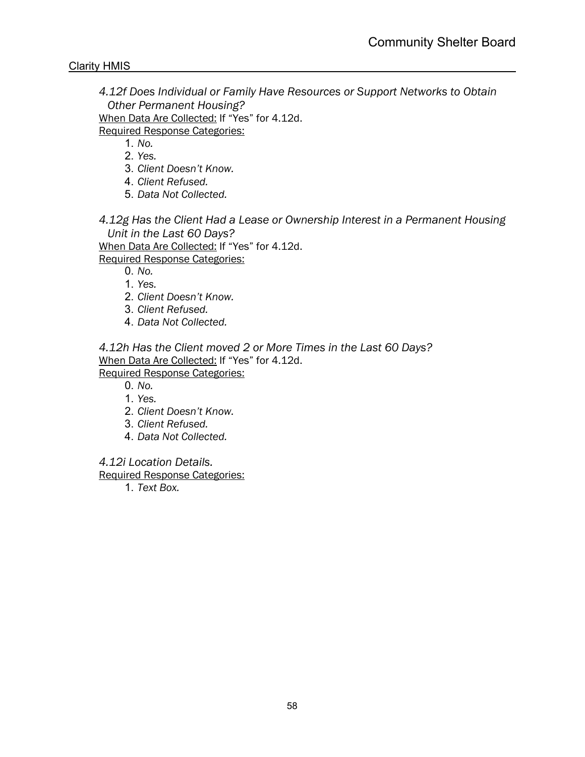*4.12f Does Individual or Family Have Resources or Support Networks to Obtain Other Permanent Housing?*

<u>When Data Are Collected:</u> If "Yes" for 4.12d.

<u>Required Response Categories:</u>

1. *No.*
2. *Yes.*
3. *Client Doesn't Know.*
4. *Client Refused.*
5. *Data Not Collected.*

*4.12g Has the Client Had a Lease or Ownership Interest in a Permanent Housing Unit in the Last 60 Days?*

<u>When Data Are Collected:</u> If "Yes" for 4.12d.

<u>Required Response Categories:</u>

0. *No.*
1. *Yes.*
2. *Client Doesn't Know.*
3. *Client Refused.*
4. *Data Not Collected.*

*4.12h Has the Client moved 2 or More Times in the Last 60 Days?*

<u>When Data Are Collected:</u> If "Yes" for 4.12d.

<u>Required Response Categories:</u>

0. *No.*
1. *Yes.*
2. *Client Doesn't Know.*
3. *Client Refused.*
4. *Data Not Collected.*

*4.12i Location Details.*

<u>Required Response Categories:</u>

1. *Text Box.*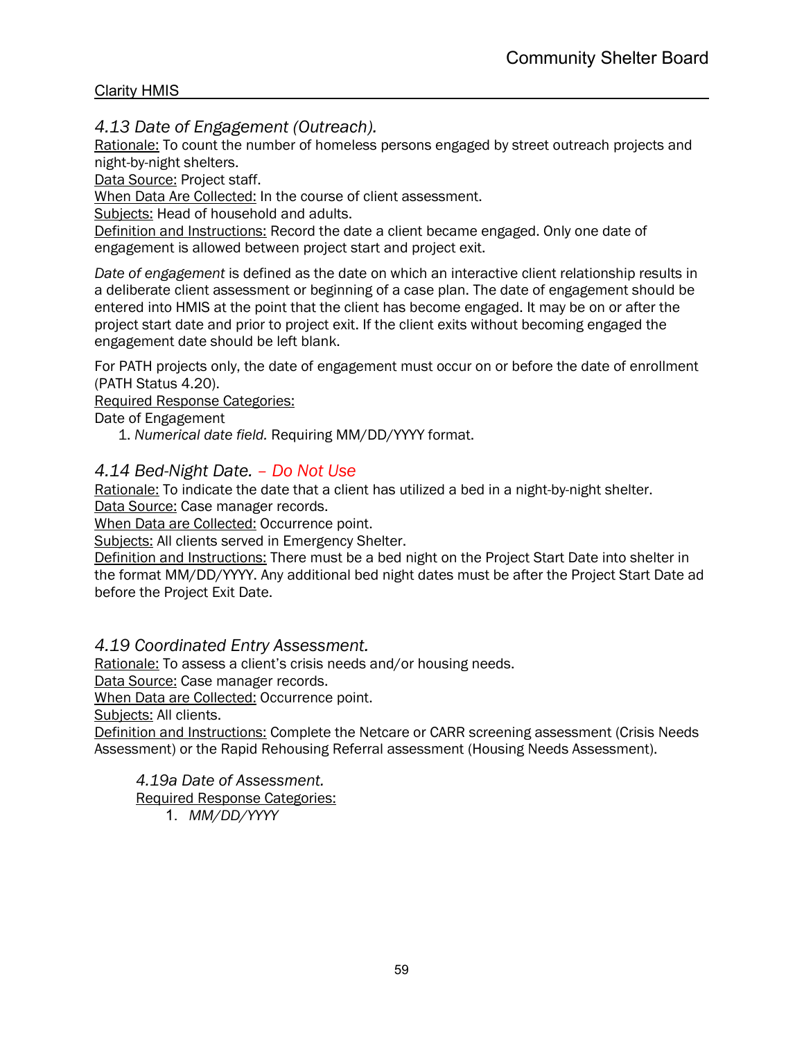### *4.13 Date of Engagement (Outreach).*

Rationale: To count the number of homeless persons engaged by street outreach projects and night-by-night shelters.
Data Source: Project staff.
When Data Are Collected: In the course of client assessment.
Subjects: Head of household and adults.
Definition and Instructions: Record the date a client became engaged. Only one date of engagement is allowed between project start and project exit.

*Date of engagement* is defined as the date on which an interactive client relationship results in a deliberate client assessment or beginning of a case plan. The date of engagement should be entered into HMIS at the point that the client has become engaged. It may be on or after the project start date and prior to project exit. If the client exits without becoming engaged the engagement date should be left blank.

For PATH projects only, the date of engagement must occur on or before the date of enrollment (PATH Status 4.20).
Required Response Categories:
Date of Engagement

1. *Numerical date field.* Requiring MM/DD/YYYY format.

### *4.14 Bed-Night Date. – Do Not Use*

Rationale: To indicate the date that a client has utilized a bed in a night-by-night shelter.
Data Source: Case manager records.
When Data are Collected: Occurrence point.
Subjects: All clients served in Emergency Shelter.
Definition and Instructions: There must be a bed night on the Project Start Date into shelter in the format MM/DD/YYYY. Any additional bed night dates must be after the Project Start Date ad before the Project Exit Date.

### *4.19 Coordinated Entry Assessment.*

Rationale: To assess a client's crisis needs and/or housing needs.
Data Source: Case manager records.
When Data are Collected: Occurrence point.
Subjects: All clients.
Definition and Instructions: Complete the Netcare or CARR screening assessment (Crisis Needs Assessment) or the Rapid Rehousing Referral assessment (Housing Needs Assessment).

#### *4.19a Date of Assessment.*

Required Response Categories:

1. *MM/DD/YYYY*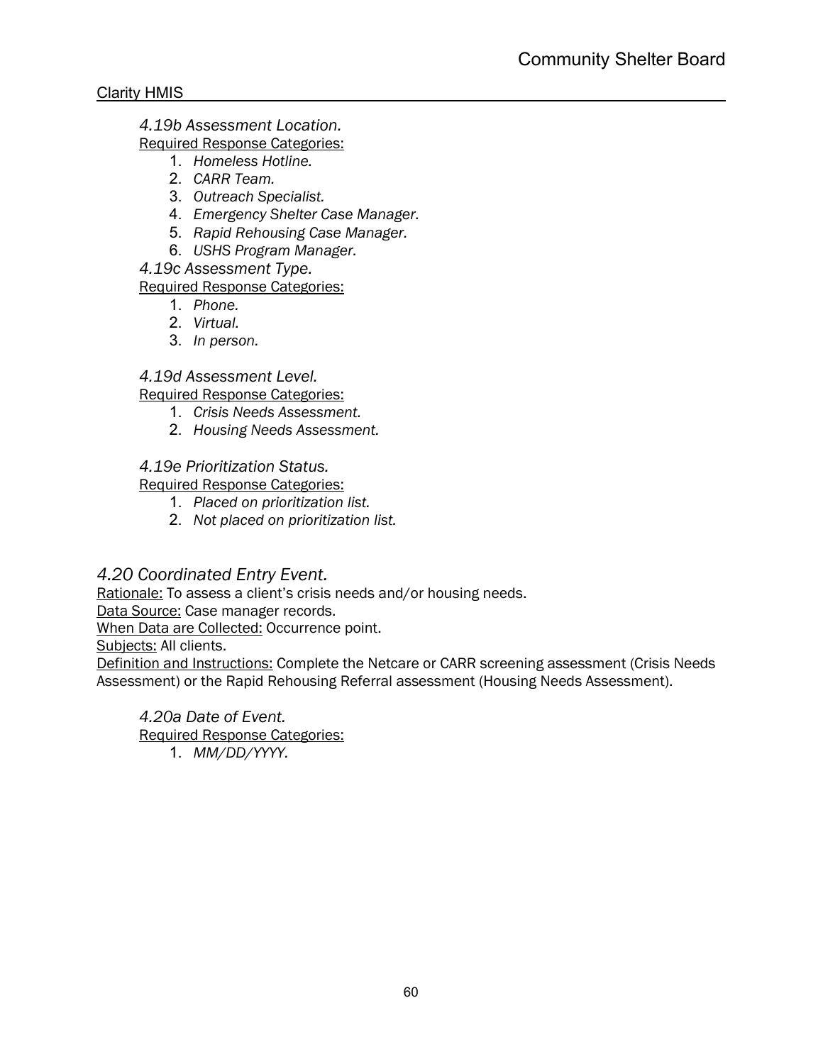*4.19b Assessment Location.*

Required Response Categories:

1. *Homeless Hotline.*
2. *CARR Team.*
3. *Outreach Specialist.*
4. *Emergency Shelter Case Manager.*
5. *Rapid Rehousing Case Manager.*
6. *USHS Program Manager.*

*4.19c Assessment Type.*

Required Response Categories:

1. *Phone.*
2. *Virtual.*
3. *In person.*

*4.19d Assessment Level.*

Required Response Categories:

1. *Crisis Needs Assessment.*
2. *Housing Needs Assessment.*

*4.19e Prioritization Status.*

Required Response Categories:

1. *Placed on prioritization list.*
2. *Not placed on prioritization list.*

## *4.20 Coordinated Entry Event.*

Rationale: To assess a client's crisis needs and/or housing needs.

Data Source: Case manager records.

When Data are Collected: Occurrence point.

Subjects: All clients.

Definition and Instructions: Complete the Netcare or CARR screening assessment (Crisis Needs Assessment) or the Rapid Rehousing Referral assessment (Housing Needs Assessment).

*4.20a Date of Event.*

Required Response Categories:

1. *MM/DD/YYYY.*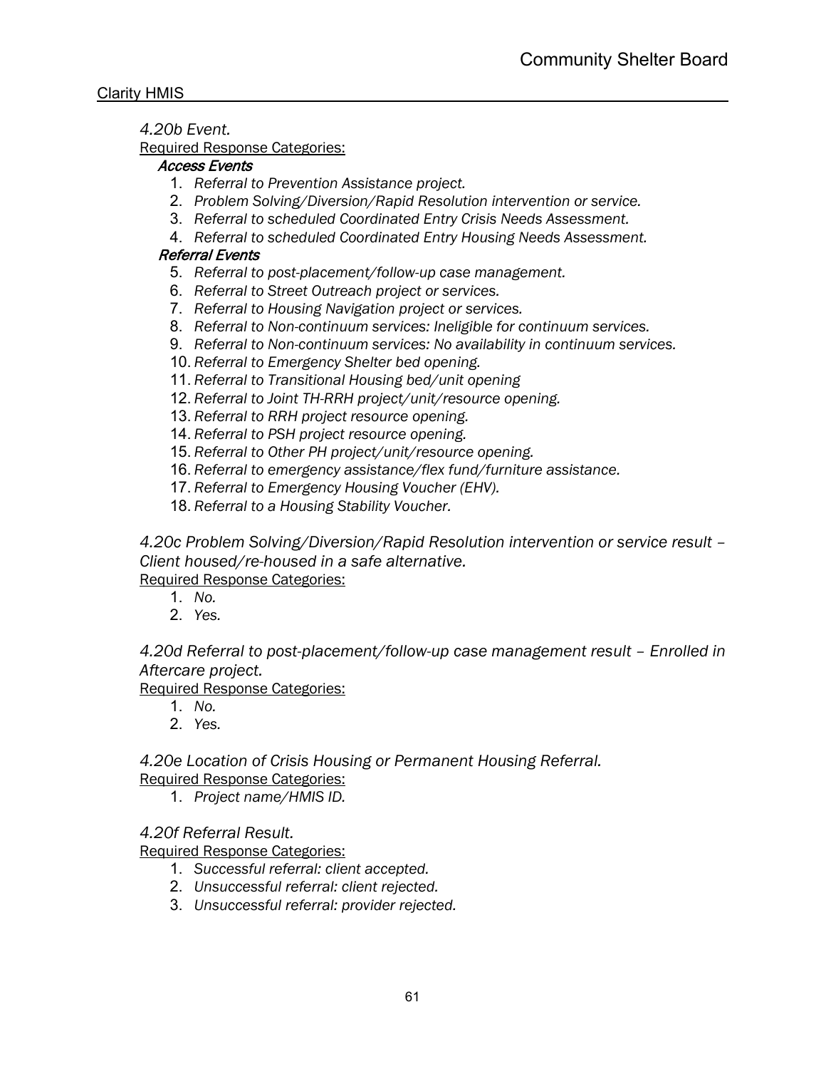*4.20b Event.*

Required Response Categories:

***Access Events***

1. *Referral to Prevention Assistance project.*
2. *Problem Solving/Diversion/Rapid Resolution intervention or service.*
3. *Referral to scheduled Coordinated Entry Crisis Needs Assessment.*
4. *Referral to scheduled Coordinated Entry Housing Needs Assessment.*

***Referral Events***

5. *Referral to post-placement/follow-up case management.*
6. *Referral to Street Outreach project or services.*
7. *Referral to Housing Navigation project or services.*
8. *Referral to Non-continuum services: Ineligible for continuum services.*
9. *Referral to Non-continuum services: No availability in continuum services.*
10. *Referral to Emergency Shelter bed opening.*
11. *Referral to Transitional Housing bed/unit opening*
12. *Referral to Joint TH-RRH project/unit/resource opening.*
13. *Referral to RRH project resource opening.*
14. *Referral to PSH project resource opening.*
15. *Referral to Other PH project/unit/resource opening.*
16. *Referral to emergency assistance/flex fund/furniture assistance.*
17. *Referral to Emergency Housing Voucher (EHV).*
18. *Referral to a Housing Stability Voucher.*

*4.20c Problem Solving/Diversion/Rapid Resolution intervention or service result – Client housed/re-housed in a safe alternative.*

Required Response Categories:

1. *No.*
2. *Yes.*

*4.20d Referral to post-placement/follow-up case management result – Enrolled in Aftercare project.*

Required Response Categories:

1. *No.*
2. *Yes.*

*4.20e Location of Crisis Housing or Permanent Housing Referral.*

Required Response Categories:

1. *Project name/HMIS ID.*

*4.20f Referral Result.*

Required Response Categories:

1. *Successful referral: client accepted.*
2. *Unsuccessful referral: client rejected.*
3. *Unsuccessful referral: provider rejected.*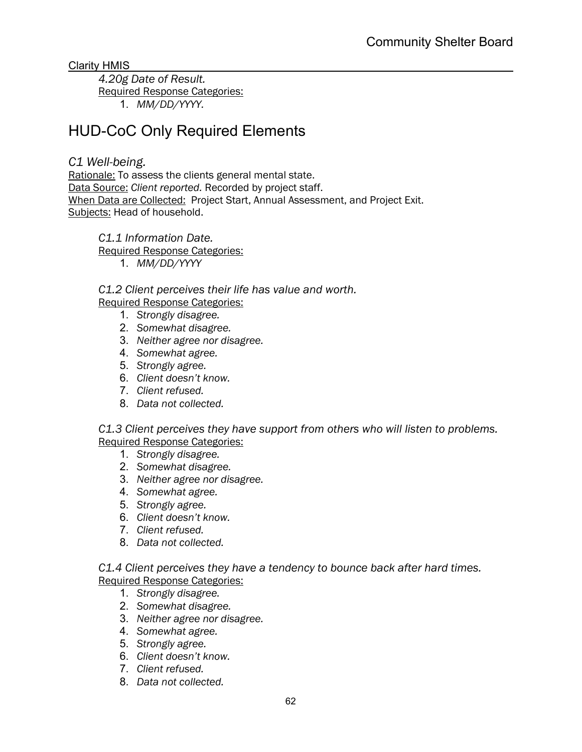*4.20g Date of Result.*

Required Response Categories:

1. *MM/DD/YYYY.*

## HUD-CoC Only Required Elements

### *C1 Well-being.*

Rationale: To assess the clients general mental state.
Data Source: *Client reported.* Recorded by project staff.
When Data are Collected: Project Start, Annual Assessment, and Project Exit.
Subjects: Head of household.

*C1.1 Information Date.*

Required Response Categories:

1. *MM/DD/YYYY*

*C1.2 Client perceives their life has value and worth.*

Required Response Categories:

1. *Strongly disagree.*
2. *Somewhat disagree.*
3. *Neither agree nor disagree.*
4. *Somewhat agree.*
5. *Strongly agree.*
6. *Client doesn't know.*
7. *Client refused.*
8. *Data not collected.*

*C1.3 Client perceives they have support from others who will listen to problems.*

Required Response Categories:

1. *Strongly disagree.*
2. *Somewhat disagree.*
3. *Neither agree nor disagree.*
4. *Somewhat agree.*
5. *Strongly agree.*
6. *Client doesn't know.*
7. *Client refused.*
8. *Data not collected.*

*C1.4 Client perceives they have a tendency to bounce back after hard times.*

Required Response Categories:

1. *Strongly disagree.*
2. *Somewhat disagree.*
3. *Neither agree nor disagree.*
4. *Somewhat agree.*
5. *Strongly agree.*
6. *Client doesn't know.*
7. *Client refused.*
8. *Data not collected.*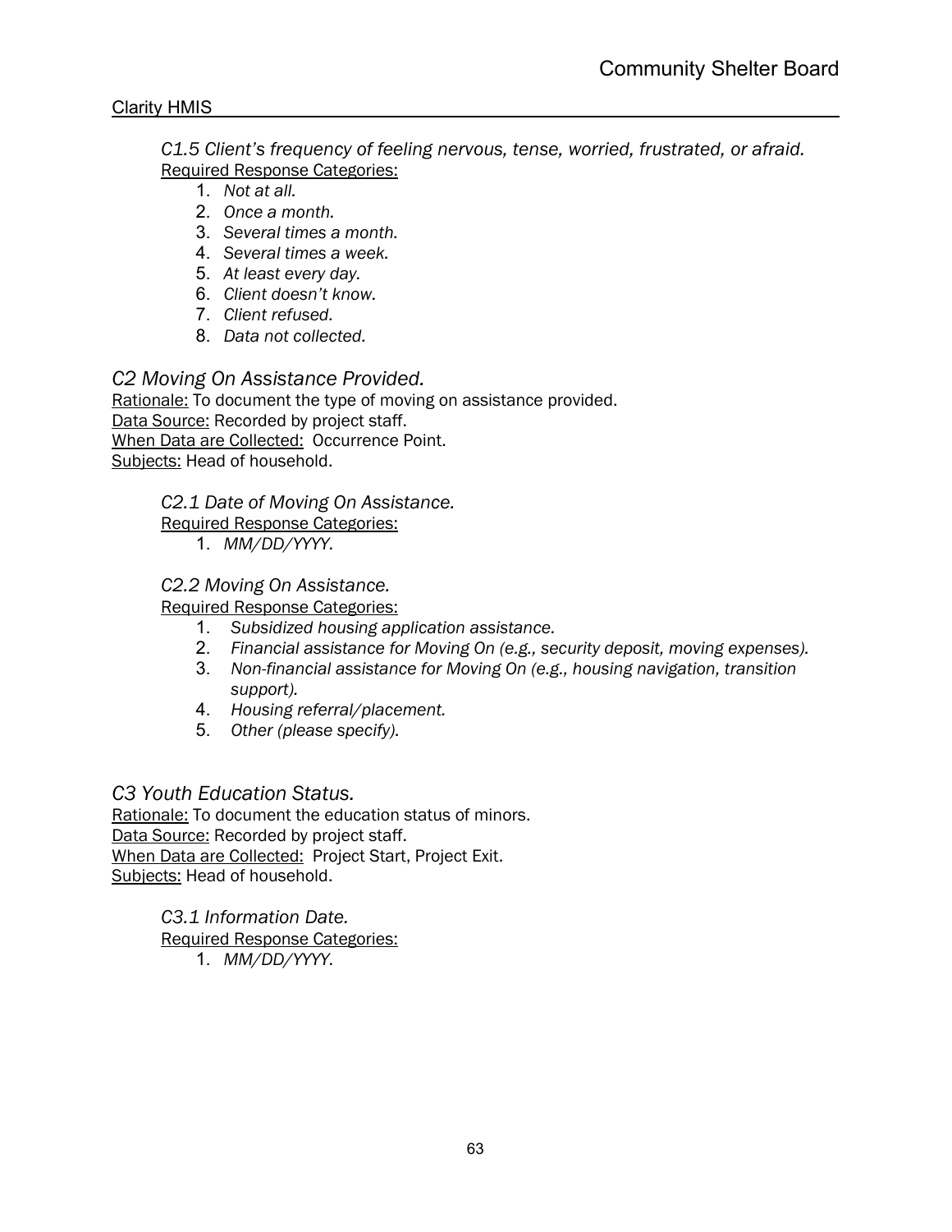### *C1.5 Client's frequency of feeling nervous, tense, worried, frustrated, or afraid.*

Required Response Categories:

1. *Not at all.*
2. *Once a month.*
3. *Several times a month.*
4. *Several times a week.*
5. *At least every day.*
6. *Client doesn't know.*
7. *Client refused.*
8. *Data not collected.*

## *C2 Moving On Assistance Provided.*

Rationale: To document the type of moving on assistance provided.
Data Source: Recorded by project staff.
When Data are Collected: Occurrence Point.
Subjects: Head of household.

### *C2.1 Date of Moving On Assistance.*

Required Response Categories:

1. *MM/DD/YYYY.*

### *C2.2 Moving On Assistance.*

Required Response Categories:

1. *Subsidized housing application assistance.*
2. *Financial assistance for Moving On (e.g., security deposit, moving expenses).*
3. *Non-financial assistance for Moving On (e.g., housing navigation, transition support).*
4. *Housing referral/placement.*
5. *Other (please specify).*

## *C3 Youth Education Status.*

Rationale: To document the education status of minors.
Data Source: Recorded by project staff.
When Data are Collected: Project Start, Project Exit.
Subjects: Head of household.

### *C3.1 Information Date.*

Required Response Categories:

1. *MM/DD/YYYY.*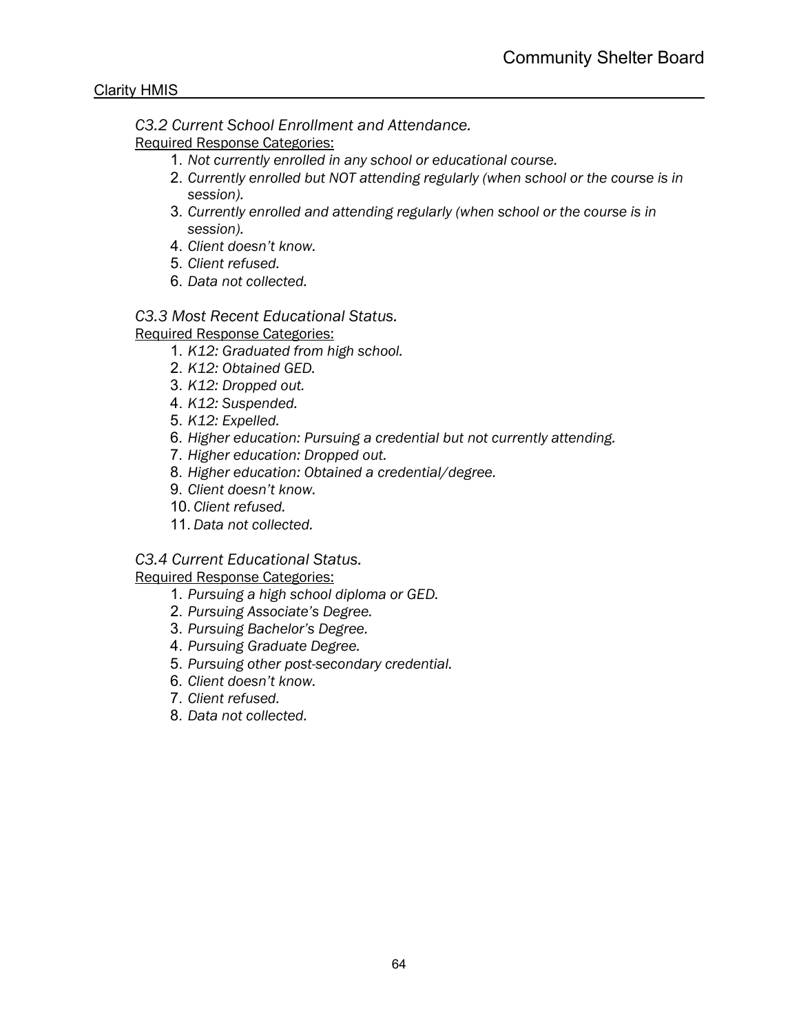*C3.2 Current School Enrollment and Attendance.*

Required Response Categories:

1. *Not currently enrolled in any school or educational course.*
2. *Currently enrolled but NOT attending regularly (when school or the course is in session).*
3. *Currently enrolled and attending regularly (when school or the course is in session).*
4. *Client doesn't know.*
5. *Client refused.*
6. *Data not collected.*

*C3.3 Most Recent Educational Status.*

Required Response Categories:

1. *K12: Graduated from high school.*
2. *K12: Obtained GED.*
3. *K12: Dropped out.*
4. *K12: Suspended.*
5. *K12: Expelled.*
6. *Higher education: Pursuing a credential but not currently attending.*
7. *Higher education: Dropped out.*
8. *Higher education: Obtained a credential/degree.*
9. *Client doesn't know.*
10. *Client refused.*
11. *Data not collected.*

*C3.4 Current Educational Status.*

Required Response Categories:

1. *Pursuing a high school diploma or GED.*
2. *Pursuing Associate's Degree.*
3. *Pursuing Bachelor's Degree.*
4. *Pursuing Graduate Degree.*
5. *Pursuing other post-secondary credential.*
6. *Client doesn't know.*
7. *Client refused.*
8. *Data not collected.*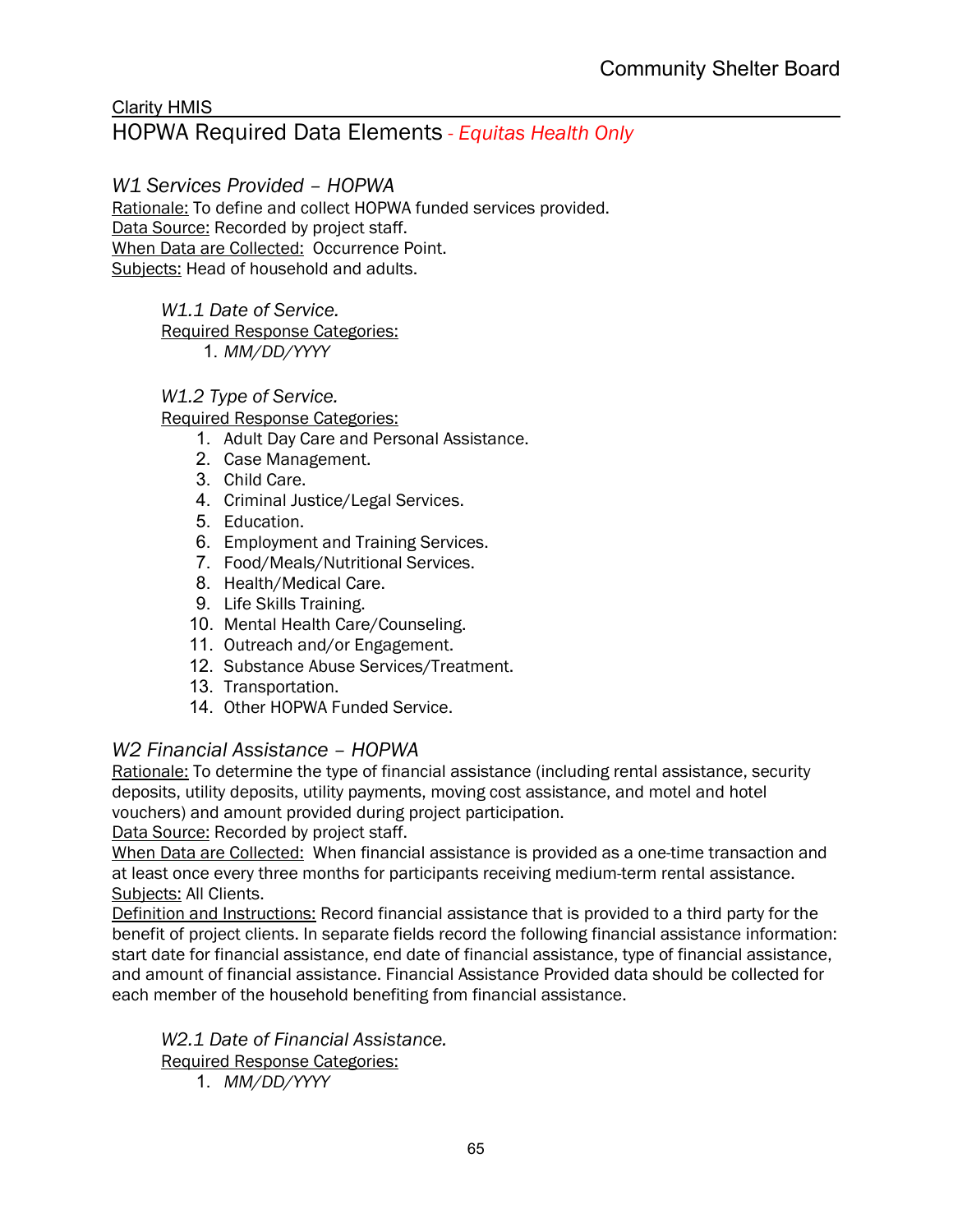Clarity HMIS

## HOPWA Required Data Elements - *Equitas Health Only*

### *W1 Services Provided – HOPWA*

Rationale: To define and collect HOPWA funded services provided.
Data Source: Recorded by project staff.
When Data are Collected: Occurrence Point.
Subjects: Head of household and adults.

*W1.1 Date of Service.*
Required Response Categories:
1. *MM/DD/YYYY*

*W1.2 Type of Service.*
Required Response Categories:
1. Adult Day Care and Personal Assistance.
2. Case Management.
3. Child Care.
4. Criminal Justice/Legal Services.
5. Education.
6. Employment and Training Services.
7. Food/Meals/Nutritional Services.
8. Health/Medical Care.
9. Life Skills Training.
10. Mental Health Care/Counseling.
11. Outreach and/or Engagement.
12. Substance Abuse Services/Treatment.
13. Transportation.
14. Other HOPWA Funded Service.

### *W2 Financial Assistance – HOPWA*

Rationale: To determine the type of financial assistance (including rental assistance, security deposits, utility deposits, utility payments, moving cost assistance, and motel and hotel vouchers) and amount provided during project participation.
Data Source: Recorded by project staff.
When Data are Collected: When financial assistance is provided as a one-time transaction and at least once every three months for participants receiving medium-term rental assistance.
Subjects: All Clients.
Definition and Instructions: Record financial assistance that is provided to a third party for the benefit of project clients. In separate fields record the following financial assistance information: start date for financial assistance, end date of financial assistance, type of financial assistance, and amount of financial assistance. Financial Assistance Provided data should be collected for each member of the household benefiting from financial assistance.

*W2.1 Date of Financial Assistance.*
Required Response Categories:
1. *MM/DD/YYYY*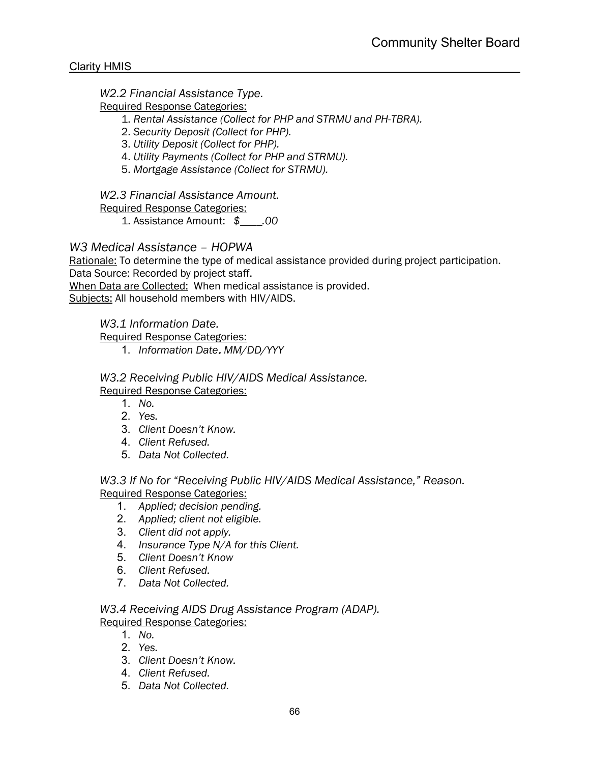*W2.2 Financial Assistance Type.*

Required Response Categories:

1. *Rental Assistance (Collect for PHP and STRMU and PH-TBRA).*
2. *Security Deposit (Collect for PHP).*
3. *Utility Deposit (Collect for PHP).*
4. *Utility Payments (Collect for PHP and STRMU).*
5. *Mortgage Assistance (Collect for STRMU).*

*W2.3 Financial Assistance Amount.*

Required Response Categories:

1. Assistance Amount: *$____.00*

## *W3 Medical Assistance – HOPWA*

Rationale: To determine the type of medical assistance provided during project participation.
Data Source: Recorded by project staff.
When Data are Collected: When medical assistance is provided.
Subjects: All household members with HIV/AIDS.

*W3.1 Information Date.*

Required Response Categories:

1. *Information Date. MM/DD/YYY*

*W3.2 Receiving Public HIV/AIDS Medical Assistance.*

Required Response Categories:

1. *No.*
2. *Yes.*
3. *Client Doesn't Know.*
4. *Client Refused.*
5. *Data Not Collected.*

*W3.3 If No for "Receiving Public HIV/AIDS Medical Assistance," Reason.*

Required Response Categories:

1. *Applied; decision pending.*
2. *Applied; client not eligible.*
3. *Client did not apply.*
4. *Insurance Type N/A for this Client.*
5. *Client Doesn't Know*
6. *Client Refused.*
7. *Data Not Collected.*

*W3.4 Receiving AIDS Drug Assistance Program (ADAP).*

Required Response Categories:

1. *No.*
2. *Yes.*
3. *Client Doesn't Know.*
4. *Client Refused.*
5. *Data Not Collected.*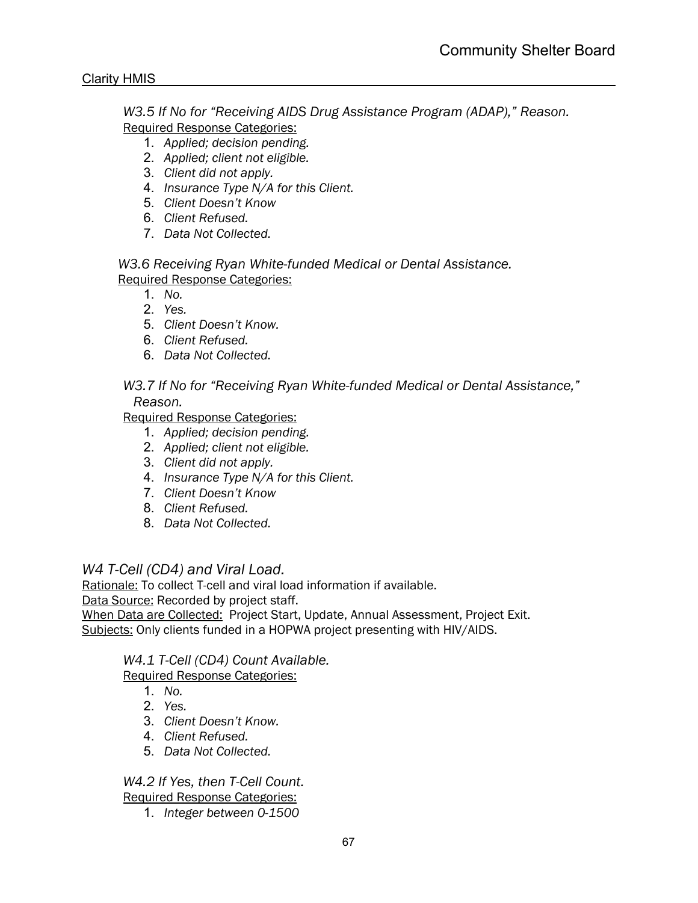*W3.5 If No for "Receiving AIDS Drug Assistance Program (ADAP)," Reason.*
Required Response Categories:

1. *Applied; decision pending.*
2. *Applied; client not eligible.*
3. *Client did not apply.*
4. *Insurance Type N/A for this Client.*
5. *Client Doesn't Know*
6. *Client Refused.*
7. *Data Not Collected.*

*W3.6 Receiving Ryan White-funded Medical or Dental Assistance.*
Required Response Categories:

1. *No.*
2. *Yes.*
5. *Client Doesn't Know.*
6. *Client Refused.*
6. *Data Not Collected.*

*W3.7 If No for "Receiving Ryan White-funded Medical or Dental Assistance," Reason.*
Required Response Categories:

1. *Applied; decision pending.*
2. *Applied; client not eligible.*
3. *Client did not apply.*
4. *Insurance Type N/A for this Client.*
7. *Client Doesn't Know*
8. *Client Refused.*
8. *Data Not Collected.*

## *W4 T-Cell (CD4) and Viral Load.*

Rationale: To collect T-cell and viral load information if available.
Data Source: Recorded by project staff.
When Data are Collected: Project Start, Update, Annual Assessment, Project Exit.
Subjects: Only clients funded in a HOPWA project presenting with HIV/AIDS.

*W4.1 T-Cell (CD4) Count Available.*
Required Response Categories:

1. *No.*
2. *Yes.*
3. *Client Doesn't Know.*
4. *Client Refused.*
5. *Data Not Collected.*

*W4.2 If Yes, then T-Cell Count.*
Required Response Categories:

1. *Integer between 0-1500*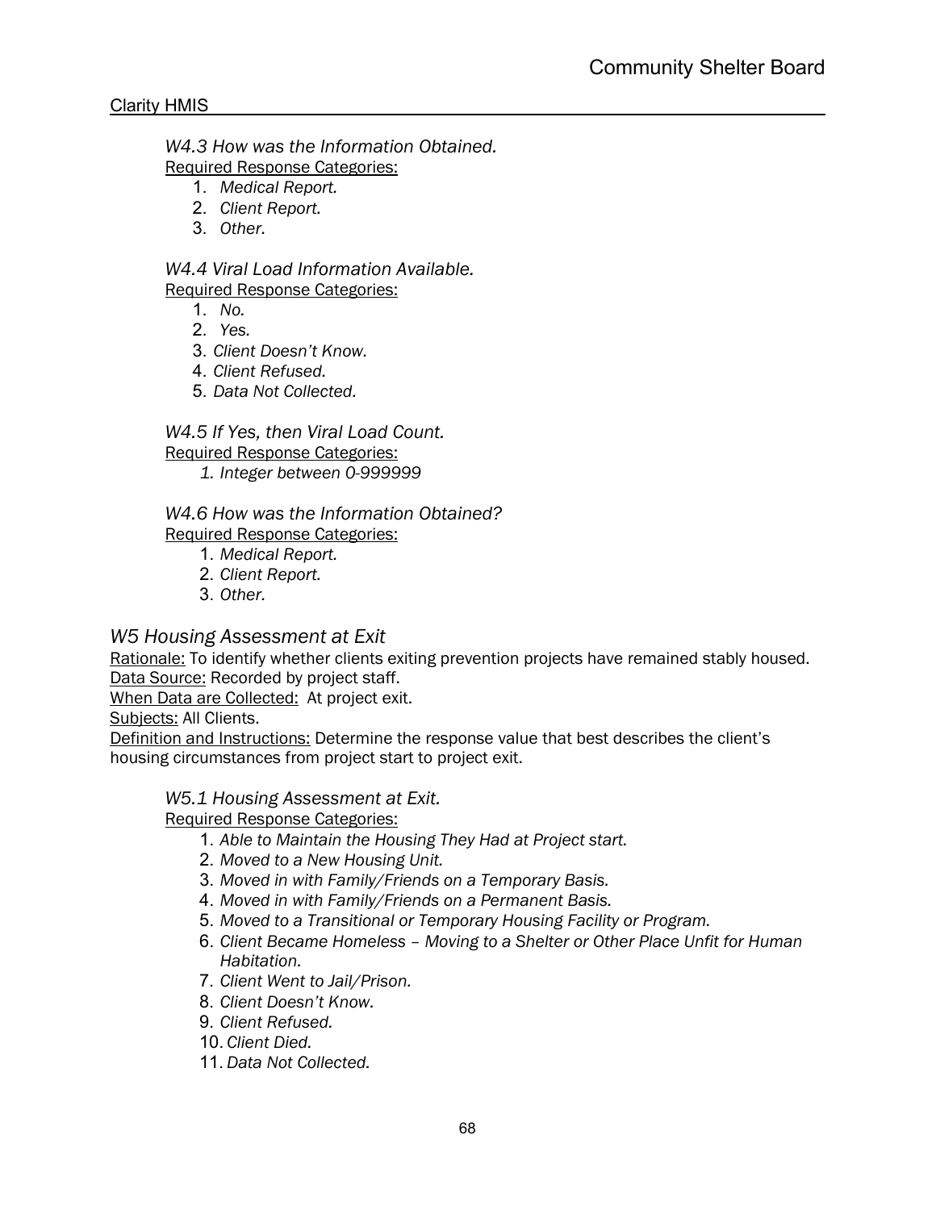*W4.3 How was the Information Obtained.*
Required Response Categories:

1. *Medical Report.*
2. *Client Report.*
3. *Other.*

*W4.4 Viral Load Information Available.*
Required Response Categories:

1. *No.*
2. *Yes.*
3. *Client Doesn't Know.*
4. *Client Refused.*
5. *Data Not Collected.*

*W4.5 If Yes, then Viral Load Count.*
Required Response Categories:

1. *Integer between 0-999999*

*W4.6 How was the Information Obtained?*
Required Response Categories:

1. *Medical Report.*
2. *Client Report.*
3. *Other.*

## *W5 Housing Assessment at Exit*

Rationale: To identify whether clients exiting prevention projects have remained stably housed.
Data Source: Recorded by project staff.
When Data are Collected: At project exit.
Subjects: All Clients.
Definition and Instructions: Determine the response value that best describes the client's housing circumstances from project start to project exit.

*W5.1 Housing Assessment at Exit.*
Required Response Categories:

1. *Able to Maintain the Housing They Had at Project start.*
2. *Moved to a New Housing Unit.*
3. *Moved in with Family/Friends on a Temporary Basis.*
4. *Moved in with Family/Friends on a Permanent Basis.*
5. *Moved to a Transitional or Temporary Housing Facility or Program.*
6. *Client Became Homeless – Moving to a Shelter or Other Place Unfit for Human Habitation.*
7. *Client Went to Jail/Prison.*
8. *Client Doesn't Know.*
9. *Client Refused.*
10. *Client Died.*
11. *Data Not Collected.*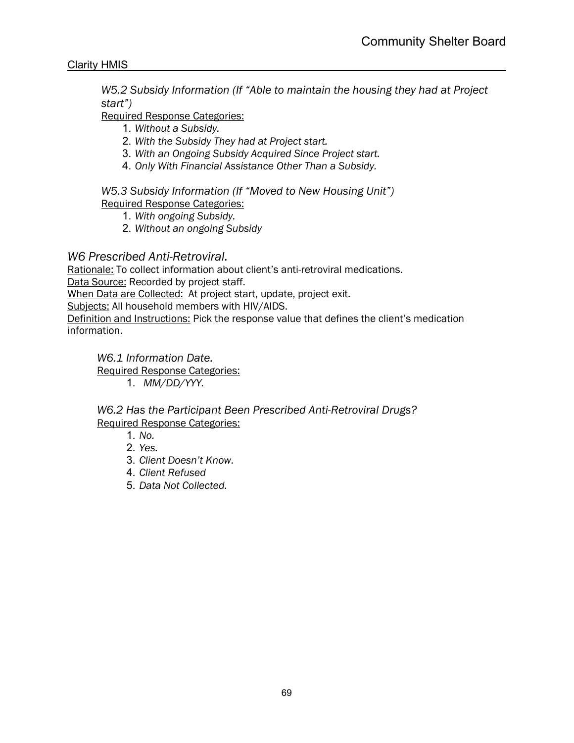*W5.2 Subsidy Information (If "Able to maintain the housing they had at Project start")*

Required Response Categories:

1. *Without a Subsidy.*
2. *With the Subsidy They had at Project start.*
3. *With an Ongoing Subsidy Acquired Since Project start.*
4. *Only With Financial Assistance Other Than a Subsidy.*

*W5.3 Subsidy Information (If "Moved to New Housing Unit")*

Required Response Categories:

1. *With ongoing Subsidy.*
2. *Without an ongoing Subsidy*

## *W6 Prescribed Anti-Retroviral.*

Rationale: To collect information about client's anti-retroviral medications.

Data Source: Recorded by project staff.

When Data are Collected: At project start, update, project exit.

Subjects: All household members with HIV/AIDS.

Definition and Instructions: Pick the response value that defines the client's medication information.

*W6.1 Information Date.*

Required Response Categories:

1. *MM/DD/YYY.*

*W6.2 Has the Participant Been Prescribed Anti-Retroviral Drugs?*

Required Response Categories:

1. *No.*
2. *Yes.*
3. *Client Doesn't Know.*
4. *Client Refused*
5. *Data Not Collected.*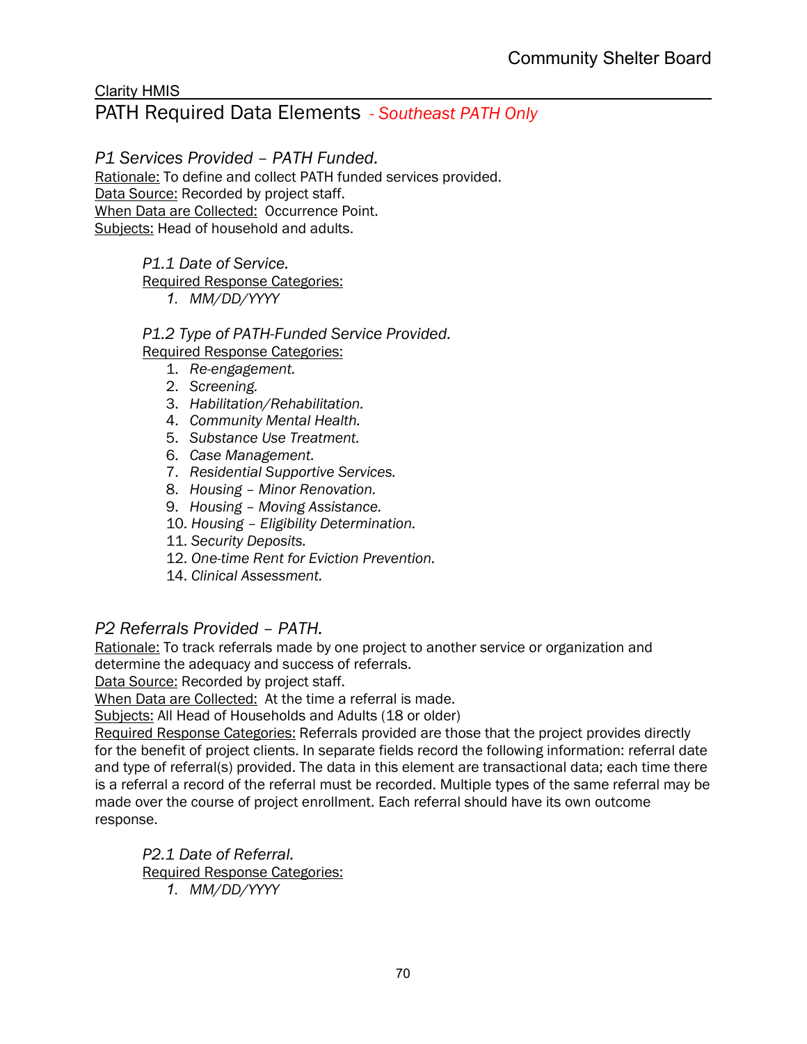Clarity HMIS

# PATH Required Data Elements *- Southeast PATH Only*

## *P1 Services Provided – PATH Funded.*

Rationale: To define and collect PATH funded services provided.
Data Source: Recorded by project staff.
When Data are Collected: Occurrence Point.
Subjects: Head of household and adults.

### *P1.1 Date of Service.*

Required Response Categories:

1. *MM/DD/YYYY*

### *P1.2 Type of PATH-Funded Service Provided.*

Required Response Categories:

1. *Re-engagement.*
2. *Screening.*
3. *Habilitation/Rehabilitation.*
4. *Community Mental Health.*
5. *Substance Use Treatment.*
6. *Case Management.*
7. *Residential Supportive Services.*
8. *Housing – Minor Renovation.*
9. *Housing – Moving Assistance.*
10. *Housing – Eligibility Determination.*
11. *Security Deposits.*
12. *One-time Rent for Eviction Prevention.*

14. *Clinical Assessment.*

## *P2 Referrals Provided – PATH.*

Rationale: To track referrals made by one project to another service or organization and determine the adequacy and success of referrals.
Data Source: Recorded by project staff.
When Data are Collected: At the time a referral is made.
Subjects: All Head of Households and Adults (18 or older)
Required Response Categories: Referrals provided are those that the project provides directly for the benefit of project clients. In separate fields record the following information: referral date and type of referral(s) provided. The data in this element are transactional data; each time there is a referral a record of the referral must be recorded. Multiple types of the same referral may be made over the course of project enrollment. Each referral should have its own outcome response.

### *P2.1 Date of Referral.*

Required Response Categories:

1. *MM/DD/YYYY*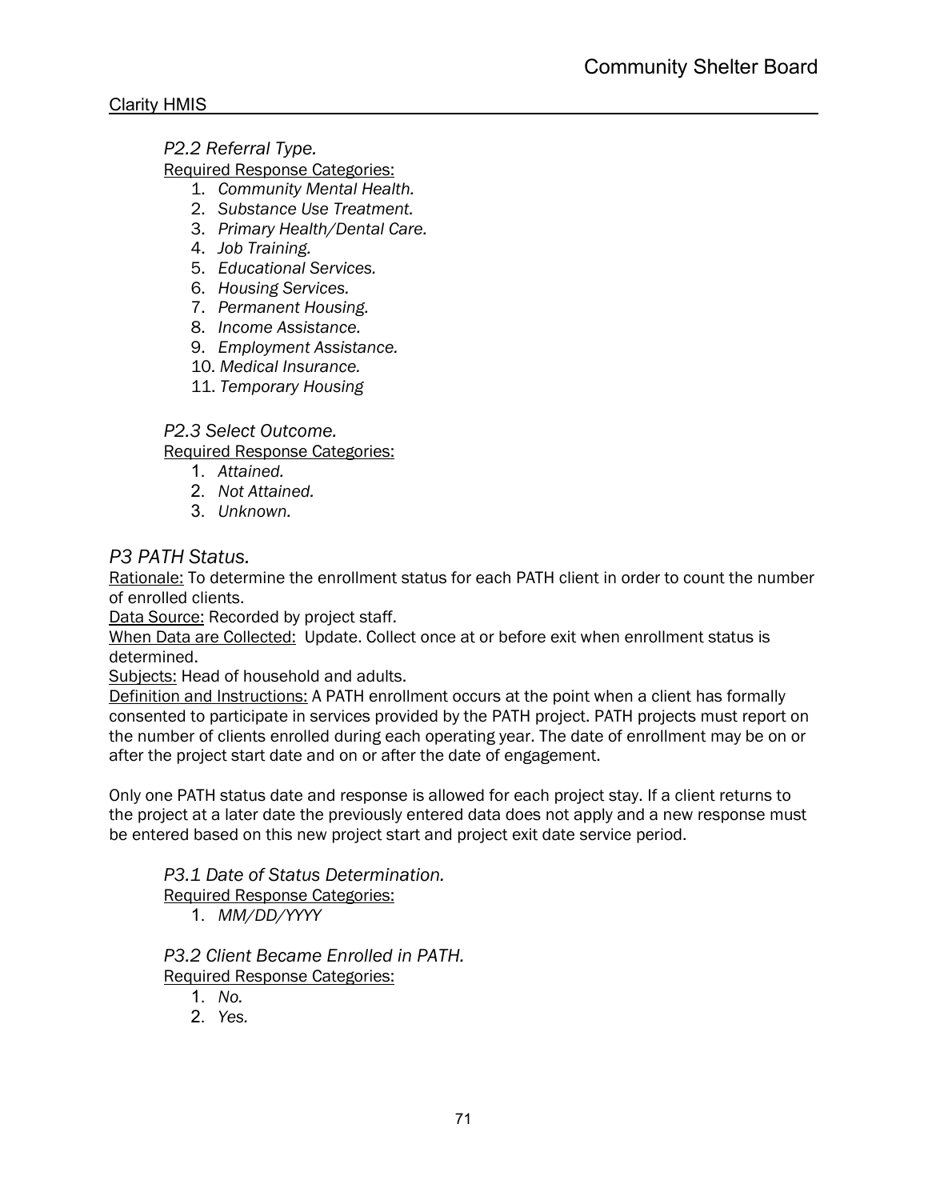### *P2.2 Referral Type.*

Required Response Categories:

1. *Community Mental Health.*
2. *Substance Use Treatment.*
3. *Primary Health/Dental Care.*
4. *Job Training.*
5. *Educational Services.*
6. *Housing Services.*
7. *Permanent Housing.*
8. *Income Assistance.*
9. *Employment Assistance.*
10. *Medical Insurance.*
11. *Temporary Housing*

### *P2.3 Select Outcome.*

Required Response Categories:

1. *Attained.*
2. *Not Attained.*
3. *Unknown.*

## *P3 PATH Status.*

Rationale: To determine the enrollment status for each PATH client in order to count the number of enrolled clients.

Data Source: Recorded by project staff.

When Data are Collected: Update. Collect once at or before exit when enrollment status is determined.

Subjects: Head of household and adults.

Definition and Instructions: A PATH enrollment occurs at the point when a client has formally consented to participate in services provided by the PATH project. PATH projects must report on the number of clients enrolled during each operating year. The date of enrollment may be on or after the project start date and on or after the date of engagement.

Only one PATH status date and response is allowed for each project stay. If a client returns to the project at a later date the previously entered data does not apply and a new response must be entered based on this new project start and project exit date service period.

### *P3.1 Date of Status Determination.*

Required Response Categories:

1. *MM/DD/YYYY*

### *P3.2 Client Became Enrolled in PATH.*

Required Response Categories:

1. *No.*
2. *Yes.*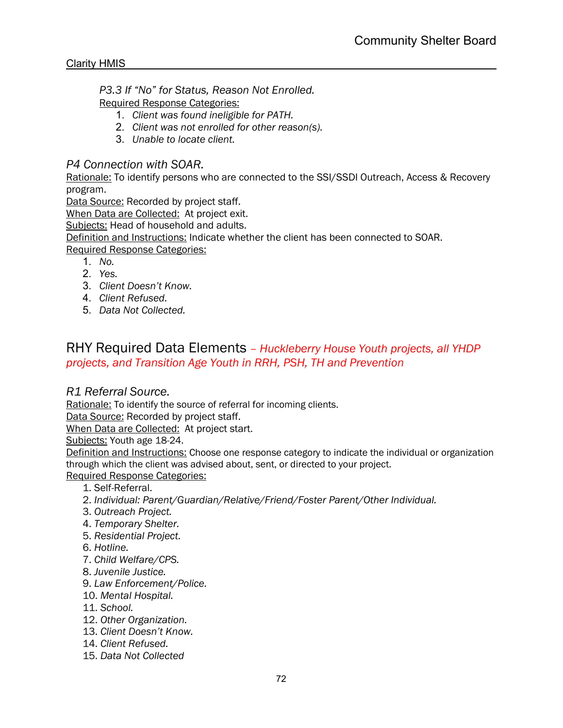*P3.3 If "No" for Status, Reason Not Enrolled.*
Required Response Categories:

1. *Client was found ineligible for PATH.*
2. *Client was not enrolled for other reason(s).*
3. *Unable to locate client.*

### *P4 Connection with SOAR.*

Rationale: To identify persons who are connected to the SSI/SSDI Outreach, Access & Recovery program.
Data Source: Recorded by project staff.
When Data are Collected: At project exit.
Subjects: Head of household and adults.
Definition and Instructions: Indicate whether the client has been connected to SOAR.
Required Response Categories:

1. *No.*
2. *Yes.*
3. *Client Doesn't Know.*
4. *Client Refused.*
5. *Data Not Collected.*

## RHY Required Data Elements *– Huckleberry House Youth projects, all YHDP projects, and Transition Age Youth in RRH, PSH, TH and Prevention*

### *R1 Referral Source.*

Rationale: To identify the source of referral for incoming clients.
Data Source: Recorded by project staff.
When Data are Collected: At project start.
Subjects: Youth age 18-24.
Definition and Instructions: Choose one response category to indicate the individual or organization through which the client was advised about, sent, or directed to your project.
Required Response Categories:

1. Self-Referral.
2. *Individual: Parent/Guardian/Relative/Friend/Foster Parent/Other Individual.*
3. *Outreach Project.*
4. *Temporary Shelter.*
5. *Residential Project.*
6. *Hotline.*
7. *Child Welfare/CPS.*
8. *Juvenile Justice.*
9. *Law Enforcement/Police.*
10. *Mental Hospital.*
11. *School.*
12. *Other Organization.*
13. *Client Doesn't Know.*
14. *Client Refused.*
15. *Data Not Collected*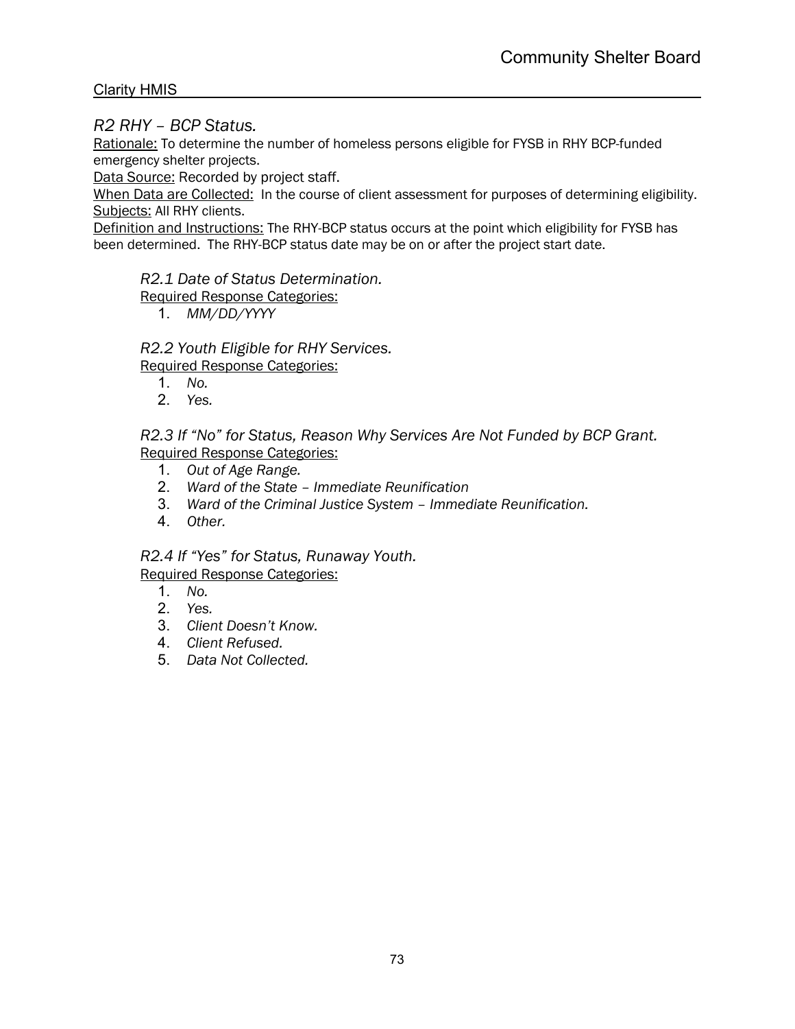## *R2 RHY – BCP Status.*

Rationale: To determine the number of homeless persons eligible for FYSB in RHY BCP-funded emergency shelter projects.
Data Source: Recorded by project staff.
When Data are Collected: In the course of client assessment for purposes of determining eligibility.
Subjects: All RHY clients.
Definition and Instructions: The RHY-BCP status occurs at the point which eligibility for FYSB has been determined. The RHY-BCP status date may be on or after the project start date.

### *R2.1 Date of Status Determination.*

Required Response Categories:

1. *MM/DD/YYYY*

### *R2.2 Youth Eligible for RHY Services.*

Required Response Categories:

1. *No.*
2. *Yes.*

### *R2.3 If "No" for Status, Reason Why Services Are Not Funded by BCP Grant.*

Required Response Categories:

1. *Out of Age Range.*
2. *Ward of the State – Immediate Reunification*
3. *Ward of the Criminal Justice System – Immediate Reunification.*
4. *Other.*

### *R2.4 If "Yes" for Status, Runaway Youth.*

Required Response Categories:

1. *No.*
2. *Yes.*
3. *Client Doesn't Know.*
4. *Client Refused.*
5. *Data Not Collected.*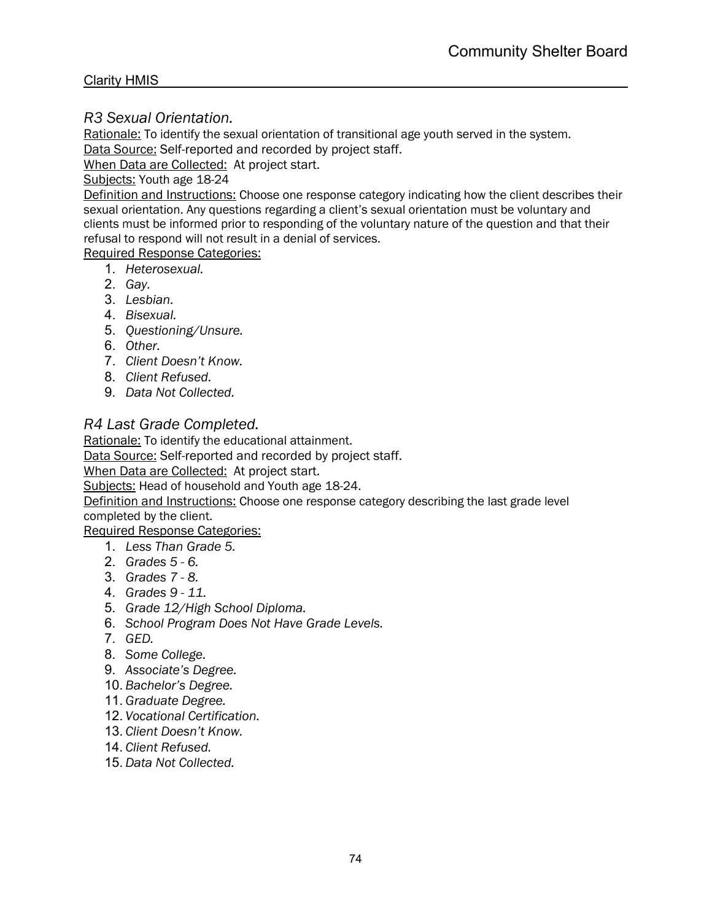### *R3 Sexual Orientation.*

Rationale: To identify the sexual orientation of transitional age youth served in the system.
Data Source: Self-reported and recorded by project staff.
When Data are Collected: At project start.
Subjects: Youth age 18-24
Definition and Instructions: Choose one response category indicating how the client describes their sexual orientation. Any questions regarding a client's sexual orientation must be voluntary and clients must be informed prior to responding of the voluntary nature of the question and that their refusal to respond will not result in a denial of services.
Required Response Categories:

1. *Heterosexual.*
2. *Gay.*
3. *Lesbian.*
4. *Bisexual.*
5. *Questioning/Unsure.*
6. *Other.*
7. *Client Doesn't Know.*
8. *Client Refused.*
9. *Data Not Collected.*

### *R4 Last Grade Completed.*

Rationale: To identify the educational attainment.
Data Source: Self-reported and recorded by project staff.
When Data are Collected: At project start.
Subjects: Head of household and Youth age 18-24.
Definition and Instructions: Choose one response category describing the last grade level completed by the client.
Required Response Categories:

1. *Less Than Grade 5.*
2. *Grades 5 - 6.*
3. *Grades 7 - 8.*
4. *Grades 9 - 11.*
5. *Grade 12/High School Diploma.*
6. *School Program Does Not Have Grade Levels.*
7. *GED.*
8. *Some College.*
9. *Associate's Degree.*
10. *Bachelor's Degree.*
11. *Graduate Degree.*
12. *Vocational Certification.*
13. *Client Doesn't Know.*
14. *Client Refused.*
15. *Data Not Collected.*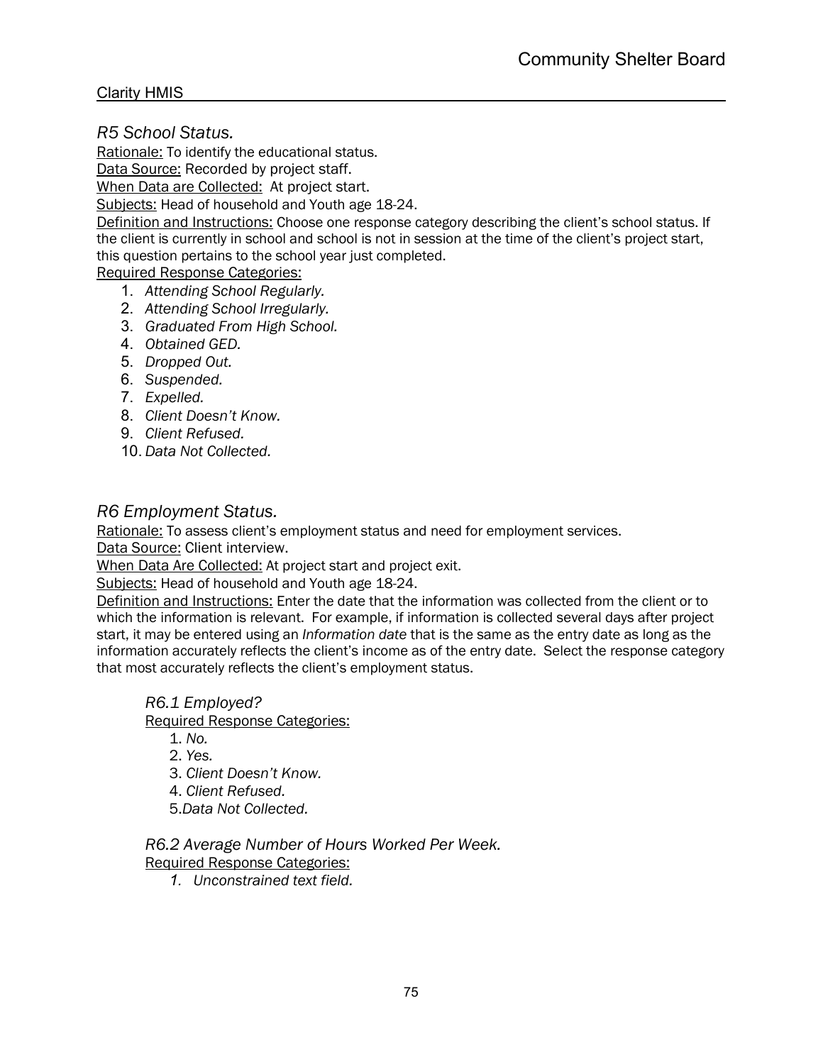## *R5 School Status.*

Rationale: To identify the educational status.

Data Source: Recorded by project staff.

When Data are Collected: At project start.

Subjects: Head of household and Youth age 18-24.

Definition and Instructions: Choose one response category describing the client's school status. If the client is currently in school and school is not in session at the time of the client's project start, this question pertains to the school year just completed.

Required Response Categories:

1. *Attending School Regularly.*
2. *Attending School Irregularly.*
3. *Graduated From High School.*
4. *Obtained GED.*
5. *Dropped Out.*
6. *Suspended.*
7. *Expelled.*
8. *Client Doesn't Know.*
9. *Client Refused.*
10. *Data Not Collected.*

## *R6 Employment Status.*

Rationale: To assess client's employment status and need for employment services.

Data Source: Client interview.

When Data Are Collected: At project start and project exit.

Subjects: Head of household and Youth age 18-24.

Definition and Instructions: Enter the date that the information was collected from the client or to which the information is relevant. For example, if information is collected several days after project start, it may be entered using an *Information date* that is the same as the entry date as long as the information accurately reflects the client's income as of the entry date. Select the response category that most accurately reflects the client's employment status.

### *R6.1 Employed?*

Required Response Categories:

1. *No.*
2. *Yes.*
3. *Client Doesn't Know.*
4. *Client Refused.*
5. *Data Not Collected.*

### *R6.2 Average Number of Hours Worked Per Week.*

Required Response Categories:

1. *Unconstrained text field.*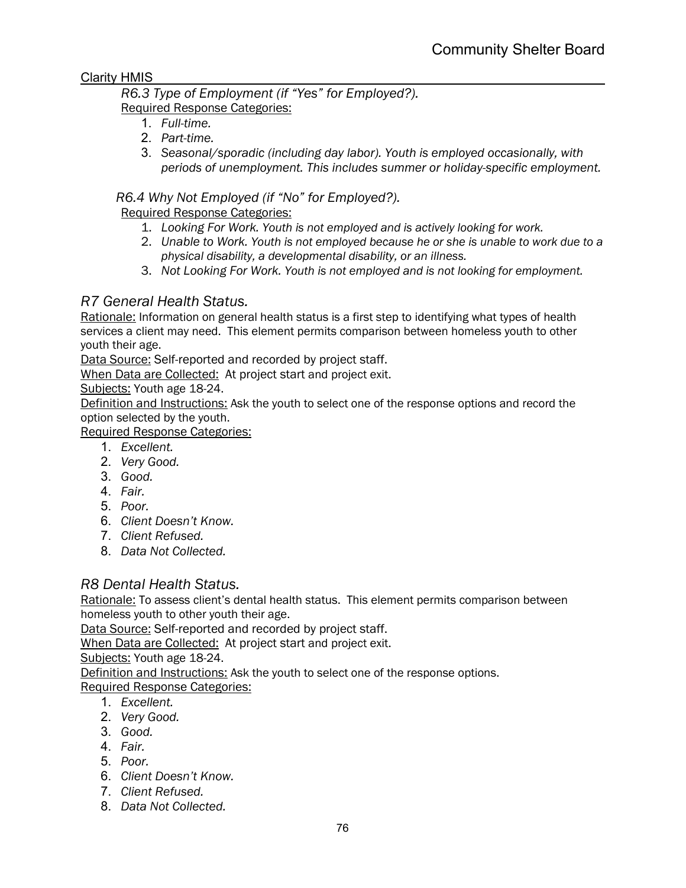*R6.3 Type of Employment (if "Yes" for Employed?).*

Required Response Categories:

1. *Full-time.*
2. *Part-time.*
3. *Seasonal/sporadic (including day labor). Youth is employed occasionally, with periods of unemployment. This includes summer or holiday-specific employment.*

*R6.4 Why Not Employed (if "No" for Employed?).*

Required Response Categories:

1. *Looking For Work. Youth is not employed and is actively looking for work.*
2. *Unable to Work. Youth is not employed because he or she is unable to work due to a physical disability, a developmental disability, or an illness.*
3. *Not Looking For Work. Youth is not employed and is not looking for employment.*

## *R7 General Health Status.*

Rationale: Information on general health status is a first step to identifying what types of health services a client may need. This element permits comparison between homeless youth to other youth their age.

Data Source: Self-reported and recorded by project staff.

When Data are Collected: At project start and project exit.

Subjects: Youth age 18-24.

Definition and Instructions: Ask the youth to select one of the response options and record the option selected by the youth.

Required Response Categories:

1. *Excellent.*
2. *Very Good.*
3. *Good.*
4. *Fair.*
5. *Poor.*
6. *Client Doesn't Know.*
7. *Client Refused.*
8. *Data Not Collected.*

## *R8 Dental Health Status.*

Rationale: To assess client's dental health status. This element permits comparison between homeless youth to other youth their age.

Data Source: Self-reported and recorded by project staff.

When Data are Collected: At project start and project exit.

Subjects: Youth age 18-24.

Definition and Instructions: Ask the youth to select one of the response options.

Required Response Categories:

1. *Excellent.*
2. *Very Good.*
3. *Good.*
4. *Fair.*
5. *Poor.*
6. *Client Doesn't Know.*
7. *Client Refused.*
8. *Data Not Collected.*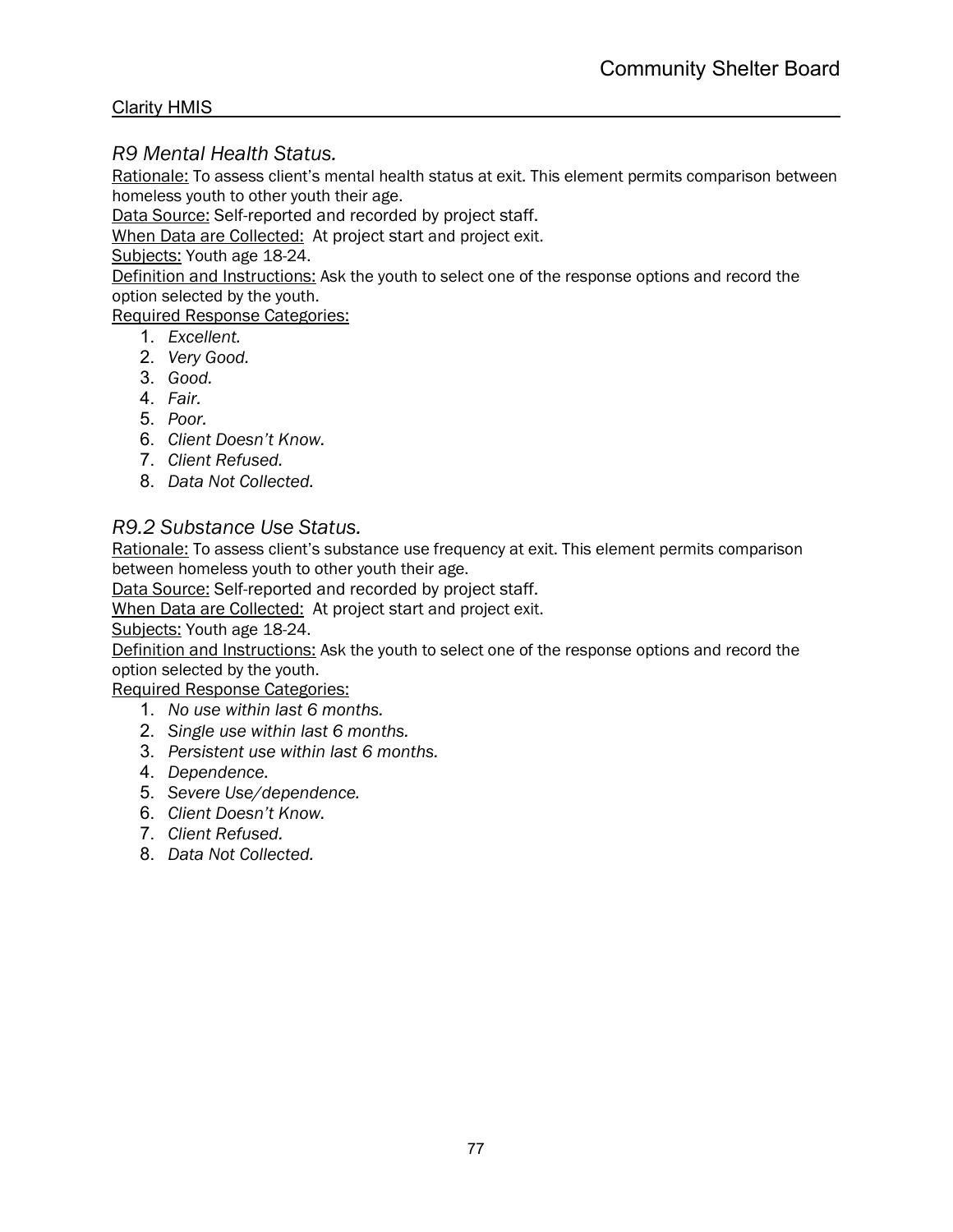## *R9 Mental Health Status.*

Rationale: To assess client's mental health status at exit. This element permits comparison between homeless youth to other youth their age.

Data Source: Self-reported and recorded by project staff.

When Data are Collected: At project start and project exit.

Subjects: Youth age 18-24.

Definition and Instructions: Ask the youth to select one of the response options and record the option selected by the youth.

Required Response Categories:

1. *Excellent.*
2. *Very Good.*
3. *Good.*
4. *Fair.*
5. *Poor.*
6. *Client Doesn't Know.*
7. *Client Refused.*
8. *Data Not Collected.*

## *R9.2 Substance Use Status.*

Rationale: To assess client's substance use frequency at exit. This element permits comparison between homeless youth to other youth their age.

Data Source: Self-reported and recorded by project staff.

When Data are Collected: At project start and project exit.

Subjects: Youth age 18-24.

Definition and Instructions: Ask the youth to select one of the response options and record the option selected by the youth.

Required Response Categories:

1. *No use within last 6 months.*
2. *Single use within last 6 months.*
3. *Persistent use within last 6 months.*
4. *Dependence.*
5. *Severe Use/dependence.*
6. *Client Doesn't Know.*
7. *Client Refused.*
8. *Data Not Collected.*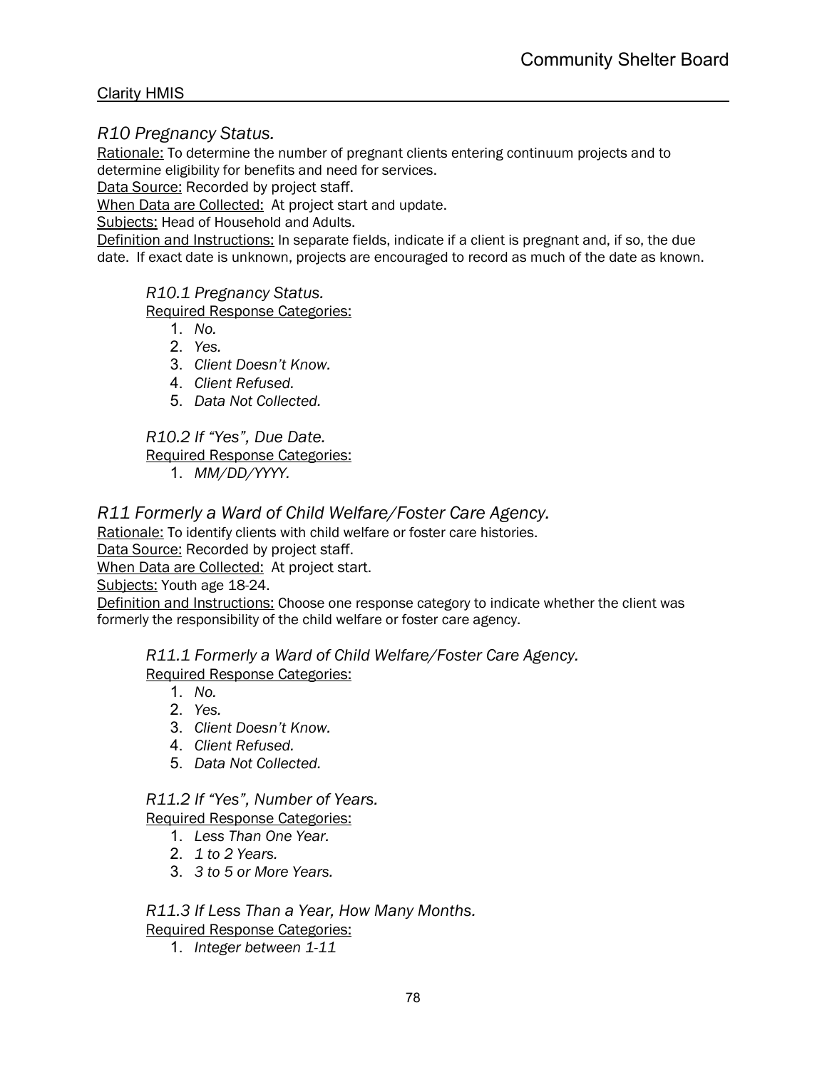## *R10 Pregnancy Status.*

Rationale: To determine the number of pregnant clients entering continuum projects and to determine eligibility for benefits and need for services.

Data Source: Recorded by project staff.

When Data are Collected: At project start and update.

Subjects: Head of Household and Adults.

Definition and Instructions: In separate fields, indicate if a client is pregnant and, if so, the due date. If exact date is unknown, projects are encouraged to record as much of the date as known.

### *R10.1 Pregnancy Status.*

Required Response Categories:

1. *No.*
2. *Yes.*
3. *Client Doesn't Know.*
4. *Client Refused.*
5. *Data Not Collected.*

### *R10.2 If "Yes", Due Date.*

Required Response Categories:

1. *MM/DD/YYYY.*

## *R11 Formerly a Ward of Child Welfare/Foster Care Agency.*

Rationale: To identify clients with child welfare or foster care histories.

Data Source: Recorded by project staff.

When Data are Collected: At project start.

Subjects: Youth age 18-24.

Definition and Instructions: Choose one response category to indicate whether the client was formerly the responsibility of the child welfare or foster care agency.

### *R11.1 Formerly a Ward of Child Welfare/Foster Care Agency.*

Required Response Categories:

1. *No.*
2. *Yes.*
3. *Client Doesn't Know.*
4. *Client Refused.*
5. *Data Not Collected.*

### *R11.2 If "Yes", Number of Years.*

Required Response Categories:

1. *Less Than One Year.*
2. *1 to 2 Years.*
3. *3 to 5 or More Years.*

### *R11.3 If Less Than a Year, How Many Months.*

Required Response Categories:

1. *Integer between 1-11*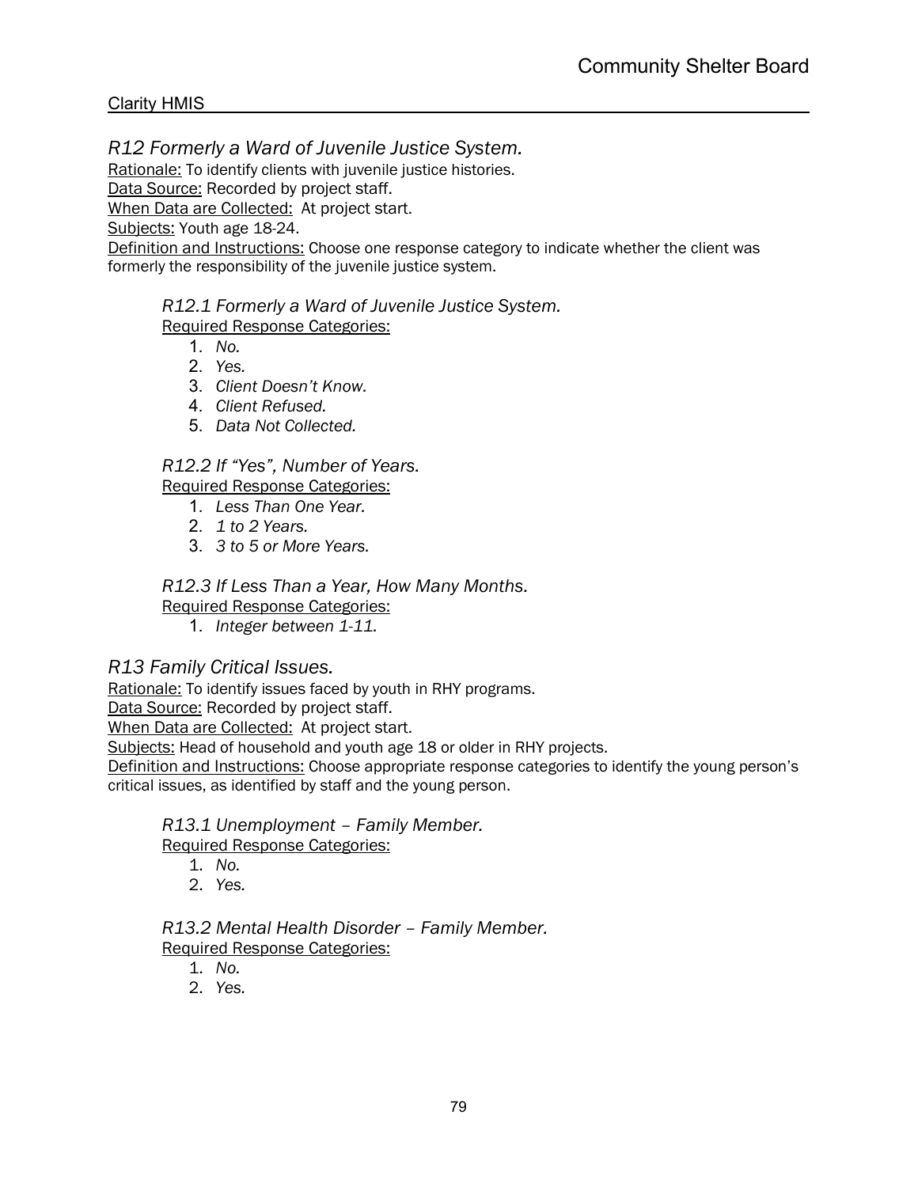## *R12 Formerly a Ward of Juvenile Justice System.*

Rationale: To identify clients with juvenile justice histories.
Data Source: Recorded by project staff.
When Data are Collected: At project start.
Subjects: Youth age 18-24.
Definition and Instructions: Choose one response category to indicate whether the client was formerly the responsibility of the juvenile justice system.

### *R12.1 Formerly a Ward of Juvenile Justice System.*

Required Response Categories:

1. *No.*
2. *Yes.*
3. *Client Doesn't Know.*
4. *Client Refused.*
5. *Data Not Collected.*

### *R12.2 If "Yes", Number of Years.*

Required Response Categories:

1. *Less Than One Year.*
2. *1 to 2 Years.*
3. *3 to 5 or More Years.*

### *R12.3 If Less Than a Year, How Many Months.*

Required Response Categories:

1. *Integer between 1-11.*

## *R13 Family Critical Issues.*

Rationale: To identify issues faced by youth in RHY programs.
Data Source: Recorded by project staff.
When Data are Collected: At project start.
Subjects: Head of household and youth age 18 or older in RHY projects.
Definition and Instructions: Choose appropriate response categories to identify the young person's critical issues, as identified by staff and the young person.

### *R13.1 Unemployment – Family Member.*

Required Response Categories:

1. *No.*
2. *Yes.*

### *R13.2 Mental Health Disorder – Family Member.*

Required Response Categories:

1. *No.*
2. *Yes.*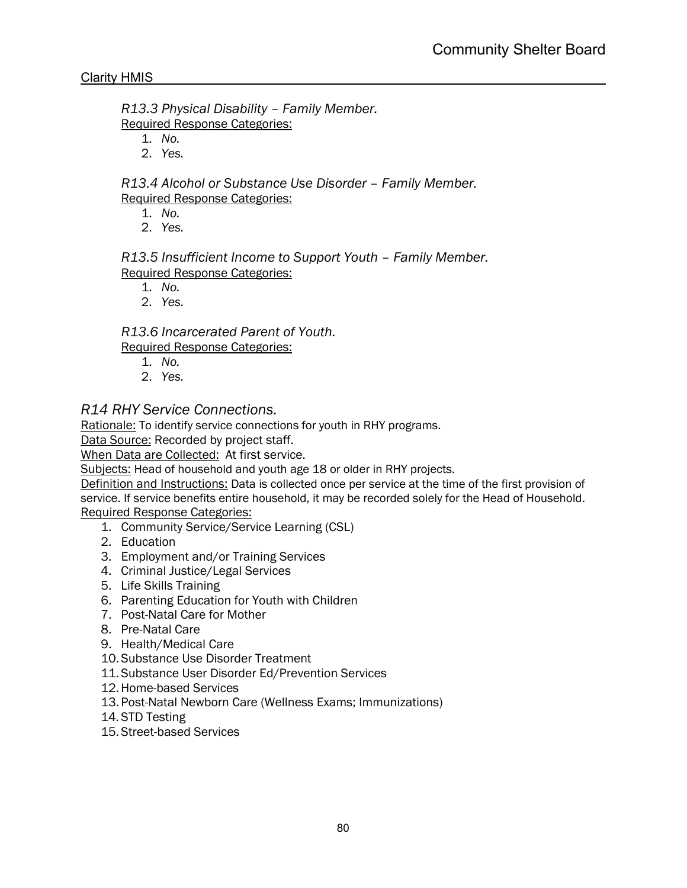*R13.3 Physical Disability – Family Member.*
Required Response Categories:

1. *No.*
2. *Yes.*

*R13.4 Alcohol or Substance Use Disorder – Family Member.*
Required Response Categories:

1. *No.*
2. *Yes.*

*R13.5 Insufficient Income to Support Youth – Family Member.*
Required Response Categories:

1. *No.*
2. *Yes.*

*R13.6 Incarcerated Parent of Youth.*
Required Response Categories:

1. *No.*
2. *Yes.*

## *R14 RHY Service Connections.*

Rationale: To identify service connections for youth in RHY programs.
Data Source: Recorded by project staff.
When Data are Collected: At first service.
Subjects: Head of household and youth age 18 or older in RHY projects.
Definition and Instructions: Data is collected once per service at the time of the first provision of service. If service benefits entire household, it may be recorded solely for the Head of Household.
Required Response Categories:

1. Community Service/Service Learning (CSL)
2. Education
3. Employment and/or Training Services
4. Criminal Justice/Legal Services
5. Life Skills Training
6. Parenting Education for Youth with Children
7. Post-Natal Care for Mother
8. Pre-Natal Care
9. Health/Medical Care
10. Substance Use Disorder Treatment
11. Substance User Disorder Ed/Prevention Services
12. Home-based Services
13. Post-Natal Newborn Care (Wellness Exams; Immunizations)
14. STD Testing
15. Street-based Services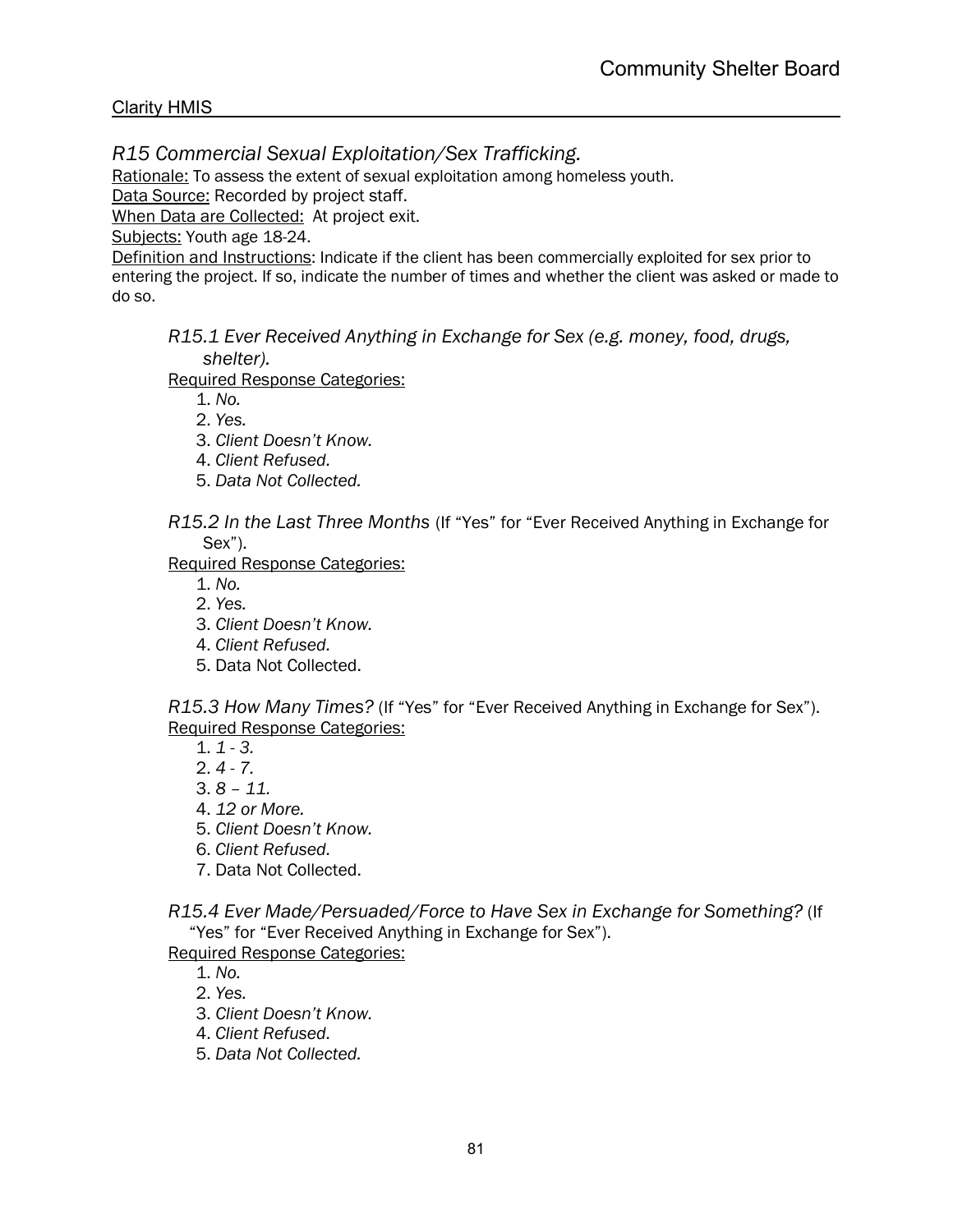## R15 Commercial Sexual Exploitation/Sex Trafficking.

Rationale: To assess the extent of sexual exploitation among homeless youth.

Data Source: Recorded by project staff.

When Data are Collected: At project exit.

Subjects: Youth age 18-24.

Definition and Instructions: Indicate if the client has been commercially exploited for sex prior to entering the project. If so, indicate the number of times and whether the client was asked or made to do so.

### *R15.1 Ever Received Anything in Exchange for Sex (e.g. money, food, drugs, shelter).*

Required Response Categories:

1. *No.*
2. *Yes.*
3. *Client Doesn't Know.*
4. *Client Refused.*
5. *Data Not Collected.*

### *R15.2 In the Last Three Months* (If "Yes" for "Ever Received Anything in Exchange for Sex").

Required Response Categories:

1. *No.*
2. *Yes.*
3. *Client Doesn't Know.*
4. *Client Refused.*
5. Data Not Collected.

### *R15.3 How Many Times?* (If "Yes" for "Ever Received Anything in Exchange for Sex").

Required Response Categories:

1. *1 - 3.*
2. *4 - 7.*
3. *8 – 11.*
4. *12 or More.*
5. *Client Doesn't Know.*
6. *Client Refused.*
7. Data Not Collected.

### *R15.4 Ever Made/Persuaded/Force to Have Sex in Exchange for Something?* (If "Yes" for "Ever Received Anything in Exchange for Sex").

Required Response Categories:

1. *No.*
2. *Yes.*
3. *Client Doesn't Know.*
4. *Client Refused.*
5. *Data Not Collected.*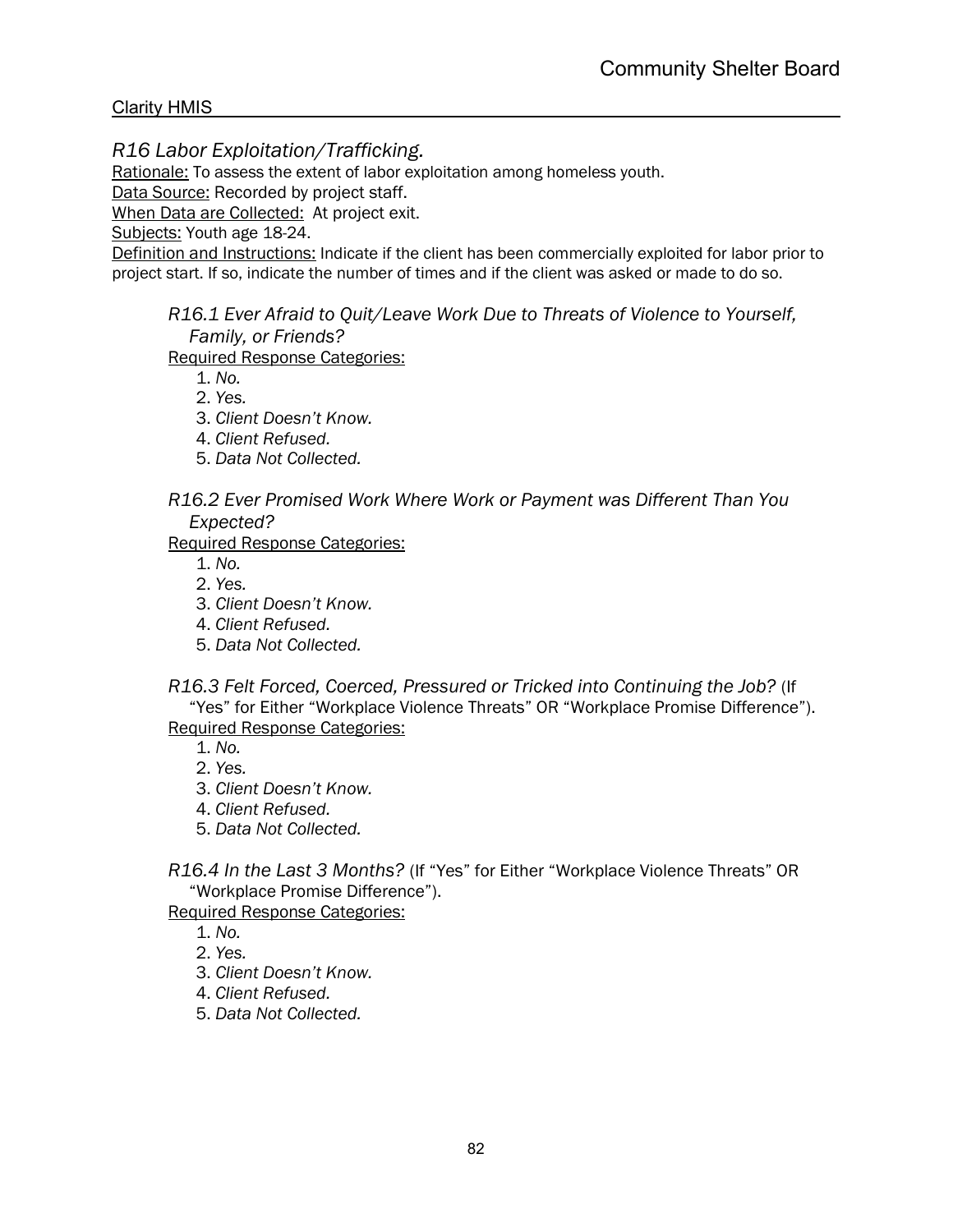## *R16 Labor Exploitation/Trafficking.*

Rationale: To assess the extent of labor exploitation among homeless youth.

Data Source: Recorded by project staff.

When Data are Collected: At project exit.

Subjects: Youth age 18-24.

Definition and Instructions: Indicate if the client has been commercially exploited for labor prior to project start. If so, indicate the number of times and if the client was asked or made to do so.

### *R16.1 Ever Afraid to Quit/Leave Work Due to Threats of Violence to Yourself, Family, or Friends?*

Required Response Categories:

1. *No.*
2. *Yes.*
3. *Client Doesn't Know.*
4. *Client Refused.*
5. *Data Not Collected.*

### *R16.2 Ever Promised Work Where Work or Payment was Different Than You Expected?*

Required Response Categories:

1. *No.*
2. *Yes.*
3. *Client Doesn't Know.*
4. *Client Refused.*
5. *Data Not Collected.*

### *R16.3 Felt Forced, Coerced, Pressured or Tricked into Continuing the Job?* (If "Yes" for Either "Workplace Violence Threats" OR "Workplace Promise Difference").

Required Response Categories:

1. *No.*
2. *Yes.*
3. *Client Doesn't Know.*
4. *Client Refused.*
5. *Data Not Collected.*

### *R16.4 In the Last 3 Months?* (If "Yes" for Either "Workplace Violence Threats" OR "Workplace Promise Difference").

Required Response Categories:

1. *No.*
2. *Yes.*
3. *Client Doesn't Know.*
4. *Client Refused.*
5. *Data Not Collected.*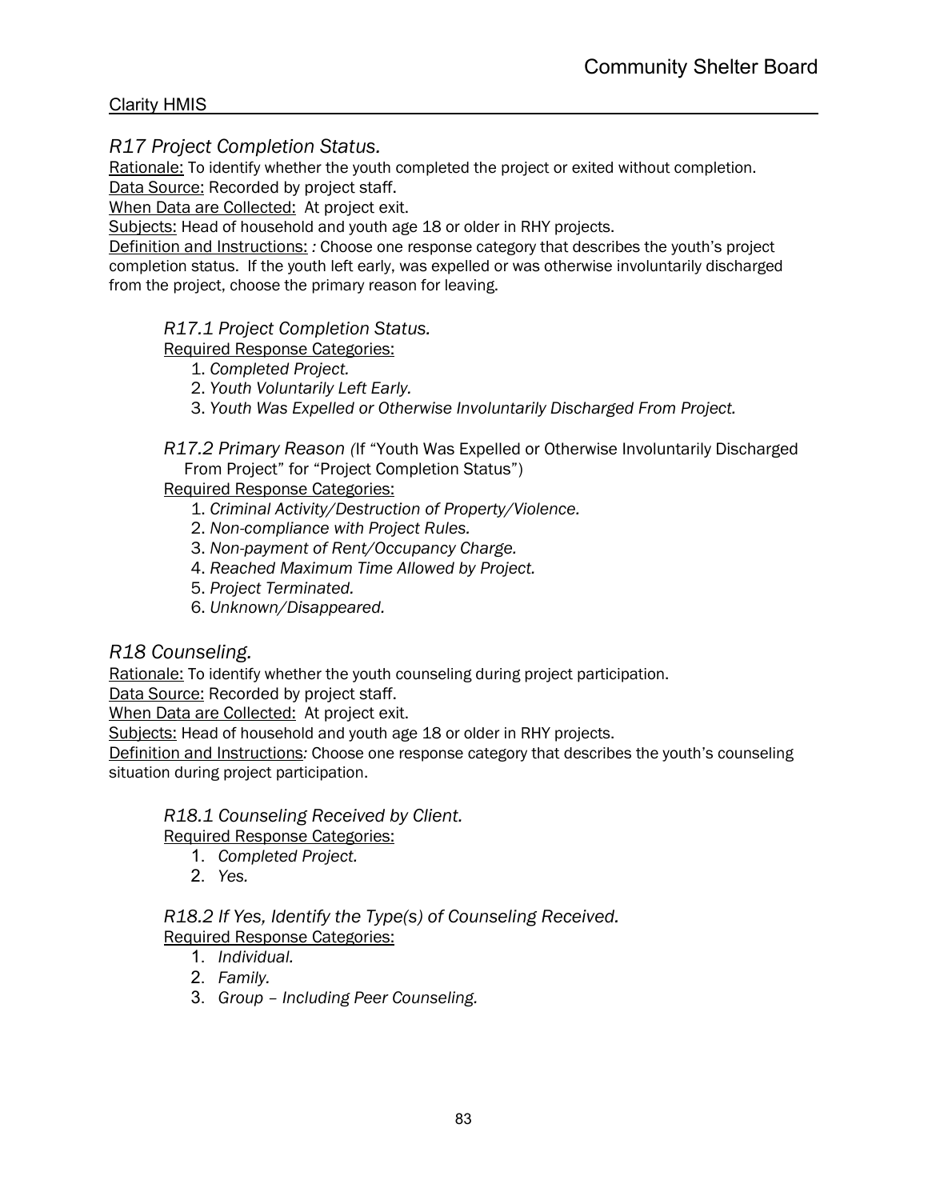## R17 Project Completion Status.

Rationale: To identify whether the youth completed the project or exited without completion.
Data Source: Recorded by project staff.
When Data are Collected: At project exit.
Subjects: Head of household and youth age 18 or older in RHY projects.
Definition and Instructions: *:* Choose one response category that describes the youth's project completion status. If the youth left early, was expelled or was otherwise involuntarily discharged from the project, choose the primary reason for leaving.

### R17.1 Project Completion Status.

Required Response Categories:

1. *Completed Project.*
2. *Youth Voluntarily Left Early.*
3. *Youth Was Expelled or Otherwise Involuntarily Discharged From Project.*

### R17.2 Primary Reason *(*If "Youth Was Expelled or Otherwise Involuntarily Discharged From Project" for "Project Completion Status")

Required Response Categories:

1. *Criminal Activity/Destruction of Property/Violence.*
2. *Non-compliance with Project Rules.*
3. *Non-payment of Rent/Occupancy Charge.*
4. *Reached Maximum Time Allowed by Project.*
5. *Project Terminated.*
6. *Unknown/Disappeared.*

## R18 Counseling.

Rationale: To identify whether the youth counseling during project participation.
Data Source: Recorded by project staff.
When Data are Collected: At project exit.
Subjects: Head of household and youth age 18 or older in RHY projects.
Definition and Instructions*:* Choose one response category that describes the youth's counseling situation during project participation.

### R18.1 Counseling Received by Client.

Required Response Categories:

1. *Completed Project.*
2. *Yes.*

### R18.2 If Yes, Identify the Type(s) of Counseling Received.

Required Response Categories:

1. *Individual.*
2. *Family.*
3. *Group – Including Peer Counseling.*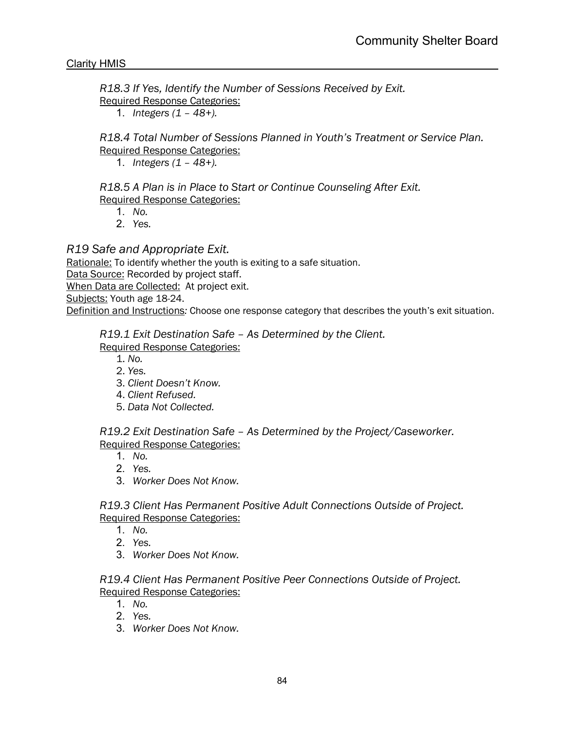*R18.3 If Yes, Identify the Number of Sessions Received by Exit.*
Required Response Categories:

1. *Integers (1 – 48+).*

*R18.4 Total Number of Sessions Planned in Youth's Treatment or Service Plan.*
Required Response Categories:

1. *Integers (1 – 48+).*

*R18.5 A Plan is in Place to Start or Continue Counseling After Exit.*
Required Response Categories:

1. *No.*
2. *Yes.*

## *R19 Safe and Appropriate Exit.*

Rationale: To identify whether the youth is exiting to a safe situation.
Data Source: Recorded by project staff.
When Data are Collected: At project exit.
Subjects: Youth age 18-24.
Definition and Instructions*:* Choose one response category that describes the youth's exit situation.

*R19.1 Exit Destination Safe – As Determined by the Client.*
Required Response Categories:

1. *No.*
2. *Yes.*
3. *Client Doesn't Know.*
4. *Client Refused.*
5. *Data Not Collected.*

*R19.2 Exit Destination Safe – As Determined by the Project/Caseworker.*
Required Response Categories:

1. *No.*
2. *Yes.*
3. *Worker Does Not Know.*

*R19.3 Client Has Permanent Positive Adult Connections Outside of Project.*
Required Response Categories:

1. *No.*
2. *Yes.*
3. *Worker Does Not Know.*

*R19.4 Client Has Permanent Positive Peer Connections Outside of Project.*
Required Response Categories:

1. *No.*
2. *Yes.*
3. *Worker Does Not Know.*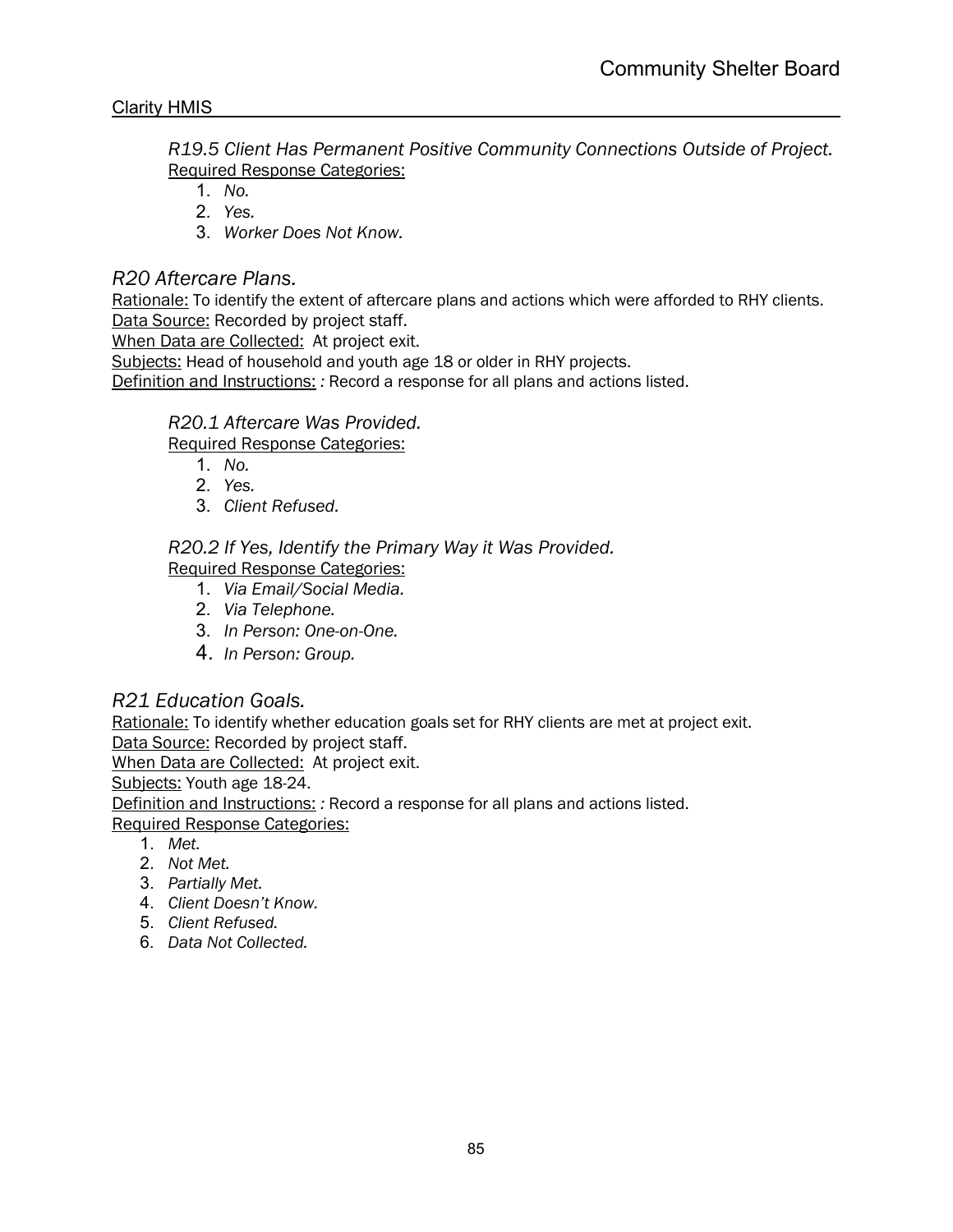*R19.5 Client Has Permanent Positive Community Connections Outside of Project.*
Required Response Categories:

1. *No.*
2. *Yes.*
3. *Worker Does Not Know.*

## *R20 Aftercare Plans.*

Rationale: To identify the extent of aftercare plans and actions which were afforded to RHY clients.
Data Source: Recorded by project staff.
When Data are Collected: At project exit.
Subjects: Head of household and youth age 18 or older in RHY projects.
Definition and Instructions: *:* Record a response for all plans and actions listed.

*R20.1 Aftercare Was Provided.*
Required Response Categories:

1. *No.*
2. *Yes.*
3. *Client Refused.*

*R20.2 If Yes, Identify the Primary Way it Was Provided.*
Required Response Categories:

1. *Via Email/Social Media.*
2. *Via Telephone.*
3. *In Person: One-on-One.*
4. *In Person: Group.*

## *R21 Education Goals.*

Rationale: To identify whether education goals set for RHY clients are met at project exit.
Data Source: Recorded by project staff.
When Data are Collected: At project exit.
Subjects: Youth age 18-24.
Definition and Instructions: *:* Record a response for all plans and actions listed.
Required Response Categories:

1. *Met.*
2. *Not Met.*
3. *Partially Met.*
4. *Client Doesn't Know.*
5. *Client Refused.*
6. *Data Not Collected.*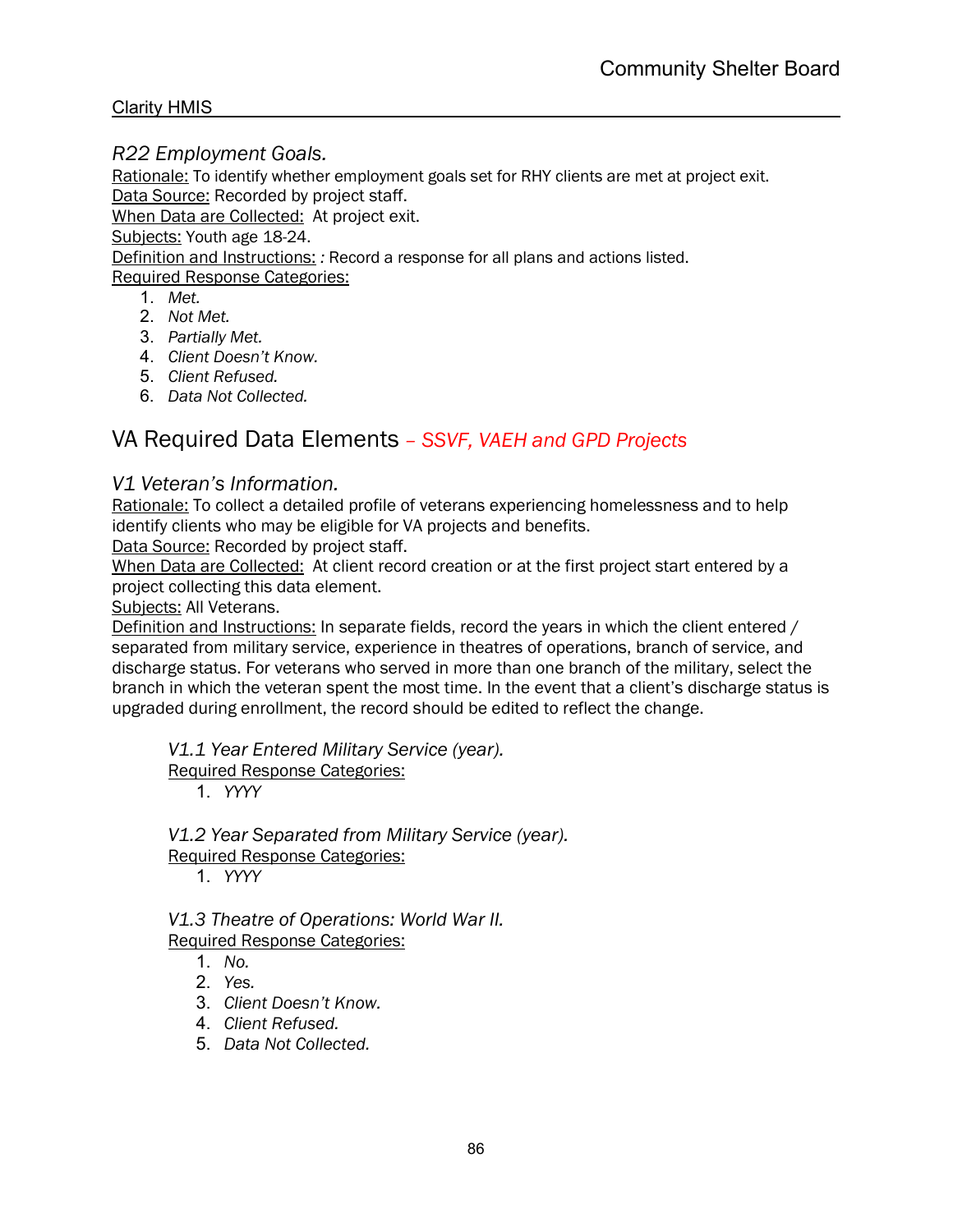### *R22 Employment Goals.*

Rationale: To identify whether employment goals set for RHY clients are met at project exit.
Data Source: Recorded by project staff.
When Data are Collected: At project exit.
Subjects: Youth age 18-24.
Definition and Instructions: : Record a response for all plans and actions listed.
Required Response Categories:

1. *Met.*
2. *Not Met.*
3. *Partially Met.*
4. *Client Doesn't Know.*
5. *Client Refused.*
6. *Data Not Collected.*

## VA Required Data Elements *– SSVF, VAEH and GPD Projects*

### *V1 Veteran's Information.*

Rationale: To collect a detailed profile of veterans experiencing homelessness and to help identify clients who may be eligible for VA projects and benefits.
Data Source: Recorded by project staff.
When Data are Collected: At client record creation or at the first project start entered by a project collecting this data element.
Subjects: All Veterans.
Definition and Instructions: In separate fields, record the years in which the client entered / separated from military service, experience in theatres of operations, branch of service, and discharge status. For veterans who served in more than one branch of the military, select the branch in which the veteran spent the most time. In the event that a client's discharge status is upgraded during enrollment, the record should be edited to reflect the change.

#### *V1.1 Year Entered Military Service (year).*

Required Response Categories:

1. *YYYY*

#### *V1.2 Year Separated from Military Service (year).*

Required Response Categories:

1. *YYYY*

#### *V1.3 Theatre of Operations: World War II.*

Required Response Categories:

1. *No.*
2. *Yes.*
3. *Client Doesn't Know.*
4. *Client Refused.*
5. *Data Not Collected.*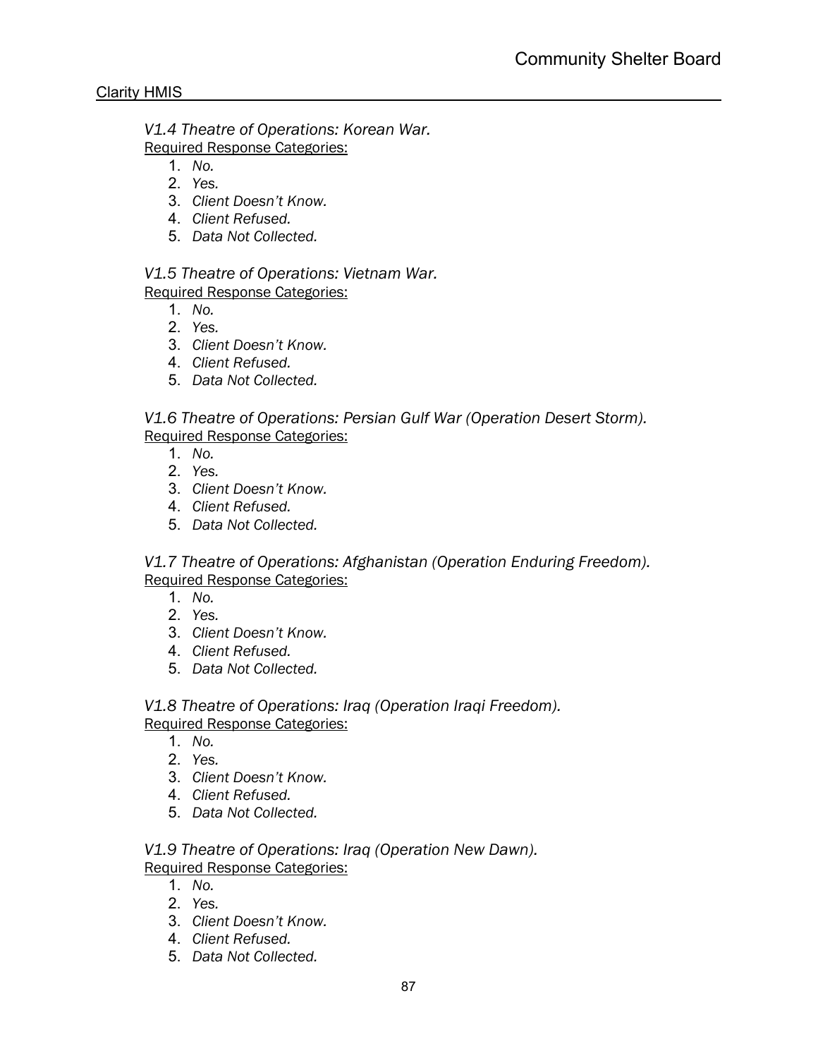*V1.4 Theatre of Operations: Korean War.*

Required Response Categories:

1. *No.*
2. *Yes.*
3. *Client Doesn't Know.*
4. *Client Refused.*
5. *Data Not Collected.*

*V1.5 Theatre of Operations: Vietnam War.*

Required Response Categories:

1. *No.*
2. *Yes.*
3. *Client Doesn't Know.*
4. *Client Refused.*
5. *Data Not Collected.*

*V1.6 Theatre of Operations: Persian Gulf War (Operation Desert Storm).*

Required Response Categories:

1. *No.*
2. *Yes.*
3. *Client Doesn't Know.*
4. *Client Refused.*
5. *Data Not Collected.*

*V1.7 Theatre of Operations: Afghanistan (Operation Enduring Freedom).*

Required Response Categories:

1. *No.*
2. *Yes.*
3. *Client Doesn't Know.*
4. *Client Refused.*
5. *Data Not Collected.*

*V1.8 Theatre of Operations: Iraq (Operation Iraqi Freedom).*

Required Response Categories:

1. *No.*
2. *Yes.*
3. *Client Doesn't Know.*
4. *Client Refused.*
5. *Data Not Collected.*

*V1.9 Theatre of Operations: Iraq (Operation New Dawn).*

Required Response Categories:

1. *No.*
2. *Yes.*
3. *Client Doesn't Know.*
4. *Client Refused.*
5. *Data Not Collected.*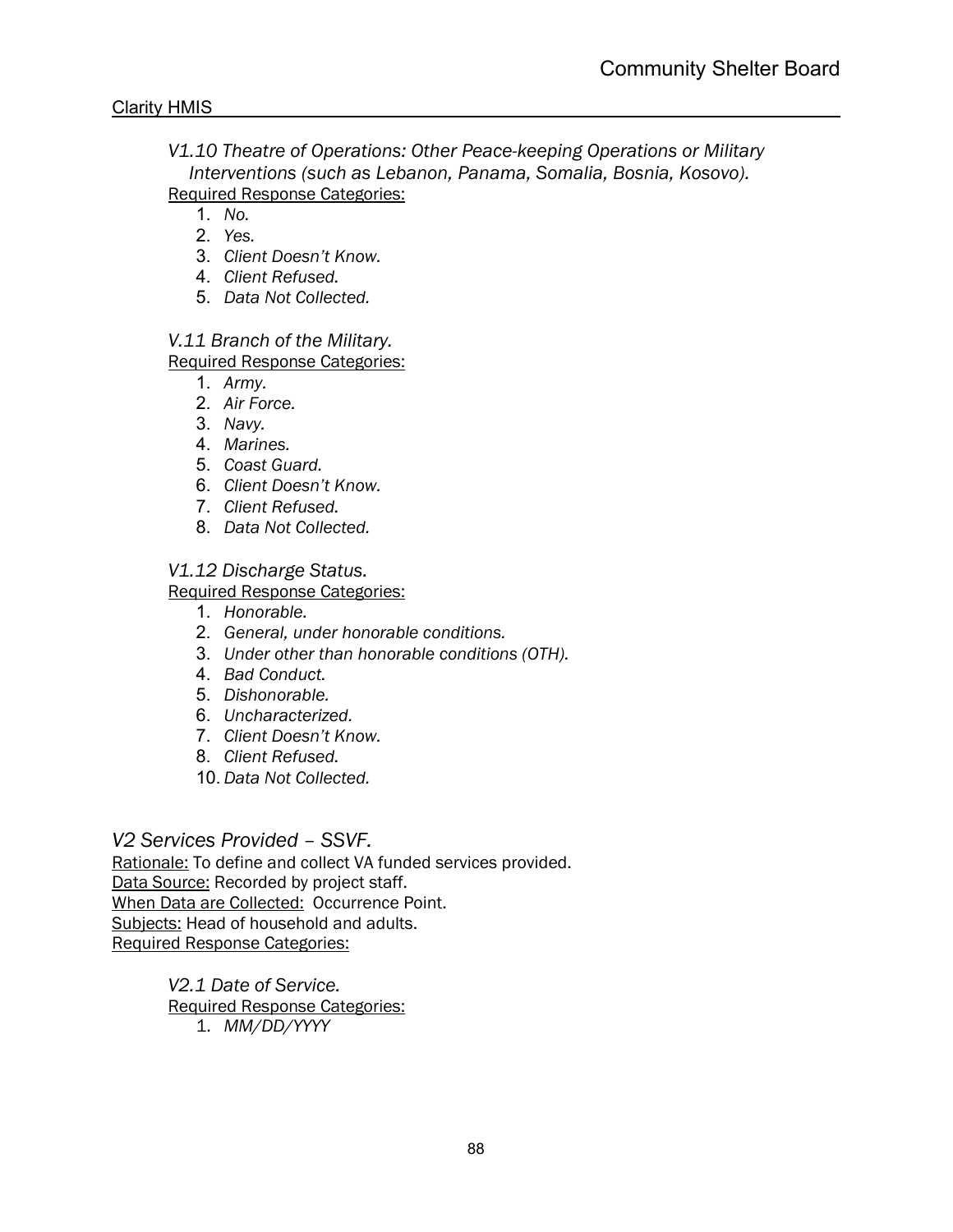*V1.10 Theatre of Operations: Other Peace-keeping Operations or Military Interventions (such as Lebanon, Panama, Somalia, Bosnia, Kosovo).*

Required Response Categories:

1. *No.*
2. *Yes.*
3. *Client Doesn't Know.*
4. *Client Refused.*
5. *Data Not Collected.*

*V.11 Branch of the Military.*

Required Response Categories:

1. *Army.*
2. *Air Force.*
3. *Navy.*
4. *Marines.*
5. *Coast Guard.*
6. *Client Doesn't Know.*
7. *Client Refused.*
8. *Data Not Collected.*

*V1.12 Discharge Status.*

Required Response Categories:

1. *Honorable.*
2. *General, under honorable conditions.*
3. *Under other than honorable conditions (OTH).*
4. *Bad Conduct.*
5. *Dishonorable.*
6. *Uncharacterized.*
7. *Client Doesn't Know.*
8. *Client Refused.*

10. *Data Not Collected.*

## *V2 Services Provided – SSVF.*

Rationale: To define and collect VA funded services provided.
Data Source: Recorded by project staff.
When Data are Collected: Occurrence Point.
Subjects: Head of household and adults.
Required Response Categories:

*V2.1 Date of Service.*

Required Response Categories:

1. *MM/DD/YYYY*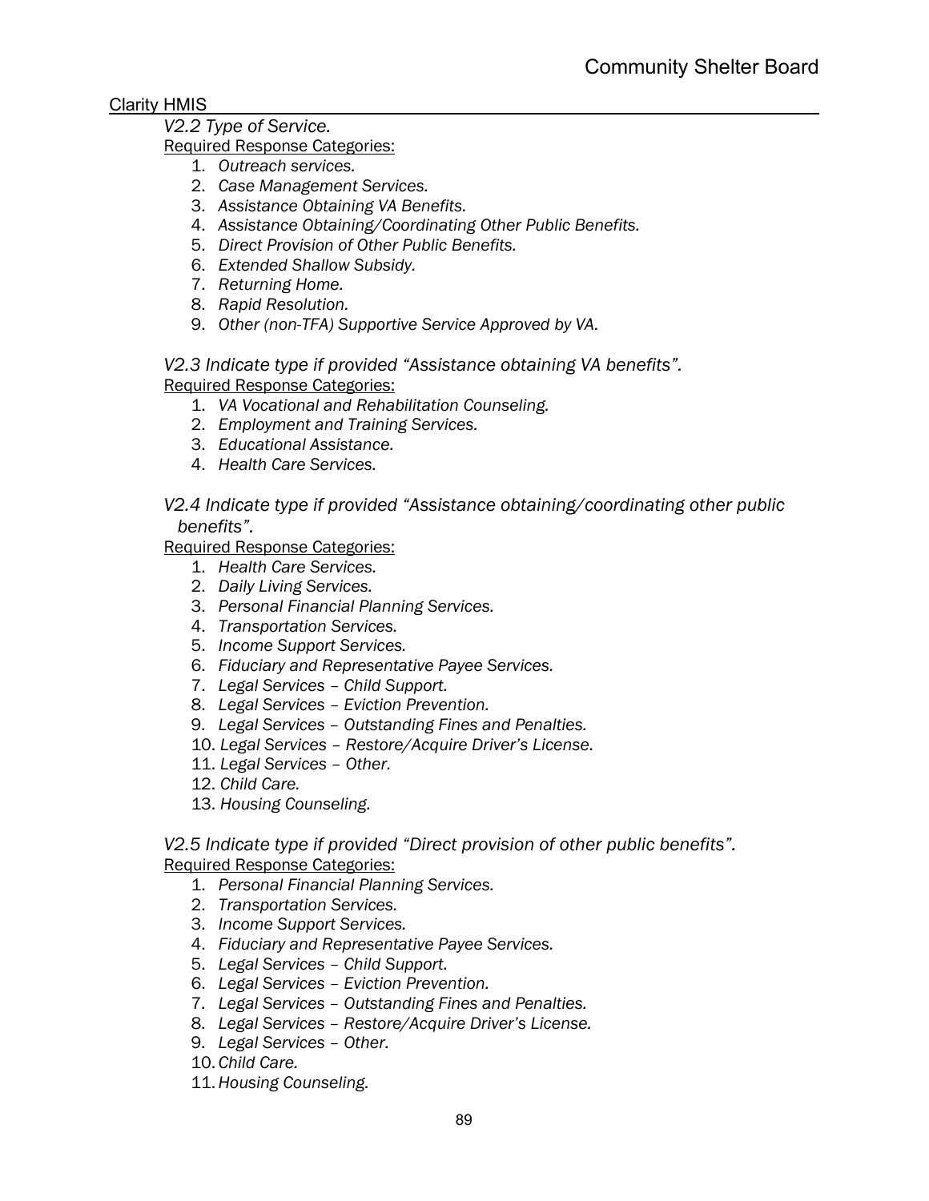*V2.2 Type of Service.*

Required Response Categories:

1. *Outreach services.*
2. *Case Management Services.*
3. *Assistance Obtaining VA Benefits.*
4. *Assistance Obtaining/Coordinating Other Public Benefits.*
5. *Direct Provision of Other Public Benefits.*
6. *Extended Shallow Subsidy.*
7. *Returning Home.*
8. *Rapid Resolution.*
9. *Other (non-TFA) Supportive Service Approved by VA.*

*V2.3 Indicate type if provided "Assistance obtaining VA benefits".*

Required Response Categories:

1. *VA Vocational and Rehabilitation Counseling.*
2. *Employment and Training Services.*
3. *Educational Assistance.*
4. *Health Care Services.*

*V2.4 Indicate type if provided "Assistance obtaining/coordinating other public benefits".*

Required Response Categories:

1. *Health Care Services.*
2. *Daily Living Services.*
3. *Personal Financial Planning Services.*
4. *Transportation Services.*
5. *Income Support Services.*
6. *Fiduciary and Representative Payee Services.*
7. *Legal Services – Child Support.*
8. *Legal Services – Eviction Prevention.*
9. *Legal Services – Outstanding Fines and Penalties.*
10. *Legal Services – Restore/Acquire Driver's License.*
11. *Legal Services – Other.*
12. *Child Care.*
13. *Housing Counseling.*

*V2.5 Indicate type if provided "Direct provision of other public benefits".*

Required Response Categories:

1. *Personal Financial Planning Services.*
2. *Transportation Services.*
3. *Income Support Services.*
4. *Fiduciary and Representative Payee Services.*
5. *Legal Services – Child Support.*
6. *Legal Services – Eviction Prevention.*
7. *Legal Services – Outstanding Fines and Penalties.*
8. *Legal Services – Restore/Acquire Driver's License.*
9. *Legal Services – Other.*
10. *Child Care.*
11. *Housing Counseling.*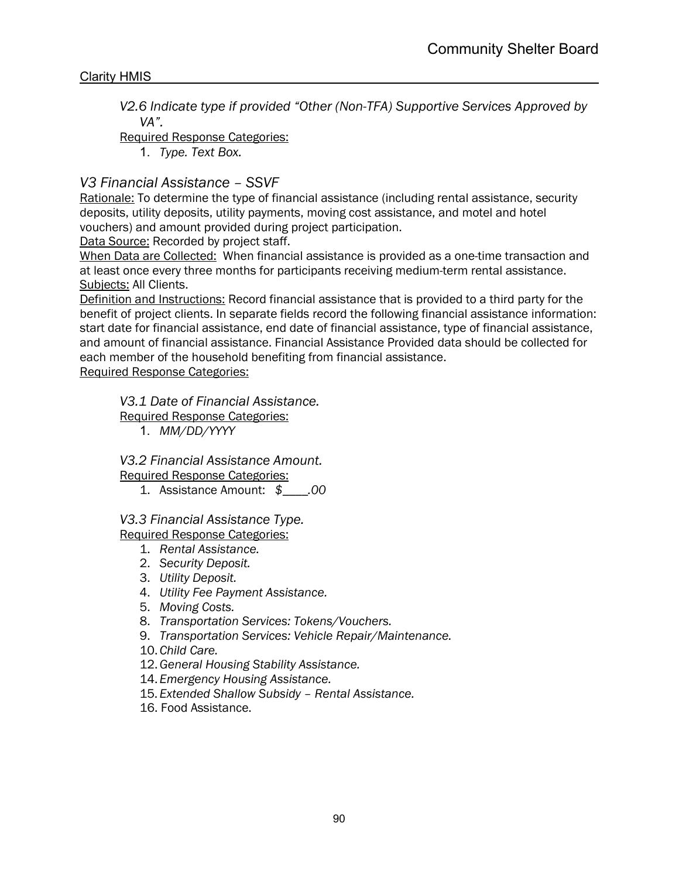*V2.6 Indicate type if provided "Other (Non-TFA) Supportive Services Approved by VA".*

Required Response Categories:

1. *Type. Text Box.*

## *V3 Financial Assistance – SSVF*

Rationale: To determine the type of financial assistance (including rental assistance, security deposits, utility deposits, utility payments, moving cost assistance, and motel and hotel vouchers) and amount provided during project participation.

Data Source: Recorded by project staff.

When Data are Collected: When financial assistance is provided as a one-time transaction and at least once every three months for participants receiving medium-term rental assistance.

Subjects: All Clients.

Definition and Instructions: Record financial assistance that is provided to a third party for the benefit of project clients. In separate fields record the following financial assistance information: start date for financial assistance, end date of financial assistance, type of financial assistance, and amount of financial assistance. Financial Assistance Provided data should be collected for each member of the household benefiting from financial assistance.

Required Response Categories:

*V3.1 Date of Financial Assistance.*

Required Response Categories:

1. *MM/DD/YYYY*

*V3.2 Financial Assistance Amount.*

Required Response Categories:

1. Assistance Amount: *$\_\_\_\_.00*

*V3.3 Financial Assistance Type.*

Required Response Categories:

1. *Rental Assistance.*
2. *Security Deposit.*
3. *Utility Deposit.*
4. *Utility Fee Payment Assistance.*
5. *Moving Costs.*

8. *Transportation Services: Tokens/Vouchers.*
9. *Transportation Services: Vehicle Repair/Maintenance.*
10. *Child Care.*

12. *General Housing Stability Assistance.*

14. *Emergency Housing Assistance.*
15. *Extended Shallow Subsidy – Rental Assistance.*
16. Food Assistance.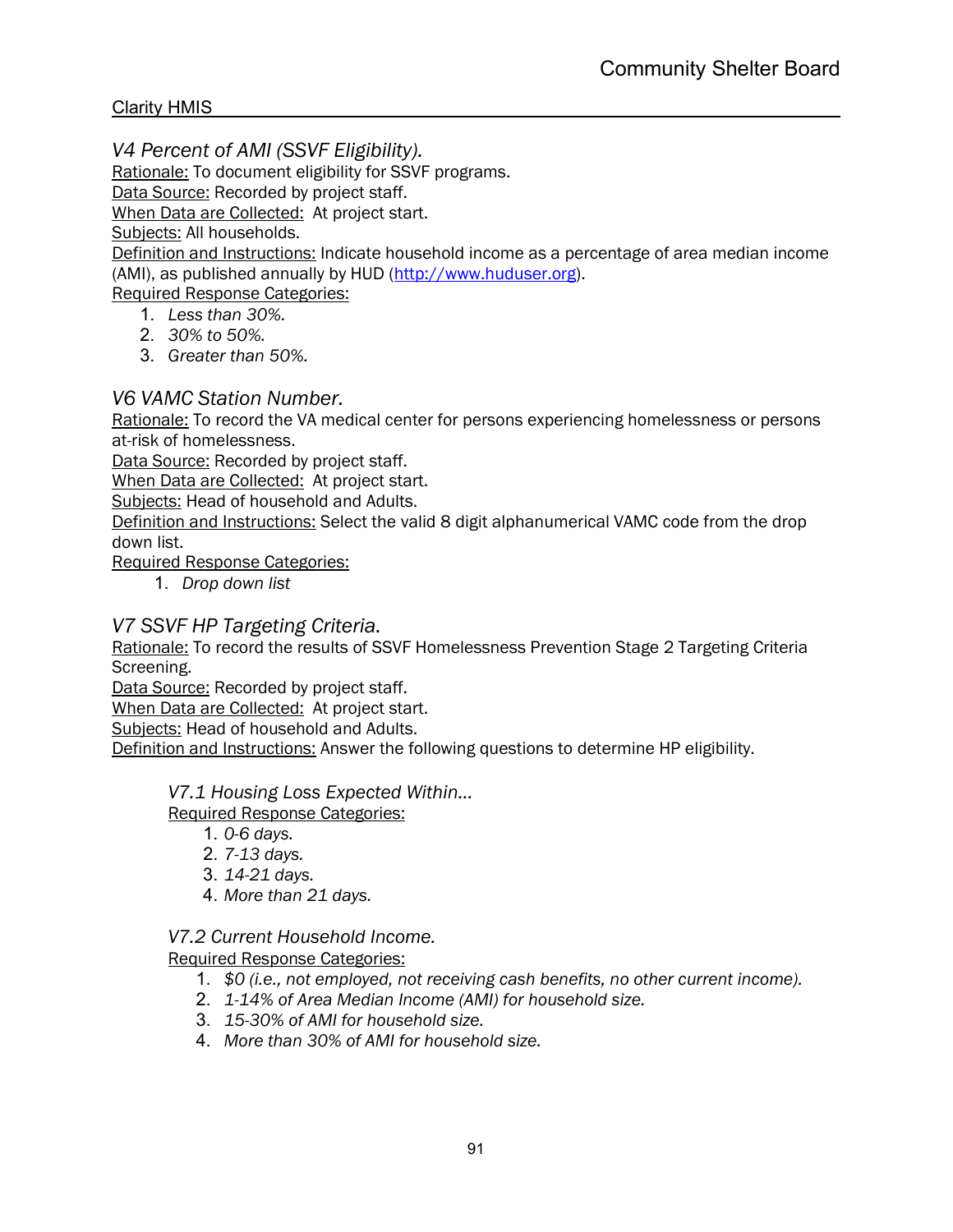## *V4 Percent of AMI (SSVF Eligibility).*

Rationale: To document eligibility for SSVF programs.
Data Source: Recorded by project staff.
When Data are Collected: At project start.
Subjects: All households.
Definition and Instructions: Indicate household income as a percentage of area median income (AMI), as published annually by HUD (http://www.huduser.org).
Required Response Categories:

1. *Less than 30%.*
2. *30% to 50%.*
3. *Greater than 50%.*

## *V6 VAMC Station Number.*

Rationale: To record the VA medical center for persons experiencing homelessness or persons at-risk of homelessness.
Data Source: Recorded by project staff.
When Data are Collected: At project start.
Subjects: Head of household and Adults.
Definition and Instructions: Select the valid 8 digit alphanumerical VAMC code from the drop down list.
Required Response Categories:

1. *Drop down list*

## *V7 SSVF HP Targeting Criteria.*

Rationale: To record the results of SSVF Homelessness Prevention Stage 2 Targeting Criteria Screening.
Data Source: Recorded by project staff.
When Data are Collected: At project start.
Subjects: Head of household and Adults.
Definition and Instructions: Answer the following questions to determine HP eligibility.

### *V7.1 Housing Loss Expected Within…*

Required Response Categories:

1. *0-6 days.*
2. *7-13 days.*
3. *14-21 days.*
4. *More than 21 days.*

### *V7.2 Current Household Income.*

Required Response Categories:

1. *$0 (i.e., not employed, not receiving cash benefits, no other current income).*
2. *1-14% of Area Median Income (AMI) for household size.*
3. *15-30% of AMI for household size.*
4. *More than 30% of AMI for household size.*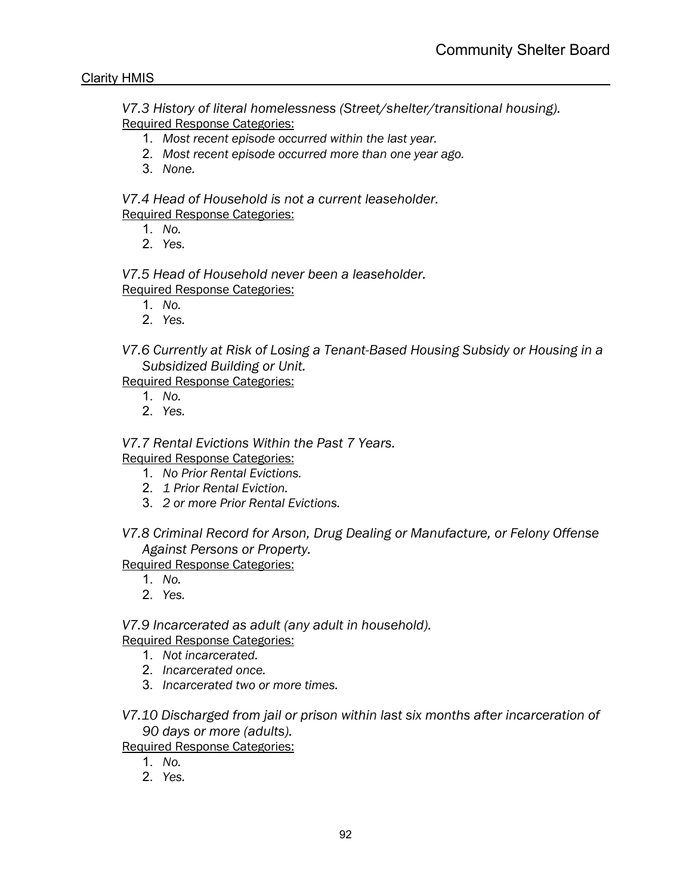*V7.3 History of literal homelessness (Street/shelter/transitional housing).*
Required Response Categories:

1. *Most recent episode occurred within the last year.*
2. *Most recent episode occurred more than one year ago.*
3. *None.*

*V7.4 Head of Household is not a current leaseholder.*
Required Response Categories:

1. *No.*
2. *Yes.*

*V7.5 Head of Household never been a leaseholder.*
Required Response Categories:

1. *No.*
2. *Yes.*

*V7.6 Currently at Risk of Losing a Tenant-Based Housing Subsidy or Housing in a Subsidized Building or Unit.*
Required Response Categories:

1. *No.*
2. *Yes.*

*V7.7 Rental Evictions Within the Past 7 Years.*
Required Response Categories:

1. *No Prior Rental Evictions.*
2. *1 Prior Rental Eviction.*
3. *2 or more Prior Rental Evictions.*

*V7.8 Criminal Record for Arson, Drug Dealing or Manufacture, or Felony Offense Against Persons or Property.*
Required Response Categories:

1. *No.*
2. *Yes.*

*V7.9 Incarcerated as adult (any adult in household).*
Required Response Categories:

1. *Not incarcerated.*
2. *Incarcerated once.*
3. *Incarcerated two or more times.*

*V7.10 Discharged from jail or prison within last six months after incarceration of 90 days or more (adults).*
Required Response Categories:

1. *No.*
2. *Yes.*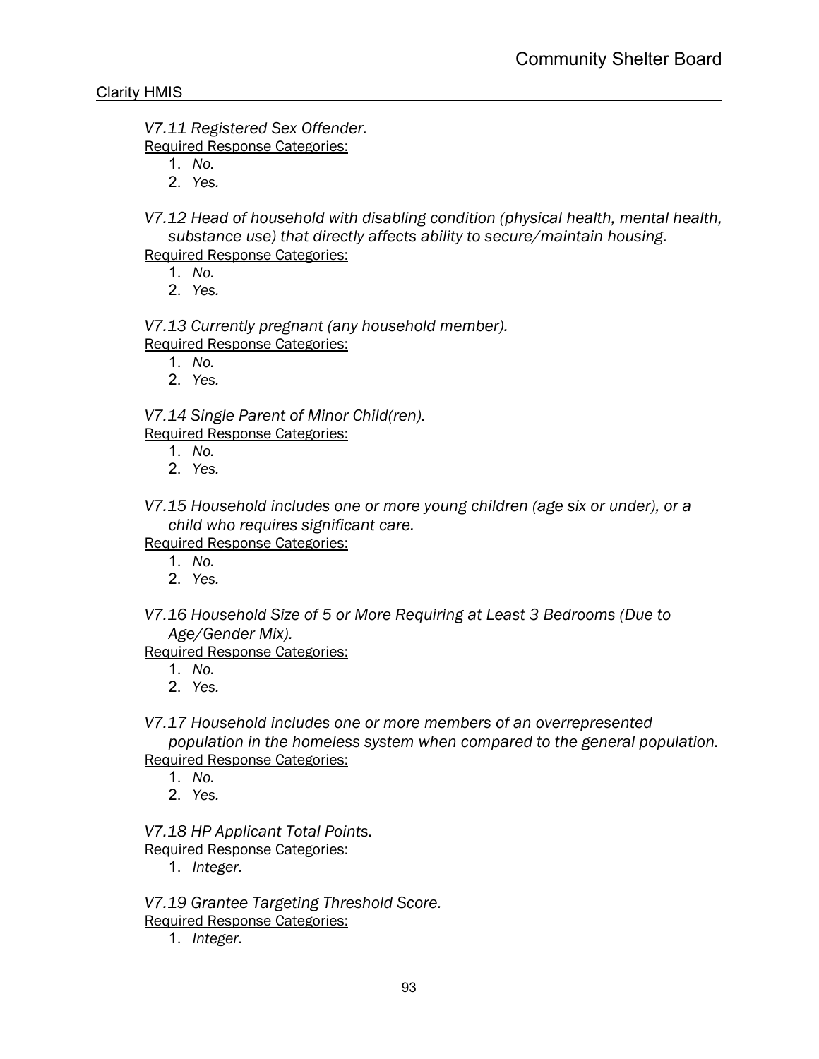*V7.11 Registered Sex Offender.*

Required Response Categories:

1. *No.*
2. *Yes.*

*V7.12 Head of household with disabling condition (physical health, mental health, substance use) that directly affects ability to secure/maintain housing.*

Required Response Categories:

1. *No.*
2. *Yes.*

*V7.13 Currently pregnant (any household member).*

Required Response Categories:

1. *No.*
2. *Yes.*

*V7.14 Single Parent of Minor Child(ren).*

Required Response Categories:

1. *No.*
2. *Yes.*

*V7.15 Household includes one or more young children (age six or under), or a child who requires significant care.*

Required Response Categories:

1. *No.*
2. *Yes.*

*V7.16 Household Size of 5 or More Requiring at Least 3 Bedrooms (Due to Age/Gender Mix).*

Required Response Categories:

1. *No.*
2. *Yes.*

*V7.17 Household includes one or more members of an overrepresented population in the homeless system when compared to the general population.*

Required Response Categories:

1. *No.*
2. *Yes.*

*V7.18 HP Applicant Total Points.*

Required Response Categories:

1. *Integer.*

*V7.19 Grantee Targeting Threshold Score.*

Required Response Categories:

1. *Integer.*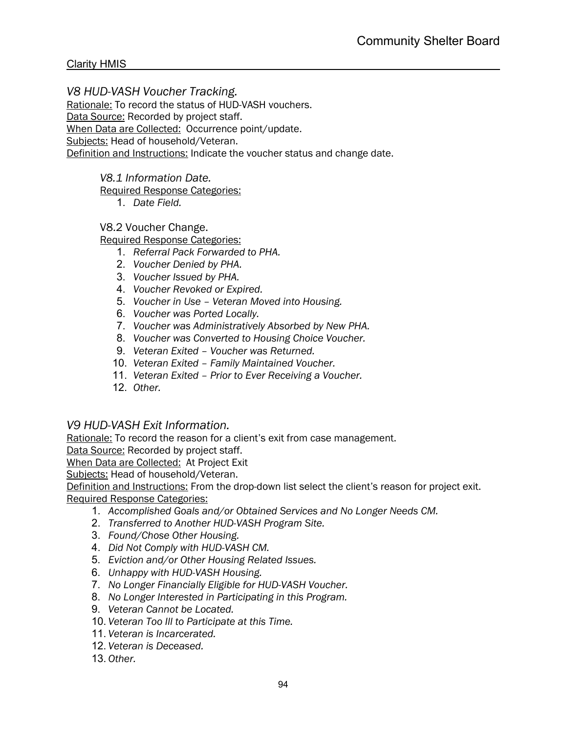### *V8 HUD-VASH Voucher Tracking.*

Rationale: To record the status of HUD-VASH vouchers.
Data Source: Recorded by project staff.
When Data are Collected: Occurrence point/update.
Subjects: Head of household/Veteran.
Definition and Instructions: Indicate the voucher status and change date.

#### *V8.1 Information Date.*

Required Response Categories:

1. *Date Field.*

#### V8.2 Voucher Change.

Required Response Categories:

1. *Referral Pack Forwarded to PHA.*
2. *Voucher Denied by PHA.*
3. *Voucher Issued by PHA.*
4. *Voucher Revoked or Expired.*
5. *Voucher in Use – Veteran Moved into Housing.*
6. *Voucher was Ported Locally.*
7. *Voucher was Administratively Absorbed by New PHA.*
8. *Voucher was Converted to Housing Choice Voucher.*
9. *Veteran Exited – Voucher was Returned.*
10. *Veteran Exited – Family Maintained Voucher.*
11. *Veteran Exited – Prior to Ever Receiving a Voucher.*
12. *Other.*

### *V9 HUD-VASH Exit Information.*

Rationale: To record the reason for a client's exit from case management.
Data Source: Recorded by project staff.
When Data are Collected: At Project Exit
Subjects: Head of household/Veteran.
Definition and Instructions: From the drop-down list select the client's reason for project exit.
Required Response Categories:

1. *Accomplished Goals and/or Obtained Services and No Longer Needs CM.*
2. *Transferred to Another HUD-VASH Program Site.*
3. *Found/Chose Other Housing.*
4. *Did Not Comply with HUD-VASH CM.*
5. *Eviction and/or Other Housing Related Issues.*
6. *Unhappy with HUD-VASH Housing.*
7. *No Longer Financially Eligible for HUD-VASH Voucher.*
8. *No Longer Interested in Participating in this Program.*
9. *Veteran Cannot be Located.*
10. *Veteran Too Ill to Participate at this Time.*
11. *Veteran is Incarcerated.*
12. *Veteran is Deceased.*
13. *Other.*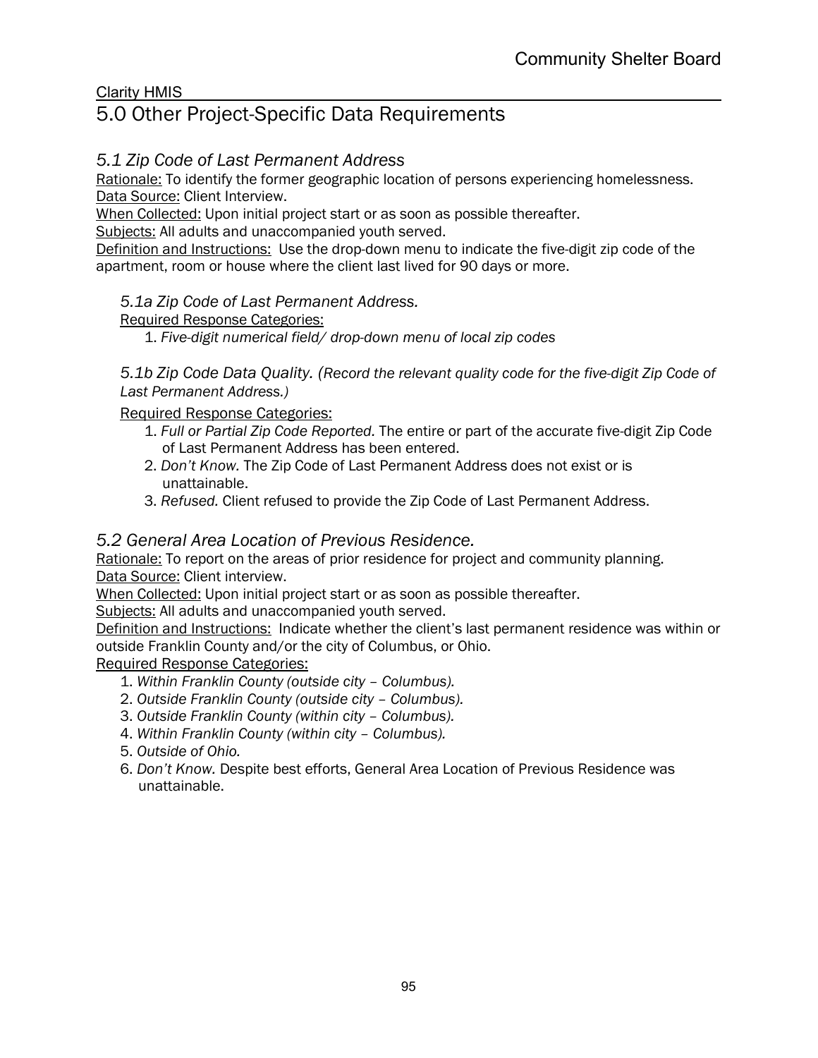Clarity HMIS

# 5.0 Other Project-Specific Data Requirements

## *5.1 Zip Code of Last Permanent Address*

Rationale: To identify the former geographic location of persons experiencing homelessness.
Data Source: Client Interview.
When Collected: Upon initial project start or as soon as possible thereafter.
Subjects: All adults and unaccompanied youth served.
Definition and Instructions: Use the drop-down menu to indicate the five-digit zip code of the apartment, room or house where the client last lived for 90 days or more.

### *5.1a Zip Code of Last Permanent Address.*

Required Response Categories:

1. *Five-digit numerical field/ drop-down menu of local zip codes*

### *5.1b Zip Code Data Quality. (Record the relevant quality code for the five-digit Zip Code of Last Permanent Address.)*

Required Response Categories:

1. *Full or Partial Zip Code Reported.* The entire or part of the accurate five-digit Zip Code of Last Permanent Address has been entered.
2. *Don't Know.* The Zip Code of Last Permanent Address does not exist or is unattainable.
3. *Refused.* Client refused to provide the Zip Code of Last Permanent Address.

## *5.2 General Area Location of Previous Residence.*

Rationale: To report on the areas of prior residence for project and community planning.
Data Source: Client interview.
When Collected: Upon initial project start or as soon as possible thereafter.
Subjects: All adults and unaccompanied youth served.
Definition and Instructions: Indicate whether the client's last permanent residence was within or outside Franklin County and/or the city of Columbus, or Ohio.
Required Response Categories:

1. *Within Franklin County (outside city – Columbus).*
2. *Outside Franklin County (outside city – Columbus).*
3. *Outside Franklin County (within city – Columbus).*
4. *Within Franklin County (within city – Columbus).*
5. *Outside of Ohio.*
6. *Don't Know.* Despite best efforts, General Area Location of Previous Residence was unattainable.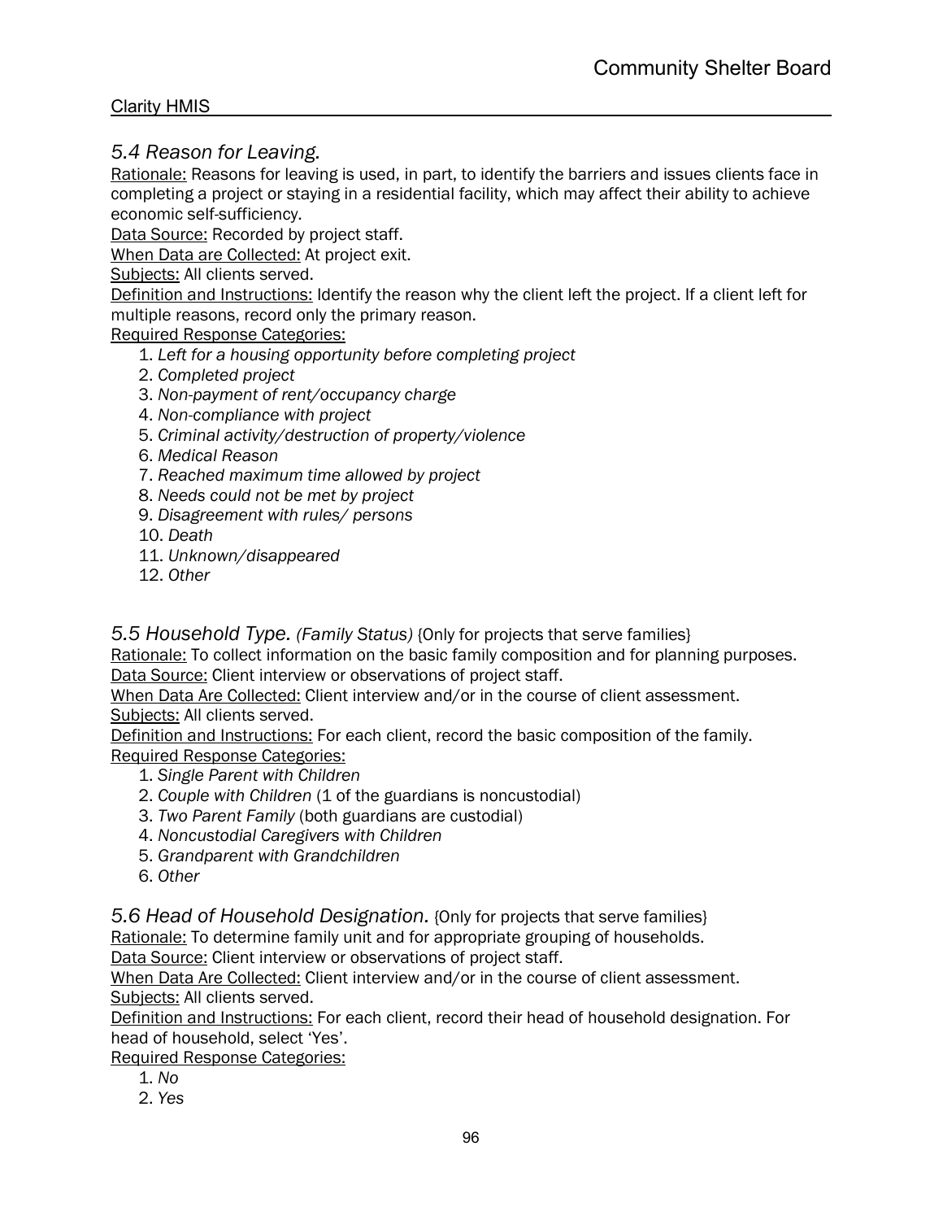### *5.4 Reason for Leaving.*

Rationale: Reasons for leaving is used, in part, to identify the barriers and issues clients face in completing a project or staying in a residential facility, which may affect their ability to achieve economic self-sufficiency.
Data Source: Recorded by project staff.
When Data are Collected: At project exit.
Subjects: All clients served.
Definition and Instructions: Identify the reason why the client left the project. If a client left for multiple reasons, record only the primary reason.
Required Response Categories:

1. *Left for a housing opportunity before completing project*
2. *Completed project*
3. *Non-payment of rent/occupancy charge*
4. *Non-compliance with project*
5. *Criminal activity/destruction of property/violence*
6. *Medical Reason*
7. *Reached maximum time allowed by project*
8. *Needs could not be met by project*
9. *Disagreement with rules/ persons*
10. *Death*
11. *Unknown/disappeared*
12. *Other*

### *5.5 Household Type. (Family Status)* {Only for projects that serve families}

Rationale: To collect information on the basic family composition and for planning purposes.
Data Source: Client interview or observations of project staff.
When Data Are Collected: Client interview and/or in the course of client assessment.
Subjects: All clients served.
Definition and Instructions: For each client, record the basic composition of the family.
Required Response Categories:

1. *Single Parent with Children*
2. *Couple with Children* (1 of the guardians is noncustodial)
3. *Two Parent Family* (both guardians are custodial)
4. *Noncustodial Caregivers with Children*
5. *Grandparent with Grandchildren*
6. *Other*

### *5.6 Head of Household Designation.* {Only for projects that serve families}

Rationale: To determine family unit and for appropriate grouping of households.
Data Source: Client interview or observations of project staff.
When Data Are Collected: Client interview and/or in the course of client assessment.
Subjects: All clients served.
Definition and Instructions: For each client, record their head of household designation. For head of household, select 'Yes'.
Required Response Categories:

1. *No*
2. *Yes*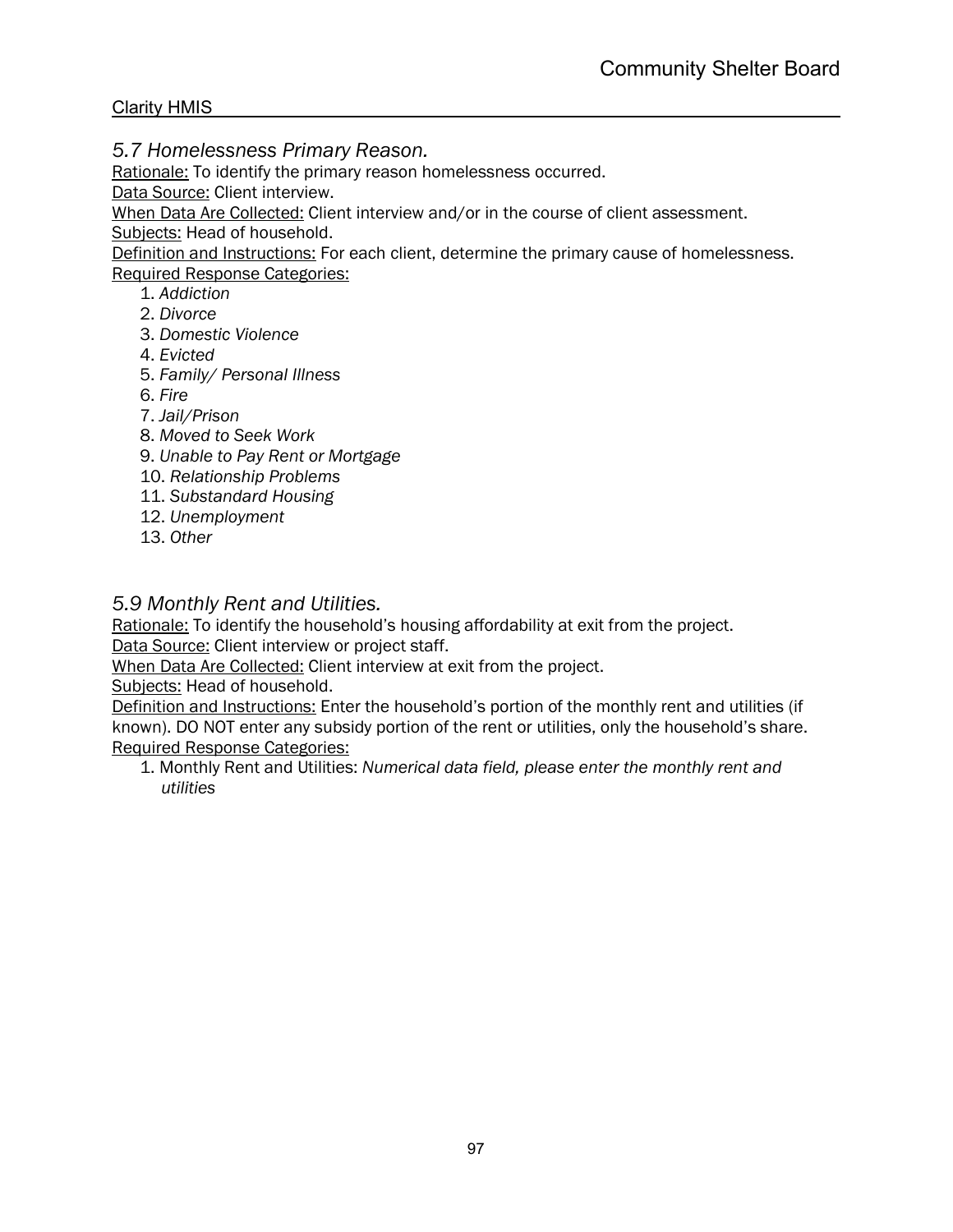### *5.7 Homelessness Primary Reason.*

<u>Rationale:</u> To identify the primary reason homelessness occurred.
<u>Data Source:</u> Client interview.
<u>When Data Are Collected:</u> Client interview and/or in the course of client assessment.
<u>Subjects:</u> Head of household.
<u>Definition and Instructions:</u> For each client, determine the primary cause of homelessness.
<u>Required Response Categories:</u>

1. *Addiction*
2. *Divorce*
3. *Domestic Violence*
4. *Evicted*
5. *Family/ Personal Illness*
6. *Fire*
7. *Jail/Prison*
8. *Moved to Seek Work*
9. *Unable to Pay Rent or Mortgage*
10. *Relationship Problems*
11. *Substandard Housing*
12. *Unemployment*
13. *Other*

### *5.9 Monthly Rent and Utilities.*

<u>Rationale:</u> To identify the household's housing affordability at exit from the project.
<u>Data Source:</u> Client interview or project staff.
<u>When Data Are Collected:</u> Client interview at exit from the project.
<u>Subjects:</u> Head of household.
<u>Definition and Instructions:</u> Enter the household's portion of the monthly rent and utilities (if known). DO NOT enter any subsidy portion of the rent or utilities, only the household's share.
<u>Required Response Categories:</u>

1. Monthly Rent and Utilities: *Numerical data field, please enter the monthly rent and utilities*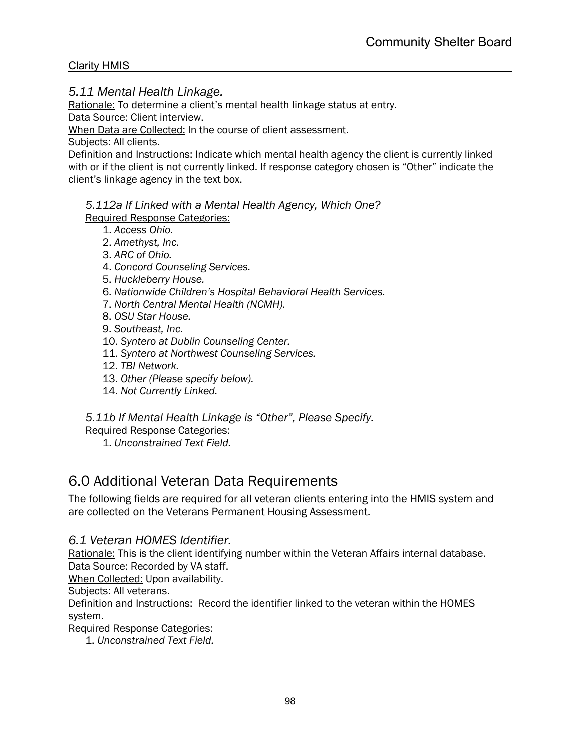### *5.11 Mental Health Linkage.*

Rationale: To determine a client's mental health linkage status at entry.
Data Source: Client interview.
When Data are Collected: In the course of client assessment.
Subjects: All clients.
Definition and Instructions: Indicate which mental health agency the client is currently linked with or if the client is not currently linked. If response category chosen is "Other" indicate the client's linkage agency in the text box.

#### *5.112a If Linked with a Mental Health Agency, Which One?*

Required Response Categories:

1. *Access Ohio.*
2. *Amethyst, Inc.*
3. *ARC of Ohio.*
4. *Concord Counseling Services.*
5. *Huckleberry House.*
6. *Nationwide Children's Hospital Behavioral Health Services.*
7. *North Central Mental Health (NCMH).*
8. *OSU Star House.*
9. *Southeast, Inc.*
10. *Syntero at Dublin Counseling Center.*
11. *Syntero at Northwest Counseling Services.*
12. *TBI Network.*
13. *Other (Please specify below).*
14. *Not Currently Linked.*

#### *5.11b If Mental Health Linkage is "Other", Please Specify.*

Required Response Categories:

1. *Unconstrained Text Field.*

## 6.0 Additional Veteran Data Requirements

The following fields are required for all veteran clients entering into the HMIS system and are collected on the Veterans Permanent Housing Assessment.

### *6.1 Veteran HOMES Identifier.*

Rationale: This is the client identifying number within the Veteran Affairs internal database.
Data Source: Recorded by VA staff.
When Collected: Upon availability.
Subjects: All veterans.
Definition and Instructions: Record the identifier linked to the veteran within the HOMES system.
Required Response Categories:

1. *Unconstrained Text Field.*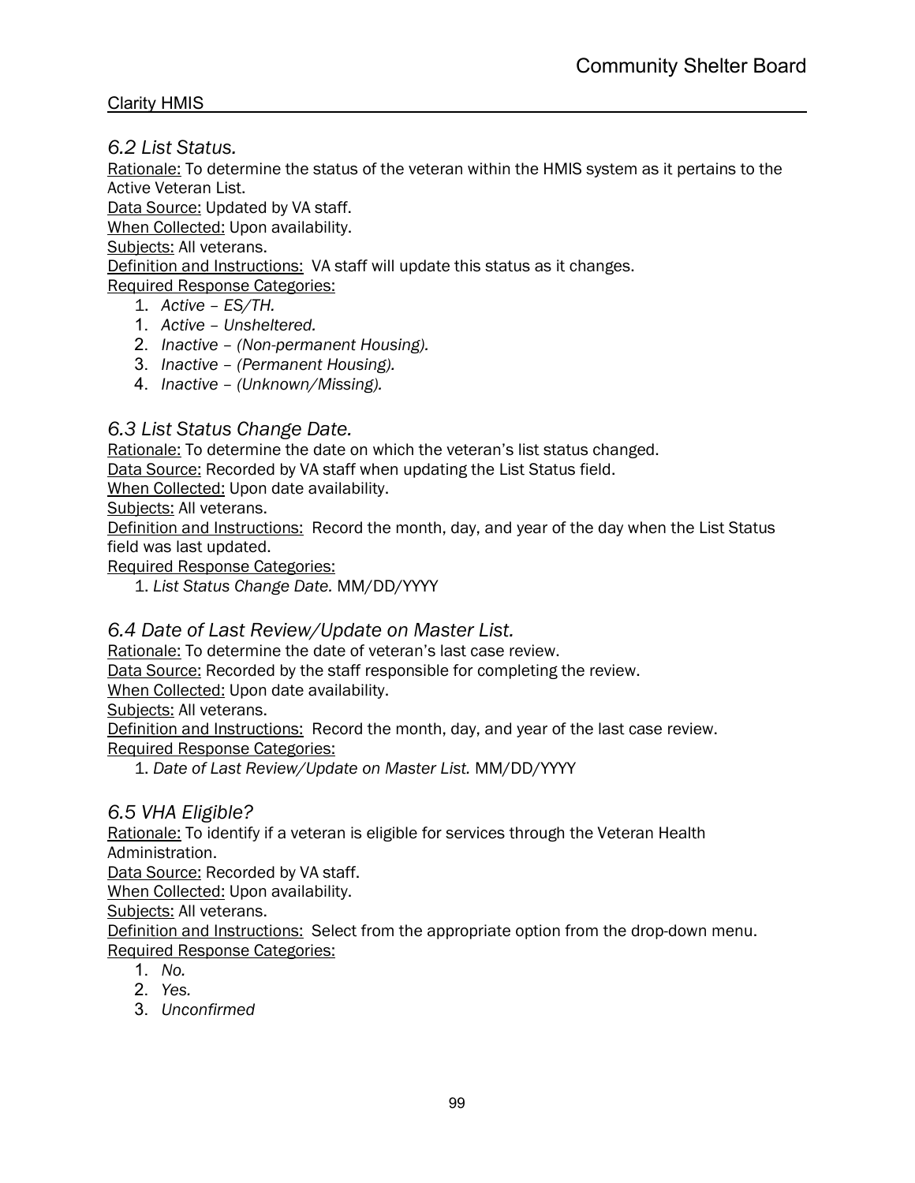### *6.2 List Status.*

Rationale: To determine the status of the veteran within the HMIS system as it pertains to the Active Veteran List.
Data Source: Updated by VA staff.
When Collected: Upon availability.
Subjects: All veterans.
Definition and Instructions: VA staff will update this status as it changes.
Required Response Categories:

1. *Active – ES/TH.*
1. *Active – Unsheltered.*
2. *Inactive – (Non-permanent Housing).*
3. *Inactive – (Permanent Housing).*
4. *Inactive – (Unknown/Missing).*

### *6.3 List Status Change Date.*

Rationale: To determine the date on which the veteran's list status changed.
Data Source: Recorded by VA staff when updating the List Status field.
When Collected: Upon date availability.
Subjects: All veterans.
Definition and Instructions: Record the month, day, and year of the day when the List Status field was last updated.
Required Response Categories:

1. *List Status Change Date.* MM/DD/YYYY

### *6.4 Date of Last Review/Update on Master List.*

Rationale: To determine the date of veteran's last case review.
Data Source: Recorded by the staff responsible for completing the review.
When Collected: Upon date availability.
Subjects: All veterans.
Definition and Instructions: Record the month, day, and year of the last case review.
Required Response Categories:

1. *Date of Last Review/Update on Master List.* MM/DD/YYYY

### *6.5 VHA Eligible?*

Rationale: To identify if a veteran is eligible for services through the Veteran Health Administration.
Data Source: Recorded by VA staff.
When Collected: Upon availability.
Subjects: All veterans.
Definition and Instructions: Select from the appropriate option from the drop-down menu.
Required Response Categories:

1. *No.*
2. *Yes.*
3. *Unconfirmed*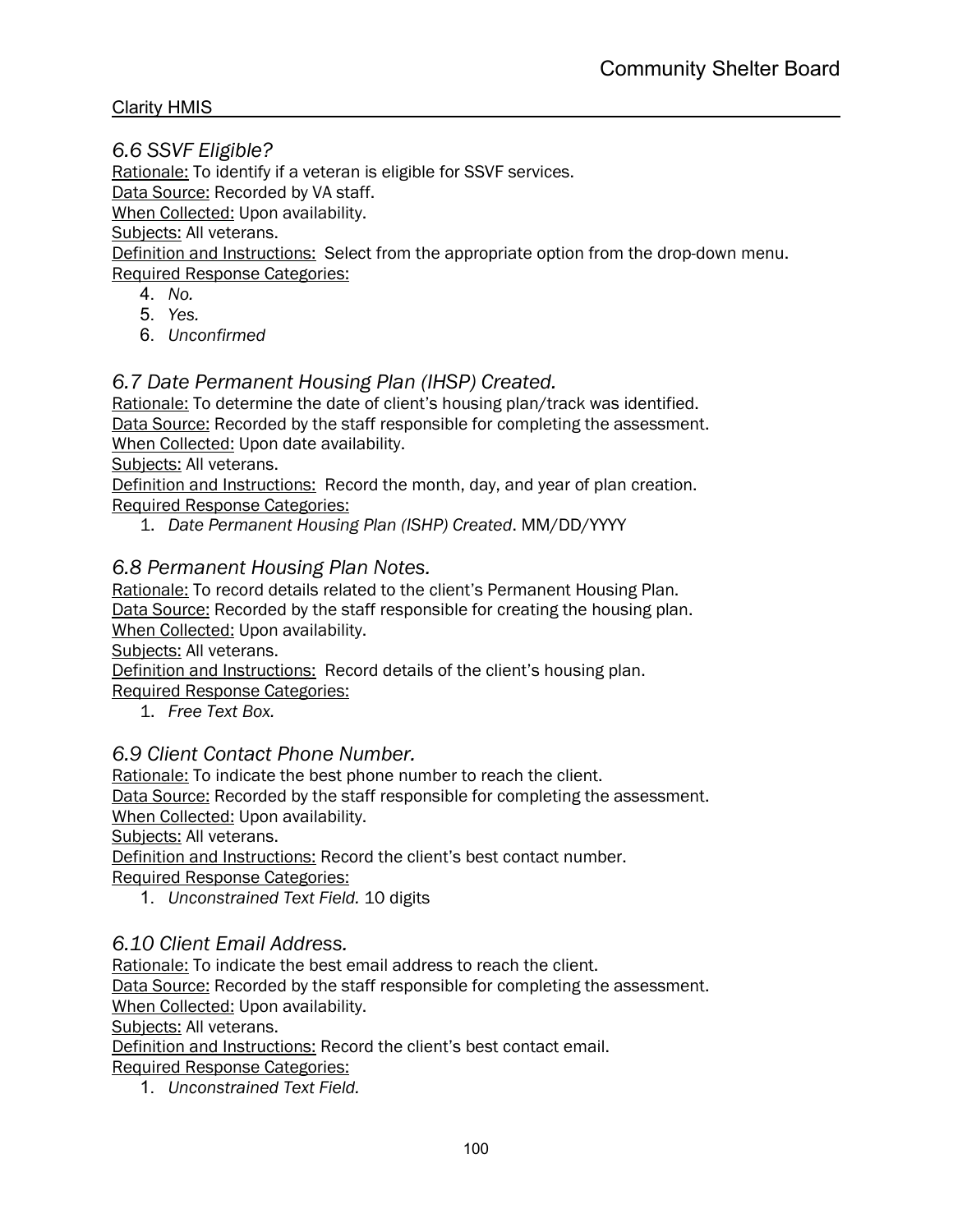### *6.6 SSVF Eligible?*

Rationale: To identify if a veteran is eligible for SSVF services.
Data Source: Recorded by VA staff.
When Collected: Upon availability.
Subjects: All veterans.
Definition and Instructions: Select from the appropriate option from the drop-down menu.
Required Response Categories:

4. *No.*
5. *Yes.*
6. *Unconfirmed*

### *6.7 Date Permanent Housing Plan (IHSP) Created.*

Rationale: To determine the date of client's housing plan/track was identified.
Data Source: Recorded by the staff responsible for completing the assessment.
When Collected: Upon date availability.
Subjects: All veterans.
Definition and Instructions: Record the month, day, and year of plan creation.
Required Response Categories:

1. *Date Permanent Housing Plan (ISHP) Created*. MM/DD/YYYY

### *6.8 Permanent Housing Plan Notes.*

Rationale: To record details related to the client's Permanent Housing Plan.
Data Source: Recorded by the staff responsible for creating the housing plan.
When Collected: Upon availability.
Subjects: All veterans.
Definition and Instructions: Record details of the client's housing plan.
Required Response Categories:

1. *Free Text Box.*

### *6.9 Client Contact Phone Number.*

Rationale: To indicate the best phone number to reach the client.
Data Source: Recorded by the staff responsible for completing the assessment.
When Collected: Upon availability.
Subjects: All veterans.
Definition and Instructions: Record the client's best contact number.
Required Response Categories:

1. *Unconstrained Text Field.* 10 digits

### *6.10 Client Email Address.*

Rationale: To indicate the best email address to reach the client.
Data Source: Recorded by the staff responsible for completing the assessment.
When Collected: Upon availability.
Subjects: All veterans.
Definition and Instructions: Record the client's best contact email.
Required Response Categories:

1. *Unconstrained Text Field.*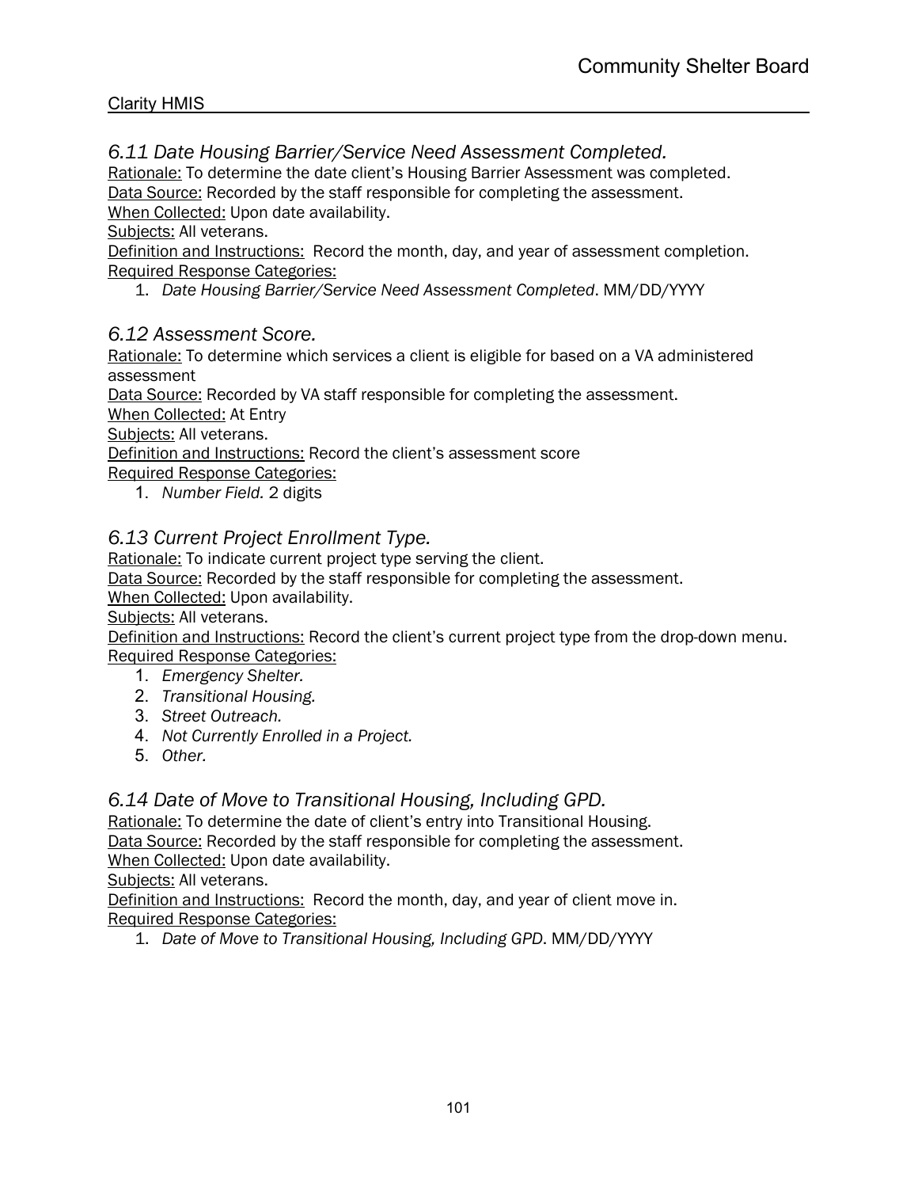### *6.11 Date Housing Barrier/Service Need Assessment Completed.*

Rationale: To determine the date client's Housing Barrier Assessment was completed.
Data Source: Recorded by the staff responsible for completing the assessment.
When Collected: Upon date availability.
Subjects: All veterans.
Definition and Instructions: Record the month, day, and year of assessment completion.
Required Response Categories:

1. *Date Housing Barrier/Service Need Assessment Completed*. MM/DD/YYYY

### *6.12 Assessment Score.*

Rationale: To determine which services a client is eligible for based on a VA administered assessment
Data Source: Recorded by VA staff responsible for completing the assessment.
When Collected: At Entry
Subjects: All veterans.
Definition and Instructions: Record the client's assessment score
Required Response Categories:

1. *Number Field.* 2 digits

### *6.13 Current Project Enrollment Type.*

Rationale: To indicate current project type serving the client.
Data Source: Recorded by the staff responsible for completing the assessment.
When Collected: Upon availability.
Subjects: All veterans.
Definition and Instructions: Record the client's current project type from the drop-down menu.
Required Response Categories:

1. *Emergency Shelter.*
2. *Transitional Housing.*
3. *Street Outreach.*
4. *Not Currently Enrolled in a Project.*
5. *Other.*

### *6.14 Date of Move to Transitional Housing, Including GPD.*

Rationale: To determine the date of client's entry into Transitional Housing.
Data Source: Recorded by the staff responsible for completing the assessment.
When Collected: Upon date availability.
Subjects: All veterans.
Definition and Instructions: Record the month, day, and year of client move in.
Required Response Categories:

1. *Date of Move to Transitional Housing, Including GPD*. MM/DD/YYYY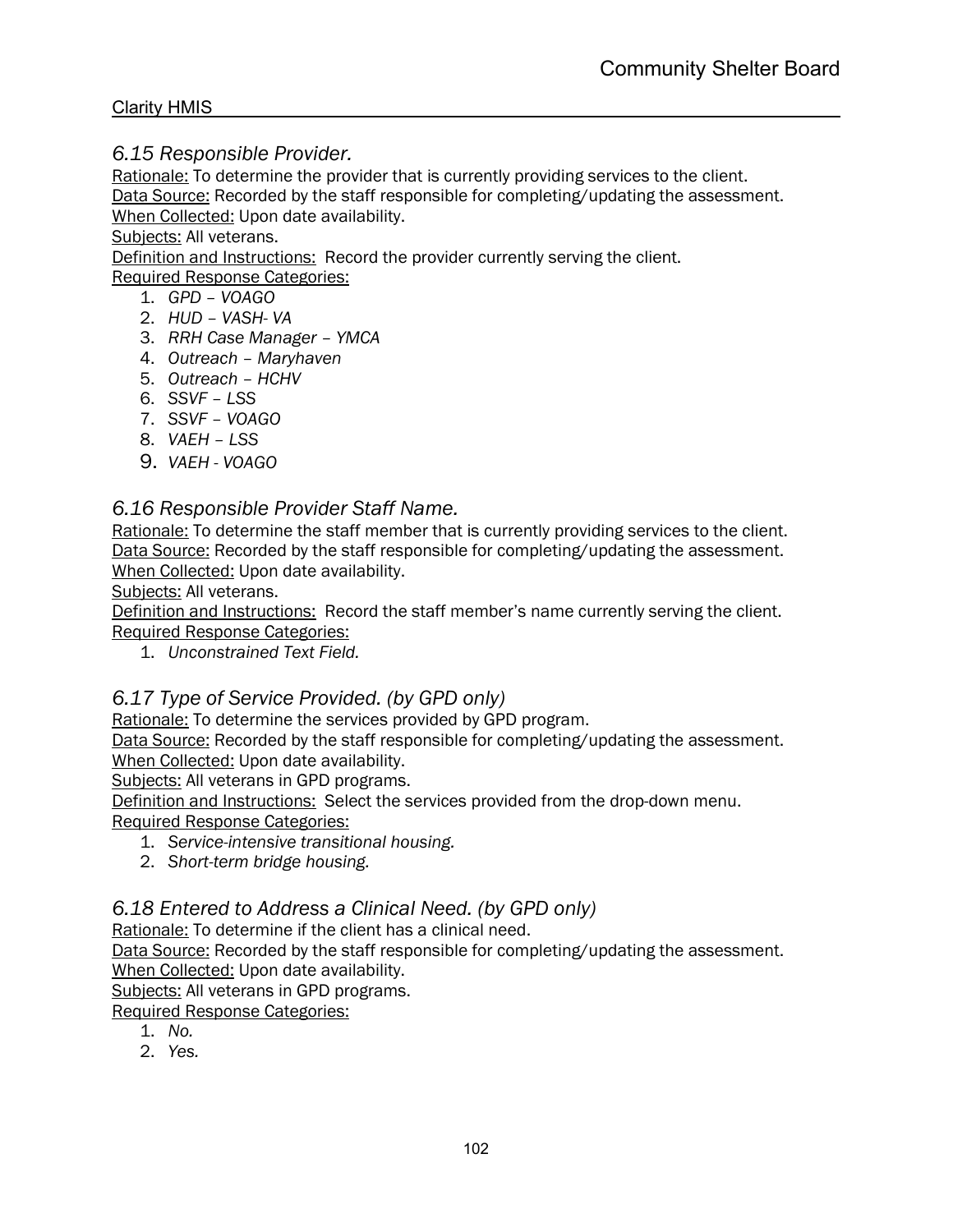### *6.15 Responsible Provider.*

Rationale: To determine the provider that is currently providing services to the client.
Data Source: Recorded by the staff responsible for completing/updating the assessment.
When Collected: Upon date availability.
Subjects: All veterans.
Definition and Instructions: Record the provider currently serving the client.
Required Response Categories:

1. *GPD – VOAGO*
2. *HUD – VASH- VA*
3. *RRH Case Manager – YMCA*
4. *Outreach – Maryhaven*
5. *Outreach – HCHV*
6. *SSVF – LSS*
7. *SSVF – VOAGO*
8. *VAEH – LSS*
9. *VAEH - VOAGO*

### *6.16 Responsible Provider Staff Name.*

Rationale: To determine the staff member that is currently providing services to the client.
Data Source: Recorded by the staff responsible for completing/updating the assessment.
When Collected: Upon date availability.
Subjects: All veterans.
Definition and Instructions: Record the staff member's name currently serving the client.
Required Response Categories:

1. *Unconstrained Text Field.*

### *6.17 Type of Service Provided. (by GPD only)*

Rationale: To determine the services provided by GPD program.
Data Source: Recorded by the staff responsible for completing/updating the assessment.
When Collected: Upon date availability.
Subjects: All veterans in GPD programs.
Definition and Instructions: Select the services provided from the drop-down menu.
Required Response Categories:

1. *Service-intensive transitional housing.*
2. *Short-term bridge housing.*

### *6.18 Entered to Address a Clinical Need. (by GPD only)*

Rationale: To determine if the client has a clinical need.
Data Source: Recorded by the staff responsible for completing/updating the assessment.
When Collected: Upon date availability.
Subjects: All veterans in GPD programs.
Required Response Categories:

1. *No.*
2. *Yes.*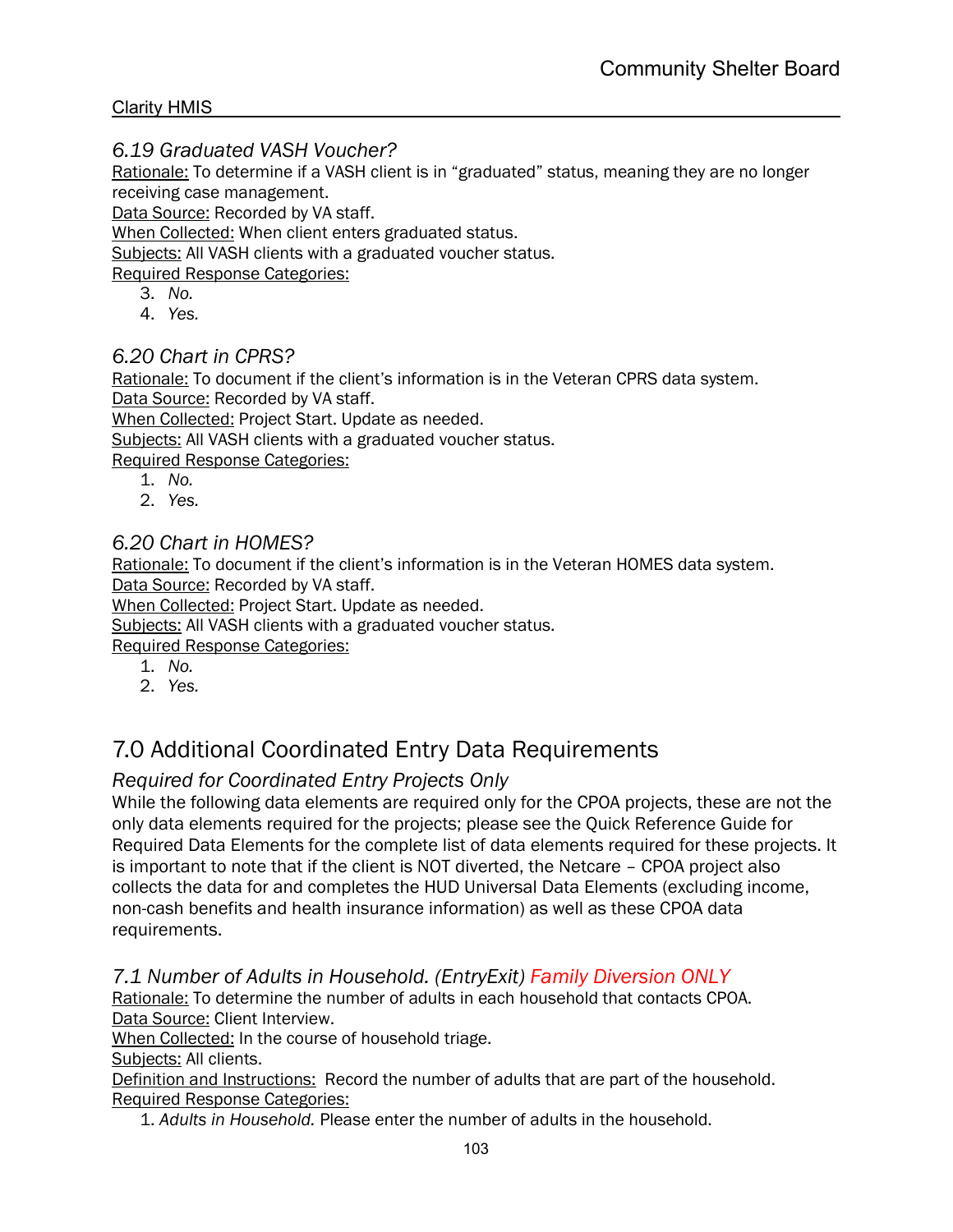### *6.19 Graduated VASH Voucher?*

Rationale: To determine if a VASH client is in "graduated" status, meaning they are no longer receiving case management.
Data Source: Recorded by VA staff.
When Collected: When client enters graduated status.
Subjects: All VASH clients with a graduated voucher status.
Required Response Categories:

3. *No.*
4. *Yes.*

### *6.20 Chart in CPRS?*

Rationale: To document if the client's information is in the Veteran CPRS data system.
Data Source: Recorded by VA staff.
When Collected: Project Start. Update as needed.
Subjects: All VASH clients with a graduated voucher status.
Required Response Categories:

1. *No.*
2. *Yes.*

### *6.20 Chart in HOMES?*

Rationale: To document if the client's information is in the Veteran HOMES data system.
Data Source: Recorded by VA staff.
When Collected: Project Start. Update as needed.
Subjects: All VASH clients with a graduated voucher status.
Required Response Categories:

1. *No.*
2. *Yes.*

## 7.0 Additional Coordinated Entry Data Requirements

### *Required for Coordinated Entry Projects Only*

While the following data elements are required only for the CPOA projects, these are not the only data elements required for the projects; please see the Quick Reference Guide for Required Data Elements for the complete list of data elements required for these projects. It is important to note that if the client is NOT diverted, the Netcare – CPOA project also collects the data for and completes the HUD Universal Data Elements (excluding income, non-cash benefits and health insurance information) as well as these CPOA data requirements.

### *7.1 Number of Adults in Household. (EntryExit) Family Diversion ONLY*

Rationale: To determine the number of adults in each household that contacts CPOA.
Data Source: Client Interview.
When Collected: In the course of household triage.
Subjects: All clients.
Definition and Instructions: Record the number of adults that are part of the household.
Required Response Categories:

1. *Adults in Household.* Please enter the number of adults in the household.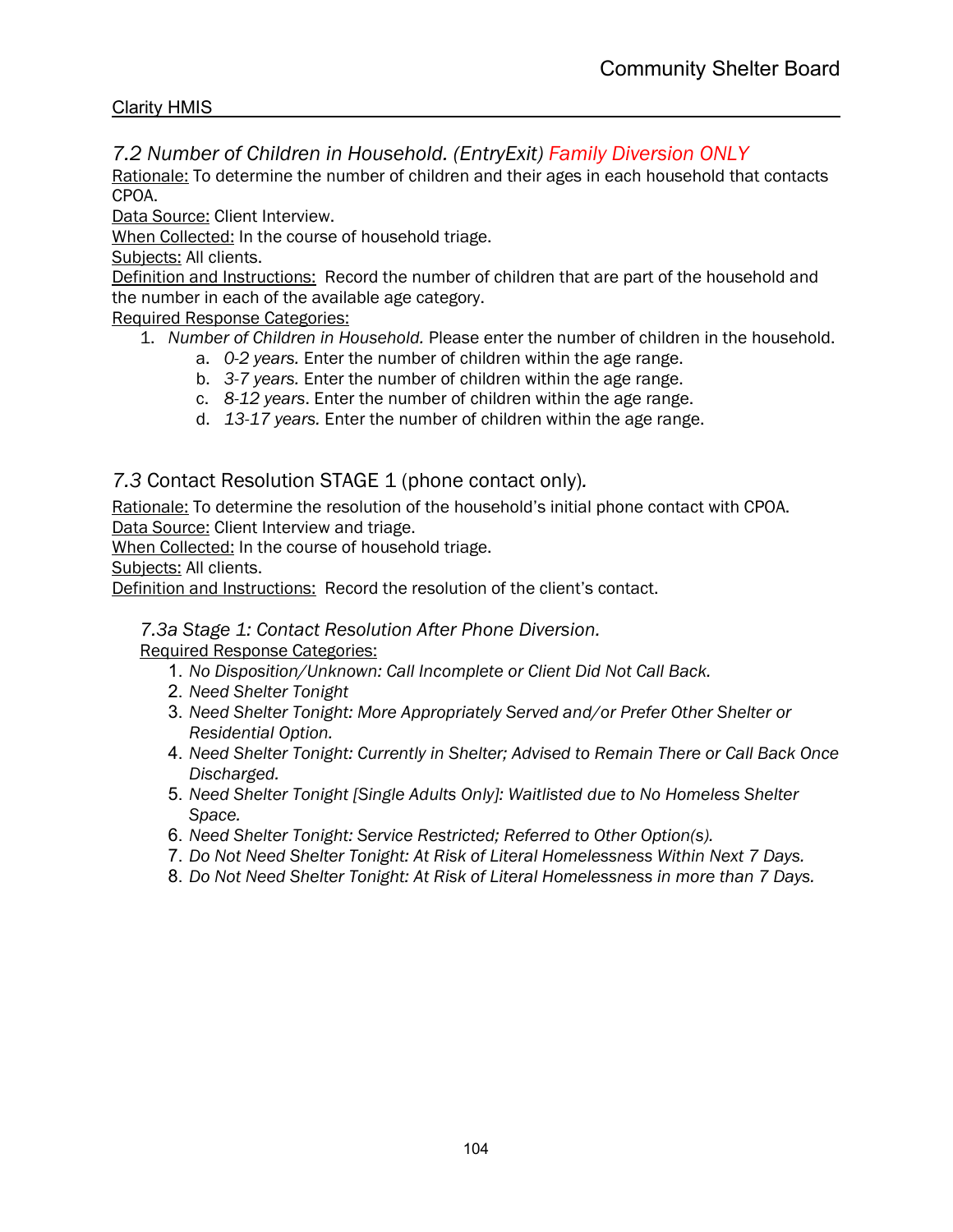### *7.2 Number of Children in Household. (EntryExit) Family Diversion ONLY*

Rationale: To determine the number of children and their ages in each household that contacts CPOA.

Data Source: Client Interview.

When Collected: In the course of household triage.

Subjects: All clients.

Definition and Instructions: Record the number of children that are part of the household and the number in each of the available age category.

Required Response Categories:

1. *Number of Children in Household*. Please enter the number of children in the household.
   a. *0-2 years*. Enter the number of children within the age range.
   b. *3-7 years*. Enter the number of children within the age range.
   c. *8-12 years*. Enter the number of children within the age range.
   d. *13-17 years.* Enter the number of children within the age range.

### *7.3* Contact Resolution STAGE 1 (phone contact only).

Rationale: To determine the resolution of the household's initial phone contact with CPOA.

Data Source: Client Interview and triage.

When Collected: In the course of household triage.

Subjects: All clients.

Definition and Instructions: Record the resolution of the client's contact.

#### *7.3a Stage 1: Contact Resolution After Phone Diversion.*

Required Response Categories:

1. *No Disposition/Unknown: Call Incomplete or Client Did Not Call Back.*
2. *Need Shelter Tonight*
3. *Need Shelter Tonight: More Appropriately Served and/or Prefer Other Shelter or Residential Option.*
4. *Need Shelter Tonight: Currently in Shelter; Advised to Remain There or Call Back Once Discharged.*
5. *Need Shelter Tonight [Single Adults Only]: Waitlisted due to No Homeless Shelter Space.*
6. *Need Shelter Tonight: Service Restricted; Referred to Other Option(s).*
7. *Do Not Need Shelter Tonight: At Risk of Literal Homelessness Within Next 7 Days.*
8. *Do Not Need Shelter Tonight: At Risk of Literal Homelessness in more than 7 Days.*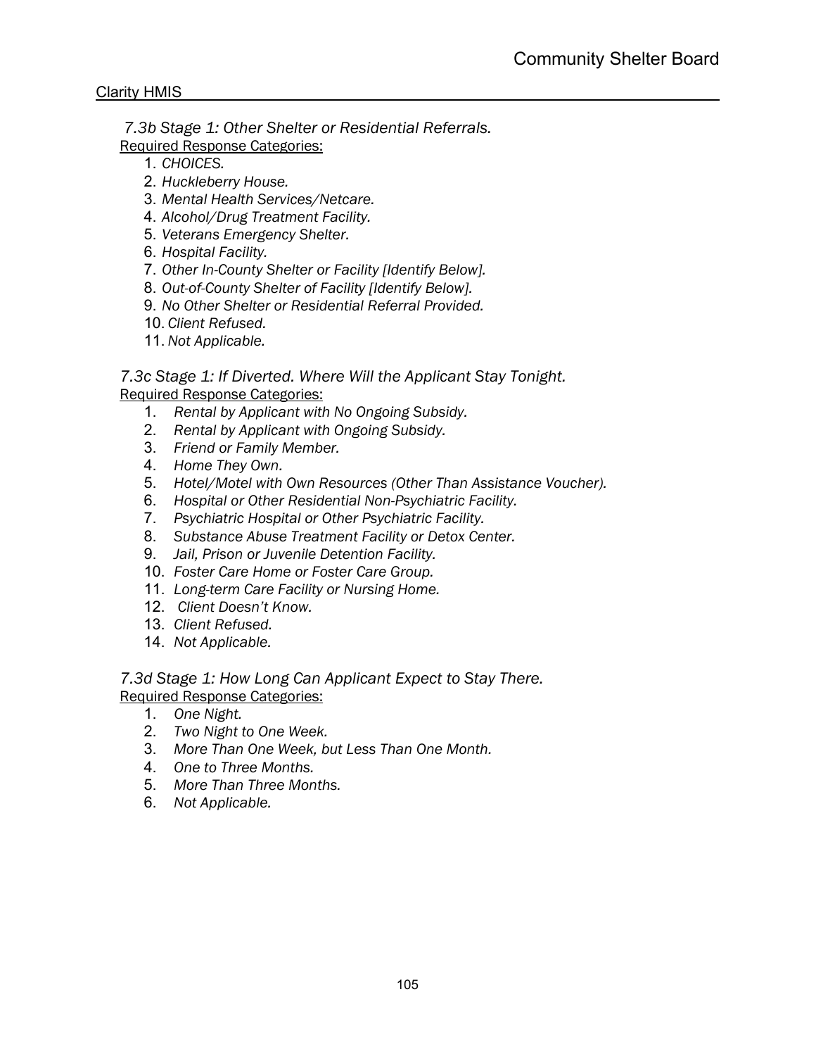*7.3b Stage 1: Other Shelter or Residential Referrals.*

Required Response Categories:

1. *CHOICES.*
2. *Huckleberry House.*
3. *Mental Health Services/Netcare.*
4. *Alcohol/Drug Treatment Facility.*
5. *Veterans Emergency Shelter.*
6. *Hospital Facility.*
7. *Other In-County Shelter or Facility [Identify Below].*
8. *Out-of-County Shelter of Facility [Identify Below].*
9. *No Other Shelter or Residential Referral Provided.*
10. *Client Refused.*
11. *Not Applicable.*

*7.3c Stage 1: If Diverted. Where Will the Applicant Stay Tonight.*

Required Response Categories:

1. *Rental by Applicant with No Ongoing Subsidy.*
2. *Rental by Applicant with Ongoing Subsidy.*
3. *Friend or Family Member.*
4. *Home They Own.*
5. *Hotel/Motel with Own Resources (Other Than Assistance Voucher).*
6. *Hospital or Other Residential Non-Psychiatric Facility.*
7. *Psychiatric Hospital or Other Psychiatric Facility.*
8. *Substance Abuse Treatment Facility or Detox Center.*
9. *Jail, Prison or Juvenile Detention Facility.*
10. *Foster Care Home or Foster Care Group.*
11. *Long-term Care Facility or Nursing Home.*
12. *Client Doesn't Know.*
13. *Client Refused.*
14. *Not Applicable.*

*7.3d Stage 1: How Long Can Applicant Expect to Stay There.*

Required Response Categories:

1. *One Night.*
2. *Two Night to One Week.*
3. *More Than One Week, but Less Than One Month.*
4. *One to Three Months.*
5. *More Than Three Months.*
6. *Not Applicable.*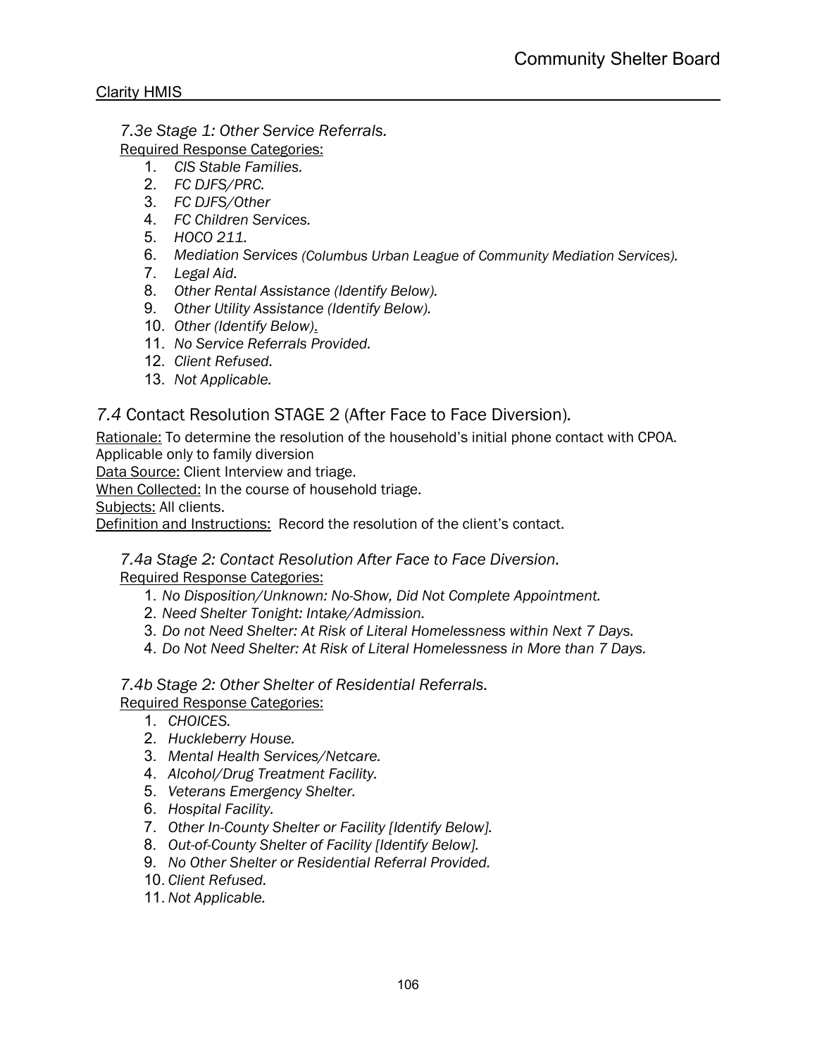### *7.3e Stage 1: Other Service Referrals.*

Required Response Categories:

1. *CIS Stable Families.*
2. *FC DJFS/PRC.*
3. *FC DJFS/Other*
4. *FC Children Services.*
5. *HOCO 211.*
6. *Mediation Services (Columbus Urban League of Community Mediation Services).*
7. *Legal Aid.*
8. *Other Rental Assistance (Identify Below).*
9. *Other Utility Assistance (Identify Below).*
10. *Other (Identify Below).*
11. *No Service Referrals Provided.*
12. *Client Refused.*
13. *Not Applicable.*

## *7.4* Contact Resolution STAGE 2 (After Face to Face Diversion).

Rationale: To determine the resolution of the household's initial phone contact with CPOA. Applicable only to family diversion

Data Source: Client Interview and triage.

When Collected: In the course of household triage.

Subjects: All clients.

Definition and Instructions: Record the resolution of the client's contact.

### *7.4a Stage 2: Contact Resolution After Face to Face Diversion.*

Required Response Categories:

1. *No Disposition/Unknown: No-Show, Did Not Complete Appointment.*
2. *Need Shelter Tonight: Intake/Admission.*
3. *Do not Need Shelter: At Risk of Literal Homelessness within Next 7 Days.*
4. *Do Not Need Shelter: At Risk of Literal Homelessness in More than 7 Days.*

### *7.4b Stage 2: Other Shelter of Residential Referrals.*

Required Response Categories:

1. *CHOICES.*
2. *Huckleberry House.*
3. *Mental Health Services/Netcare.*
4. *Alcohol/Drug Treatment Facility.*
5. *Veterans Emergency Shelter.*
6. *Hospital Facility.*
7. *Other In-County Shelter or Facility [Identify Below].*
8. *Out-of-County Shelter of Facility [Identify Below].*
9. *No Other Shelter or Residential Referral Provided.*
10. *Client Refused.*
11. *Not Applicable.*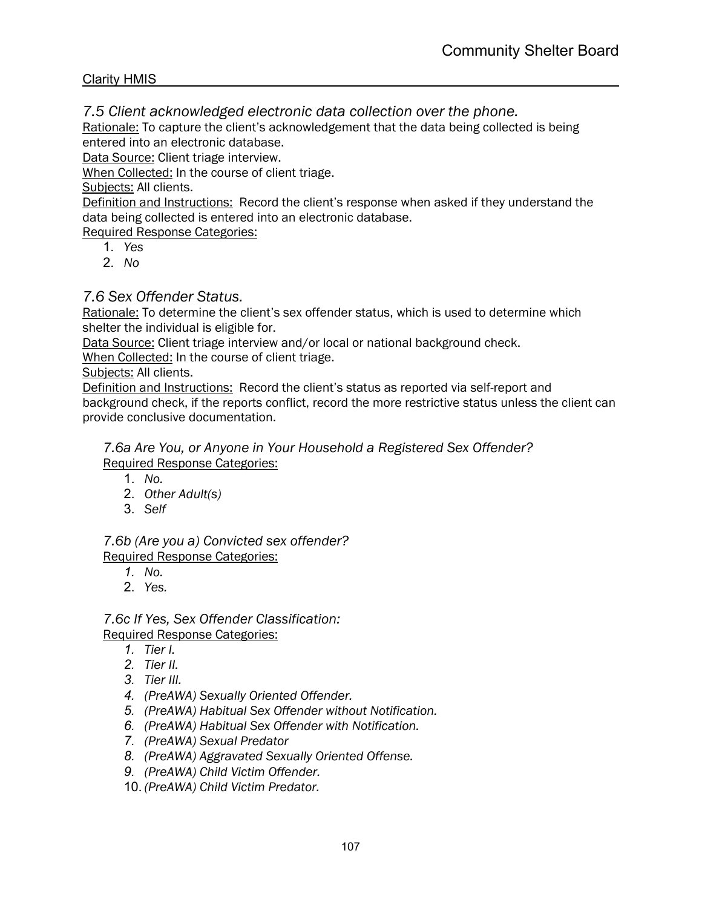### *7.5 Client acknowledged electronic data collection over the phone.*

Rationale: To capture the client's acknowledgement that the data being collected is being entered into an electronic database.
Data Source: Client triage interview.
When Collected: In the course of client triage.
Subjects: All clients.
Definition and Instructions: Record the client's response when asked if they understand the data being collected is entered into an electronic database.
Required Response Categories:

1. *Yes*
2. *No*

### *7.6 Sex Offender Status.*

Rationale: To determine the client's sex offender status, which is used to determine which shelter the individual is eligible for.
Data Source: Client triage interview and/or local or national background check.
When Collected: In the course of client triage.
Subjects: All clients.
Definition and Instructions: Record the client's status as reported via self-report and background check, if the reports conflict, record the more restrictive status unless the client can provide conclusive documentation.

#### *7.6a Are You, or Anyone in Your Household a Registered Sex Offender?*

Required Response Categories:

1. *No.*
2. *Other Adult(s)*
3. *Self*

#### *7.6b (Are you a) Convicted sex offender?*

Required Response Categories:

1. *No.*
2. *Yes.*

#### *7.6c If Yes, Sex Offender Classification:*

Required Response Categories:

1. *Tier I.*
2. *Tier II.*
3. *Tier III.*
4. *(PreAWA) Sexually Oriented Offender.*
5. *(PreAWA) Habitual Sex Offender without Notification.*
6. *(PreAWA) Habitual Sex Offender with Notification.*
7. *(PreAWA) Sexual Predator*
8. *(PreAWA) Aggravated Sexually Oriented Offense.*
9. *(PreAWA) Child Victim Offender.*
10. *(PreAWA) Child Victim Predator.*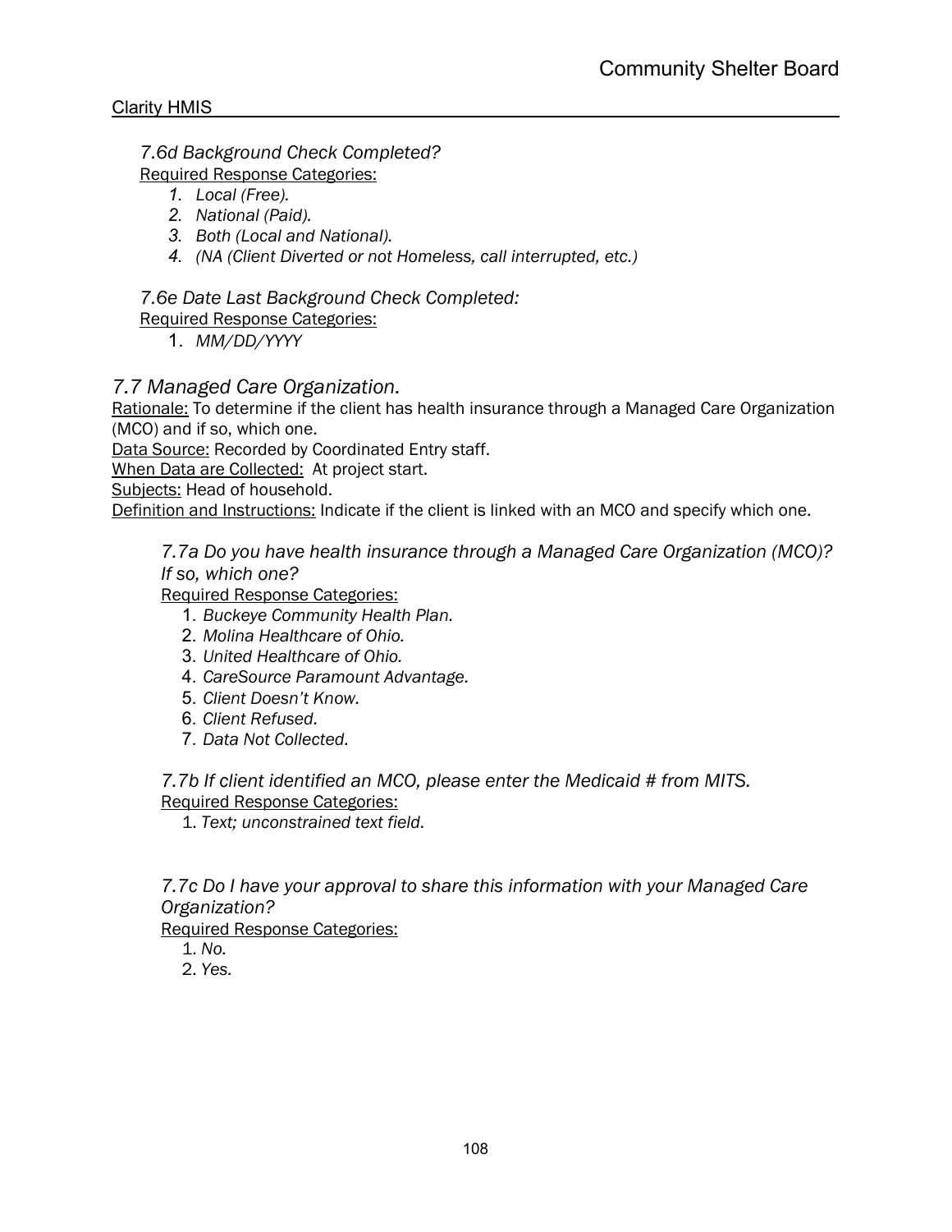*7.6d Background Check Completed?*

Required Response Categories:

1. *Local (Free).*
2. *National (Paid).*
3. *Both (Local and National).*
4. *(NA (Client Diverted or not Homeless, call interrupted, etc.)*

*7.6e Date Last Background Check Completed:*

Required Response Categories:

1. *MM/DD/YYYY*

## *7.7 Managed Care Organization.*

Rationale: To determine if the client has health insurance through a Managed Care Organization (MCO) and if so, which one.

Data Source: Recorded by Coordinated Entry staff.

When Data are Collected: At project start.

Subjects: Head of household.

Definition and Instructions: Indicate if the client is linked with an MCO and specify which one.

*7.7a Do you have health insurance through a Managed Care Organization (MCO)? If so, which one?*

Required Response Categories:

1. *Buckeye Community Health Plan.*
2. *Molina Healthcare of Ohio.*
3. *United Healthcare of Ohio.*
4. *CareSource Paramount Advantage.*
5. *Client Doesn't Know.*
6. *Client Refused.*
7. *Data Not Collected.*

*7.7b If client identified an MCO, please enter the Medicaid # from MITS.*

Required Response Categories:

1. *Text; unconstrained text field.*

*7.7c Do I have your approval to share this information with your Managed Care Organization?*

Required Response Categories:

1. *No.*
2. *Yes.*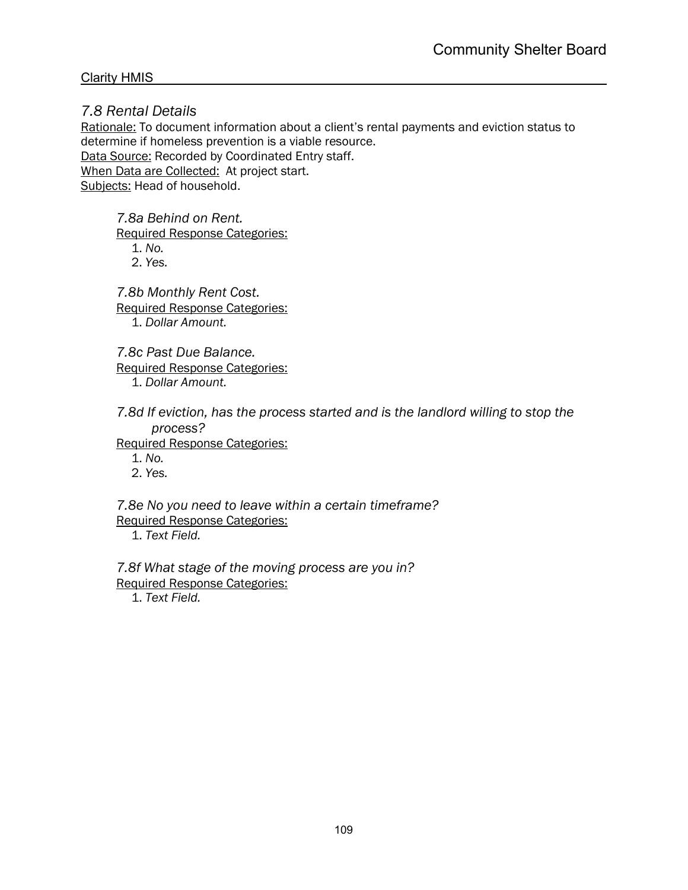## *7.8 Rental Details*

Rationale: To document information about a client's rental payments and eviction status to determine if homeless prevention is a viable resource.
Data Source: Recorded by Coordinated Entry staff.
When Data are Collected: At project start.
Subjects: Head of household.

### *7.8a Behind on Rent.*

Required Response Categories:

1. *No.*
2. *Yes.*

### *7.8b Monthly Rent Cost.*

Required Response Categories:

1. *Dollar Amount.*

### *7.8c Past Due Balance.*

Required Response Categories:

1. *Dollar Amount.*

### *7.8d If eviction, has the process started and is the landlord willing to stop the process?*

Required Response Categories:

1. *No.*
2. *Yes.*

### *7.8e No you need to leave within a certain timeframe?*

Required Response Categories:

1. *Text Field.*

### *7.8f What stage of the moving process are you in?*

Required Response Categories:

1. *Text Field.*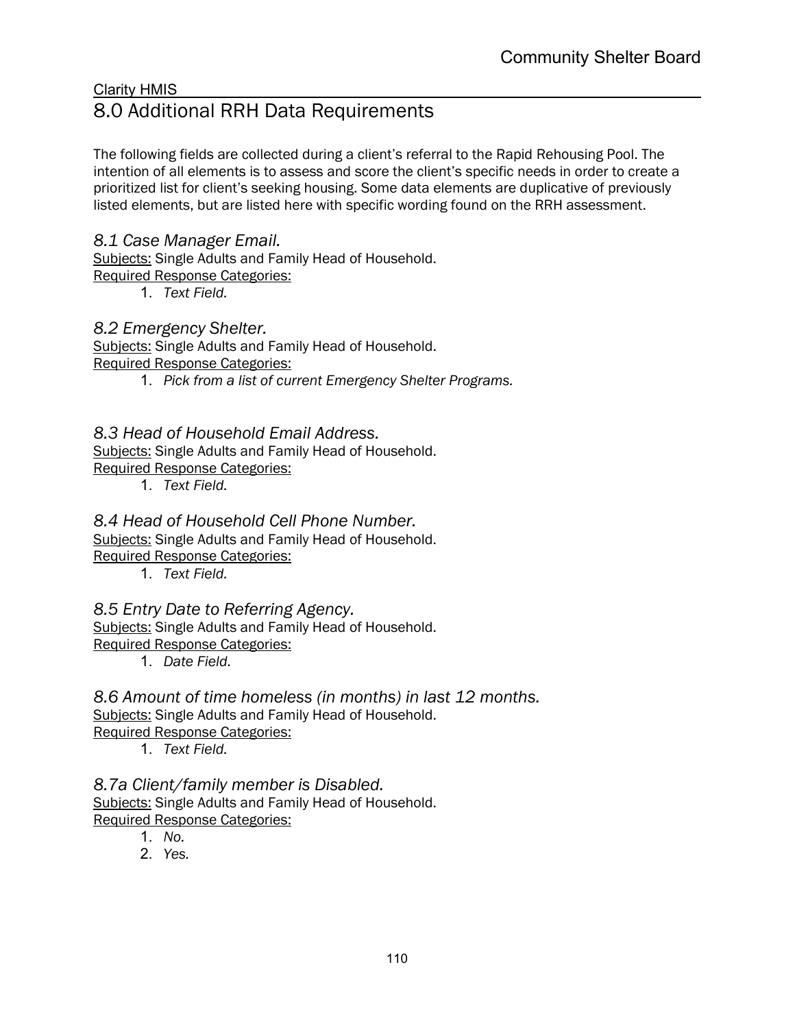Clarity HMIS

# 8.0 Additional RRH Data Requirements

The following fields are collected during a client's referral to the Rapid Rehousing Pool. The intention of all elements is to assess and score the client's specific needs in order to create a prioritized list for client's seeking housing. Some data elements are duplicative of previously listed elements, but are listed here with specific wording found on the RRH assessment.

### *8.1 Case Manager Email.*

Subjects: Single Adults and Family Head of Household.
Required Response Categories:

1. *Text Field.*

### *8.2 Emergency Shelter.*

Subjects: Single Adults and Family Head of Household.
Required Response Categories:

1. *Pick from a list of current Emergency Shelter Programs.*

### *8.3 Head of Household Email Address.*

Subjects: Single Adults and Family Head of Household.
Required Response Categories:

1. *Text Field.*

### *8.4 Head of Household Cell Phone Number.*

Subjects: Single Adults and Family Head of Household.
Required Response Categories:

1. *Text Field.*

### *8.5 Entry Date to Referring Agency.*

Subjects: Single Adults and Family Head of Household.
Required Response Categories:

1. *Date Field.*

### *8.6 Amount of time homeless (in months) in last 12 months.*

Subjects: Single Adults and Family Head of Household.
Required Response Categories:

1. *Text Field.*

### *8.7a Client/family member is Disabled.*

Subjects: Single Adults and Family Head of Household.
Required Response Categories:

1. *No.*
2. *Yes.*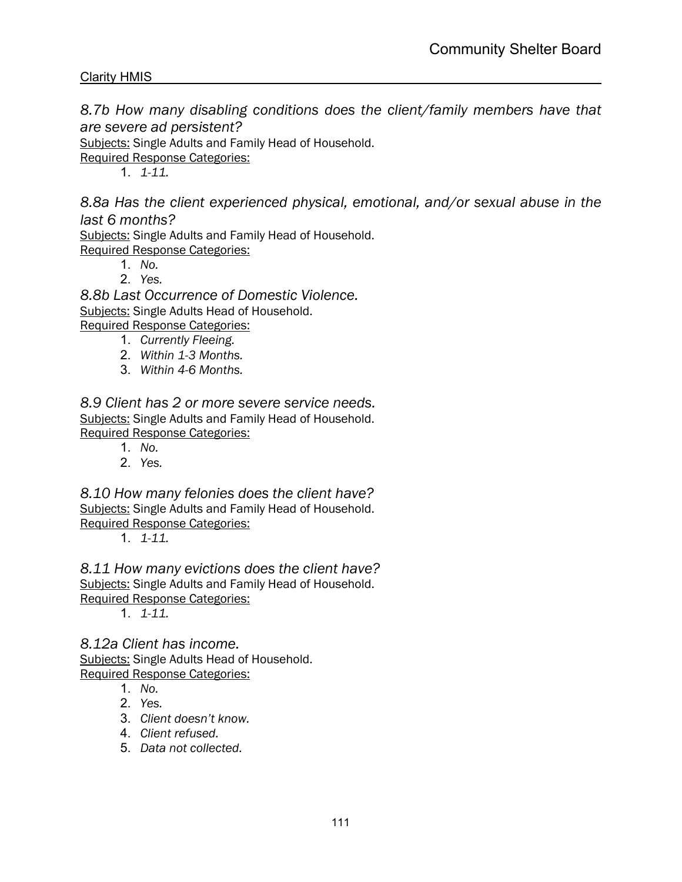*8.7b How many disabling conditions does the client/family members have that are severe ad persistent?*

Subjects: Single Adults and Family Head of Household.

Required Response Categories:

1. *1-11.*

*8.8a Has the client experienced physical, emotional, and/or sexual abuse in the last 6 months?*

Subjects: Single Adults and Family Head of Household.

Required Response Categories:

1. *No.*
2. *Yes.*

*8.8b Last Occurrence of Domestic Violence.*

Subjects: Single Adults Head of Household.

Required Response Categories:

1. *Currently Fleeing.*
2. *Within 1-3 Months.*
3. *Within 4-6 Months.*

*8.9 Client has 2 or more severe service needs.*

Subjects: Single Adults and Family Head of Household.

Required Response Categories:

1. *No.*
2. *Yes.*

*8.10 How many felonies does the client have?*

Subjects: Single Adults and Family Head of Household.

Required Response Categories:

1. *1-11.*

*8.11 How many evictions does the client have?*

Subjects: Single Adults and Family Head of Household.

Required Response Categories:

1. *1-11.*

*8.12a Client has income.*

Subjects: Single Adults Head of Household.

Required Response Categories:

1. *No.*
2. *Yes.*
3. *Client doesn't know.*
4. *Client refused.*
5. *Data not collected.*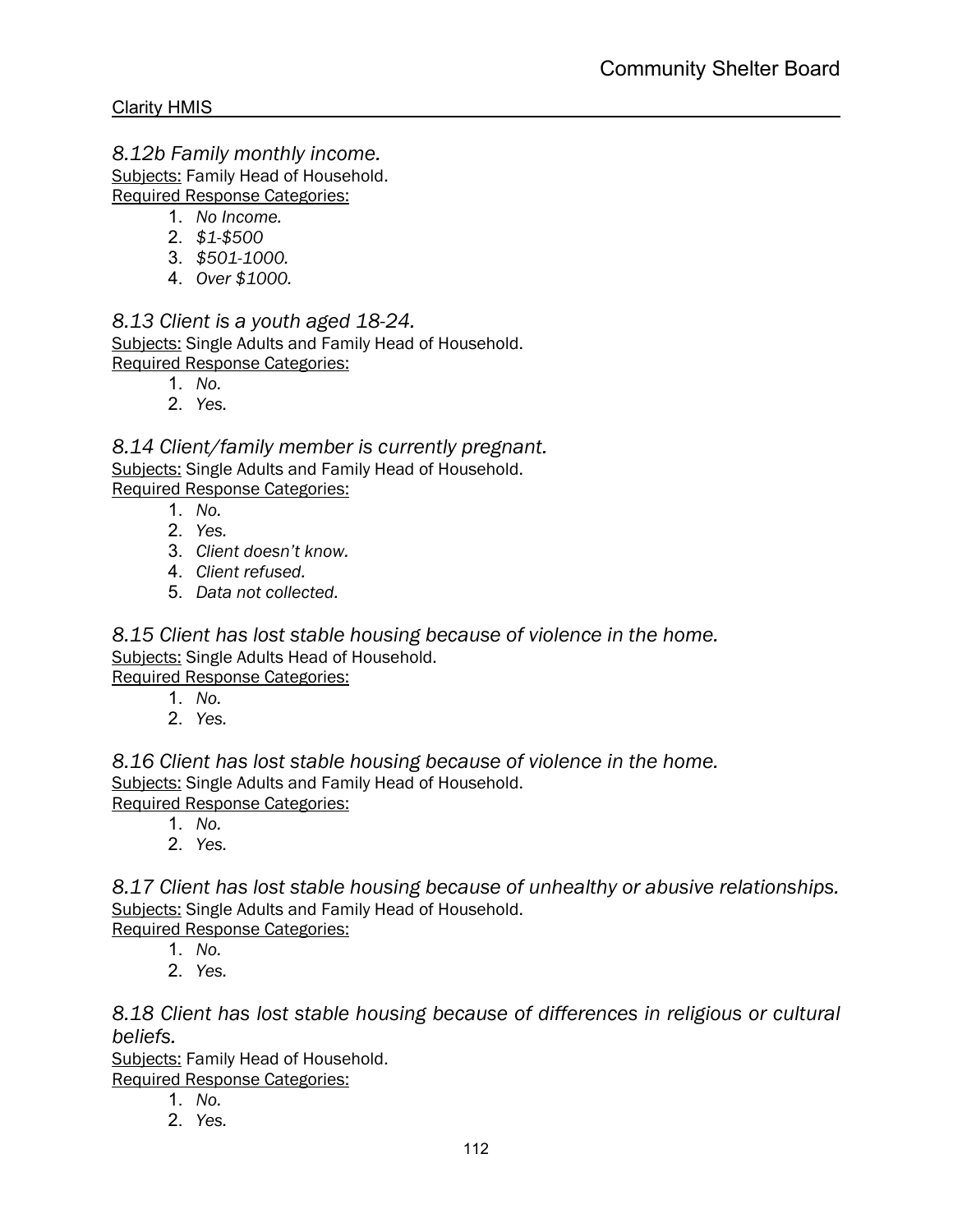*8.12b Family monthly income.*

Subjects: Family Head of Household.

Required Response Categories:

1. *No Income.*
2. *$1-$500*
3. *$501-1000.*
4. *Over $1000.*

*8.13 Client is a youth aged 18-24.*

Subjects: Single Adults and Family Head of Household.

Required Response Categories:

1. *No.*
2. *Yes.*

*8.14 Client/family member is currently pregnant.*

Subjects: Single Adults and Family Head of Household.

Required Response Categories:

1. *No.*
2. *Yes.*
3. *Client doesn't know.*
4. *Client refused.*
5. *Data not collected.*

*8.15 Client has lost stable housing because of violence in the home.*

Subjects: Single Adults Head of Household.

Required Response Categories:

1. *No.*
2. *Yes.*

*8.16 Client has lost stable housing because of violence in the home.*

Subjects: Single Adults and Family Head of Household.

Required Response Categories:

1. *No.*
2. *Yes.*

*8.17 Client has lost stable housing because of unhealthy or abusive relationships.*

Subjects: Single Adults and Family Head of Household.

Required Response Categories:

1. *No.*
2. *Yes.*

*8.18 Client has lost stable housing because of differences in religious or cultural beliefs.*

Subjects: Family Head of Household.

Required Response Categories:

1. *No.*
2. *Yes.*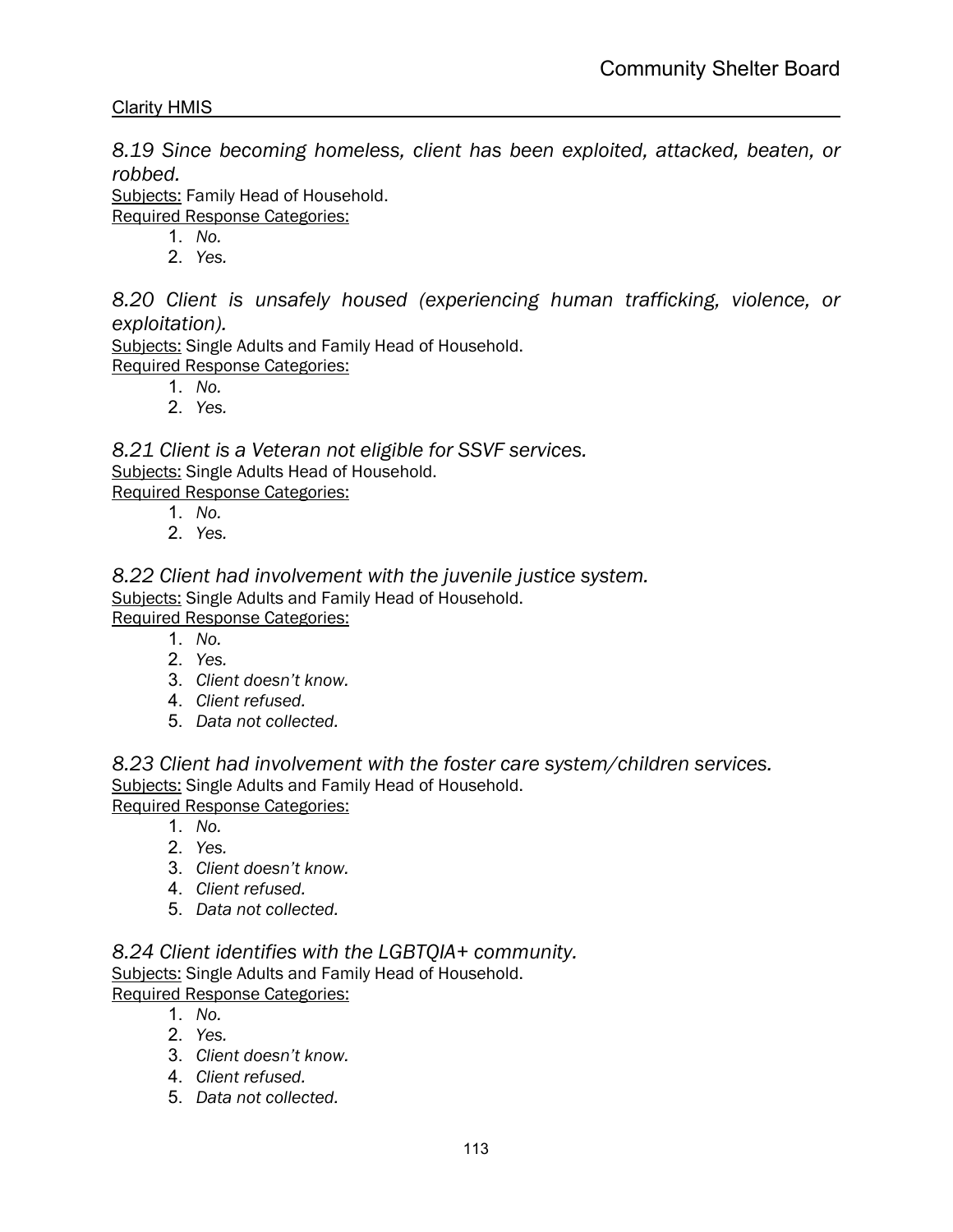*8.19 Since becoming homeless, client has been exploited, attacked, beaten, or robbed.*

Subjects: Family Head of Household.

Required Response Categories:

1. *No.*
2. *Yes.*

*8.20 Client is unsafely housed (experiencing human trafficking, violence, or exploitation).*

Subjects: Single Adults and Family Head of Household.

Required Response Categories:

1. *No.*
2. *Yes.*

*8.21 Client is a Veteran not eligible for SSVF services.*

Subjects: Single Adults Head of Household.

Required Response Categories:

1. *No.*
2. *Yes.*

*8.22 Client had involvement with the juvenile justice system.*

Subjects: Single Adults and Family Head of Household.

Required Response Categories:

1. *No.*
2. *Yes.*
3. *Client doesn't know.*
4. *Client refused.*
5. *Data not collected.*

*8.23 Client had involvement with the foster care system/children services.*

Subjects: Single Adults and Family Head of Household.

Required Response Categories:

1. *No.*
2. *Yes.*
3. *Client doesn't know.*
4. *Client refused.*
5. *Data not collected.*

*8.24 Client identifies with the LGBTQIA+ community.*

Subjects: Single Adults and Family Head of Household.

Required Response Categories:

1. *No.*
2. *Yes.*
3. *Client doesn't know.*
4. *Client refused.*
5. *Data not collected.*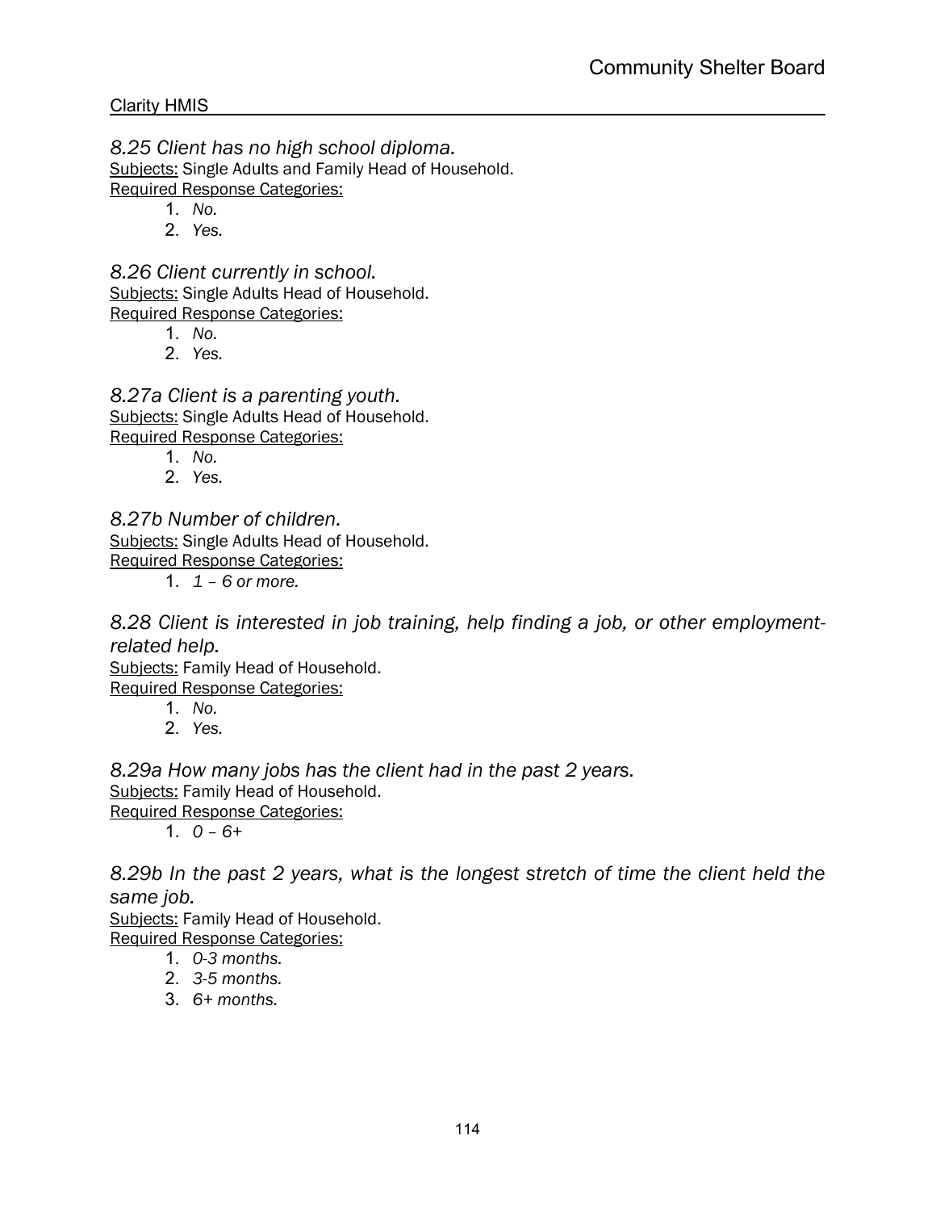*8.25 Client has no high school diploma.*

Subjects: Single Adults and Family Head of Household.

Required Response Categories:

1. *No.*
2. *Yes.*

*8.26 Client currently in school.*

Subjects: Single Adults Head of Household.

Required Response Categories:

1. *No.*
2. *Yes.*

*8.27a Client is a parenting youth.*

Subjects: Single Adults Head of Household.

Required Response Categories:

1. *No.*
2. *Yes.*

*8.27b Number of children.*

Subjects: Single Adults Head of Household.

Required Response Categories:

1. *1 – 6 or more.*

*8.28 Client is interested in job training, help finding a job, or other employment-related help.*

Subjects: Family Head of Household.

Required Response Categories:

1. *No.*
2. *Yes.*

*8.29a How many jobs has the client had in the past 2 years.*

Subjects: Family Head of Household.

Required Response Categories:

1. *0 – 6+*

*8.29b In the past 2 years, what is the longest stretch of time the client held the same job.*

Subjects: Family Head of Household.

Required Response Categories:

1. *0-3 months.*
2. *3-5 months.*
3. *6+ months.*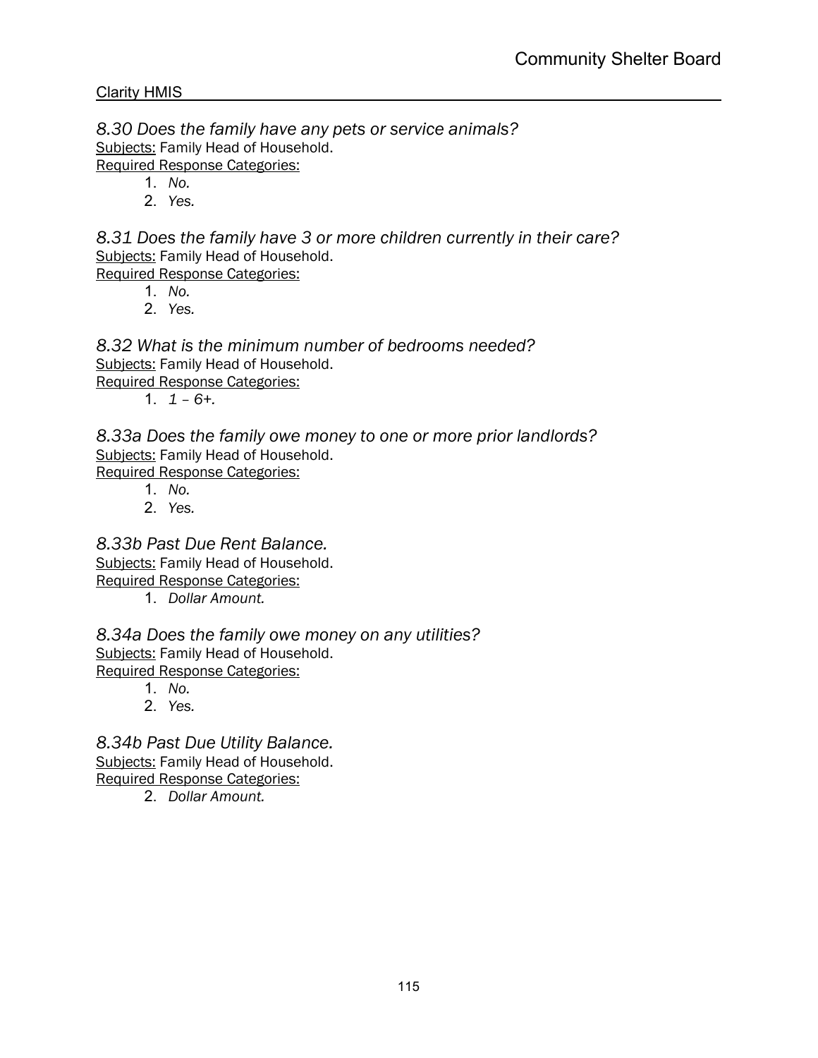*8.30 Does the family have any pets or service animals?*
<u>Subjects:</u> Family Head of Household.
<u>Required Response Categories:</u>

1. *No.*
2. *Yes.*

*8.31 Does the family have 3 or more children currently in their care?*
<u>Subjects:</u> Family Head of Household.
<u>Required Response Categories:</u>

1. *No.*
2. *Yes.*

*8.32 What is the minimum number of bedrooms needed?*
<u>Subjects:</u> Family Head of Household.
<u>Required Response Categories:</u>

1. *1 – 6+.*

*8.33a Does the family owe money to one or more prior landlords?*
<u>Subjects:</u> Family Head of Household.
<u>Required Response Categories:</u>

1. *No.*
2. *Yes.*

*8.33b Past Due Rent Balance.*
<u>Subjects:</u> Family Head of Household.
<u>Required Response Categories:</u>

1. *Dollar Amount.*

*8.34a Does the family owe money on any utilities?*
<u>Subjects:</u> Family Head of Household.
<u>Required Response Categories:</u>

1. *No.*
2. *Yes.*

*8.34b Past Due Utility Balance.*
<u>Subjects:</u> Family Head of Household.
<u>Required Response Categories:</u>

2. *Dollar Amount.*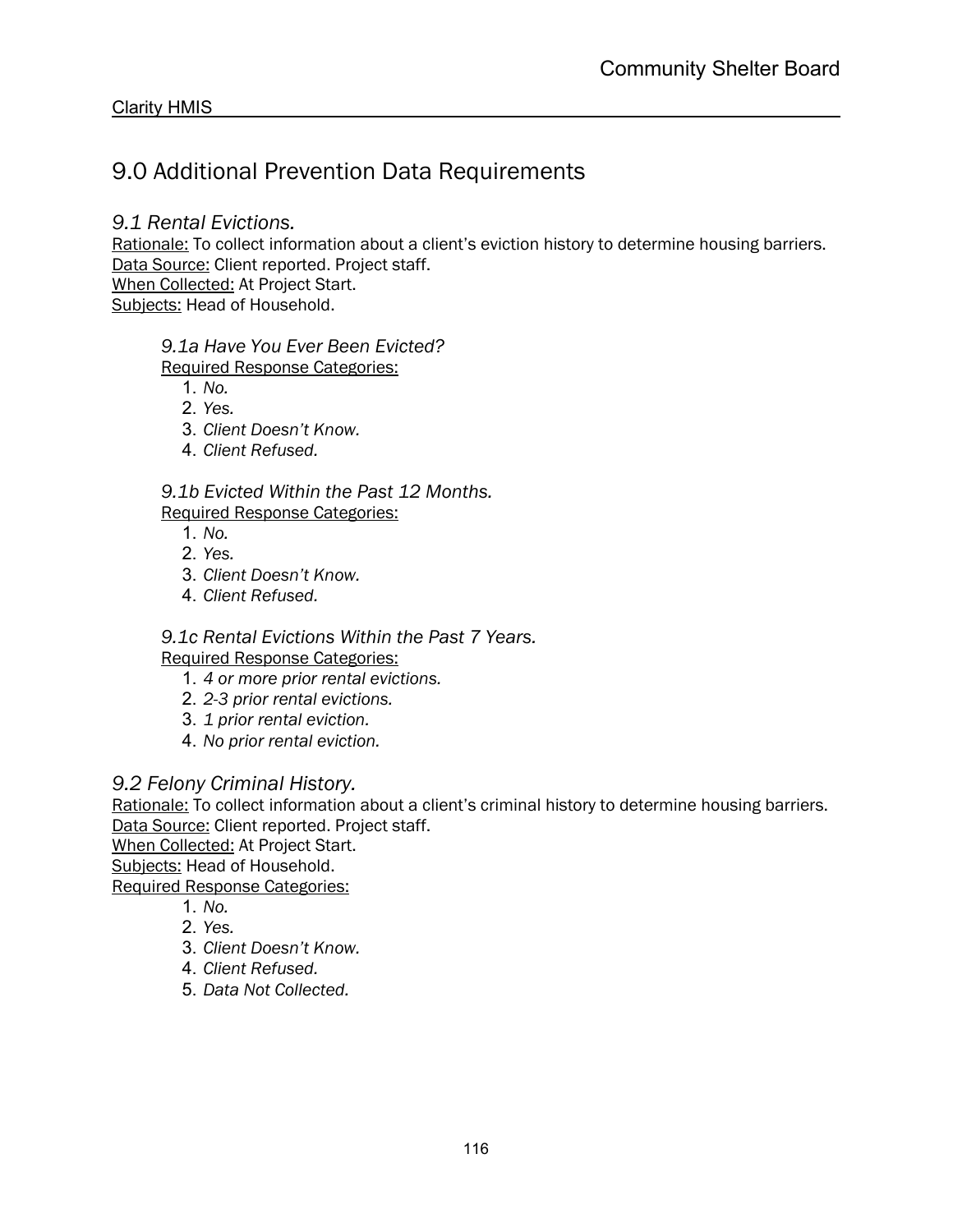# 9.0 Additional Prevention Data Requirements

## *9.1 Rental Evictions.*

Rationale: To collect information about a client's eviction history to determine housing barriers.
Data Source: Client reported. Project staff.
When Collected: At Project Start.
Subjects: Head of Household.

### *9.1a Have You Ever Been Evicted?*

Required Response Categories:

1. *No.*
2. *Yes.*
3. *Client Doesn't Know.*
4. *Client Refused.*

### *9.1b Evicted Within the Past 12 Months.*

Required Response Categories:

1. *No.*
2. *Yes.*
3. *Client Doesn't Know.*
4. *Client Refused.*

### *9.1c Rental Evictions Within the Past 7 Years.*

Required Response Categories:

1. *4 or more prior rental evictions.*
2. *2-3 prior rental evictions.*
3. *1 prior rental eviction.*
4. *No prior rental eviction.*

## *9.2 Felony Criminal History.*

Rationale: To collect information about a client's criminal history to determine housing barriers.
Data Source: Client reported. Project staff.
When Collected: At Project Start.
Subjects: Head of Household.
Required Response Categories:

1. *No.*
2. *Yes.*
3. *Client Doesn't Know.*
4. *Client Refused.*
5. *Data Not Collected.*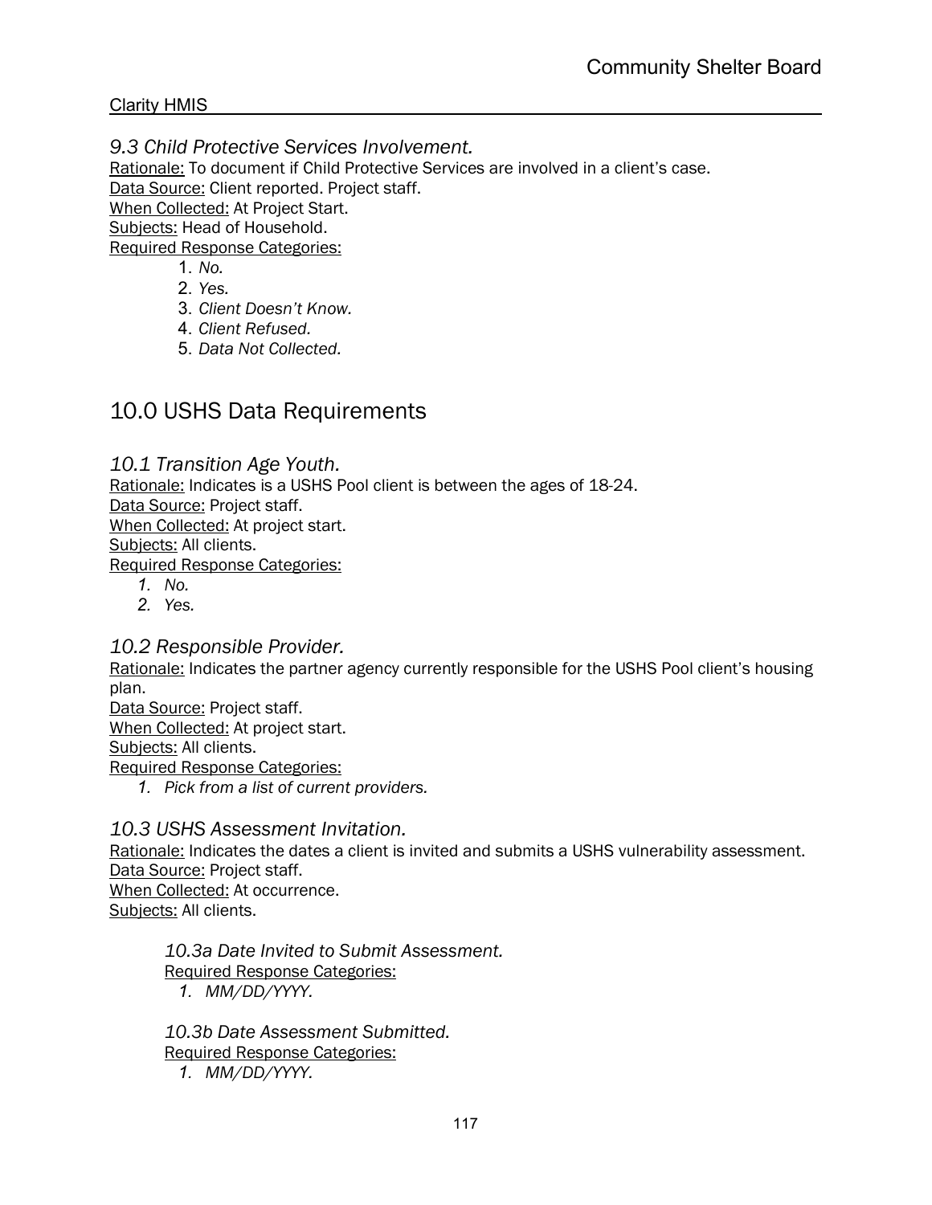### *9.3 Child Protective Services Involvement.*

Rationale: To document if Child Protective Services are involved in a client's case.
Data Source: Client reported. Project staff.
When Collected: At Project Start.
Subjects: Head of Household.
Required Response Categories:

1. *No.*
2. *Yes.*
3. *Client Doesn't Know.*
4. *Client Refused.*
5. *Data Not Collected.*

## 10.0 USHS Data Requirements

### *10.1 Transition Age Youth.*

Rationale: Indicates is a USHS Pool client is between the ages of 18-24.
Data Source: Project staff.
When Collected: At project start.
Subjects: All clients.
Required Response Categories:

1. *No.*
2. *Yes.*

### *10.2 Responsible Provider.*

Rationale: Indicates the partner agency currently responsible for the USHS Pool client's housing plan.
Data Source: Project staff.
When Collected: At project start.
Subjects: All clients.
Required Response Categories:

1. *Pick from a list of current providers.*

### *10.3 USHS Assessment Invitation.*

Rationale: Indicates the dates a client is invited and submits a USHS vulnerability assessment.
Data Source: Project staff.
When Collected: At occurrence.
Subjects: All clients.

#### *10.3a Date Invited to Submit Assessment.*

Required Response Categories:

1. *MM/DD/YYYY.*

#### *10.3b Date Assessment Submitted.*

Required Response Categories:

1. *MM/DD/YYYY.*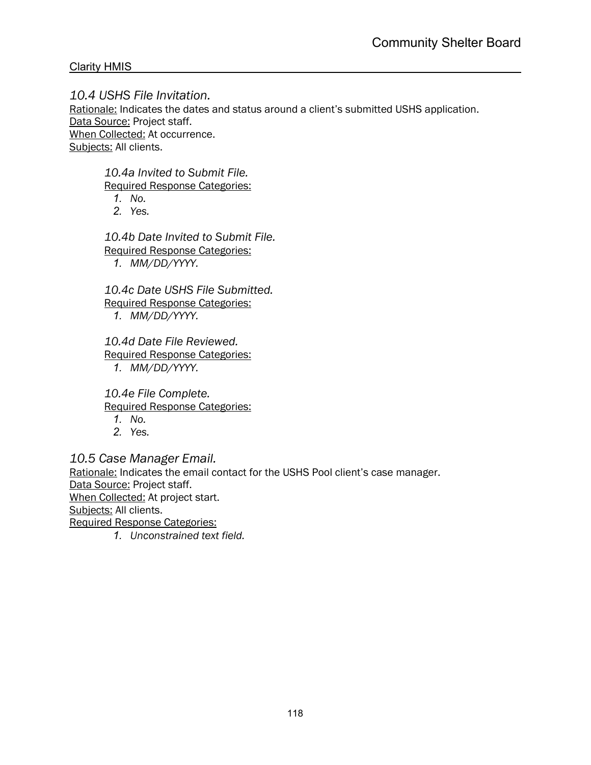### *10.4 USHS File Invitation.*

Rationale: Indicates the dates and status around a client's submitted USHS application.
Data Source: Project staff.
When Collected: At occurrence.
Subjects: All clients.

#### *10.4a Invited to Submit File.*

Required Response Categories:

1. *No.*
2. *Yes.*

#### *10.4b Date Invited to Submit File.*

Required Response Categories:

1. *MM/DD/YYYY.*

#### *10.4c Date USHS File Submitted.*

Required Response Categories:

1. *MM/DD/YYYY.*

#### *10.4d Date File Reviewed.*

Required Response Categories:

1. *MM/DD/YYYY.*

#### *10.4e File Complete.*

Required Response Categories:

1. *No.*
2. *Yes.*

### *10.5 Case Manager Email.*

Rationale: Indicates the email contact for the USHS Pool client's case manager.
Data Source: Project staff.
When Collected: At project start.
Subjects: All clients.
Required Response Categories:

1. *Unconstrained text field.*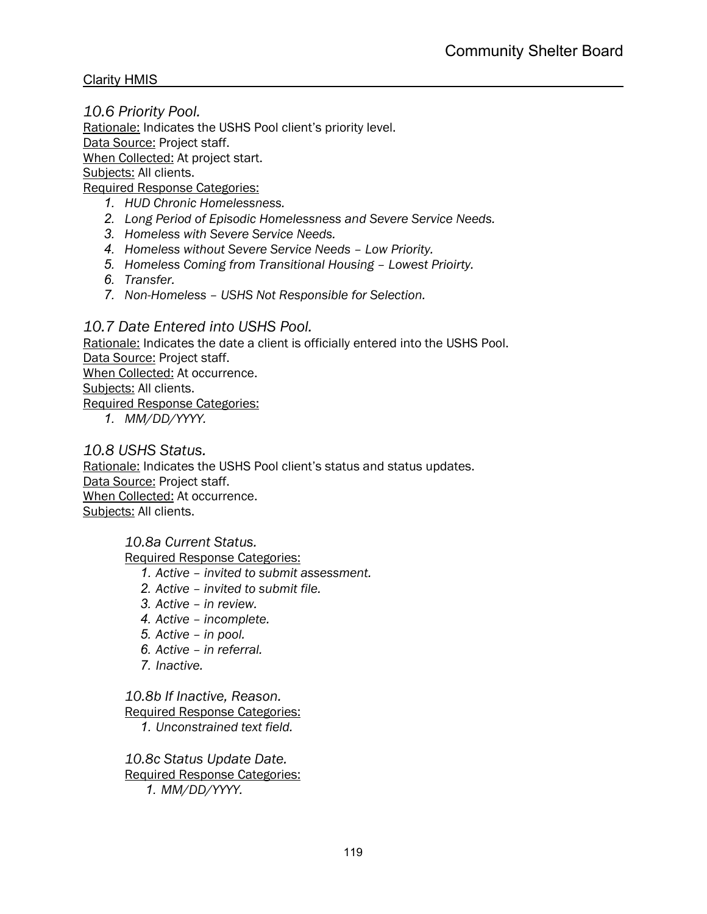## *10.6 Priority Pool.*

Rationale: Indicates the USHS Pool client's priority level.
Data Source: Project staff.
When Collected: At project start.
Subjects: All clients.
Required Response Categories:

1. *HUD Chronic Homelessness.*
2. *Long Period of Episodic Homelessness and Severe Service Needs.*
3. *Homeless with Severe Service Needs.*
4. *Homeless without Severe Service Needs – Low Priority.*
5. *Homeless Coming from Transitional Housing – Lowest Prioirty.*
6. *Transfer.*
7. *Non-Homeless – USHS Not Responsible for Selection.*

## *10.7 Date Entered into USHS Pool.*

Rationale: Indicates the date a client is officially entered into the USHS Pool.
Data Source: Project staff.
When Collected: At occurrence.
Subjects: All clients.
Required Response Categories:

1. *MM/DD/YYYY.*

## *10.8 USHS Status.*

Rationale: Indicates the USHS Pool client's status and status updates.
Data Source: Project staff.
When Collected: At occurrence.
Subjects: All clients.

### *10.8a Current Status.*

Required Response Categories:

1. *Active – invited to submit assessment.*
2. *Active – invited to submit file.*
3. *Active – in review.*
4. *Active – incomplete.*
5. *Active – in pool.*
6. *Active – in referral.*
7. *Inactive.*

### *10.8b If Inactive, Reason.*

Required Response Categories:

1. *Unconstrained text field.*

### *10.8c Status Update Date.*

Required Response Categories:

1. *MM/DD/YYYY.*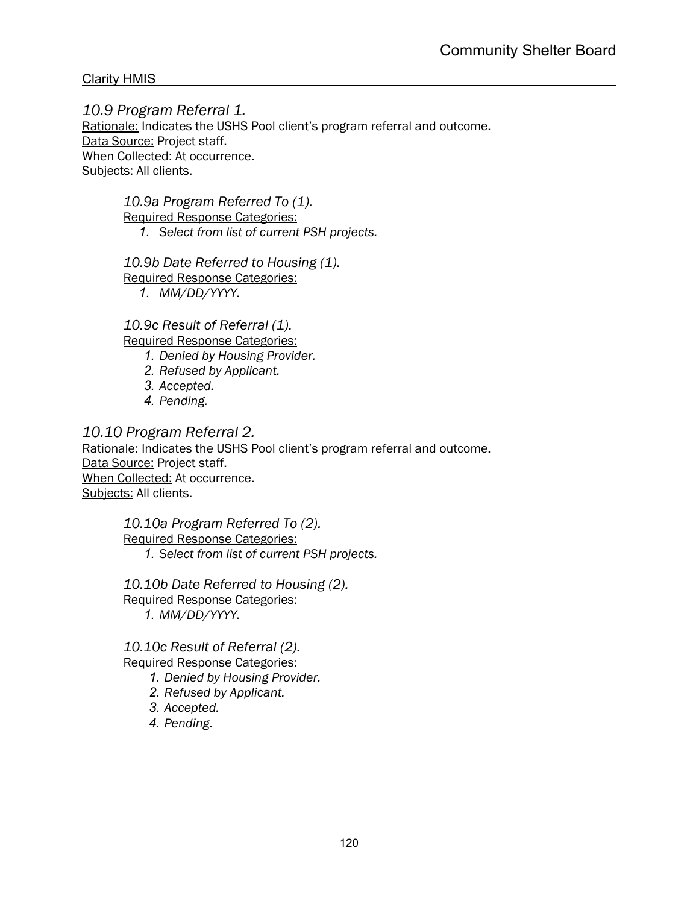### *10.9 Program Referral 1.*

Rationale: Indicates the USHS Pool client's program referral and outcome.
Data Source: Project staff.
When Collected: At occurrence.
Subjects: All clients.

#### *10.9a Program Referred To (1).*

Required Response Categories:

1. *Select from list of current PSH projects.*

#### *10.9b Date Referred to Housing (1).*

Required Response Categories:

1. *MM/DD/YYYY.*

#### *10.9c Result of Referral (1).*

Required Response Categories:

1. *Denied by Housing Provider.*
2. *Refused by Applicant.*
3. *Accepted.*
4. *Pending.*

### *10.10 Program Referral 2.*

Rationale: Indicates the USHS Pool client's program referral and outcome.
Data Source: Project staff.
When Collected: At occurrence.
Subjects: All clients.

#### *10.10a Program Referred To (2).*

Required Response Categories:

1. *Select from list of current PSH projects.*

#### *10.10b Date Referred to Housing (2).*

Required Response Categories:

1. *MM/DD/YYYY.*

#### *10.10c Result of Referral (2).*

Required Response Categories:

1. *Denied by Housing Provider.*
2. *Refused by Applicant.*
3. *Accepted.*
4. *Pending.*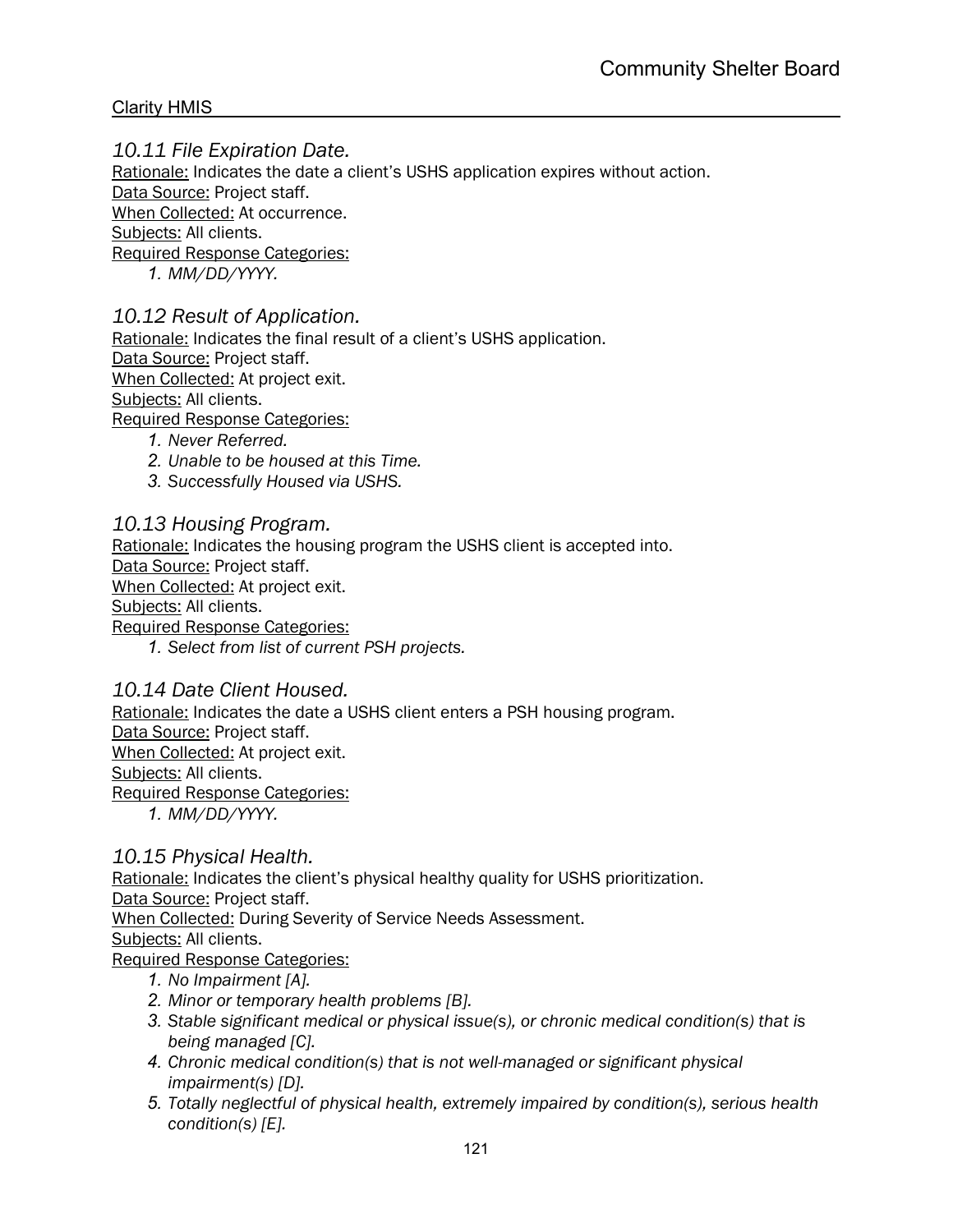### *10.11 File Expiration Date.*

Rationale: Indicates the date a client's USHS application expires without action.
Data Source: Project staff.
When Collected: At occurrence.
Subjects: All clients.
Required Response Categories:

1. *MM/DD/YYYY.*

### *10.12 Result of Application.*

Rationale: Indicates the final result of a client's USHS application.
Data Source: Project staff.
When Collected: At project exit.
Subjects: All clients.
Required Response Categories:

1. *Never Referred.*
2. *Unable to be housed at this Time.*
3. *Successfully Housed via USHS.*

### *10.13 Housing Program.*

Rationale: Indicates the housing program the USHS client is accepted into.
Data Source: Project staff.
When Collected: At project exit.
Subjects: All clients.
Required Response Categories:

1. *Select from list of current PSH projects.*

### *10.14 Date Client Housed.*

Rationale: Indicates the date a USHS client enters a PSH housing program.
Data Source: Project staff.
When Collected: At project exit.
Subjects: All clients.
Required Response Categories:

1. *MM/DD/YYYY.*

### *10.15 Physical Health.*

Rationale: Indicates the client's physical healthy quality for USHS prioritization.
Data Source: Project staff.
When Collected: During Severity of Service Needs Assessment.
Subjects: All clients.
Required Response Categories:

1. *No Impairment [A].*
2. *Minor or temporary health problems [B].*
3. *Stable significant medical or physical issue(s), or chronic medical condition(s) that is being managed [C].*
4. *Chronic medical condition(s) that is not well-managed or significant physical impairment(s) [D].*
5. *Totally neglectful of physical health, extremely impaired by condition(s), serious health condition(s) [E].*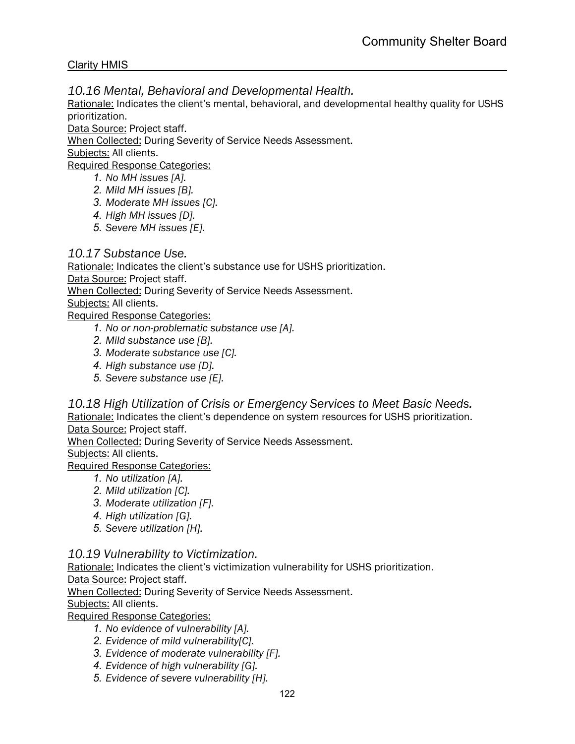### *10.16 Mental, Behavioral and Developmental Health.*

Rationale: Indicates the client's mental, behavioral, and developmental healthy quality for USHS prioritization.
Data Source: Project staff.
When Collected: During Severity of Service Needs Assessment.
Subjects: All clients.
Required Response Categories:

1. *No MH issues [A].*
2. *Mild MH issues [B].*
3. *Moderate MH issues [C].*
4. *High MH issues [D].*
5. *Severe MH issues [E].*

### *10.17 Substance Use.*

Rationale: Indicates the client's substance use for USHS prioritization.
Data Source: Project staff.
When Collected: During Severity of Service Needs Assessment.
Subjects: All clients.
Required Response Categories:

1. *No or non-problematic substance use [A].*
2. *Mild substance use [B].*
3. *Moderate substance use [C].*
4. *High substance use [D].*
5. *Severe substance use [E].*

### *10.18 High Utilization of Crisis or Emergency Services to Meet Basic Needs.*

Rationale: Indicates the client's dependence on system resources for USHS prioritization.
Data Source: Project staff.
When Collected: During Severity of Service Needs Assessment.
Subjects: All clients.
Required Response Categories:

1. *No utilization [A].*
2. *Mild utilization [C].*
3. *Moderate utilization [F].*
4. *High utilization [G].*
5. *Severe utilization [H].*

### *10.19 Vulnerability to Victimization.*

Rationale: Indicates the client's victimization vulnerability for USHS prioritization.
Data Source: Project staff.
When Collected: During Severity of Service Needs Assessment.
Subjects: All clients.
Required Response Categories:

1. *No evidence of vulnerability [A].*
2. *Evidence of mild vulnerability[C].*
3. *Evidence of moderate vulnerability [F].*
4. *Evidence of high vulnerability [G].*
5. *Evidence of severe vulnerability [H].*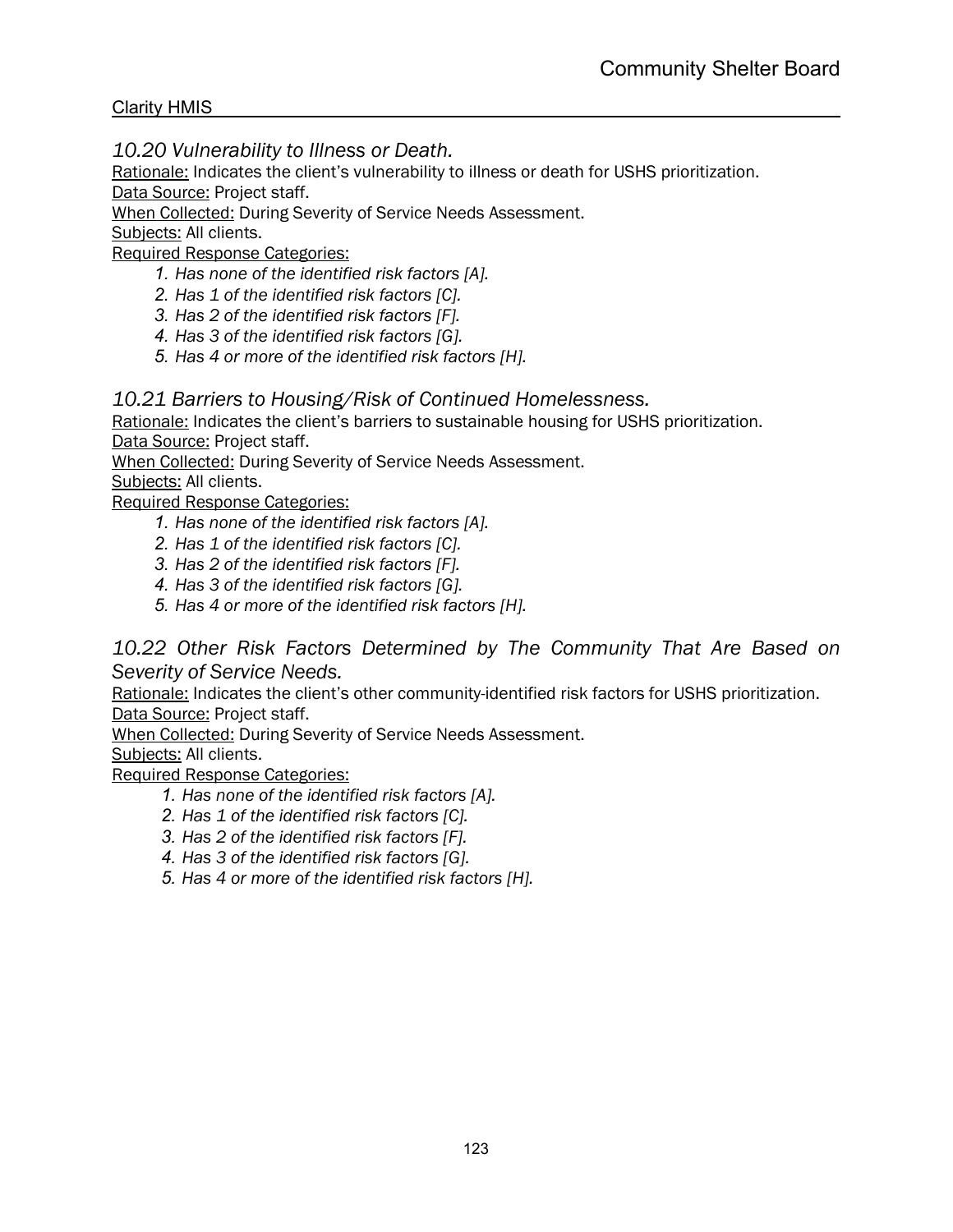### *10.20 Vulnerability to Illness or Death.*

Rationale: Indicates the client's vulnerability to illness or death for USHS prioritization.
Data Source: Project staff.
When Collected: During Severity of Service Needs Assessment.
Subjects: All clients.
Required Response Categories:

1. *Has none of the identified risk factors [A].*
2. *Has 1 of the identified risk factors [C].*
3. *Has 2 of the identified risk factors [F].*
4. *Has 3 of the identified risk factors [G].*
5. *Has 4 or more of the identified risk factors [H].*

### *10.21 Barriers to Housing/Risk of Continued Homelessness.*

Rationale: Indicates the client's barriers to sustainable housing for USHS prioritization.
Data Source: Project staff.
When Collected: During Severity of Service Needs Assessment.
Subjects: All clients.
Required Response Categories:

1. *Has none of the identified risk factors [A].*
2. *Has 1 of the identified risk factors [C].*
3. *Has 2 of the identified risk factors [F].*
4. *Has 3 of the identified risk factors [G].*
5. *Has 4 or more of the identified risk factors [H].*

### *10.22 Other Risk Factors Determined by The Community That Are Based on Severity of Service Needs.*

Rationale: Indicates the client's other community-identified risk factors for USHS prioritization.
Data Source: Project staff.
When Collected: During Severity of Service Needs Assessment.
Subjects: All clients.
Required Response Categories:

1. *Has none of the identified risk factors [A].*
2. *Has 1 of the identified risk factors [C].*
3. *Has 2 of the identified risk factors [F].*
4. *Has 3 of the identified risk factors [G].*
5. *Has 4 or more of the identified risk factors [H].*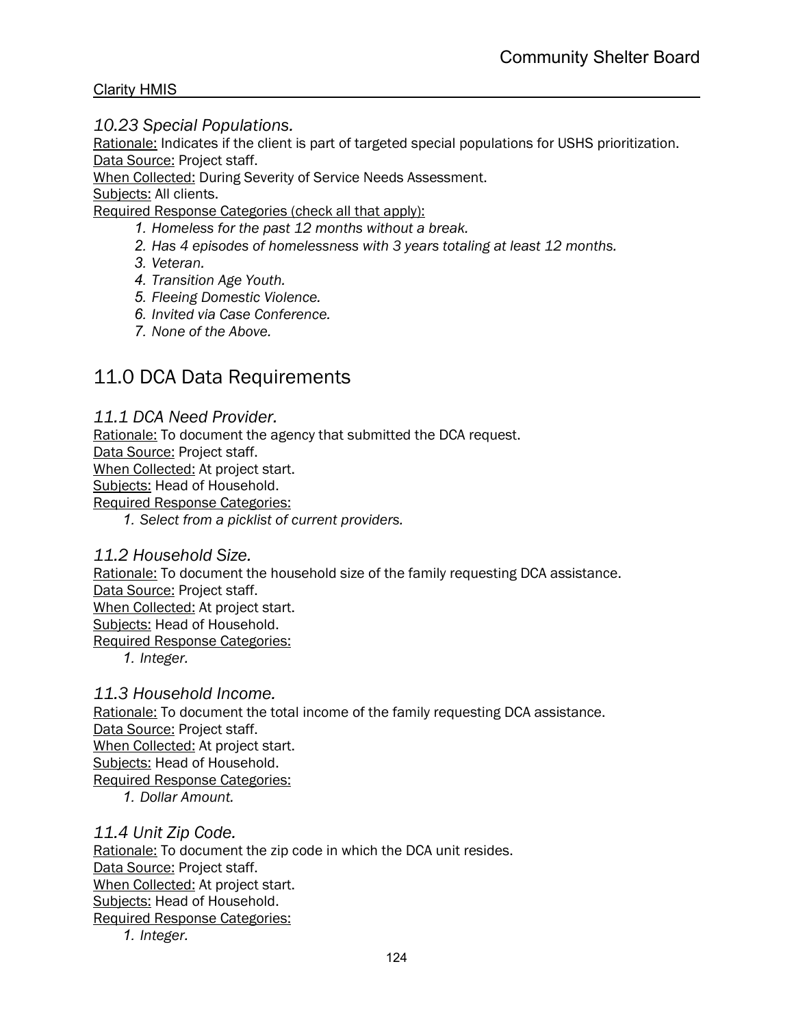### *10.23 Special Populations.*

Rationale: Indicates if the client is part of targeted special populations for USHS prioritization.
Data Source: Project staff.
When Collected: During Severity of Service Needs Assessment.
Subjects: All clients.
Required Response Categories (check all that apply):

1. *Homeless for the past 12 months without a break.*
2. *Has 4 episodes of homelessness with 3 years totaling at least 12 months.*
3. *Veteran.*
4. *Transition Age Youth.*
5. *Fleeing Domestic Violence.*
6. *Invited via Case Conference.*
7. *None of the Above.*

## 11.0 DCA Data Requirements

### *11.1 DCA Need Provider.*

Rationale: To document the agency that submitted the DCA request.
Data Source: Project staff.
When Collected: At project start.
Subjects: Head of Household.
Required Response Categories:

1. *Select from a picklist of current providers.*

### *11.2 Household Size.*

Rationale: To document the household size of the family requesting DCA assistance.
Data Source: Project staff.
When Collected: At project start.
Subjects: Head of Household.
Required Response Categories:

1. *Integer.*

### *11.3 Household Income.*

Rationale: To document the total income of the family requesting DCA assistance.
Data Source: Project staff.
When Collected: At project start.
Subjects: Head of Household.
Required Response Categories:

1. *Dollar Amount.*

### *11.4 Unit Zip Code.*

Rationale: To document the zip code in which the DCA unit resides.
Data Source: Project staff.
When Collected: At project start.
Subjects: Head of Household.
Required Response Categories:

1. *Integer.*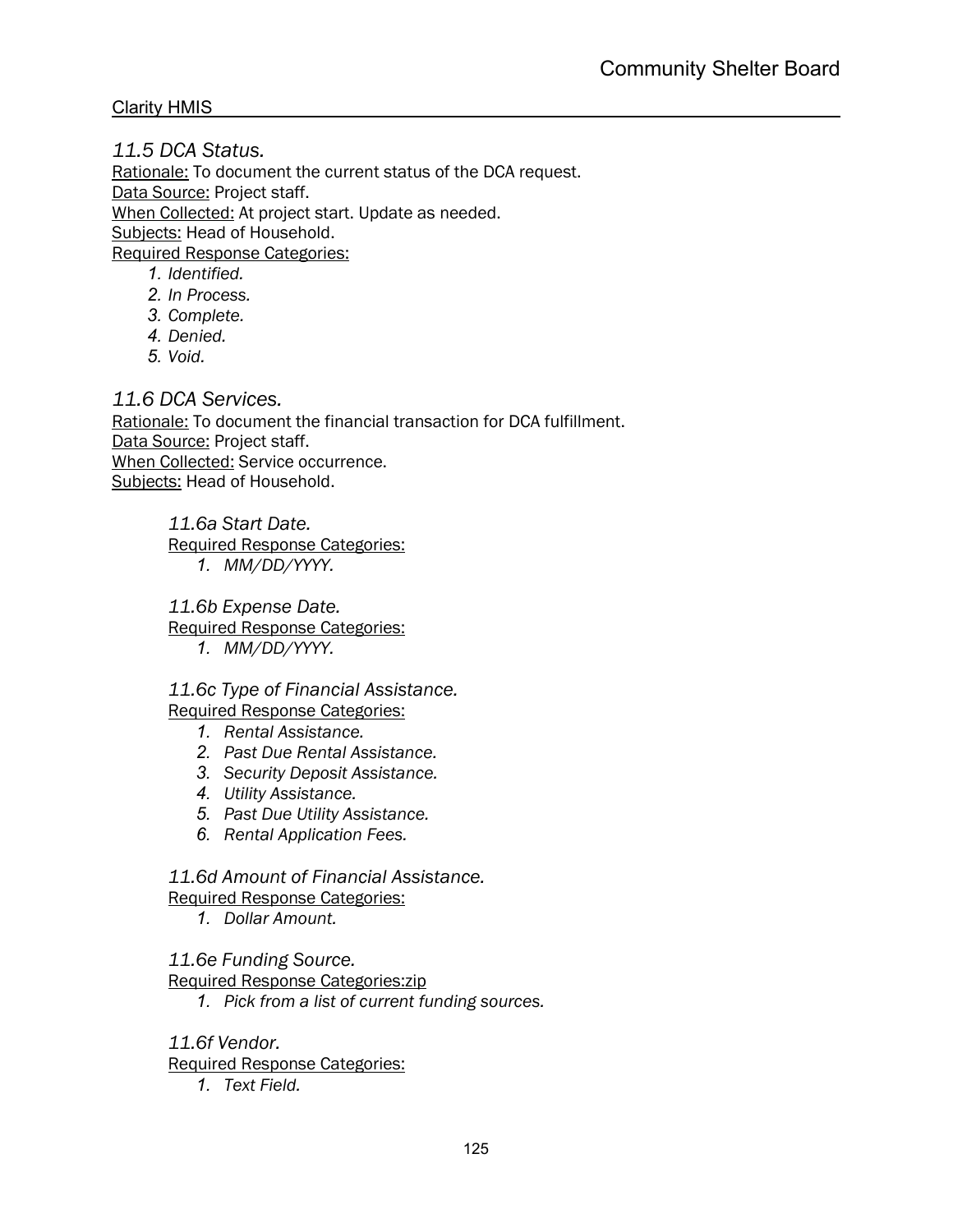### *11.5 DCA Status.*

Rationale: To document the current status of the DCA request.
Data Source: Project staff.
When Collected: At project start. Update as needed.
Subjects: Head of Household.
Required Response Categories:

1. *Identified.*
2. *In Process.*
3. *Complete.*
4. *Denied.*
5. *Void.*

### *11.6 DCA Services.*

Rationale: To document the financial transaction for DCA fulfillment.
Data Source: Project staff.
When Collected: Service occurrence.
Subjects: Head of Household.

#### *11.6a Start Date.*

Required Response Categories:

1. *MM/DD/YYYY.*

#### *11.6b Expense Date.*

Required Response Categories:

1. *MM/DD/YYYY.*

#### *11.6c Type of Financial Assistance.*

Required Response Categories:

1. *Rental Assistance.*
2. *Past Due Rental Assistance.*
3. *Security Deposit Assistance.*
4. *Utility Assistance.*
5. *Past Due Utility Assistance.*
6. *Rental Application Fees.*

#### *11.6d Amount of Financial Assistance.*

Required Response Categories:

1. *Dollar Amount.*

#### *11.6e Funding Source.*

Required Response Categories:zip

1. *Pick from a list of current funding sources.*

#### *11.6f Vendor.*

Required Response Categories:

1. *Text Field.*